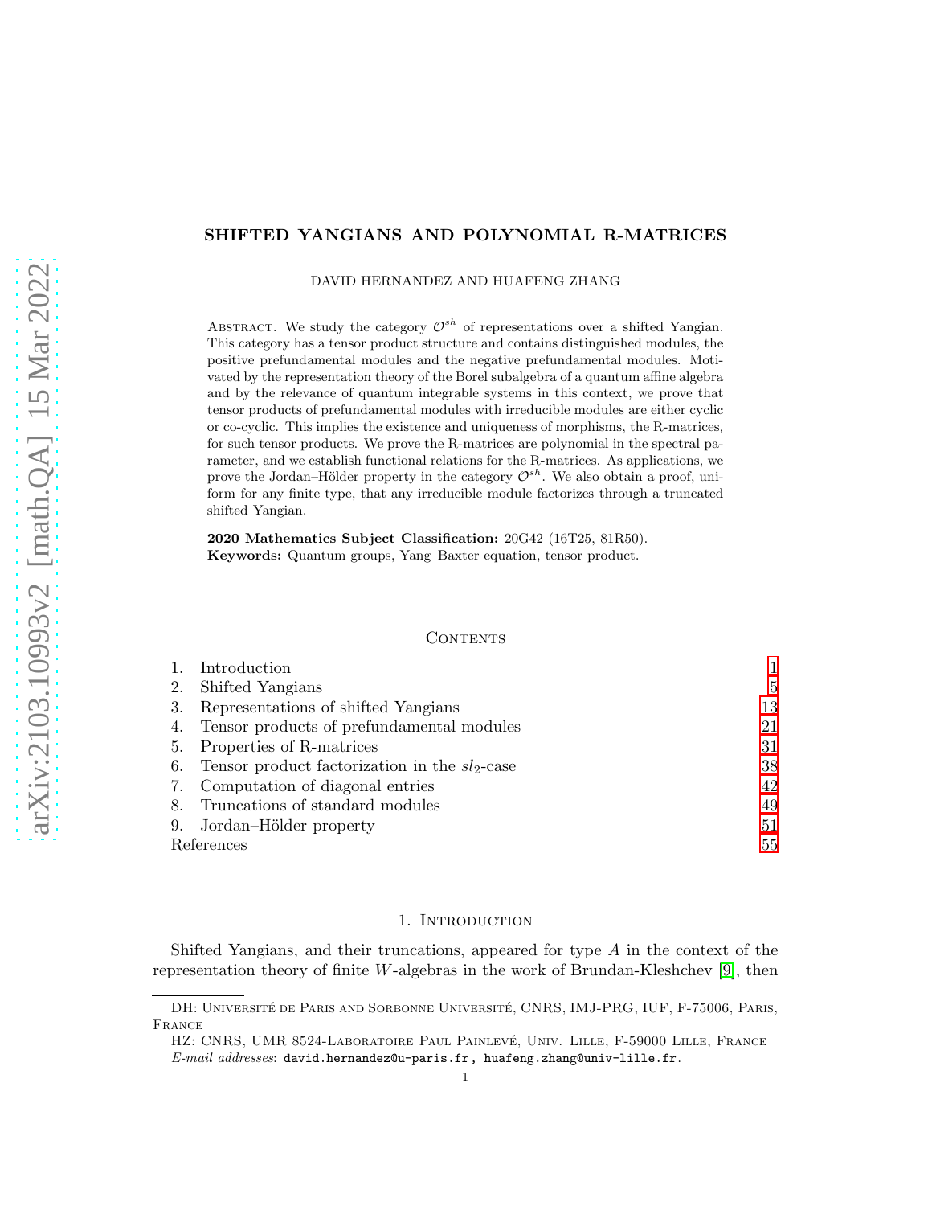# SHIFTED YANGIANS AND POLYNOMIAL R-MATRICES

DAVID HERNANDEZ AND HUAFENG ZHANG

Abstract. We study the category $\mathcal{O}^{sh}$ of representations over a shifted Yangian. This category has a tensor product structure and contains distinguished modules, the positive prefundamental modules and the negative prefundamental modules. Motivated by the representation theory of the Borel subalgebra of a quantum affine algebra and by the relevance of quantum integrable systems in this context, we prove that tensor products of prefundamental modules with irreducible modules are either cyclic or co-cyclic. This implies the existence and uniqueness of morphisms, the R-matrices, for such tensor products. We prove the R-matrices are polynomial in the spectral parameter, and we establish functional relations for the R-matrices. As applications, we prove the Jordan–Hölder property in the category $\mathcal{O}^{sh}$. We also obtain a proof, uniform for any finite type, that any irreducible module factorizes through a truncated shifted Yangian.

**2020 Mathematics Subject Classification:** 20G42 (16T25, 81R50).
**Keywords:** Quantum groups, Yang–Baxter equation, tensor product.

## Contents

| | | |
|---|---|---|
| 1. | Introduction | 1 |
| 2. | Shifted Yangians | 5 |
| 3. | Representations of shifted Yangians | 13 |
| 4. | Tensor products of prefundamental modules | 21 |
| 5. | Properties of R-matrices | 31 |
| 6. | Tensor product factorization in the $sl_2$-case | 38 |
| 7. | Computation of diagonal entries | 42 |
| 8. | Truncations of standard modules | 49 |
| 9. | Jordan–Hölder property | 51 |
| | References | 55 |

## 1. Introduction

Shifted Yangians, and their truncations, appeared for type $A$ in the context of the representation theory of finite $W$-algebras in the work of Brundan-Kleshchev [9], then

DH: Université de Paris and Sorbonne Université, CNRS, IMJ-PRG, IUF, F-75006, Paris, France

HZ: CNRS, UMR 8524-Laboratoire Paul Painlevé, Univ. Lille, F-59000 Lille, France

*E-mail addresses*: david.hernandez@u-paris.fr, huafeng.zhang@univ-lille.fr.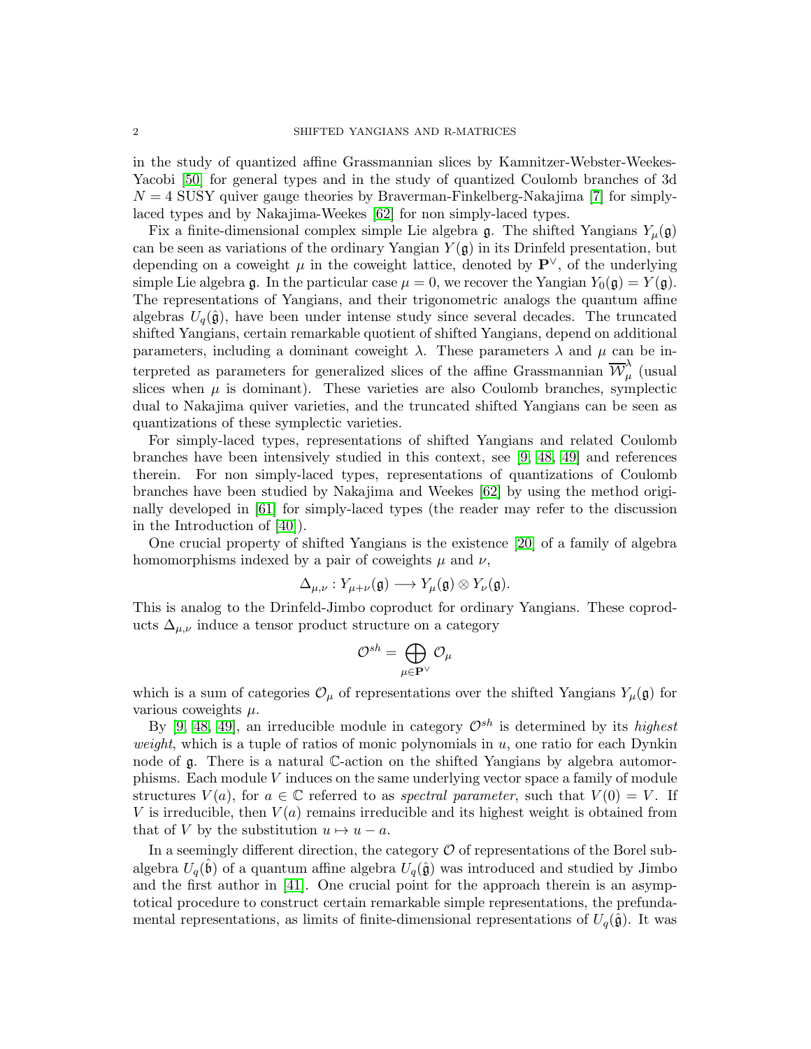in the study of quantized affine Grassmannian slices by Kamnitzer-Webster-Weekes-Yacobi [50] for general types and in the study of quantized Coulomb branches of 3d $N = 4$ SUSY quiver gauge theories by Braverman-Finkelberg-Nakajima [7] for simply-laced types and by Nakajima-Weekes [62] for non simply-laced types.

Fix a finite-dimensional complex simple Lie algebra $\mathfrak{g}$. The shifted Yangians $Y_\mu(\mathfrak{g})$ can be seen as variations of the ordinary Yangian $Y(\mathfrak{g})$ in its Drinfeld presentation, but depending on a coweight $\mu$ in the coweight lattice, denoted by $\mathbf{P}^\vee$, of the underlying simple Lie algebra $\mathfrak{g}$. In the particular case $\mu = 0$, we recover the Yangian $Y_0(\mathfrak{g}) = Y(\mathfrak{g})$. The representations of Yangians, and their trigonometric analogs the quantum affine algebras $U_q(\hat{\mathfrak{g}})$, have been under intense study since several decades. The truncated shifted Yangians, certain remarkable quotient of shifted Yangians, depend on additional parameters, including a dominant coweight $\lambda$. These parameters $\lambda$ and $\mu$ can be interpreted as parameters for generalized slices of the affine Grassmannian $\overline{\mathcal{W}}_\mu^\lambda$ (usual slices when $\mu$ is dominant). These varieties are also Coulomb branches, symplectic dual to Nakajima quiver varieties, and the truncated shifted Yangians can be seen as quantizations of these symplectic varieties.

For simply-laced types, representations of shifted Yangians and related Coulomb branches have been intensively studied in this context, see [9, 48, 49] and references therein. For non simply-laced types, representations of quantizations of Coulomb branches have been studied by Nakajima and Weekes [62] by using the method originally developed in [61] for simply-laced types (the reader may refer to the discussion in the Introduction of [40]).

One crucial property of shifted Yangians is the existence [20] of a family of algebra homomorphisms indexed by a pair of coweights $\mu$ and $\nu$,

$$\Delta_{\mu,\nu} : Y_{\mu+\nu}(\mathfrak{g}) \longrightarrow Y_\mu(\mathfrak{g}) \otimes Y_\nu(\mathfrak{g}).$$

This is analog to the Drinfeld-Jimbo coproduct for ordinary Yangians. These coproducts $\Delta_{\mu,\nu}$ induce a tensor product structure on a category

$$\mathcal{O}^{sh} = \bigoplus_{\mu \in \mathbf{P}^\vee} \mathcal{O}_\mu$$

which is a sum of categories $\mathcal{O}_\mu$ of representations over the shifted Yangians $Y_\mu(\mathfrak{g})$ for various coweights $\mu$.

By [9, 48, 49], an irreducible module in category $\mathcal{O}^{sh}$ is determined by its *highest weight*, which is a tuple of ratios of monic polynomials in $u$, one ratio for each Dynkin node of $\mathfrak{g}$. There is a natural $\mathbb{C}$-action on the shifted Yangians by algebra automorphisms. Each module $V$ induces on the same underlying vector space a family of module structures $V(a)$, for $a \in \mathbb{C}$ referred to as *spectral parameter*, such that $V(0) = V$. If $V$ is irreducible, then $V(a)$ remains irreducible and its highest weight is obtained from that of $V$ by the substitution $u \mapsto u - a$.

In a seemingly different direction, the category $\mathcal{O}$ of representations of the Borel subalgebra $U_q(\hat{\mathfrak{b}})$ of a quantum affine algebra $U_q(\hat{\mathfrak{g}})$ was introduced and studied by Jimbo and the first author in [41]. One crucial point for the approach therein is an asymptotical procedure to construct certain remarkable simple representations, the prefundamental representations, as limits of finite-dimensional representations of $U_q(\hat{\mathfrak{g}})$. It was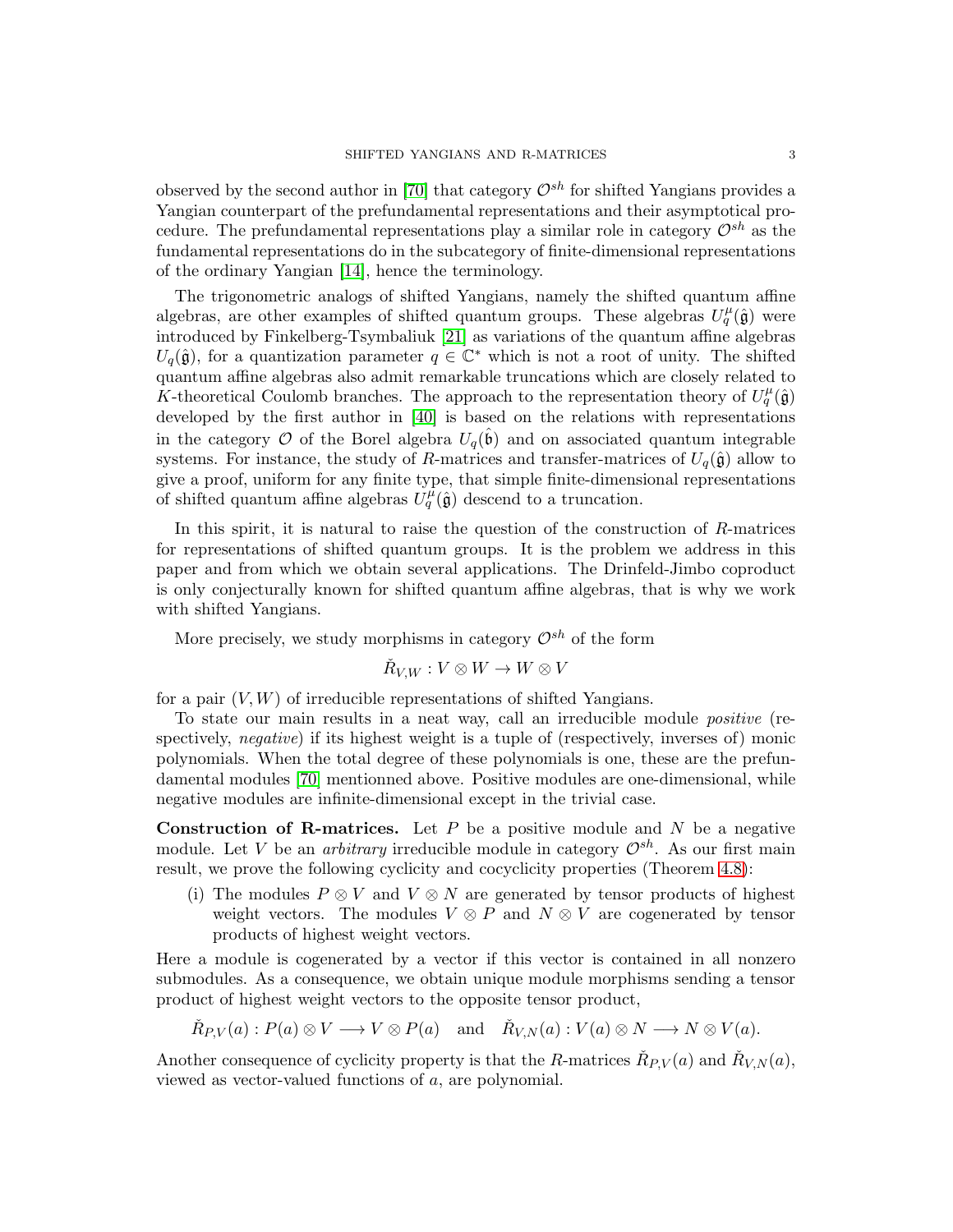observed by the second author in [70] that category $\mathcal{O}^{sh}$ for shifted Yangians provides a Yangian counterpart of the prefundamental representations and their asymptotical procedure. The prefundamental representations play a similar role in category $\mathcal{O}^{sh}$ as the fundamental representations do in the subcategory of finite-dimensional representations of the ordinary Yangian [14], hence the terminology.

The trigonometric analogs of shifted Yangians, namely the shifted quantum affine algebras, are other examples of shifted quantum groups. These algebras $U_q^\mu(\hat{\mathfrak{g}})$ were introduced by Finkelberg-Tsymbaliuk [21] as variations of the quantum affine algebras $U_q(\hat{\mathfrak{g}})$, for a quantization parameter $q \in \mathbb{C}^*$ which is not a root of unity. The shifted quantum affine algebras also admit remarkable truncations which are closely related to $K$-theoretical Coulomb branches. The approach to the representation theory of $U_q^\mu(\hat{\mathfrak{g}})$ developed by the first author in [40] is based on the relations with representations in the category $\mathcal{O}$ of the Borel algebra $U_q(\hat{\mathfrak{b}})$ and on associated quantum integrable systems. For instance, the study of $R$-matrices and transfer-matrices of $U_q(\hat{\mathfrak{g}})$ allow to give a proof, uniform for any finite type, that simple finite-dimensional representations of shifted quantum affine algebras $U_q^\mu(\hat{\mathfrak{g}})$ descend to a truncation.

In this spirit, it is natural to raise the question of the construction of $R$-matrices for representations of shifted quantum groups. It is the problem we address in this paper and from which we obtain several applications. The Drinfeld-Jimbo coproduct is only conjecturally known for shifted quantum affine algebras, that is why we work with shifted Yangians.

More precisely, we study morphisms in category $\mathcal{O}^{sh}$ of the form

$$\check{R}_{V,W} : V \otimes W \to W \otimes V$$

for a pair $(V, W)$ of irreducible representations of shifted Yangians.

To state our main results in a neat way, call an irreducible module *positive* (respectively, *negative*) if its highest weight is a tuple of (respectively, inverses of) monic polynomials. When the total degree of these polynomials is one, these are the prefundamental modules [70] mentionned above. Positive modules are one-dimensional, while negative modules are infinite-dimensional except in the trivial case.

**Construction of R-matrices.** Let $P$ be a positive module and $N$ be a negative module. Let $V$ be an *arbitrary* irreducible module in category $\mathcal{O}^{sh}$. As our first main result, we prove the following cyclicity and cocyclicity properties (Theorem 4.8):

(i) The modules $P \otimes V$ and $V \otimes N$ are generated by tensor products of highest weight vectors. The modules $V \otimes P$ and $N \otimes V$ are cogenerated by tensor products of highest weight vectors.

Here a module is cogenerated by a vector if this vector is contained in all nonzero submodules. As a consequence, we obtain unique module morphisms sending a tensor product of highest weight vectors to the opposite tensor product,

$$\check{R}_{P,V}(a) : P(a) \otimes V \longrightarrow V \otimes P(a) \quad \text{and} \quad \check{R}_{V,N}(a) : V(a) \otimes N \longrightarrow N \otimes V(a).$$

Another consequence of cyclicity property is that the $R$-matrices $\check{R}_{P,V}(a)$ and $\check{R}_{V,N}(a)$, viewed as vector-valued functions of $a$, are polynomial.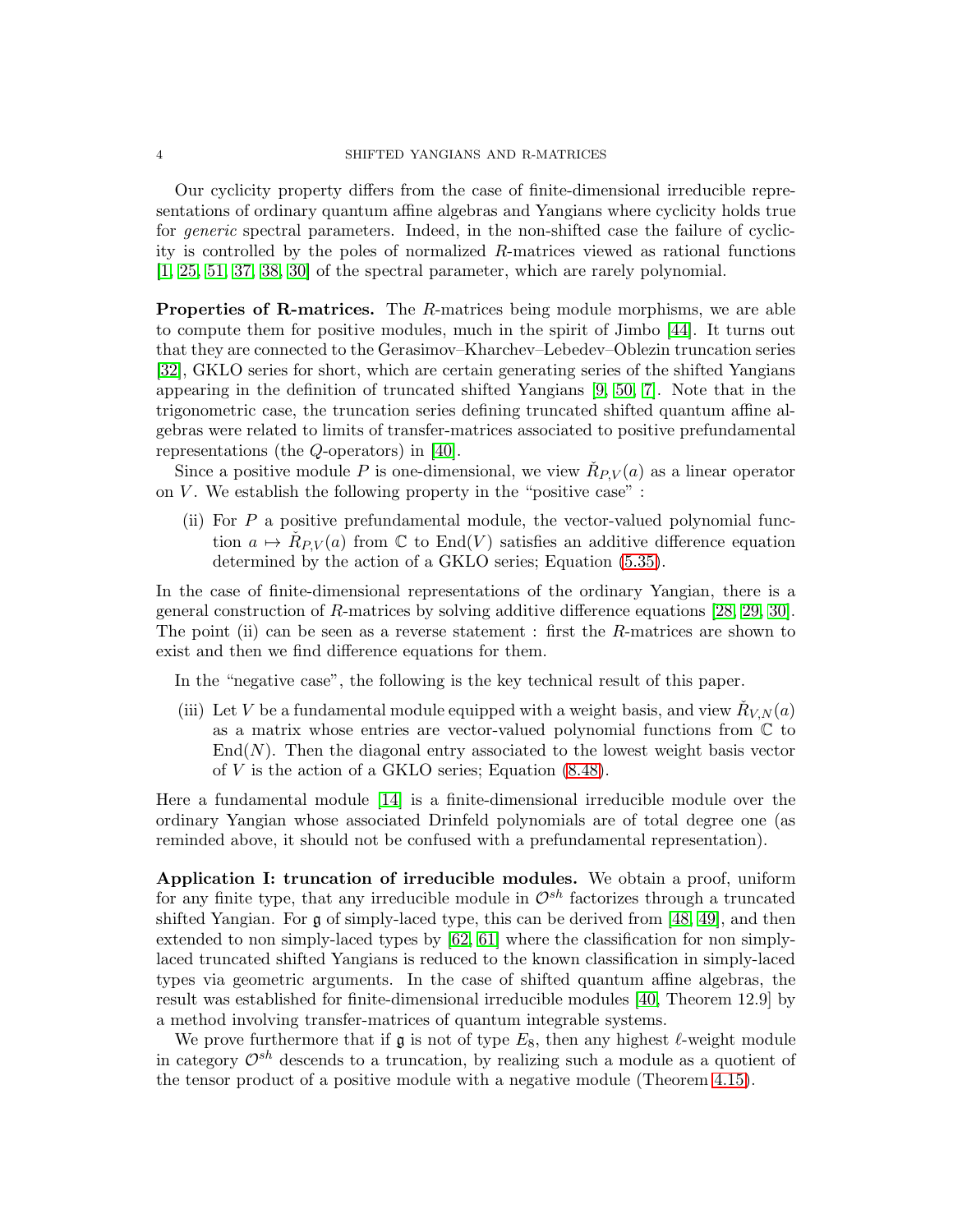Our cyclicity property differs from the case of finite-dimensional irreducible representations of ordinary quantum affine algebras and Yangians where cyclicity holds true for *generic* spectral parameters. Indeed, in the non-shifted case the failure of cyclicity is controlled by the poles of normalized $R$-matrices viewed as rational functions [1, 25, 51, 37, 38, 30] of the spectral parameter, which are rarely polynomial.

**Properties of R-matrices.** The $R$-matrices being module morphisms, we are able to compute them for positive modules, much in the spirit of Jimbo [44]. It turns out that they are connected to the Gerasimov–Kharchev–Lebedev–Oblezin truncation series [32], GKLO series for short, which are certain generating series of the shifted Yangians appearing in the definition of truncated shifted Yangians [9, 50, 7]. Note that in the trigonometric case, the truncation series defining truncated shifted quantum affine algebras were related to limits of transfer-matrices associated to positive prefundamental representations (the $Q$-operators) in [40].

Since a positive module $P$ is one-dimensional, we view $\check{R}_{P,V}(a)$ as a linear operator on $V$. We establish the following property in the "positive case" :

(ii) For $P$ a positive prefundamental module, the vector-valued polynomial function $a \mapsto \check{R}_{P,V}(a)$ from $\mathbb{C}$ to $\mathrm{End}(V)$ satisfies an additive difference equation determined by the action of a GKLO series; Equation (5.35).

In the case of finite-dimensional representations of the ordinary Yangian, there is a general construction of $R$-matrices by solving additive difference equations [28, 29, 30]. The point (ii) can be seen as a reverse statement : first the $R$-matrices are shown to exist and then we find difference equations for them.

In the "negative case", the following is the key technical result of this paper.

(iii) Let $V$ be a fundamental module equipped with a weight basis, and view $\check{R}_{V,N}(a)$ as a matrix whose entries are vector-valued polynomial functions from $\mathbb{C}$ to $\mathrm{End}(N)$. Then the diagonal entry associated to the lowest weight basis vector of $V$ is the action of a GKLO series; Equation (8.48).

Here a fundamental module [14] is a finite-dimensional irreducible module over the ordinary Yangian whose associated Drinfeld polynomials are of total degree one (as reminded above, it should not be confused with a prefundamental representation).

**Application I: truncation of irreducible modules.** We obtain a proof, uniform for any finite type, that any irreducible module in $\mathcal{O}^{sh}$ factorizes through a truncated shifted Yangian. For $\mathfrak{g}$ of simply-laced type, this can be derived from [48, 49], and then extended to non simply-laced types by [62, 61] where the classification for non simply-laced truncated shifted Yangians is reduced to the known classification in simply-laced types via geometric arguments. In the case of shifted quantum affine algebras, the result was established for finite-dimensional irreducible modules [40, Theorem 12.9] by a method involving transfer-matrices of quantum integrable systems.

We prove furthermore that if $\mathfrak{g}$ is not of type $E_8$, then any highest $\ell$-weight module in category $\mathcal{O}^{sh}$ descends to a truncation, by realizing such a module as a quotient of the tensor product of a positive module with a negative module (Theorem 4.15).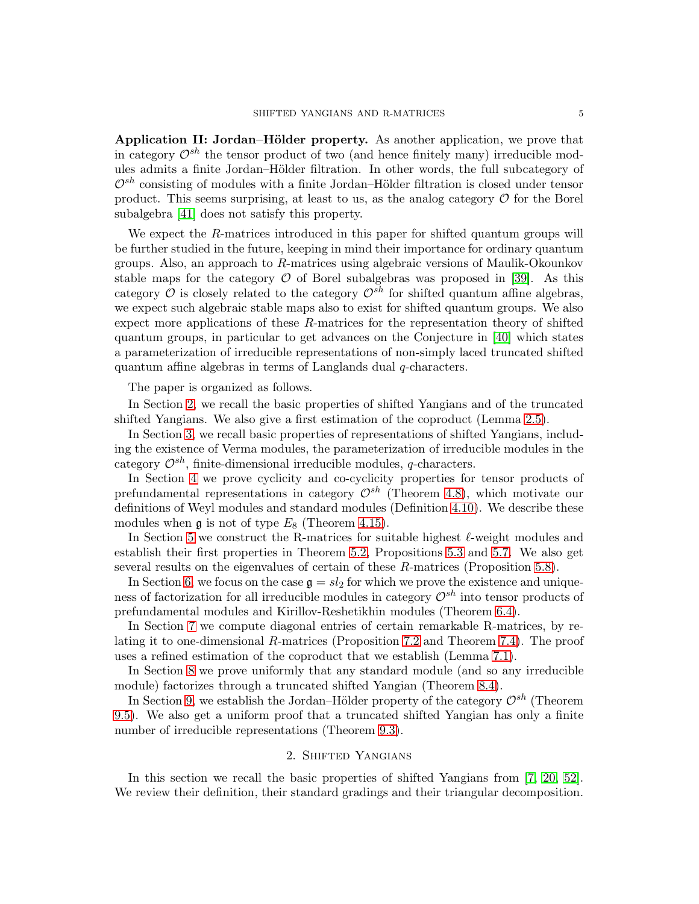**Application II: Jordan–Hölder property.** As another application, we prove that in category $\mathcal{O}^{sh}$ the tensor product of two (and hence finitely many) irreducible modules admits a finite Jordan–Hölder filtration. In other words, the full subcategory of $\mathcal{O}^{sh}$ consisting of modules with a finite Jordan–Hölder filtration is closed under tensor product. This seems surprising, at least to us, as the analog category $\mathcal{O}$ for the Borel subalgebra [41] does not satisfy this property.

We expect the $R$-matrices introduced in this paper for shifted quantum groups will be further studied in the future, keeping in mind their importance for ordinary quantum groups. Also, an approach to $R$-matrices using algebraic versions of Maulik-Okounkov stable maps for the category $\mathcal{O}$ of Borel subalgebras was proposed in [39]. As this category $\mathcal{O}$ is closely related to the category $\mathcal{O}^{sh}$ for shifted quantum affine algebras, we expect such algebraic stable maps also to exist for shifted quantum groups. We also expect more applications of these $R$-matrices for the representation theory of shifted quantum groups, in particular to get advances on the Conjecture in [40] which states a parameterization of irreducible representations of non-simply laced truncated shifted quantum affine algebras in terms of Langlands dual $q$-characters.

The paper is organized as follows.

In Section 2, we recall the basic properties of shifted Yangians and of the truncated shifted Yangians. We also give a first estimation of the coproduct (Lemma 2.5).

In Section 3, we recall basic properties of representations of shifted Yangians, including the existence of Verma modules, the parameterization of irreducible modules in the category $\mathcal{O}^{sh}$, finite-dimensional irreducible modules, $q$-characters.

In Section 4 we prove cyclicity and co-cyclicity properties for tensor products of prefundamental representations in category $\mathcal{O}^{sh}$ (Theorem 4.8), which motivate our definitions of Weyl modules and standard modules (Definition 4.10). We describe these modules when $\mathfrak{g}$ is not of type $E_8$ (Theorem 4.15).

In Section 5 we construct the R-matrices for suitable highest $\ell$-weight modules and establish their first properties in Theorem 5.2, Propositions 5.3 and 5.7. We also get several results on the eigenvalues of certain of these $R$-matrices (Proposition 5.8).

In Section 6, we focus on the case $\mathfrak{g} = sl_2$ for which we prove the existence and uniqueness of factorization for all irreducible modules in category $\mathcal{O}^{sh}$ into tensor products of prefundamental modules and Kirillov-Reshetikhin modules (Theorem 6.4).

In Section 7 we compute diagonal entries of certain remarkable R-matrices, by relating it to one-dimensional $R$-matrices (Proposition 7.2 and Theorem 7.4). The proof uses a refined estimation of the coproduct that we establish (Lemma 7.1).

In Section 8 we prove uniformly that any standard module (and so any irreducible module) factorizes through a truncated shifted Yangian (Theorem 8.4).

In Section 9, we establish the Jordan–Hölder property of the category $\mathcal{O}^{sh}$ (Theorem 9.5). We also get a uniform proof that a truncated shifted Yangian has only a finite number of irreducible representations (Theorem 9.3).

## 2. Shifted Yangians

In this section we recall the basic properties of shifted Yangians from [7, 20, 52]. We review their definition, their standard gradings and their triangular decomposition.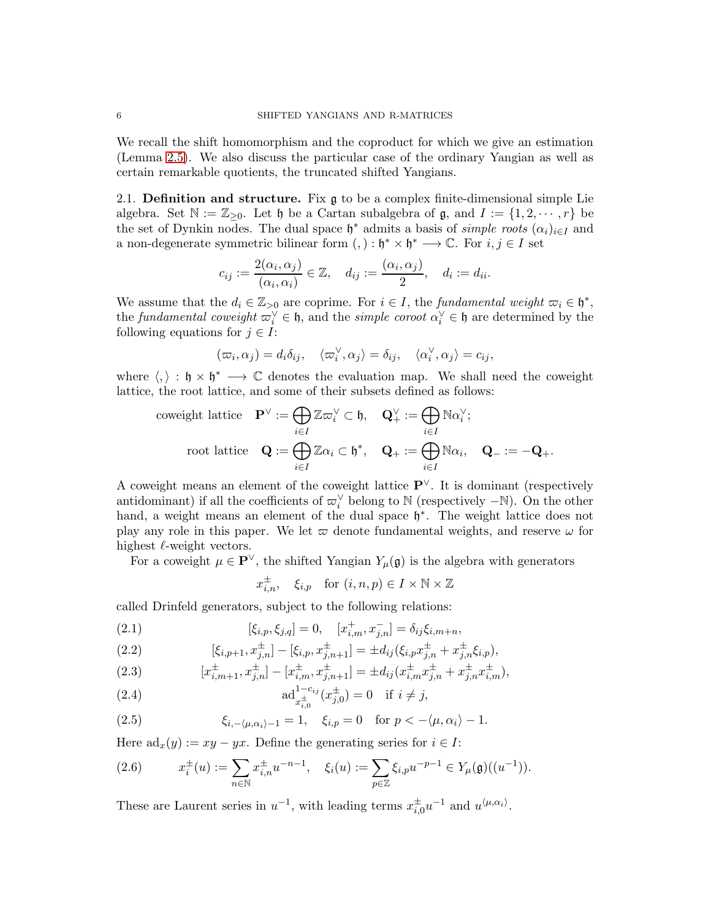We recall the shift homomorphism and the coproduct for which we give an estimation (Lemma 2.5). We also discuss the particular case of the ordinary Yangian as well as certain remarkable quotients, the truncated shifted Yangians.

**2.1. Definition and structure.** Fix $\mathfrak{g}$ to be a complex finite-dimensional simple Lie algebra. Set $\mathbb{N} := \mathbb{Z}_{\geq 0}$. Let $\mathfrak{h}$ be a Cartan subalgebra of $\mathfrak{g}$, and $I := \{1, 2, \cdots, r\}$ be the set of Dynkin nodes. The dual space $\mathfrak{h}^*$ admits a basis of *simple roots* $(\alpha_i)_{i \in I}$ and a non-degenerate symmetric bilinear form $(,) : \mathfrak{h}^* \times \mathfrak{h}^* \longrightarrow \mathbb{C}$. For $i, j \in I$ set

$$c_{ij} := \frac{2(\alpha_i, \alpha_j)}{(\alpha_i, \alpha_i)} \in \mathbb{Z}, \quad d_{ij} := \frac{(\alpha_i, \alpha_j)}{2}, \quad d_i := d_{ii}.$$

We assume that the $d_i \in \mathbb{Z}_{>0}$ are coprime. For $i \in I$, the *fundamental weight* $\varpi_i \in \mathfrak{h}^*$, the *fundamental coweight* $\varpi_i^\vee \in \mathfrak{h}$, and the *simple coroot* $\alpha_i^\vee \in \mathfrak{h}$ are determined by the following equations for $j \in I$:

$$(\varpi_i, \alpha_j) = d_i \delta_{ij}, \quad \langle \varpi_i^\vee, \alpha_j \rangle = \delta_{ij}, \quad \langle \alpha_i^\vee, \alpha_j \rangle = c_{ij},$$

where $\langle , \rangle : \mathfrak{h} \times \mathfrak{h}^* \longrightarrow \mathbb{C}$ denotes the evaluation map. We shall need the coweight lattice, the root lattice, and some of their subsets defined as follows:

$$\text{coweight lattice} \quad \mathbf{P}^\vee := \bigoplus_{i \in I} \mathbb{Z} \varpi_i^\vee \subset \mathfrak{h}, \quad \mathbf{Q}_+^\vee := \bigoplus_{i \in I} \mathbb{N} \alpha_i^\vee;$$

$$\text{root lattice} \quad \mathbf{Q} := \bigoplus_{i \in I} \mathbb{Z} \alpha_i \subset \mathfrak{h}^*, \quad \mathbf{Q}_+ := \bigoplus_{i \in I} \mathbb{N} \alpha_i, \quad \mathbf{Q}_- := -\mathbf{Q}_+.$$

A coweight means an element of the coweight lattice $\mathbf{P}^\vee$. It is dominant (respectively antidominant) if all the coefficients of $\varpi_i^\vee$ belong to $\mathbb{N}$ (respectively $-\mathbb{N}$). On the other hand, a weight means an element of the dual space $\mathfrak{h}^*$. The weight lattice does not play any role in this paper. We let $\varpi$ denote fundamental weights, and reserve $\omega$ for highest $\ell$-weight vectors.

For a coweight $\mu \in \mathbf{P}^\vee$, the shifted Yangian $Y_\mu(\mathfrak{g})$ is the algebra with generators

$$x_{i,n}^\pm, \quad \xi_{i,p} \quad \text{for } (i, n, p) \in I \times \mathbb{N} \times \mathbb{Z}$$

called Drinfeld generators, subject to the following relations:

$$[\xi_{i,p}, \xi_{j,q}] = 0, \quad [x_{i,m}^+, x_{j,n}^-] = \delta_{ij} \xi_{i,m+n}, \tag{2.1}$$

$$[\xi_{i,p+1}, x_{j,n}^\pm] - [\xi_{i,p}, x_{j,n+1}^\pm] = \pm d_{ij}(\xi_{i,p} x_{j,n}^\pm + x_{j,n}^\pm \xi_{i,p}), \tag{2.2}$$

$$[x_{i,m+1}^\pm, x_{j,n}^\pm] - [x_{i,m}^\pm, x_{j,n+1}^\pm] = \pm d_{ij}(x_{i,m}^\pm x_{j,n}^\pm + x_{j,n}^\pm x_{i,m}^\pm), \tag{2.3}$$

$$\mathrm{ad}_{x_{i,0}^\pm}^{1-c_{ij}}(x_{j,0}^\pm) = 0 \quad \text{if } i \neq j, \tag{2.4}$$

$$\xi_{i,-\langle \mu, \alpha_i \rangle - 1} = 1, \quad \xi_{i,p} = 0 \quad \text{for } p < -\langle \mu, \alpha_i \rangle - 1. \tag{2.5}$$

Here $\mathrm{ad}_x(y) := xy - yx$. Define the generating series for $i \in I$:

$$x_i^\pm(u) := \sum_{n \in \mathbb{N}} x_{i,n}^\pm u^{-n-1}, \quad \xi_i(u) := \sum_{p \in \mathbb{Z}} \xi_{i,p} u^{-p-1} \in Y_\mu(\mathfrak{g})((u^{-1})). \tag{2.6}$$

These are Laurent series in $u^{-1}$, with leading terms $x_{i,0}^\pm u^{-1}$ and $u^{\langle \mu, \alpha_i \rangle}$.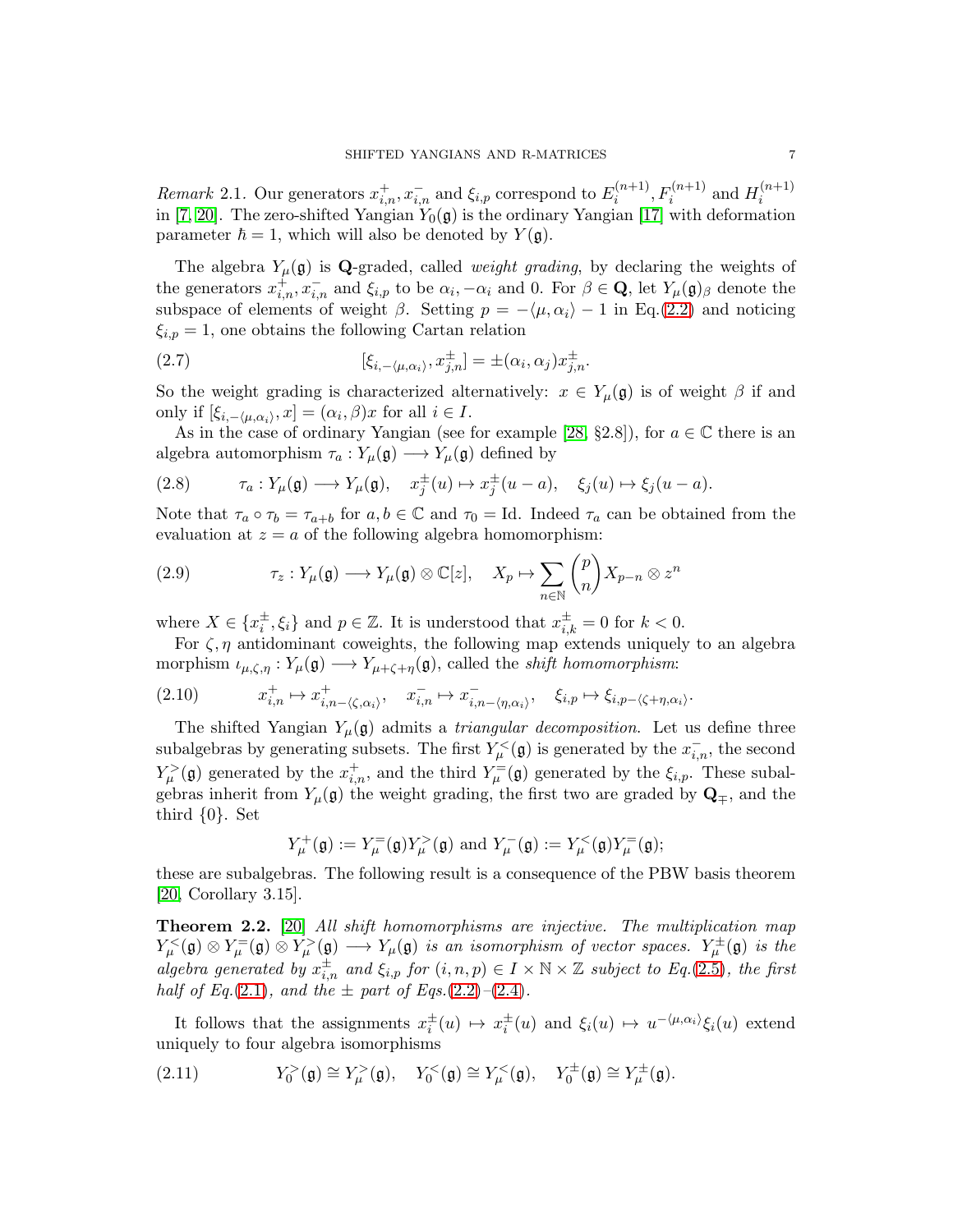*Remark* 2.1. Our generators $x_{i,n}^+, x_{i,n}^-$ and $\xi_{i,p}$ correspond to $E_i^{(n+1)}, F_i^{(n+1)}$ and $H_i^{(n+1)}$ in [7, 20]. The zero-shifted Yangian $Y_0(\mathfrak{g})$ is the ordinary Yangian [17] with deformation parameter $\hbar = 1$, which will also be denoted by $Y(\mathfrak{g})$.

The algebra $Y_\mu(\mathfrak{g})$ is $\mathbf{Q}$-graded, called *weight grading*, by declaring the weights of the generators $x_{i,n}^+, x_{i,n}^-$ and $\xi_{i,p}$ to be $\alpha_i, -\alpha_i$ and $0$. For $\beta \in \mathbf{Q}$, let $Y_\mu(\mathfrak{g})_\beta$ denote the subspace of elements of weight $\beta$. Setting $p = -\langle \mu, \alpha_i \rangle - 1$ in Eq.(2.2) and noticing $\xi_{i,p} = 1$, one obtains the following Cartan relation

$$[\xi_{i,-\langle \mu,\alpha_i\rangle}, x_{j,n}^\pm] = \pm(\alpha_i, \alpha_j) x_{j,n}^\pm. \tag{2.7}$$

So the weight grading is characterized alternatively: $x \in Y_\mu(\mathfrak{g})$ is of weight $\beta$ if and only if $[\xi_{i,-\langle\mu,\alpha_i\rangle}, x] = (\alpha_i, \beta)x$ for all $i \in I$.

As in the case of ordinary Yangian (see for example [28, §2.8]), for $a \in \mathbb{C}$ there is an algebra automorphism $\tau_a : Y_\mu(\mathfrak{g}) \longrightarrow Y_\mu(\mathfrak{g})$ defined by

$$\tau_a : Y_\mu(\mathfrak{g}) \longrightarrow Y_\mu(\mathfrak{g}), \quad x_j^\pm(u) \mapsto x_j^\pm(u-a), \quad \xi_j(u) \mapsto \xi_j(u-a). \tag{2.8}$$

Note that $\tau_a \circ \tau_b = \tau_{a+b}$ for $a, b \in \mathbb{C}$ and $\tau_0 = \mathrm{Id}$. Indeed $\tau_a$ can be obtained from the evaluation at $z = a$ of the following algebra homomorphism:

$$\tau_z : Y_\mu(\mathfrak{g}) \longrightarrow Y_\mu(\mathfrak{g}) \otimes \mathbb{C}[z], \quad X_p \mapsto \sum_{n\in\mathbb{N}} \binom{p}{n} X_{p-n} \otimes z^n \tag{2.9}$$

where $X \in \{x_i^\pm, \xi_i\}$ and $p \in \mathbb{Z}$. It is understood that $x_{i,k}^\pm = 0$ for $k < 0$.

For $\zeta, \eta$ antidominant coweights, the following map extends uniquely to an algebra morphism $\iota_{\mu,\zeta,\eta} : Y_\mu(\mathfrak{g}) \longrightarrow Y_{\mu+\zeta+\eta}(\mathfrak{g})$, called the *shift homomorphism*:

$$x_{i,n}^+ \mapsto x_{i,n-\langle\zeta,\alpha_i\rangle}^+, \quad x_{i,n}^- \mapsto x_{i,n-\langle\eta,\alpha_i\rangle}^-, \quad \xi_{i,p} \mapsto \xi_{i,p-\langle\zeta+\eta,\alpha_i\rangle}. \tag{2.10}$$

The shifted Yangian $Y_\mu(\mathfrak{g})$ admits a *triangular decomposition*. Let us define three subalgebras by generating subsets. The first $Y_\mu^<(\mathfrak{g})$ is generated by the $x_{i,n}^-$, the second $Y_\mu^>(\mathfrak{g})$ generated by the $x_{i,n}^+$, and the third $Y_\mu^=(\mathfrak{g})$ generated by the $\xi_{i,p}$. These subalgebras inherit from $Y_\mu(\mathfrak{g})$ the weight grading, the first two are graded by $\mathbf{Q}_\mp$, and the third $\{0\}$. Set

$$Y_\mu^+(\mathfrak{g}) := Y_\mu^=(\mathfrak{g}) Y_\mu^>(\mathfrak{g}) \text{ and } Y_\mu^-(\mathfrak{g}) := Y_\mu^<(\mathfrak{g}) Y_\mu^=(\mathfrak{g});$$

these are subalgebras. The following result is a consequence of the PBW basis theorem [20, Corollary 3.15].

**Theorem 2.2.** [20] *All shift homomorphisms are injective. The multiplication map $Y_\mu^<(\mathfrak{g}) \otimes Y_\mu^=(\mathfrak{g}) \otimes Y_\mu^>(\mathfrak{g}) \longrightarrow Y_\mu(\mathfrak{g})$ is an isomorphism of vector spaces. $Y_\mu^\pm(\mathfrak{g})$ is the algebra generated by $x_{i,n}^\pm$ and $\xi_{i,p}$ for $(i,n,p) \in I \times \mathbb{N} \times \mathbb{Z}$ subject to Eq.(2.5), the first half of Eq.(2.1), and the $\pm$ part of Eqs.(2.2)–(2.4).*

It follows that the assignments $x_i^\pm(u) \mapsto x_i^\pm(u)$ and $\xi_i(u) \mapsto u^{-\langle\mu,\alpha_i\rangle}\xi_i(u)$ extend uniquely to four algebra isomorphisms

$$Y_0^>(\mathfrak{g}) \cong Y_\mu^>(\mathfrak{g}), \quad Y_0^<(\mathfrak{g}) \cong Y_\mu^<(\mathfrak{g}), \quad Y_0^\pm(\mathfrak{g}) \cong Y_\mu^\pm(\mathfrak{g}). \tag{2.11}$$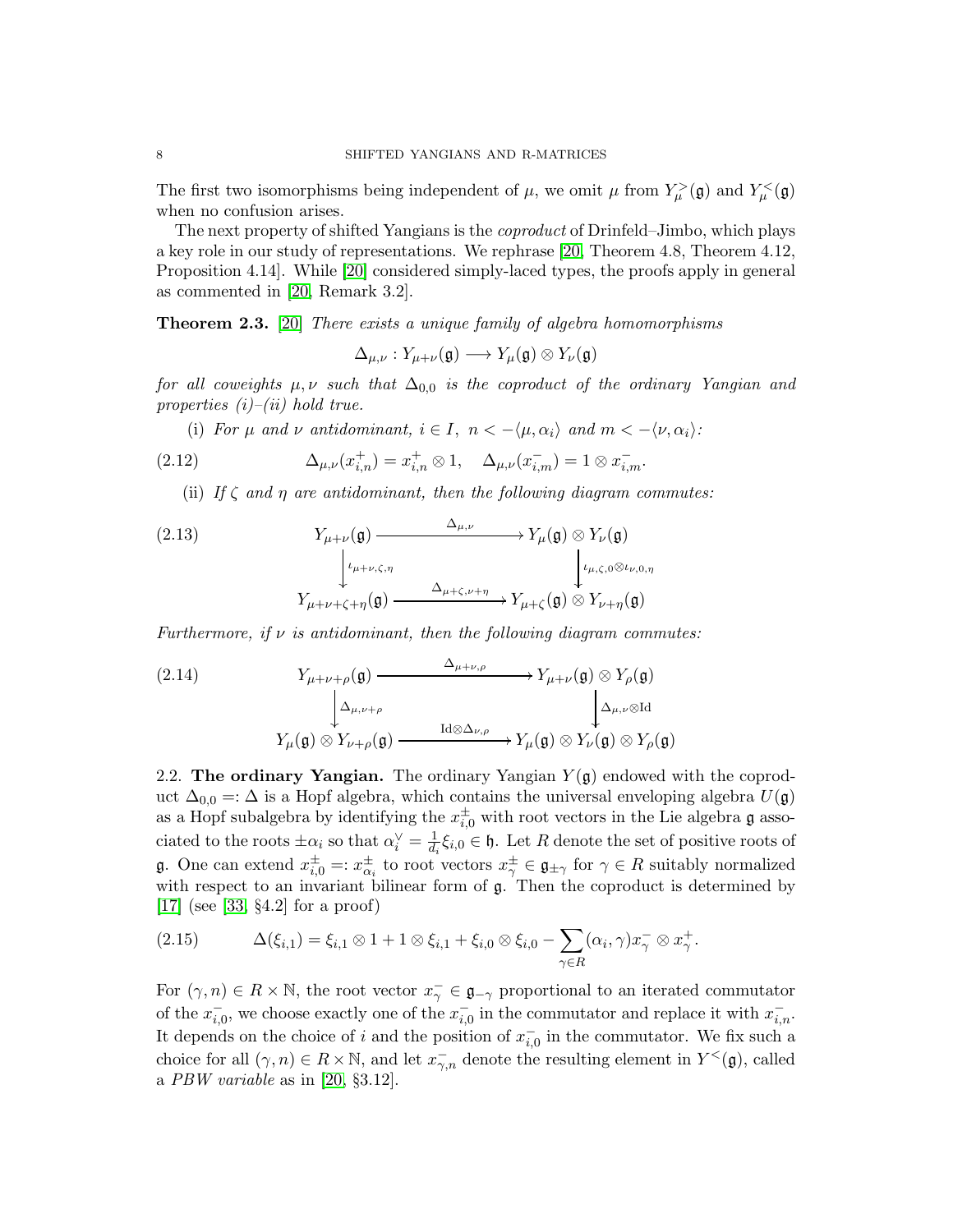The first two isomorphisms being independent of $\mu$, we omit $\mu$ from $Y_\mu^>(\mathfrak{g})$ and $Y_\mu^<(\mathfrak{g})$ when no confusion arises.

The next property of shifted Yangians is the *coproduct* of Drinfeld–Jimbo, which plays a key role in our study of representations. We rephrase [20, Theorem 4.8, Theorem 4.12, Proposition 4.14]. While [20] considered simply-laced types, the proofs apply in general as commented in [20, Remark 3.2].

**Theorem 2.3.** [20] *There exists a unique family of algebra homomorphisms*

$$\Delta_{\mu,\nu} : Y_{\mu+\nu}(\mathfrak{g}) \longrightarrow Y_\mu(\mathfrak{g}) \otimes Y_\nu(\mathfrak{g})$$

*for all coweights $\mu, \nu$ such that $\Delta_{0,0}$ is the coproduct of the ordinary Yangian and properties (i)–(ii) hold true.*

(i) *For $\mu$ and $\nu$ antidominant, $i \in I$, $n < -\langle \mu, \alpha_i \rangle$ and $m < -\langle \nu, \alpha_i \rangle$:*

$$\Delta_{\mu,\nu}(x_{i,n}^+) = x_{i,n}^+ \otimes 1, \quad \Delta_{\mu,\nu}(x_{i,m}^-) = 1 \otimes x_{i,m}^-. \tag{2.12}$$

(ii) *If $\zeta$ and $\eta$ are antidominant, then the following diagram commutes:*

$$\begin{array}{ccc} Y_{\mu+\nu}(\mathfrak{g}) & \xrightarrow{\Delta_{\mu,\nu}} & Y_\mu(\mathfrak{g}) \otimes Y_\nu(\mathfrak{g}) \\ \downarrow{\scriptstyle \iota_{\mu+\nu,\zeta,\eta}} & & \downarrow{\scriptstyle \iota_{\mu,\zeta,0}\otimes \iota_{\nu,0,\eta}} \\ Y_{\mu+\nu+\zeta+\eta}(\mathfrak{g}) & \xrightarrow{\Delta_{\mu+\zeta,\nu+\eta}} & Y_{\mu+\zeta}(\mathfrak{g}) \otimes Y_{\nu+\eta}(\mathfrak{g}) \end{array} \tag{2.13}$$

*Furthermore, if $\nu$ is antidominant, then the following diagram commutes:*

$$\begin{array}{ccc} Y_{\mu+\nu+\rho}(\mathfrak{g}) & \xrightarrow{\Delta_{\mu+\nu,\rho}} & Y_{\mu+\nu}(\mathfrak{g}) \otimes Y_\rho(\mathfrak{g}) \\ \downarrow{\scriptstyle \Delta_{\mu,\nu+\rho}} & & \downarrow{\scriptstyle \Delta_{\mu,\nu}\otimes \mathrm{Id}} \\ Y_\mu(\mathfrak{g}) \otimes Y_{\nu+\rho}(\mathfrak{g}) & \xrightarrow{\mathrm{Id}\otimes\Delta_{\nu,\rho}} & Y_\mu(\mathfrak{g}) \otimes Y_\nu(\mathfrak{g}) \otimes Y_\rho(\mathfrak{g}) \end{array} \tag{2.14}$$

2.2. **The ordinary Yangian.** The ordinary Yangian $Y(\mathfrak{g})$ endowed with the coproduct $\Delta_{0,0} =: \Delta$ is a Hopf algebra, which contains the universal enveloping algebra $U(\mathfrak{g})$ as a Hopf subalgebra by identifying the $x_{i,0}^\pm$ with root vectors in the Lie algebra $\mathfrak{g}$ associated to the roots $\pm\alpha_i$ so that $\alpha_i^\vee = \frac{1}{d_i}\xi_{i,0} \in \mathfrak{h}$. Let $R$ denote the set of positive roots of $\mathfrak{g}$. One can extend $x_{i,0}^\pm =: x_{\alpha_i}^\pm$ to root vectors $x_\gamma^\pm \in \mathfrak{g}_{\pm\gamma}$ for $\gamma \in R$ suitably normalized with respect to an invariant bilinear form of $\mathfrak{g}$. Then the coproduct is determined by [17] (see [33, §4.2] for a proof)

$$\Delta(\xi_{i,1}) = \xi_{i,1} \otimes 1 + 1 \otimes \xi_{i,1} + \xi_{i,0} \otimes \xi_{i,0} - \sum_{\gamma \in R} (\alpha_i, \gamma) x_\gamma^- \otimes x_\gamma^+. \tag{2.15}$$

For $(\gamma, n) \in R \times \mathbb{N}$, the root vector $x_\gamma^- \in \mathfrak{g}_{-\gamma}$ proportional to an iterated commutator of the $x_{i,0}^-$, we choose exactly one of the $x_{i,0}^-$ in the commutator and replace it with $x_{i,n}^-$. It depends on the choice of $i$ and the position of $x_{i,0}^-$ in the commutator. We fix such a choice for all $(\gamma, n) \in R \times \mathbb{N}$, and let $x_{\gamma,n}^-$ denote the resulting element in $Y^<(\mathfrak{g})$, called a *PBW variable* as in [20, §3.12].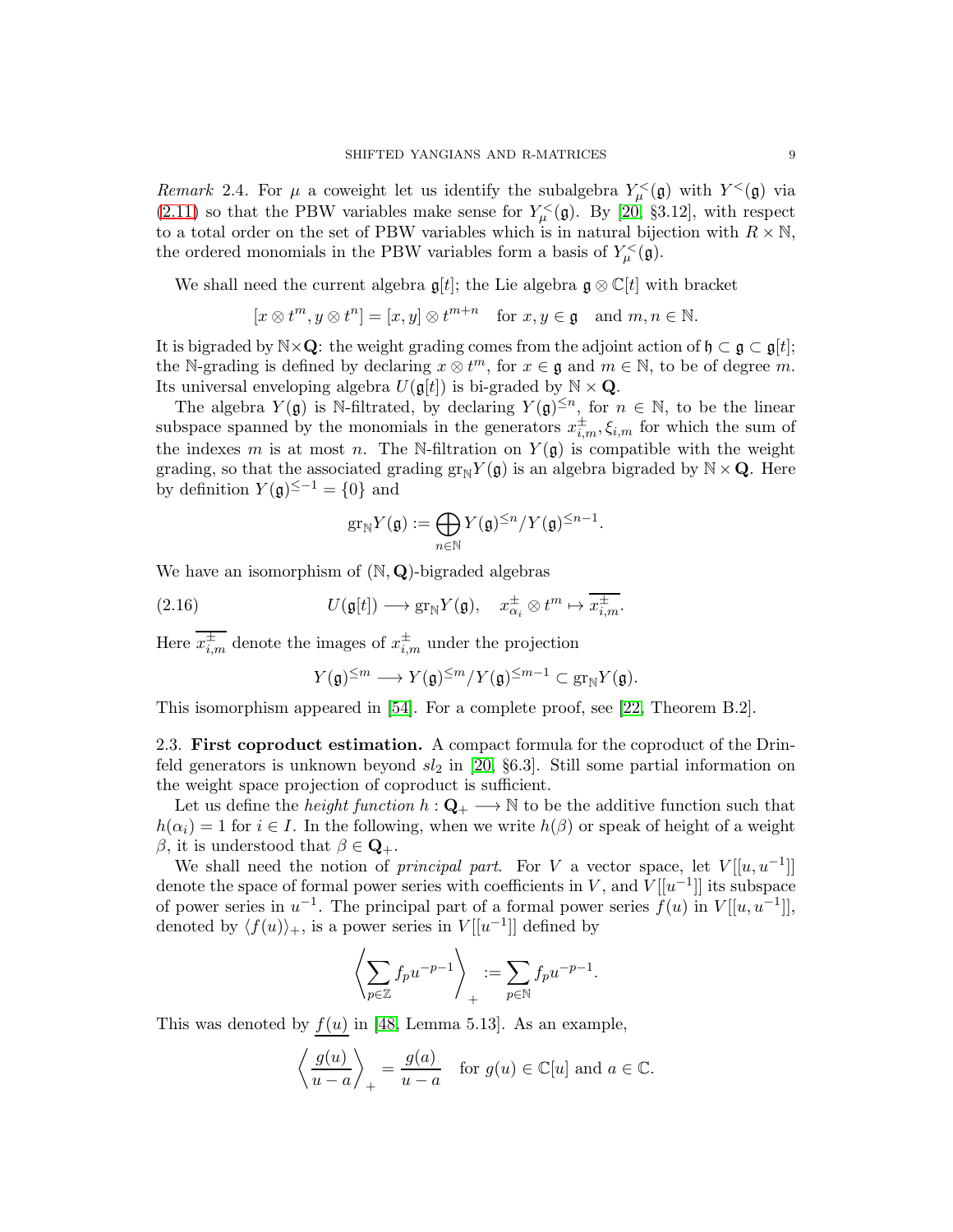*Remark* 2.4. For $\mu$ a coweight let us identify the subalgebra $Y^<_\mu(\mathfrak{g})$ with $Y^<(\mathfrak{g})$ via (2.11) so that the PBW variables make sense for $Y^<_\mu(\mathfrak{g})$. By [20, §3.12], with respect to a total order on the set of PBW variables which is in natural bijection with $R \times \mathbb{N}$, the ordered monomials in the PBW variables form a basis of $Y^<_\mu(\mathfrak{g})$.

We shall need the current algebra $\mathfrak{g}[t]$; the Lie algebra $\mathfrak{g} \otimes \mathbb{C}[t]$ with bracket

$$[x \otimes t^m, y \otimes t^n] = [x, y] \otimes t^{m+n} \quad \text{for } x, y \in \mathfrak{g} \quad \text{and } m, n \in \mathbb{N}.$$

It is bigraded by $\mathbb{N} \times \mathbf{Q}$: the weight grading comes from the adjoint action of $\mathfrak{h} \subset \mathfrak{g} \subset \mathfrak{g}[t]$; the $\mathbb{N}$-grading is defined by declaring $x \otimes t^m$, for $x \in \mathfrak{g}$ and $m \in \mathbb{N}$, to be of degree $m$. Its universal enveloping algebra $U(\mathfrak{g}[t])$ is bi-graded by $\mathbb{N} \times \mathbf{Q}$.

The algebra $Y(\mathfrak{g})$ is $\mathbb{N}$-filtrated, by declaring $Y(\mathfrak{g})^{\leq n}$, for $n \in \mathbb{N}$, to be the linear subspace spanned by the monomials in the generators $x^\pm_{i,m}, \xi_{i,m}$ for which the sum of the indexes $m$ is at most $n$. The $\mathbb{N}$-filtration on $Y(\mathfrak{g})$ is compatible with the weight grading, so that the associated grading $\mathrm{gr}_\mathbb{N} Y(\mathfrak{g})$ is an algebra bigraded by $\mathbb{N} \times \mathbf{Q}$. Here by definition $Y(\mathfrak{g})^{\leq -1} = \{0\}$ and

$$\mathrm{gr}_\mathbb{N} Y(\mathfrak{g}) := \bigoplus_{n \in \mathbb{N}} Y(\mathfrak{g})^{\leq n} / Y(\mathfrak{g})^{\leq n-1}.$$

We have an isomorphism of $(\mathbb{N}, \mathbf{Q})$-bigraded algebras

$$U(\mathfrak{g}[t]) \longrightarrow \mathrm{gr}_\mathbb{N} Y(\mathfrak{g}), \quad x^\pm_{\alpha_i} \otimes t^m \mapsto \overline{x^\pm_{i,m}}. \tag{2.16}$$

Here $\overline{x^\pm_{i,m}}$ denote the images of $x^\pm_{i,m}$ under the projection

$$Y(\mathfrak{g})^{\leq m} \longrightarrow Y(\mathfrak{g})^{\leq m} / Y(\mathfrak{g})^{\leq m-1} \subset \mathrm{gr}_\mathbb{N} Y(\mathfrak{g}).$$

This isomorphism appeared in [54]. For a complete proof, see [22, Theorem B.2].

2.3. **First coproduct estimation.** A compact formula for the coproduct of the Drinfeld generators is unknown beyond $sl_2$ in [20, §6.3]. Still some partial information on the weight space projection of coproduct is sufficient.

Let us define the *height function* $h : \mathbf{Q}_+ \longrightarrow \mathbb{N}$ to be the additive function such that $h(\alpha_i) = 1$ for $i \in I$. In the following, when we write $h(\beta)$ or speak of height of a weight $\beta$, it is understood that $\beta \in \mathbf{Q}_+$.

We shall need the notion of *principal part*. For $V$ a vector space, let $V[[u, u^{-1}]]$ denote the space of formal power series with coefficients in $V$, and $V[[u^{-1}]]$ its subspace of power series in $u^{-1}$. The principal part of a formal power series $f(u)$ in $V[[u, u^{-1}]]$, denoted by $\langle f(u) \rangle_+$, is a power series in $V[[u^{-1}]]$ defined by

$$\left\langle \sum_{p \in \mathbb{Z}} f_p u^{-p-1} \right\rangle_+ := \sum_{p \in \mathbb{N}} f_p u^{-p-1}.$$

This was denoted by $\underline{f(u)}$ in [48, Lemma 5.13]. As an example,

$$\left\langle \frac{g(u)}{u-a} \right\rangle_+ = \frac{g(a)}{u-a} \quad \text{for } g(u) \in \mathbb{C}[u] \text{ and } a \in \mathbb{C}.$$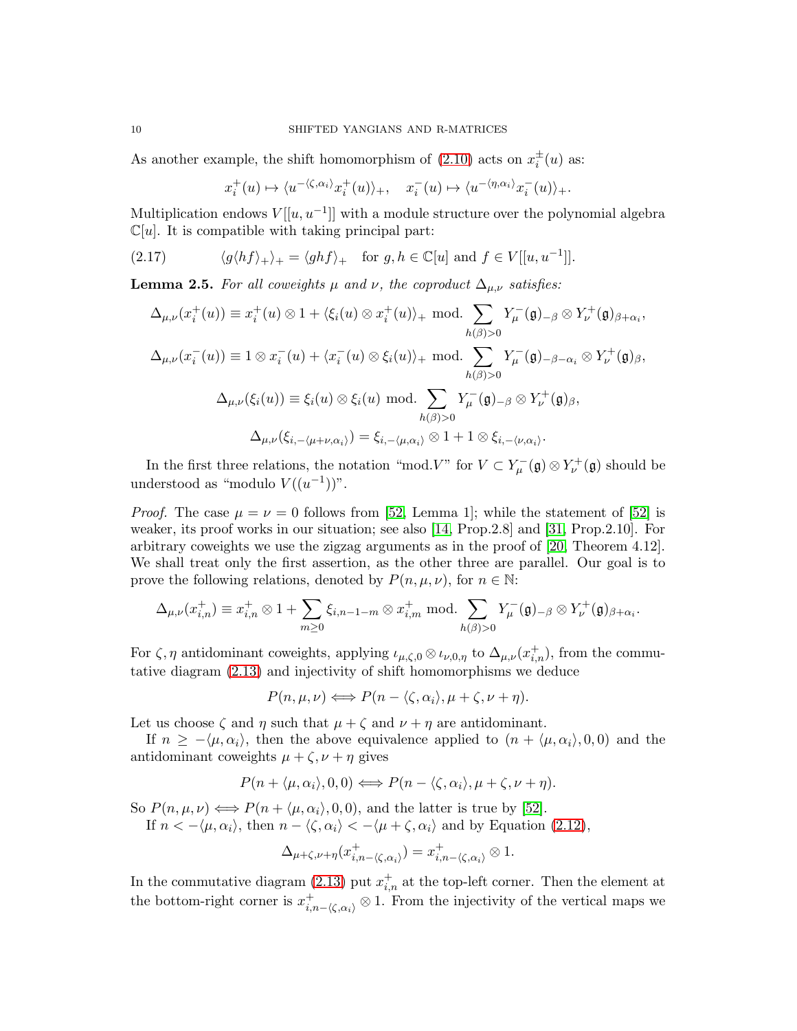As another example, the shift homomorphism of (2.10) acts on $x_i^\pm(u)$ as:

$$x_i^+(u) \mapsto \langle u^{-\langle \zeta, \alpha_i\rangle} x_i^+(u)\rangle_+, \quad x_i^-(u) \mapsto \langle u^{-\langle \eta, \alpha_i\rangle} x_i^-(u)\rangle_+.$$

Multiplication endows $V[[u,u^{-1}]]$ with a module structure over the polynomial algebra $\mathbb{C}[u]$. It is compatible with taking principal part:

$$\langle g \langle h f\rangle_+\rangle_+ = \langle g h f\rangle_+ \quad \text{for } g, h \in \mathbb{C}[u] \text{ and } f \in V[[u,u^{-1}]]. \tag{2.17}$$

**Lemma 2.5.** *For all coweights $\mu$ and $\nu$, the coproduct $\Delta_{\mu,\nu}$ satisfies:*

$$\Delta_{\mu,\nu}(x_i^+(u)) \equiv x_i^+(u)\otimes 1 + \langle \xi_i(u)\otimes x_i^+(u)\rangle_+ \text{ mod. } \sum_{h(\beta)>0} Y_\mu^-(\mathfrak{g})_{-\beta}\otimes Y_\nu^+(\mathfrak{g})_{\beta+\alpha_i},$$

$$\Delta_{\mu,\nu}(x_i^-(u)) \equiv 1 \otimes x_i^-(u) + \langle x_i^-(u)\otimes \xi_i(u)\rangle_+ \text{ mod. } \sum_{h(\beta)>0} Y_\mu^-(\mathfrak{g})_{-\beta-\alpha_i}\otimes Y_\nu^+(\mathfrak{g})_{\beta},$$

$$\Delta_{\mu,\nu}(\xi_i(u)) \equiv \xi_i(u)\otimes \xi_i(u) \text{ mod. } \sum_{h(\beta)>0} Y_\mu^-(\mathfrak{g})_{-\beta}\otimes Y_\nu^+(\mathfrak{g})_{\beta},$$

$$\Delta_{\mu,\nu}(\xi_{i,-\langle \mu+\nu,\alpha_i\rangle}) = \xi_{i,-\langle \mu,\alpha_i\rangle}\otimes 1 + 1\otimes \xi_{i,-\langle \nu,\alpha_i\rangle}.$$

In the first three relations, the notation "mod.$V$" for $V \subset Y_\mu^-(\mathfrak{g})\otimes Y_\nu^+(\mathfrak{g})$ should be understood as "modulo $V((u^{-1}))$".

*Proof.* The case $\mu=\nu=0$ follows from [52, Lemma 1]; while the statement of [52] is weaker, its proof works in our situation; see also [14, Prop.2.8] and [31, Prop.2.10]. For arbitrary coweights we use the zigzag arguments as in the proof of [20, Theorem 4.12]. We shall treat only the first assertion, as the other three are parallel. Our goal is to prove the following relations, denoted by $P(n,\mu,\nu)$, for $n \in \mathbb{N}$:

$$\Delta_{\mu,\nu}(x_{i,n}^+) \equiv x_{i,n}^+\otimes 1 + \sum_{m\geq 0} \xi_{i,n-1-m}\otimes x_{i,m}^+ \text{ mod. } \sum_{h(\beta)>0} Y_\mu^-(\mathfrak{g})_{-\beta}\otimes Y_\nu^+(\mathfrak{g})_{\beta+\alpha_i}.$$

For $\zeta,\eta$ antidominant coweights, applying $\iota_{\mu,\zeta,0}\otimes\iota_{\nu,0,\eta}$ to $\Delta_{\mu,\nu}(x_{i,n}^+)$, from the commutative diagram (2.13) and injectivity of shift homomorphisms we deduce

$$P(n,\mu,\nu) \Longleftrightarrow P(n-\langle \zeta,\alpha_i\rangle, \mu+\zeta, \nu+\eta).$$

Let us choose $\zeta$ and $\eta$ such that $\mu+\zeta$ and $\nu+\eta$ are antidominant.

If $n \geq -\langle \mu,\alpha_i\rangle$, then the above equivalence applied to $(n+\langle\mu,\alpha_i\rangle,0,0)$ and the antidominant coweights $\mu+\zeta,\nu+\eta$ gives

$$P(n+\langle \mu,\alpha_i\rangle,0,0) \Longleftrightarrow P(n-\langle \zeta,\alpha_i\rangle, \mu+\zeta,\nu+\eta).$$

So $P(n,\mu,\nu) \Longleftrightarrow P(n+\langle\mu,\alpha_i\rangle,0,0)$, and the latter is true by [52].

If $n < -\langle\mu,\alpha_i\rangle$, then $n-\langle\zeta,\alpha_i\rangle < -\langle \mu+\zeta,\alpha_i\rangle$ and by Equation (2.12),

$$\Delta_{\mu+\zeta,\nu+\eta}(x_{i,n-\langle\zeta,\alpha_i\rangle}^+) = x_{i,n-\langle\zeta,\alpha_i\rangle}^+\otimes 1.$$

In the commutative diagram (2.13) put $x_{i,n}^+$ at the top-left corner. Then the element at the bottom-right corner is $x_{i,n-\langle\zeta,\alpha_i\rangle}^+\otimes 1$. From the injectivity of the vertical maps we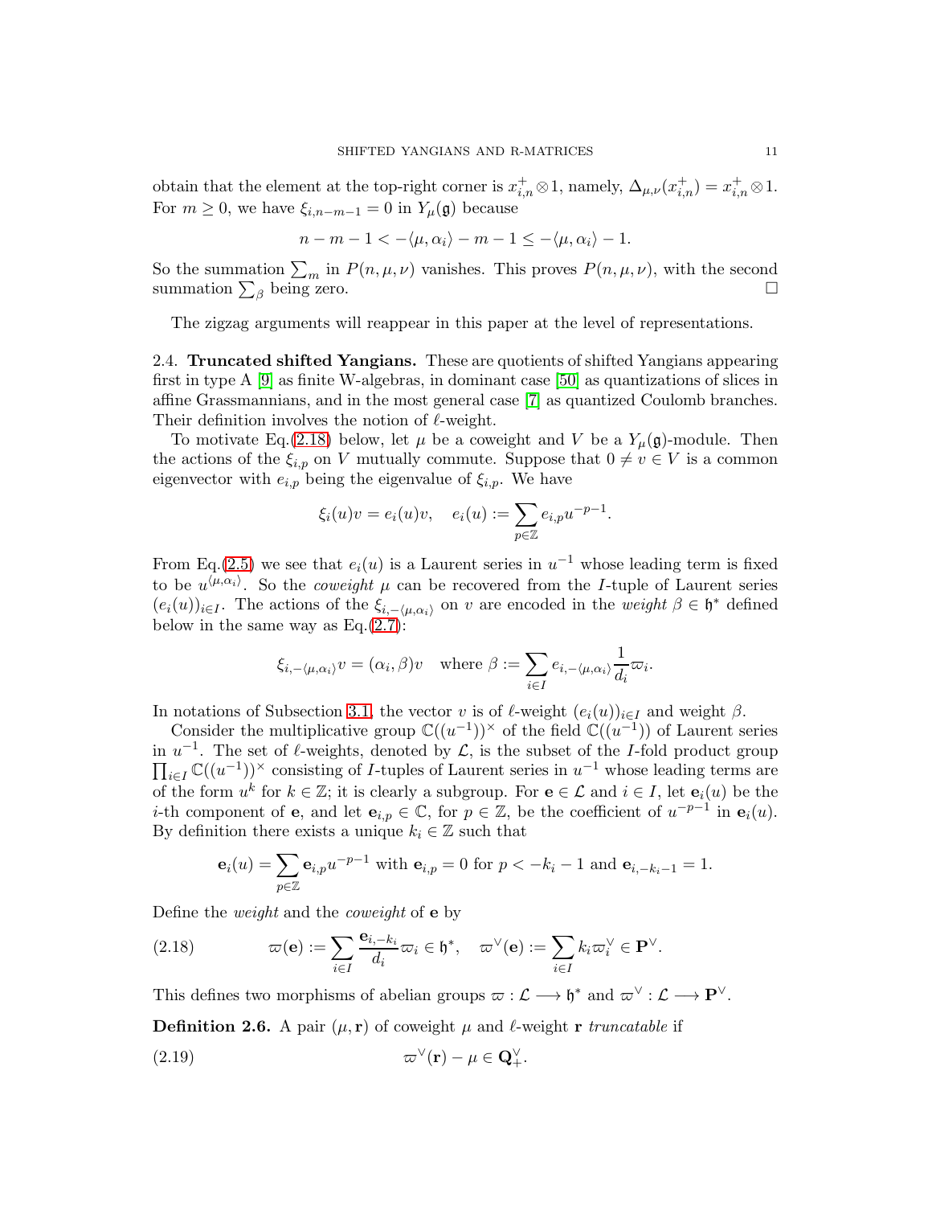obtain that the element at the top-right corner is $x_{i,n}^+ \otimes 1$, namely, $\Delta_{\mu,\nu}(x_{i,n}^+) = x_{i,n}^+ \otimes 1$. For $m \geq 0$, we have $\xi_{i,n-m-1} = 0$ in $Y_\mu(\mathfrak{g})$ because

$$n - m - 1 < -\langle \mu, \alpha_i \rangle - m - 1 \leq -\langle \mu, \alpha_i \rangle - 1.$$

So the summation $\sum_m$ in $P(n, \mu, \nu)$ vanishes. This proves $P(n, \mu, \nu)$, with the second summation $\sum_\beta$ being zero. $\square$

The zigzag arguments will reappear in this paper at the level of representations.

**2.4. Truncated shifted Yangians.** These are quotients of shifted Yangians appearing first in type A [9] as finite W-algebras, in dominant case [50] as quantizations of slices in affine Grassmannians, and in the most general case [7] as quantized Coulomb branches. Their definition involves the notion of $\ell$-weight.

To motivate Eq.(2.18) below, let $\mu$ be a coweight and $V$ be a $Y_\mu(\mathfrak{g})$-module. Then the actions of the $\xi_{i,p}$ on $V$ mutually commute. Suppose that $0 \neq v \in V$ is a common eigenvector with $e_{i,p}$ being the eigenvalue of $\xi_{i,p}$. We have

$$\xi_i(u)v = e_i(u)v, \quad e_i(u) := \sum_{p \in \mathbb{Z}} e_{i,p} u^{-p-1}.$$

From Eq.(2.5) we see that $e_i(u)$ is a Laurent series in $u^{-1}$ whose leading term is fixed to be $u^{\langle \mu, \alpha_i \rangle}$. So the *coweight* $\mu$ can be recovered from the $I$-tuple of Laurent series $(e_i(u))_{i \in I}$. The actions of the $\xi_{i,-\langle \mu, \alpha_i \rangle}$ on $v$ are encoded in the *weight* $\beta \in \mathfrak{h}^*$ defined below in the same way as Eq.(2.7):

$$\xi_{i,-\langle \mu, \alpha_i \rangle} v = (\alpha_i, \beta) v \quad \text{where } \beta := \sum_{i \in I} e_{i,-\langle \mu, \alpha_i \rangle} \frac{1}{d_i} \varpi_i.$$

In notations of Subsection 3.1, the vector $v$ is of $\ell$-weight $(e_i(u))_{i \in I}$ and weight $\beta$.

Consider the multiplicative group $\mathbb{C}((u^{-1}))^\times$ of the field $\mathbb{C}((u^{-1}))$ of Laurent series in $u^{-1}$. The set of $\ell$-weights, denoted by $\mathcal{L}$, is the subset of the $I$-fold product group $\prod_{i \in I} \mathbb{C}((u^{-1}))^\times$ consisting of $I$-tuples of Laurent series in $u^{-1}$ whose leading terms are of the form $u^k$ for $k \in \mathbb{Z}$; it is clearly a subgroup. For $\mathbf{e} \in \mathcal{L}$ and $i \in I$, let $\mathbf{e}_i(u)$ be the $i$-th component of $\mathbf{e}$, and let $\mathbf{e}_{i,p} \in \mathbb{C}$, for $p \in \mathbb{Z}$, be the coefficient of $u^{-p-1}$ in $\mathbf{e}_i(u)$. By definition there exists a unique $k_i \in \mathbb{Z}$ such that

$$\mathbf{e}_i(u) = \sum_{p \in \mathbb{Z}} \mathbf{e}_{i,p} u^{-p-1} \text{ with } \mathbf{e}_{i,p} = 0 \text{ for } p < -k_i - 1 \text{ and } \mathbf{e}_{i,-k_i-1} = 1.$$

Define the *weight* and the *coweight* of $\mathbf{e}$ by

$$\varpi(\mathbf{e}) := \sum_{i \in I} \frac{\mathbf{e}_{i,-k_i}}{d_i} \varpi_i \in \mathfrak{h}^*, \quad \varpi^\vee(\mathbf{e}) := \sum_{i \in I} k_i \varpi_i^\vee \in \mathbf{P}^\vee. \tag{2.18}$$

This defines two morphisms of abelian groups $\varpi : \mathcal{L} \longrightarrow \mathfrak{h}^*$ and $\varpi^\vee : \mathcal{L} \longrightarrow \mathbf{P}^\vee$.

**Definition 2.6.** A pair $(\mu, \mathbf{r})$ of coweight $\mu$ and $\ell$-weight $\mathbf{r}$ *truncatable* if

$$\varpi^\vee(\mathbf{r}) - \mu \in \mathbf{Q}_+^\vee. \tag{2.19}$$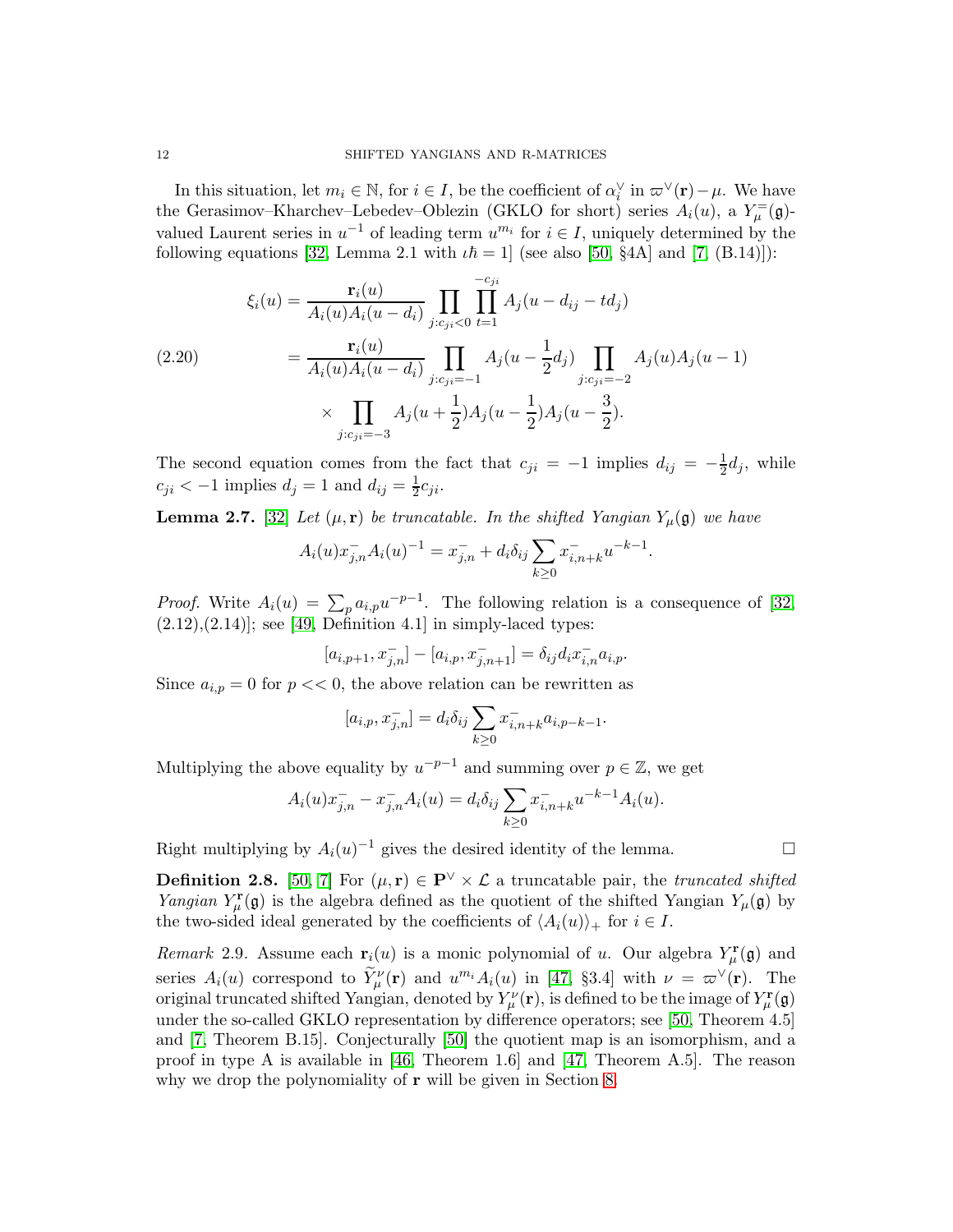In this situation, let $m_i \in \mathbb{N}$, for $i \in I$, be the coefficient of $\alpha_i^\vee$ in $\varpi^\vee(\mathbf{r}) - \mu$. We have the Gerasimov–Kharchev–Lebedev–Oblezin (GKLO for short) series $A_i(u)$, a $Y_\mu^=(\mathfrak{g})$-valued Laurent series in $u^{-1}$ of leading term $u^{m_i}$ for $i \in I$, uniquely determined by the following equations [32, Lemma 2.1 with $\iota\hbar = 1$] (see also [50, §4A] and [7, (B.14)]):

$$
\begin{aligned}
\xi_i(u) &= \frac{\mathbf{r}_i(u)}{A_i(u)A_i(u-d_i)} \prod_{j:c_{ji}<0} \prod_{t=1}^{-c_{ji}} A_j(u - d_{ij} - td_j) \\
&= \frac{\mathbf{r}_i(u)}{A_i(u)A_i(u-d_i)} \prod_{j:c_{ji}=-1} A_j(u - \frac{1}{2}d_j) \prod_{j:c_{ji}=-2} A_j(u)A_j(u-1) \\
&\quad \times \prod_{j:c_{ji}=-3} A_j(u+\frac{1}{2})A_j(u-\frac{1}{2})A_j(u-\frac{3}{2}).
\end{aligned} \tag{2.20}
$$

The second equation comes from the fact that $c_{ji} = -1$ implies $d_{ij} = -\frac{1}{2}d_j$, while $c_{ji} < -1$ implies $d_j = 1$ and $d_{ij} = \frac{1}{2}c_{ji}$.

**Lemma 2.7.** [32] *Let $(\mu, \mathbf{r})$ be truncatable. In the shifted Yangian $Y_\mu(\mathfrak{g})$ we have*

$$
A_i(u)x_{j,n}^- A_i(u)^{-1} = x_{j,n}^- + d_i\delta_{ij} \sum_{k\geq 0} x_{i,n+k}^- u^{-k-1}.
$$

*Proof.* Write $A_i(u) = \sum_p a_{i,p}u^{-p-1}$. The following relation is a consequence of [32, (2.12),(2.14)]; see [49, Definition 4.1] in simply-laced types:

$$
[a_{i,p+1}, x_{j,n}^-] - [a_{i,p}, x_{j,n+1}^-] = \delta_{ij}d_i x_{i,n}^- a_{i,p}.
$$

Since $a_{i,p} = 0$ for $p << 0$, the above relation can be rewritten as

$$
[a_{i,p}, x_{j,n}^-] = d_i\delta_{ij} \sum_{k\geq 0} x_{i,n+k}^- a_{i,p-k-1}.
$$

Multiplying the above equality by $u^{-p-1}$ and summing over $p \in \mathbb{Z}$, we get

$$
A_i(u)x_{j,n}^- - x_{j,n}^- A_i(u) = d_i\delta_{ij} \sum_{k\geq 0} x_{i,n+k}^- u^{-k-1} A_i(u).
$$

Right multiplying by $A_i(u)^{-1}$ gives the desired identity of the lemma. $\square$

**Definition 2.8.** [50, 7] For $(\mu, \mathbf{r}) \in \mathbf{P}^\vee \times \mathcal{L}$ a truncatable pair, the *truncated shifted Yangian* $Y_\mu^{\mathbf{r}}(\mathfrak{g})$ is the algebra defined as the quotient of the shifted Yangian $Y_\mu(\mathfrak{g})$ by the two-sided ideal generated by the coefficients of $\langle A_i(u)\rangle_+$ for $i \in I$.

*Remark* 2.9. Assume each $\mathbf{r}_i(u)$ is a monic polynomial of $u$. Our algebra $Y_\mu^{\mathbf{r}}(\mathfrak{g})$ and series $A_i(u)$ correspond to $\widehat{Y}_\mu^\nu(\mathbf{r})$ and $u^{m_i}A_i(u)$ in [47, §3.4] with $\nu = \varpi^\vee(\mathbf{r})$. The original truncated shifted Yangian, denoted by $Y_\mu^\nu(\mathbf{r})$, is defined to be the image of $Y_\mu^{\mathbf{r}}(\mathfrak{g})$ under the so-called GKLO representation by difference operators; see [50, Theorem 4.5] and [7, Theorem B.15]. Conjecturally [50] the quotient map is an isomorphism, and a proof in type A is available in [46, Theorem 1.6] and [47, Theorem A.5]. The reason why we drop the polynomiality of $\mathbf{r}$ will be given in Section 8.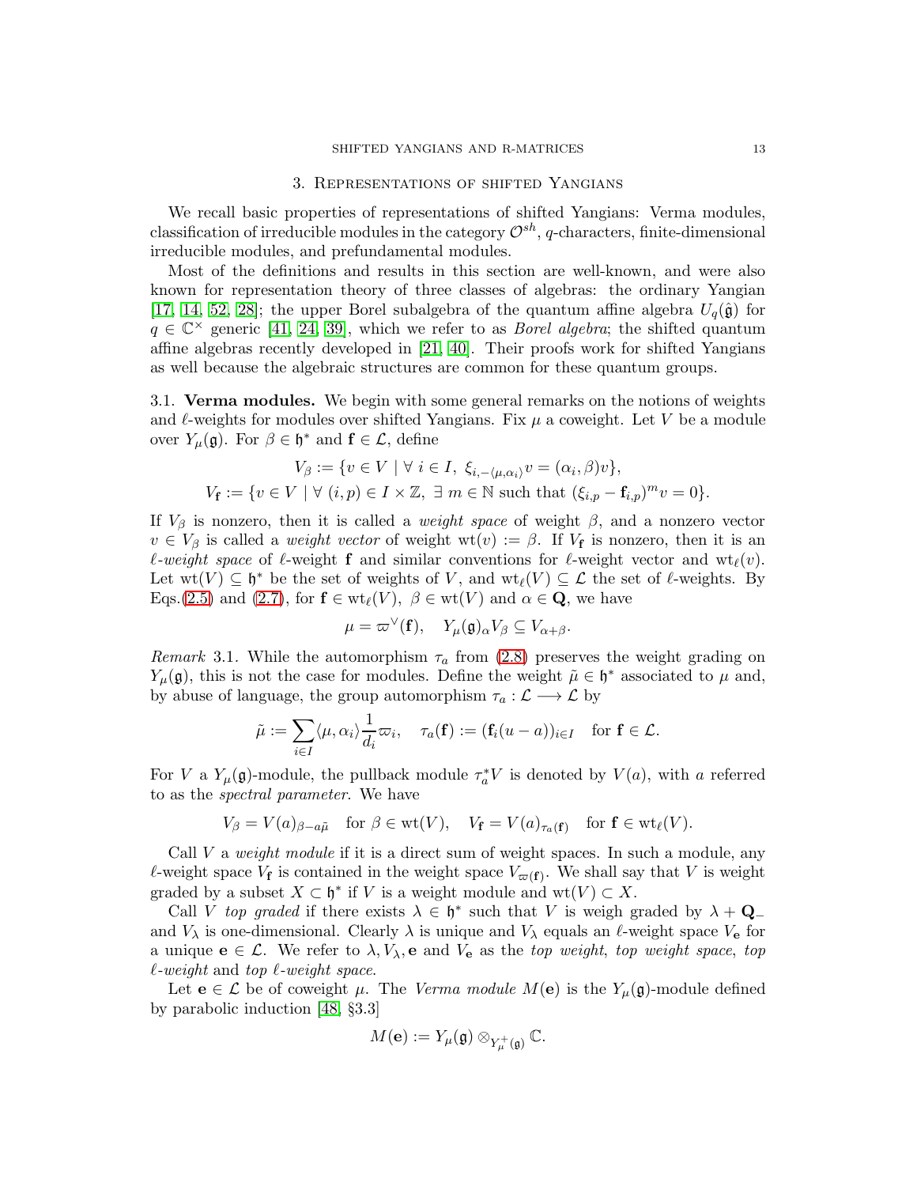## 3. Representations of shifted Yangians

We recall basic properties of representations of shifted Yangians: Verma modules, classification of irreducible modules in the category $\mathcal{O}^{sh}$, $q$-characters, finite-dimensional irreducible modules, and prefundamental modules.

Most of the definitions and results in this section are well-known, and were also known for representation theory of three classes of algebras: the ordinary Yangian [17, 14, 52, 28]; the upper Borel subalgebra of the quantum affine algebra $U_q(\hat{\mathfrak{g}})$ for $q \in \mathbb{C}^\times$ generic [41, 24, 39], which we refer to as *Borel algebra*; the shifted quantum affine algebras recently developed in [21, 40]. Their proofs work for shifted Yangians as well because the algebraic structures are common for these quantum groups.

### 3.1. Verma modules.

We begin with some general remarks on the notions of weights and $\ell$-weights for modules over shifted Yangians. Fix $\mu$ a coweight. Let $V$ be a module over $Y_\mu(\mathfrak{g})$. For $\beta \in \mathfrak{h}^*$ and $\mathbf{f} \in \mathcal{L}$, define

$$V_\beta := \{v \in V \mid \forall\ i \in I,\ \xi_{i,-\langle \mu, \alpha_i\rangle} v = (\alpha_i, \beta) v\},$$
$$V_\mathbf{f} := \{v \in V \mid \forall\ (i,p) \in I \times \mathbb{Z},\ \exists\ m \in \mathbb{N} \text{ such that } (\xi_{i,p} - \mathbf{f}_{i,p})^m v = 0\}.$$

If $V_\beta$ is nonzero, then it is called a *weight space* of weight $\beta$, and a nonzero vector $v \in V_\beta$ is called a *weight vector* of weight $\mathrm{wt}(v) := \beta$. If $V_\mathbf{f}$ is nonzero, then it is an *$\ell$-weight space* of $\ell$-weight $\mathbf{f}$ and similar conventions for $\ell$-weight vector and $\mathrm{wt}_\ell(v)$. Let $\mathrm{wt}(V) \subseteq \mathfrak{h}^*$ be the set of weights of $V$, and $\mathrm{wt}_\ell(V) \subseteq \mathcal{L}$ the set of $\ell$-weights. By Eqs.(2.5) and (2.7), for $\mathbf{f} \in \mathrm{wt}_\ell(V)$, $\beta \in \mathrm{wt}(V)$ and $\alpha \in \mathbf{Q}$, we have

$$\mu = \varpi^\vee(\mathbf{f}), \quad Y_\mu(\mathfrak{g})_\alpha V_\beta \subseteq V_{\alpha+\beta}.$$

*Remark* 3.1. While the automorphism $\tau_a$ from (2.8) preserves the weight grading on $Y_\mu(\mathfrak{g})$, this is not the case for modules. Define the weight $\tilde{\mu} \in \mathfrak{h}^*$ associated to $\mu$ and, by abuse of language, the group automorphism $\tau_a : \mathcal{L} \longrightarrow \mathcal{L}$ by

$$\tilde{\mu} := \sum_{i \in I} \langle \mu, \alpha_i \rangle \frac{1}{d_i} \varpi_i, \quad \tau_a(\mathbf{f}) := (\mathbf{f}_i(u-a))_{i \in I} \quad \text{for } \mathbf{f} \in \mathcal{L}.$$

For $V$ a $Y_\mu(\mathfrak{g})$-module, the pullback module $\tau_a^* V$ is denoted by $V(a)$, with $a$ referred to as the *spectral parameter*. We have

$$V_\beta = V(a)_{\beta - a\tilde{\mu}} \quad \text{for } \beta \in \mathrm{wt}(V), \quad V_\mathbf{f} = V(a)_{\tau_a(\mathbf{f})} \quad \text{for } \mathbf{f} \in \mathrm{wt}_\ell(V).$$

Call $V$ a *weight module* if it is a direct sum of weight spaces. In such a module, any $\ell$-weight space $V_\mathbf{f}$ is contained in the weight space $V_{\varpi(\mathbf{f})}$. We shall say that $V$ is weight graded by a subset $X \subset \mathfrak{h}^*$ if $V$ is a weight module and $\mathrm{wt}(V) \subset X$.

Call $V$ *top graded* if there exists $\lambda \in \mathfrak{h}^*$ such that $V$ is weigh graded by $\lambda + \mathbf{Q}_-$ and $V_\lambda$ is one-dimensional. Clearly $\lambda$ is unique and $V_\lambda$ equals an $\ell$-weight space $V_\mathbf{e}$ for a unique $\mathbf{e} \in \mathcal{L}$. We refer to $\lambda, V_\lambda, \mathbf{e}$ and $V_\mathbf{e}$ as the *top weight*, *top weight space*, *top $\ell$-weight* and *top $\ell$-weight space*.

Let $\mathbf{e} \in \mathcal{L}$ be of coweight $\mu$. The *Verma module* $M(\mathbf{e})$ is the $Y_\mu(\mathfrak{g})$-module defined by parabolic induction [48, §3.3]

$$M(\mathbf{e}) := Y_\mu(\mathfrak{g}) \otimes_{Y_\mu^+(\mathfrak{g})} \mathbb{C}.$$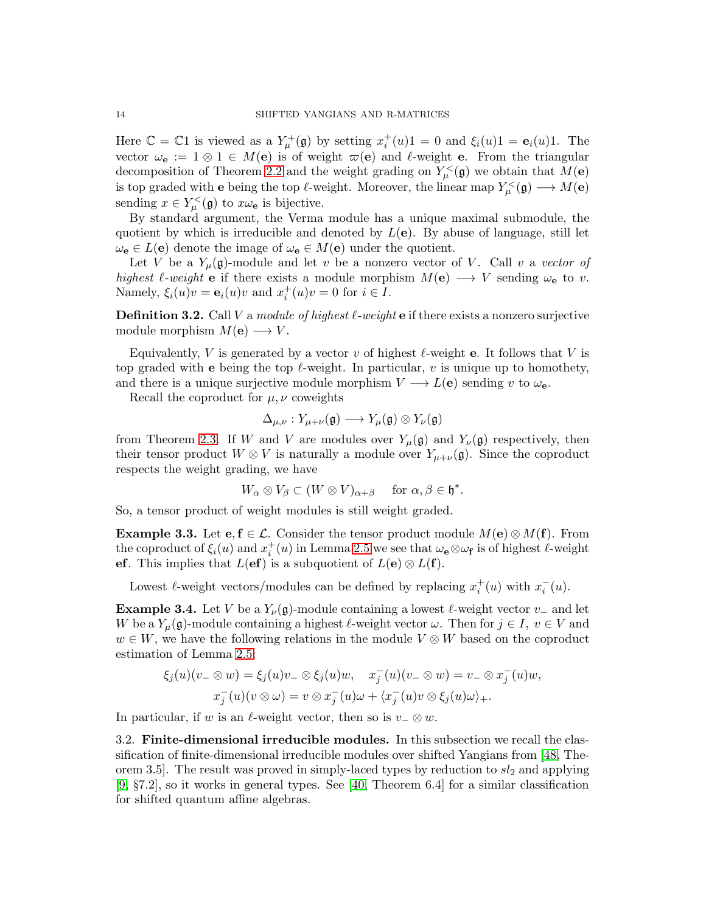Here $\mathbb{C} = \mathbb{C}1$ is viewed as a $Y_\mu^+(\mathfrak{g})$ by setting $x_i^+(u)1 = 0$ and $\xi_i(u)1 = \mathbf{e}_i(u)1$. The vector $\omega_\mathbf{e} := 1 \otimes 1 \in M(\mathbf{e})$ is of weight $\varpi(\mathbf{e})$ and $\ell$-weight $\mathbf{e}$. From the triangular decomposition of Theorem 2.2 and the weight grading on $Y_\mu^<(\mathfrak{g})$ we obtain that $M(\mathbf{e})$ is top graded with $\mathbf{e}$ being the top $\ell$-weight. Moreover, the linear map $Y_\mu^<(\mathfrak{g}) \longrightarrow M(\mathbf{e})$ sending $x \in Y_\mu^<(\mathfrak{g})$ to $x\omega_\mathbf{e}$ is bijective.

By standard argument, the Verma module has a unique maximal submodule, the quotient by which is irreducible and denoted by $L(\mathbf{e})$. By abuse of language, still let $\omega_\mathbf{e} \in L(\mathbf{e})$ denote the image of $\omega_\mathbf{e} \in M(\mathbf{e})$ under the quotient.

Let $V$ be a $Y_\mu(\mathfrak{g})$-module and let $v$ be a nonzero vector of $V$. Call $v$ a *vector of highest $\ell$-weight* $\mathbf{e}$ if there exists a module morphism $M(\mathbf{e}) \longrightarrow V$ sending $\omega_\mathbf{e}$ to $v$. Namely, $\xi_i(u)v = \mathbf{e}_i(u)v$ and $x_i^+(u)v = 0$ for $i \in I$.

**Definition 3.2.** Call $V$ a *module of highest $\ell$-weight* $\mathbf{e}$ if there exists a nonzero surjective module morphism $M(\mathbf{e}) \longrightarrow V$.

Equivalently, $V$ is generated by a vector $v$ of highest $\ell$-weight $\mathbf{e}$. It follows that $V$ is top graded with $\mathbf{e}$ being the top $\ell$-weight. In particular, $v$ is unique up to homothety, and there is a unique surjective module morphism $V \longrightarrow L(\mathbf{e})$ sending $v$ to $\omega_\mathbf{e}$.

Recall the coproduct for $\mu, \nu$ coweights

$$\Delta_{\mu,\nu} : Y_{\mu+\nu}(\mathfrak{g}) \longrightarrow Y_\mu(\mathfrak{g}) \otimes Y_\nu(\mathfrak{g})$$

from Theorem 2.3. If $W$ and $V$ are modules over $Y_\mu(\mathfrak{g})$ and $Y_\nu(\mathfrak{g})$ respectively, then their tensor product $W \otimes V$ is naturally a module over $Y_{\mu+\nu}(\mathfrak{g})$. Since the coproduct respects the weight grading, we have

$$W_\alpha \otimes V_\beta \subset (W \otimes V)_{\alpha+\beta} \quad \text{for } \alpha, \beta \in \mathfrak{h}^*.$$

So, a tensor product of weight modules is still weight graded.

**Example 3.3.** Let $\mathbf{e}, \mathbf{f} \in \mathcal{L}$. Consider the tensor product module $M(\mathbf{e}) \otimes M(\mathbf{f})$. From the coproduct of $\xi_i(u)$ and $x_i^+(u)$ in Lemma 2.5 we see that $\omega_\mathbf{e} \otimes \omega_\mathbf{f}$ is of highest $\ell$-weight $\mathbf{ef}$. This implies that $L(\mathbf{ef})$ is a subquotient of $L(\mathbf{e}) \otimes L(\mathbf{f})$.

Lowest $\ell$-weight vectors/modules can be defined by replacing $x_i^+(u)$ with $x_i^-(u)$.

**Example 3.4.** Let $V$ be a $Y_\nu(\mathfrak{g})$-module containing a lowest $\ell$-weight vector $v_-$ and let $W$ be a $Y_\mu(\mathfrak{g})$-module containing a highest $\ell$-weight vector $\omega$. Then for $j \in I$, $v \in V$ and $w \in W$, we have the following relations in the module $V \otimes W$ based on the coproduct estimation of Lemma 2.5:

$$\xi_j(u)(v_- \otimes w) = \xi_j(u)v_- \otimes \xi_j(u)w, \quad x_j^-(u)(v_- \otimes w) = v_- \otimes x_j^-(u)w,$$
$$x_j^-(u)(v \otimes \omega) = v \otimes x_j^-(u)\omega + \langle x_j^-(u)v \otimes \xi_j(u)\omega \rangle_+.$$

In particular, if $w$ is an $\ell$-weight vector, then so is $v_- \otimes w$.

3.2. **Finite-dimensional irreducible modules.** In this subsection we recall the classification of finite-dimensional irreducible modules over shifted Yangians from [48, Theorem 3.5]. The result was proved in simply-laced types by reduction to $sl_2$ and applying [9, §7.2], so it works in general types. See [40, Theorem 6.4] for a similar classification for shifted quantum affine algebras.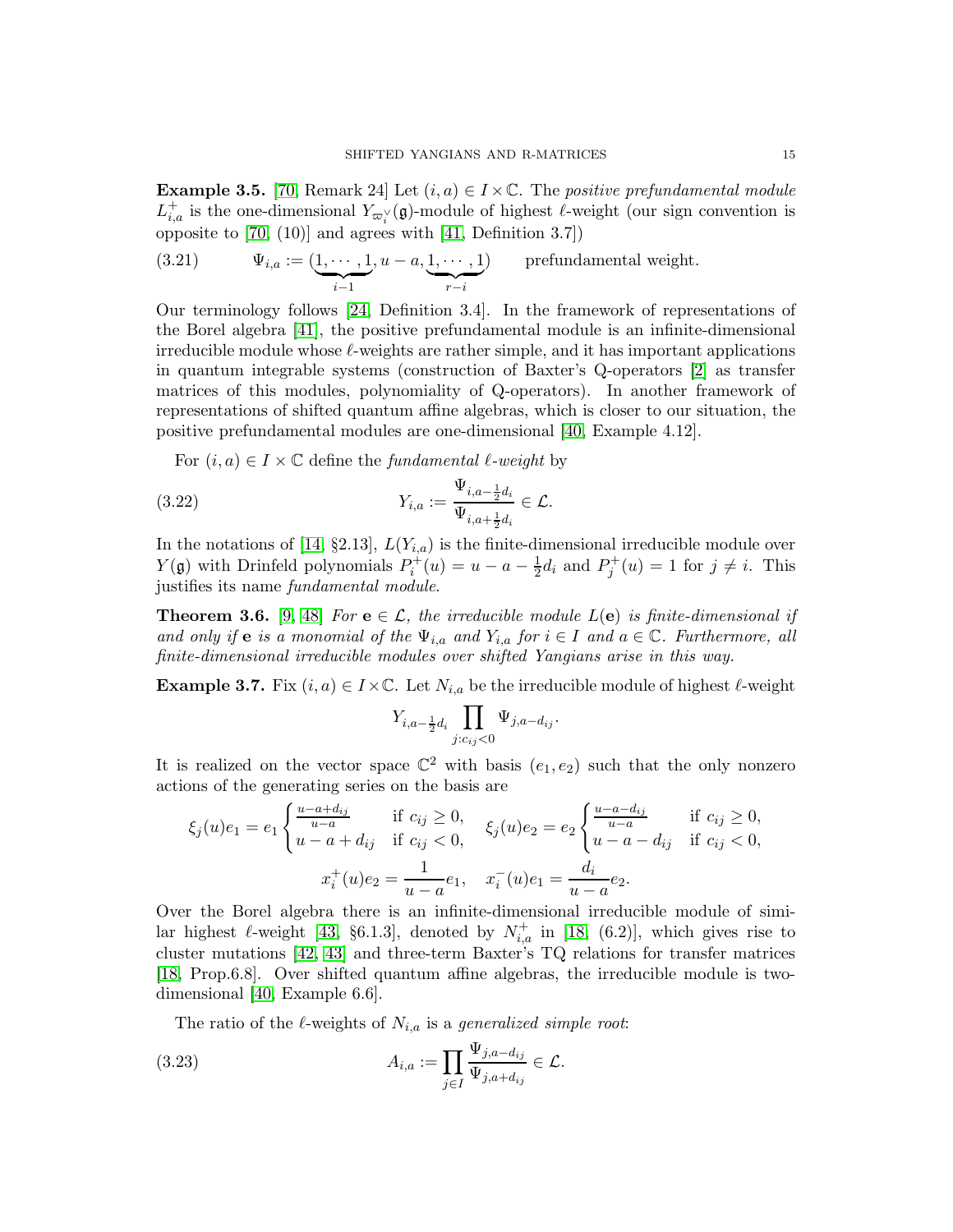**Example 3.5.** [70, Remark 24] Let $(i,a) \in I \times \mathbb{C}$. The *positive prefundamental module* $L^+_{i,a}$ is the one-dimensional $Y_{\varpi_i^\vee}(\mathfrak{g})$-module of highest $\ell$-weight (our sign convention is opposite to [70, (10)] and agrees with [41, Definition 3.7])

$$\Psi_{i,a} := (\underbrace{1,\cdots,1}_{i-1}, u-a, \underbrace{1,\cdots,1}_{r-i}) \qquad \text{prefundamental weight.} \tag{3.21}$$

Our terminology follows [24, Definition 3.4]. In the framework of representations of the Borel algebra [41], the positive prefundamental module is an infinite-dimensional irreducible module whose $\ell$-weights are rather simple, and it has important applications in quantum integrable systems (construction of Baxter's Q-operators [2] as transfer matrices of this modules, polynomiality of Q-operators). In another framework of representations of shifted quantum affine algebras, which is closer to our situation, the positive prefundamental modules are one-dimensional [40, Example 4.12].

For $(i,a) \in I \times \mathbb{C}$ define the *fundamental $\ell$-weight* by

$$Y_{i,a} := \frac{\Psi_{i,a-\frac{1}{2}d_i}}{\Psi_{i,a+\frac{1}{2}d_i}} \in \mathcal{L}. \tag{3.22}$$

In the notations of [14, §2.13], $L(Y_{i,a})$ is the finite-dimensional irreducible module over $Y(\mathfrak{g})$ with Drinfeld polynomials $P_i^+(u) = u - a - \frac{1}{2}d_i$ and $P_j^+(u) = 1$ for $j \neq i$. This justifies its name *fundamental module*.

**Theorem 3.6.** [9, 48] *For $\mathbf{e} \in \mathcal{L}$, the irreducible module $L(\mathbf{e})$ is finite-dimensional if and only if $\mathbf{e}$ is a monomial of the $\Psi_{i,a}$ and $Y_{i,a}$ for $i \in I$ and $a \in \mathbb{C}$. Furthermore, all finite-dimensional irreducible modules over shifted Yangians arise in this way.*

**Example 3.7.** Fix $(i,a) \in I \times \mathbb{C}$. Let $N_{i,a}$ be the irreducible module of highest $\ell$-weight

$$Y_{i,a-\frac{1}{2}d_i} \prod_{j: c_{ij}<0} \Psi_{j,a-d_{ij}}.$$

It is realized on the vector space $\mathbb{C}^2$ with basis $(e_1, e_2)$ such that the only nonzero actions of the generating series on the basis are

$$\xi_j(u)e_1 = e_1 \begin{cases} \frac{u-a+d_{ij}}{u-a} & \text{if } c_{ij} \geq 0, \\ u-a+d_{ij} & \text{if } c_{ij} < 0, \end{cases} \quad \xi_j(u)e_2 = e_2 \begin{cases} \frac{u-a-d_{ij}}{u-a} & \text{if } c_{ij} \geq 0, \\ u-a-d_{ij} & \text{if } c_{ij} < 0, \end{cases}$$

$$x_i^+(u)e_2 = \frac{1}{u-a}e_1, \quad x_i^-(u)e_1 = \frac{d_i}{u-a}e_2.$$

Over the Borel algebra there is an infinite-dimensional irreducible module of similar highest $\ell$-weight [43, §6.1.3], denoted by $N^+_{i,a}$ in [18, (6.2)], which gives rise to cluster mutations [42, 43] and three-term Baxter's TQ relations for transfer matrices [18, Prop.6.8]. Over shifted quantum affine algebras, the irreducible module is two-dimensional [40, Example 6.6].

The ratio of the $\ell$-weights of $N_{i,a}$ is a *generalized simple root*:

$$A_{i,a} := \prod_{j \in I} \frac{\Psi_{j,a-d_{ij}}}{\Psi_{j,a+d_{ij}}} \in \mathcal{L}. \tag{3.23}$$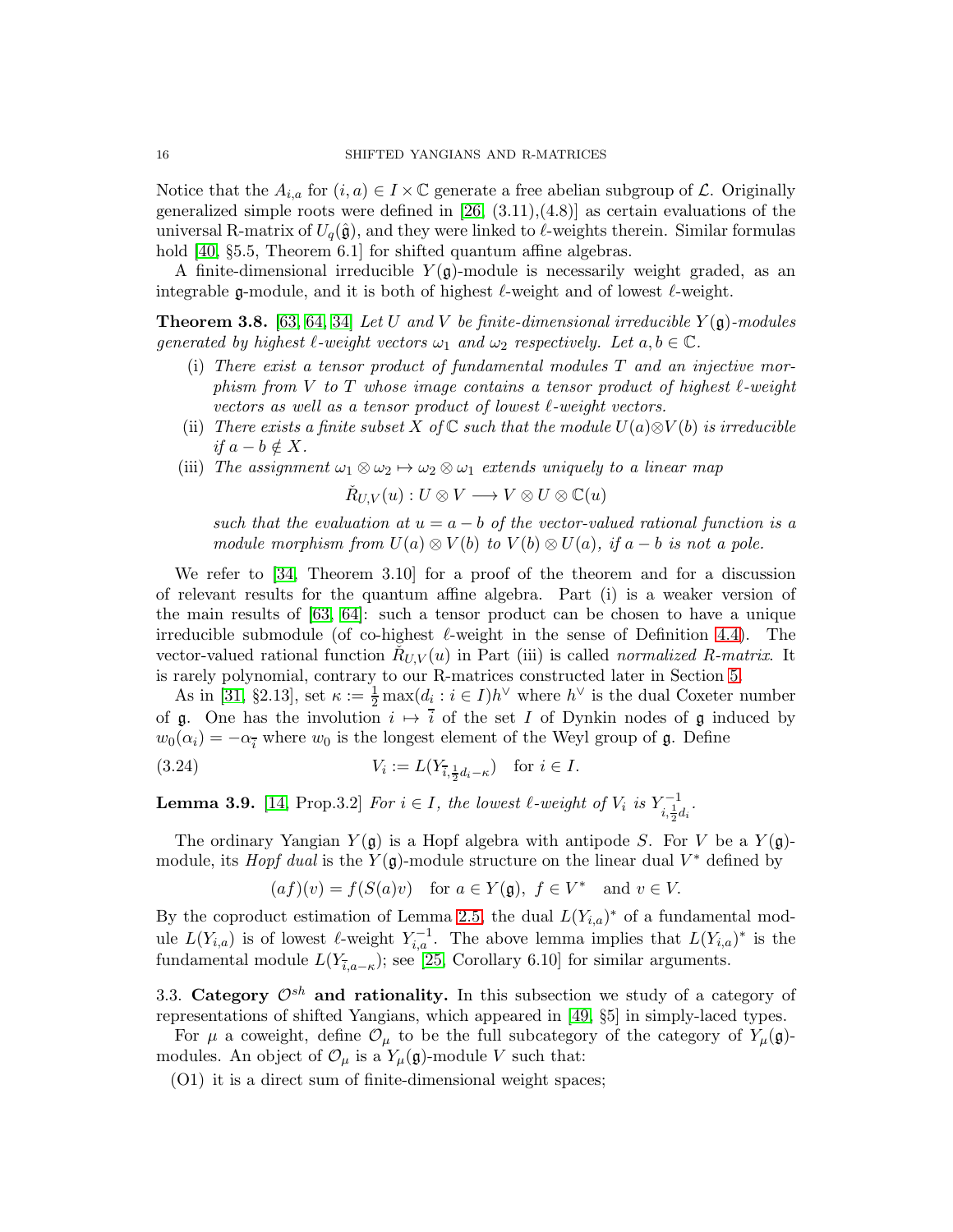Notice that the $A_{i,a}$ for $(i,a) \in I \times \mathbb{C}$ generate a free abelian subgroup of $\mathcal{L}$. Originally generalized simple roots were defined in [26, (3.11),(4.8)] as certain evaluations of the universal R-matrix of $U_q(\hat{\mathfrak{g}})$, and they were linked to $\ell$-weights therein. Similar formulas hold [40, §5.5, Theorem 6.1] for shifted quantum affine algebras.

A finite-dimensional irreducible $Y(\mathfrak{g})$-module is necessarily weight graded, as an integrable $\mathfrak{g}$-module, and it is both of highest $\ell$-weight and of lowest $\ell$-weight.

**Theorem 3.8.** [63, 64, 34] *Let $U$ and $V$ be finite-dimensional irreducible $Y(\mathfrak{g})$-modules generated by highest $\ell$-weight vectors $\omega_1$ and $\omega_2$ respectively. Let $a, b \in \mathbb{C}$.*

- (i) *There exist a tensor product of fundamental modules $T$ and an injective morphism from $V$ to $T$ whose image contains a tensor product of highest $\ell$-weight vectors as well as a tensor product of lowest $\ell$-weight vectors.*
- (ii) *There exists a finite subset $X$ of $\mathbb{C}$ such that the module $U(a) \otimes V(b)$ is irreducible if $a - b \notin X$.*
- (iii) *The assignment $\omega_1 \otimes \omega_2 \mapsto \omega_2 \otimes \omega_1$ extends uniquely to a linear map*

$$\check{R}_{U,V}(u) : U \otimes V \longrightarrow V \otimes U \otimes \mathbb{C}(u)$$

*such that the evaluation at $u = a - b$ of the vector-valued rational function is a module morphism from $U(a) \otimes V(b)$ to $V(b) \otimes U(a)$, if $a - b$ is not a pole.*

We refer to [34, Theorem 3.10] for a proof of the theorem and for a discussion of relevant results for the quantum affine algebra. Part (i) is a weaker version of the main results of [63, 64]: such a tensor product can be chosen to have a unique irreducible submodule (of co-highest $\ell$-weight in the sense of Definition 4.4). The vector-valued rational function $\check{R}_{U,V}(u)$ in Part (iii) is called *normalized R-matrix*. It is rarely polynomial, contrary to our R-matrices constructed later in Section 5.

As in [31, §2.13], set $\kappa := \frac{1}{2}\max(d_i : i \in I)h^\vee$ where $h^\vee$ is the dual Coxeter number of $\mathfrak{g}$. One has the involution $i \mapsto \bar{i}$ of the set $I$ of Dynkin nodes of $\mathfrak{g}$ induced by $w_0(\alpha_i) = -\alpha_{\bar{i}}$ where $w_0$ is the longest element of the Weyl group of $\mathfrak{g}$. Define

$$V_i := L(Y_{\bar{i},\frac{1}{2}d_i - \kappa}) \quad \text{for } i \in I. \tag{3.24}$$

**Lemma 3.9.** [14, Prop.3.2] *For $i \in I$, the lowest $\ell$-weight of $V_i$ is $Y_{i,\frac{1}{2}d_i}^{-1}$.*

The ordinary Yangian $Y(\mathfrak{g})$ is a Hopf algebra with antipode $S$. For $V$ be a $Y(\mathfrak{g})$-module, its *Hopf dual* is the $Y(\mathfrak{g})$-module structure on the linear dual $V^*$ defined by

$$(af)(v) = f(S(a)v) \quad \text{for } a \in Y(\mathfrak{g}),\ f \in V^* \quad \text{and } v \in V.$$

By the coproduct estimation of Lemma 2.5, the dual $L(Y_{i,a})^*$ of a fundamental module $L(Y_{i,a})$ is of lowest $\ell$-weight $Y_{i,a}^{-1}$. The above lemma implies that $L(Y_{i,a})^*$ is the fundamental module $L(Y_{\bar{i},a-\kappa})$; see [25, Corollary 6.10] for similar arguments.

### 3.3. Category $\mathcal{O}^{sh}$ and rationality.

In this subsection we study of a category of representations of shifted Yangians, which appeared in [49, §5] in simply-laced types.

For $\mu$ a coweight, define $\mathcal{O}_\mu$ to be the full subcategory of the category of $Y_\mu(\mathfrak{g})$-modules. An object of $\mathcal{O}_\mu$ is a $Y_\mu(\mathfrak{g})$-module $V$ such that:

(O1) it is a direct sum of finite-dimensional weight spaces;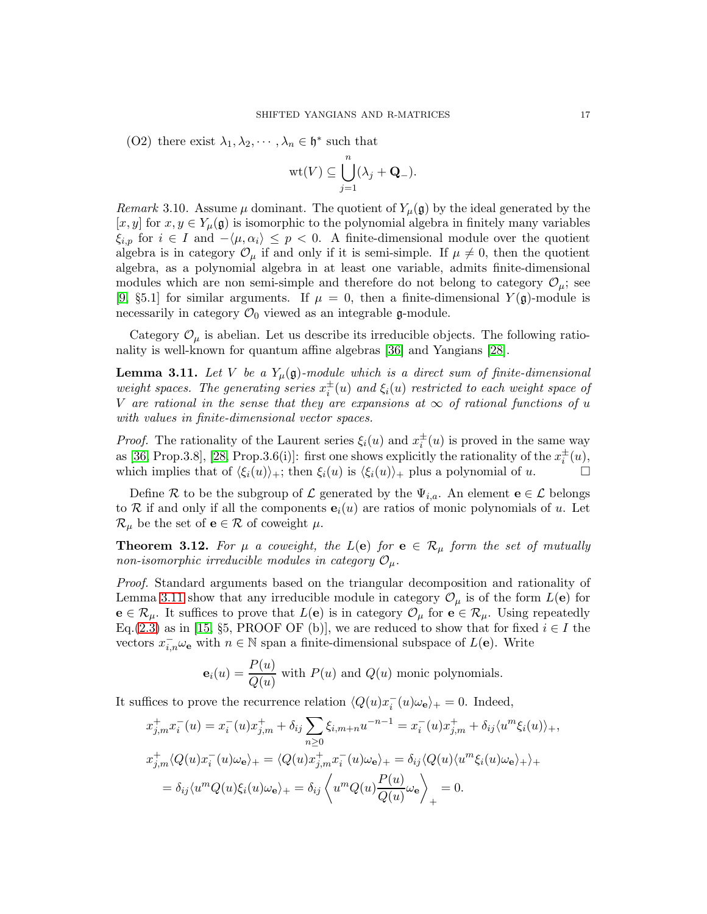(O2) there exist $\lambda_1, \lambda_2, \cdots, \lambda_n \in \mathfrak{h}^*$ such that

$$\mathrm{wt}(V) \subseteq \bigcup_{j=1}^{n} (\lambda_j + \mathbf{Q}_-).$$

*Remark* 3.10. Assume $\mu$ dominant. The quotient of $Y_\mu(\mathfrak{g})$ by the ideal generated by the $[x, y]$ for $x, y \in Y_\mu(\mathfrak{g})$ is isomorphic to the polynomial algebra in finitely many variables $\xi_{i,p}$ for $i \in I$ and $-\langle \mu, \alpha_i \rangle \leq p < 0$. A finite-dimensional module over the quotient algebra is in category $\mathcal{O}_\mu$ if and only if it is semi-simple. If $\mu \neq 0$, then the quotient algebra, as a polynomial algebra in at least one variable, admits finite-dimensional modules which are non semi-simple and therefore do not belong to category $\mathcal{O}_\mu$; see [9, §5.1] for similar arguments. If $\mu = 0$, then a finite-dimensional $Y(\mathfrak{g})$-module is necessarily in category $\mathcal{O}_0$ viewed as an integrable $\mathfrak{g}$-module.

Category $\mathcal{O}_\mu$ is abelian. Let us describe its irreducible objects. The following rationality is well-known for quantum affine algebras [36] and Yangians [28].

**Lemma 3.11.** *Let $V$ be a $Y_\mu(\mathfrak{g})$-module which is a direct sum of finite-dimensional weight spaces. The generating series $x_i^\pm(u)$ and $\xi_i(u)$ restricted to each weight space of $V$ are rational in the sense that they are expansions at $\infty$ of rational functions of $u$ with values in finite-dimensional vector spaces.*

*Proof.* The rationality of the Laurent series $\xi_i(u)$ and $x_i^\pm(u)$ is proved in the same way as [36, Prop.3.8], [28, Prop.3.6(i)]: first one shows explicitly the rationality of the $x_i^\pm(u)$, which implies that of $\langle \xi_i(u) \rangle_+$; then $\xi_i(u)$ is $\langle \xi_i(u) \rangle_+$ plus a polynomial of $u$. □

Define $\mathcal{R}$ to be the subgroup of $\mathcal{L}$ generated by the $\Psi_{i,a}$. An element $\mathbf{e} \in \mathcal{L}$ belongs to $\mathcal{R}$ if and only if all the components $\mathbf{e}_i(u)$ are ratios of monic polynomials of $u$. Let $\mathcal{R}_\mu$ be the set of $\mathbf{e} \in \mathcal{R}$ of coweight $\mu$.

**Theorem 3.12.** *For $\mu$ a coweight, the $L(\mathbf{e})$ for $\mathbf{e} \in \mathcal{R}_\mu$ form the set of mutually non-isomorphic irreducible modules in category $\mathcal{O}_\mu$.*

*Proof.* Standard arguments based on the triangular decomposition and rationality of Lemma 3.11 show that any irreducible module in category $\mathcal{O}_\mu$ is of the form $L(\mathbf{e})$ for $\mathbf{e} \in \mathcal{R}_\mu$. It suffices to prove that $L(\mathbf{e})$ is in category $\mathcal{O}_\mu$ for $\mathbf{e} \in \mathcal{R}_\mu$. Using repeatedly Eq.(2.3) as in [15, §5, PROOF OF (b)], we are reduced to show that for fixed $i \in I$ the vectors $x_{i,n}^- \omega_{\mathbf{e}}$ with $n \in \mathbb{N}$ span a finite-dimensional subspace of $L(\mathbf{e})$. Write

$$\mathbf{e}_i(u) = \frac{P(u)}{Q(u)} \text{ with } P(u) \text{ and } Q(u) \text{ monic polynomials.}$$

It suffices to prove the recurrence relation $\langle Q(u) x_i^-(u) \omega_{\mathbf{e}} \rangle_+ = 0$. Indeed,

$$x_{j,m}^+ x_i^-(u) = x_i^-(u) x_{j,m}^+ + \delta_{ij} \sum_{n \geq 0} \xi_{i,m+n} u^{-n-1} = x_i^-(u) x_{j,m}^+ + \delta_{ij} \langle u^m \xi_i(u) \rangle_+,$$

$$x_{j,m}^+ \langle Q(u) x_i^-(u) \omega_{\mathbf{e}} \rangle_+ = \langle Q(u) x_{j,m}^+ x_i^-(u) \omega_{\mathbf{e}} \rangle_+ = \delta_{ij} \langle Q(u) \langle u^m \xi_i(u) \omega_{\mathbf{e}} \rangle_+ \rangle_+$$

$$= \delta_{ij} \langle u^m Q(u) \xi_i(u) \omega_{\mathbf{e}} \rangle_+ = \delta_{ij} \left\langle u^m Q(u) \frac{P(u)}{Q(u)} \omega_{\mathbf{e}} \right\rangle_+ = 0.$$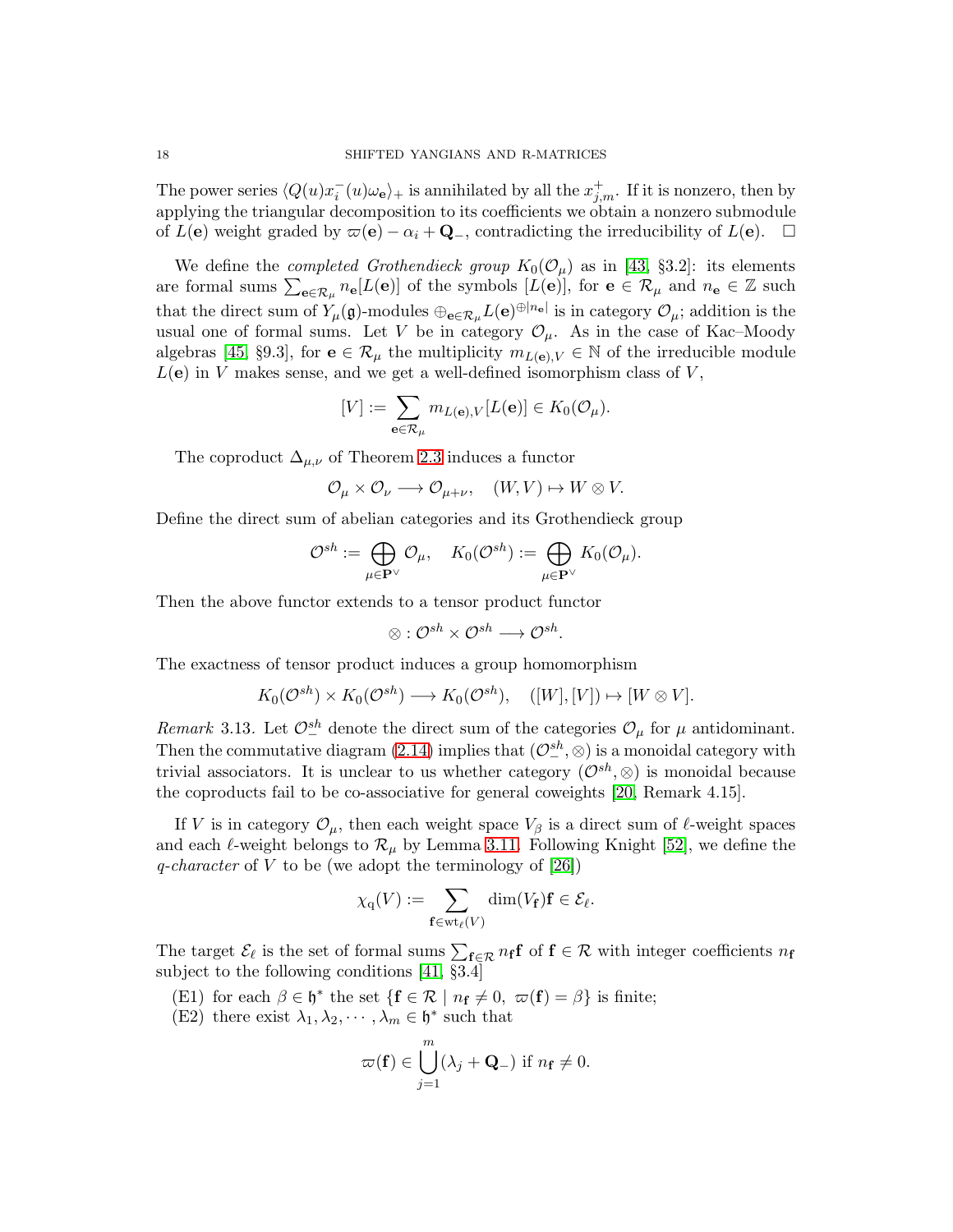The power series $\langle Q(u)x_i^-(u)\omega_{\mathbf{e}}\rangle_+$ is annihilated by all the $x_{j,m}^+$. If it is nonzero, then by applying the triangular decomposition to its coefficients we obtain a nonzero submodule of $L(\mathbf{e})$ weight graded by $\varpi(\mathbf{e}) - \alpha_i + \mathbf{Q}_-$, contradicting the irreducibility of $L(\mathbf{e})$. $\square$

We define the *completed Grothendieck group* $K_0(\mathcal{O}_\mu)$ as in [43, §3.2]: its elements are formal sums $\sum_{\mathbf{e}\in\mathcal{R}_\mu} n_{\mathbf{e}}[L(\mathbf{e})]$ of the symbols $[L(\mathbf{e})]$, for $\mathbf{e}\in\mathcal{R}_\mu$ and $n_{\mathbf{e}}\in\mathbb{Z}$ such that the direct sum of $Y_\mu(\mathfrak{g})$-modules $\oplus_{\mathbf{e}\in\mathcal{R}_\mu} L(\mathbf{e})^{\oplus|n_{\mathbf{e}}|}$ is in category $\mathcal{O}_\mu$; addition is the usual one of formal sums. Let $V$ be in category $\mathcal{O}_\mu$. As in the case of Kac–Moody algebras [45, §9.3], for $\mathbf{e}\in\mathcal{R}_\mu$ the multiplicity $m_{L(\mathbf{e}),V}\in\mathbb{N}$ of the irreducible module $L(\mathbf{e})$ in $V$ makes sense, and we get a well-defined isomorphism class of $V$,

$$[V] := \sum_{\mathbf{e}\in\mathcal{R}_\mu} m_{L(\mathbf{e}),V}[L(\mathbf{e})] \in K_0(\mathcal{O}_\mu).$$

The coproduct $\Delta_{\mu,\nu}$ of Theorem 2.3 induces a functor

$$\mathcal{O}_\mu \times \mathcal{O}_\nu \longrightarrow \mathcal{O}_{\mu+\nu}, \quad (W,V)\mapsto W\otimes V.$$

Define the direct sum of abelian categories and its Grothendieck group

$$\mathcal{O}^{sh} := \bigoplus_{\mu\in\mathbf{P}^\vee} \mathcal{O}_\mu, \quad K_0(\mathcal{O}^{sh}) := \bigoplus_{\mu\in\mathbf{P}^\vee} K_0(\mathcal{O}_\mu).$$

Then the above functor extends to a tensor product functor

$$\otimes : \mathcal{O}^{sh}\times\mathcal{O}^{sh}\longrightarrow\mathcal{O}^{sh}.$$

The exactness of tensor product induces a group homomorphism

$$K_0(\mathcal{O}^{sh})\times K_0(\mathcal{O}^{sh})\longrightarrow K_0(\mathcal{O}^{sh}), \quad ([W],[V])\mapsto [W\otimes V].$$

*Remark* 3.13. Let $\mathcal{O}^{sh}_-$ denote the direct sum of the categories $\mathcal{O}_\mu$ for $\mu$ antidominant. Then the commutative diagram (2.14) implies that $(\mathcal{O}^{sh}_-,\otimes)$ is a monoidal category with trivial associators. It is unclear to us whether category $(\mathcal{O}^{sh},\otimes)$ is monoidal because the coproducts fail to be co-associative for general coweights [20, Remark 4.15].

If $V$ is in category $\mathcal{O}_\mu$, then each weight space $V_\beta$ is a direct sum of $\ell$-weight spaces and each $\ell$-weight belongs to $\mathcal{R}_\mu$ by Lemma 3.11. Following Knight [52], we define the *q-character* of $V$ to be (we adopt the terminology of [26])

$$\chi_{\mathrm{q}}(V) := \sum_{\mathbf{f}\in\mathrm{wt}_\ell(V)} \dim(V_{\mathbf{f}})\mathbf{f}\in\mathcal{E}_\ell.$$

The target $\mathcal{E}_\ell$ is the set of formal sums $\sum_{\mathbf{f}\in\mathcal{R}} n_{\mathbf{f}}\mathbf{f}$ of $\mathbf{f}\in\mathcal{R}$ with integer coefficients $n_{\mathbf{f}}$ subject to the following conditions [41, §3.4]

(E1) for each $\beta\in\mathfrak{h}^*$ the set $\{\mathbf{f}\in\mathcal{R}\mid n_{\mathbf{f}}\neq 0,\ \varpi(\mathbf{f})=\beta\}$ is finite;
(E2) there exist $\lambda_1,\lambda_2,\cdots,\lambda_m\in\mathfrak{h}^*$ such that

$$\varpi(\mathbf{f})\in\bigcup_{j=1}^m(\lambda_j+\mathbf{Q}_-) \text{ if } n_{\mathbf{f}}\neq 0.$$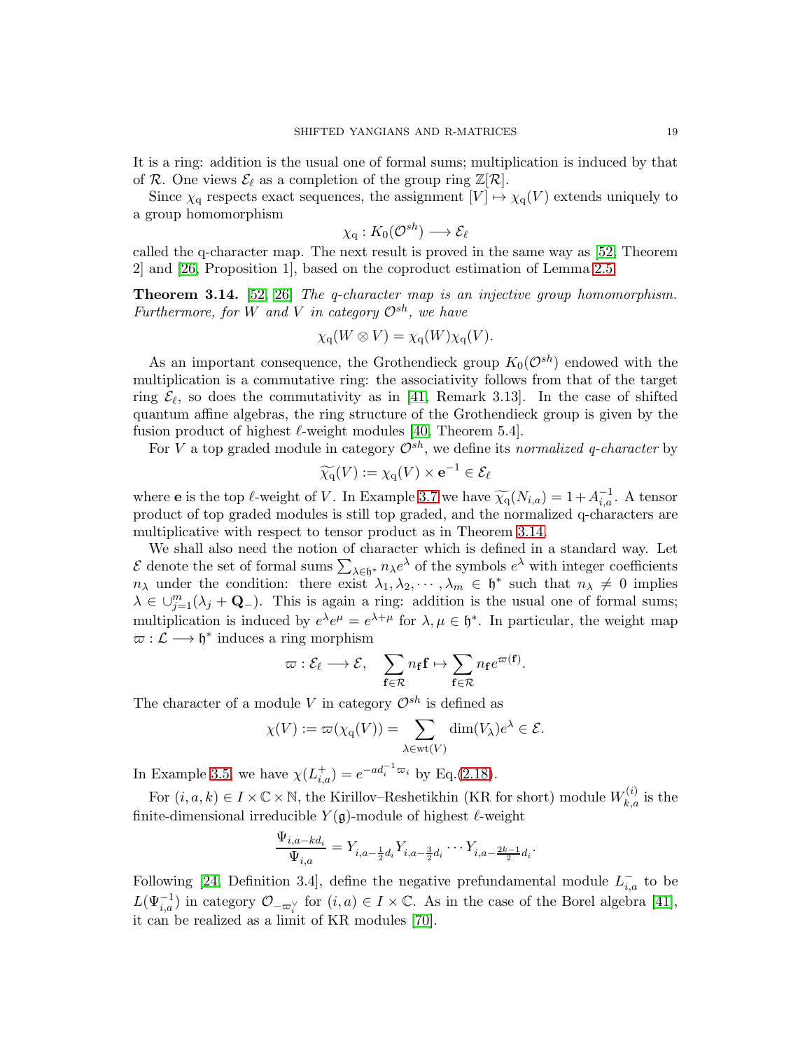It is a ring: addition is the usual one of formal sums; multiplication is induced by that of $\mathcal{R}$. One views $\mathcal{E}_\ell$ as a completion of the group ring $\mathbb{Z}[\mathcal{R}]$.

Since $\chi_q$ respects exact sequences, the assignment $[V] \mapsto \chi_q(V)$ extends uniquely to a group homomorphism

$$\chi_q : K_0(\mathcal{O}^{sh}) \longrightarrow \mathcal{E}_\ell$$

called the q-character map. The next result is proved in the same way as [52, Theorem 2] and [26, Proposition 1], based on the coproduct estimation of Lemma 2.5.

**Theorem 3.14.** [52, 26] *The q-character map is an injective group homomorphism. Furthermore, for $W$ and $V$ in category $\mathcal{O}^{sh}$, we have*

$$\chi_q(W \otimes V) = \chi_q(W)\chi_q(V).$$

As an important consequence, the Grothendieck group $K_0(\mathcal{O}^{sh})$ endowed with the multiplication is a commutative ring: the associativity follows from that of the target ring $\mathcal{E}_\ell$, so does the commutativity as in [41, Remark 3.13]. In the case of shifted quantum affine algebras, the ring structure of the Grothendieck group is given by the fusion product of highest $\ell$-weight modules [40, Theorem 5.4].

For $V$ a top graded module in category $\mathcal{O}^{sh}$, we define its *normalized q-character* by

$$\widetilde{\chi_q}(V) := \chi_q(V) \times \mathbf{e}^{-1} \in \mathcal{E}_\ell$$

where $\mathbf{e}$ is the top $\ell$-weight of $V$. In Example 3.7 we have $\widetilde{\chi_q}(N_{i,a}) = 1 + A_{i,a}^{-1}$. A tensor product of top graded modules is still top graded, and the normalized q-characters are multiplicative with respect to tensor product as in Theorem 3.14.

We shall also need the notion of character which is defined in a standard way. Let $\mathcal{E}$ denote the set of formal sums $\sum_{\lambda \in \mathfrak{h}^*} n_\lambda e^\lambda$ of the symbols $e^\lambda$ with integer coefficients $n_\lambda$ under the condition: there exist $\lambda_1, \lambda_2, \cdots, \lambda_m \in \mathfrak{h}^*$ such that $n_\lambda \neq 0$ implies $\lambda \in \cup_{j=1}^m (\lambda_j + \mathbf{Q}_-)$. This is again a ring: addition is the usual one of formal sums; multiplication is induced by $e^\lambda e^\mu = e^{\lambda+\mu}$ for $\lambda, \mu \in \mathfrak{h}^*$. In particular, the weight map $\varpi : \mathcal{L} \longrightarrow \mathfrak{h}^*$ induces a ring morphism

$$\varpi : \mathcal{E}_\ell \longrightarrow \mathcal{E}, \quad \sum_{\mathbf{f} \in \mathcal{R}} n_{\mathbf{f}} \mathbf{f} \mapsto \sum_{\mathbf{f} \in \mathcal{R}} n_{\mathbf{f}} e^{\varpi(\mathbf{f})}.$$

The character of a module $V$ in category $\mathcal{O}^{sh}$ is defined as

$$\chi(V) := \varpi(\chi_q(V)) = \sum_{\lambda \in \mathrm{wt}(V)} \dim(V_\lambda) e^\lambda \in \mathcal{E}.$$

In Example 3.5, we have $\chi(L_{i,a}^+) = e^{-ad_i^{-1}\varpi_i}$ by Eq.(2.18).

For $(i, a, k) \in I \times \mathbb{C} \times \mathbb{N}$, the Kirillov–Reshetikhin (KR for short) module $W_{k,a}^{(i)}$ is the finite-dimensional irreducible $Y(\mathfrak{g})$-module of highest $\ell$-weight

$$\frac{\Psi_{i,a-kd_i}}{\Psi_{i,a}} = Y_{i,a-\frac{1}{2}d_i} Y_{i,a-\frac{3}{2}d_i} \cdots Y_{i,a-\frac{2k-1}{2}d_i}.$$

Following [24, Definition 3.4], define the negative prefundamental module $L_{i,a}^-$ to be $L(\Psi_{i,a}^{-1})$ in category $\mathcal{O}_{-\varpi_i^\vee}$ for $(i, a) \in I \times \mathbb{C}$. As in the case of the Borel algebra [41], it can be realized as a limit of KR modules [70].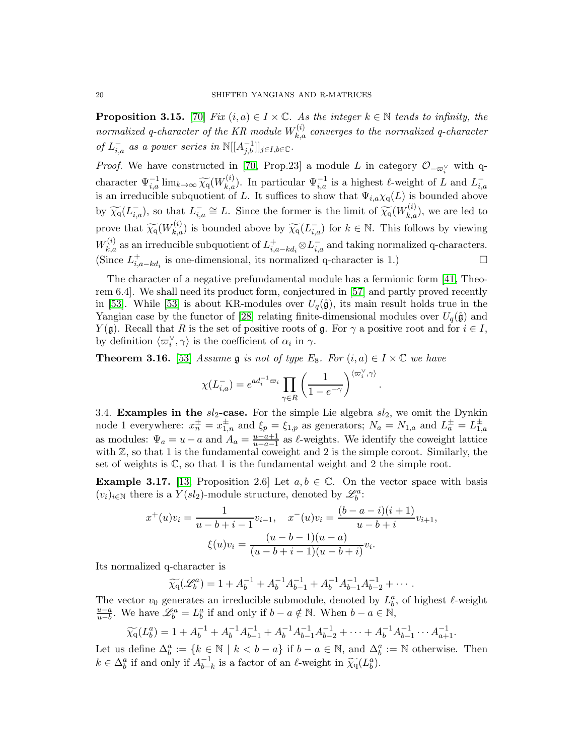**Proposition 3.15.** [70] *Fix $(i,a) \in I \times \mathbb{C}$. As the integer $k \in \mathbb{N}$ tends to infinity, the normalized q-character of the KR module $W_{k,a}^{(i)}$ converges to the normalized q-character of $L_{i,a}^-$ as a power series in $\mathbb{N}[[A_{j,b}^{-1}]]_{j\in I, b\in\mathbb{C}}$.*

*Proof.* We have constructed in [70, Prop.23] a module $L$ in category $\mathcal{O}_{-\varpi_i^\vee}$ with q-character $\Psi_{i,a}^{-1} \lim_{k\to\infty} \widetilde{\chi_{\mathrm{q}}}(W_{k,a}^{(i)})$. In particular $\Psi_{i,a}^{-1}$ is a highest $\ell$-weight of $L$ and $L_{i,a}^-$ is an irreducible subquotient of $L$. It suffices to show that $\Psi_{i,a}\chi_{\mathrm{q}}(L)$ is bounded above by $\widetilde{\chi_{\mathrm{q}}}(L_{i,a}^-)$, so that $L_{i,a}^- \cong L$. Since the former is the limit of $\widetilde{\chi_{\mathrm{q}}}(W_{k,a}^{(i)})$, we are led to prove that $\widetilde{\chi_{\mathrm{q}}}(W_{k,a}^{(i)})$ is bounded above by $\widetilde{\chi_{\mathrm{q}}}(L_{i,a}^-)$ for $k \in \mathbb{N}$. This follows by viewing $W_{k,a}^{(i)}$ as an irreducible subquotient of $L_{i,a-kd_i}^+ \otimes L_{i,a}^-$ and taking normalized q-characters. (Since $L_{i,a-kd_i}^+$ is one-dimensional, its normalized q-character is 1.) $\square$

The character of a negative prefundamental module has a fermionic form [41, Theorem 6.4]. We shall need its product form, conjectured in [57] and partly proved recently in [53]. While [53] is about KR-modules over $U_q(\hat{\mathfrak{g}})$, its main result holds true in the Yangian case by the functor of [28] relating finite-dimensional modules over $U_q(\hat{\mathfrak{g}})$ and $Y(\mathfrak{g})$. Recall that $R$ is the set of positive roots of $\mathfrak{g}$. For $\gamma$ a positive root and for $i \in I$, by definition $\langle \varpi_i^\vee, \gamma\rangle$ is the coefficient of $\alpha_i$ in $\gamma$.

**Theorem 3.16.** [53] *Assume $\mathfrak{g}$ is not of type $E_8$. For $(i,a) \in I \times \mathbb{C}$ we have*

$$\chi(L_{i,a}^-) = e^{ad_i^{-1}\varpi_i} \prod_{\gamma \in R} \left(\frac{1}{1-e^{-\gamma}}\right)^{\langle \varpi_i^\vee, \gamma\rangle}.$$

### 3.4. Examples in the $sl_2$-case.

For the simple Lie algebra $sl_2$, we omit the Dynkin node 1 everywhere: $x_n^\pm = x_{1,n}^\pm$ and $\xi_p = \xi_{1,p}$ as generators; $N_a = N_{1,a}$ and $L_a^\pm = L_{1,a}^\pm$ as modules: $\Psi_a = u - a$ and $A_a = \frac{u-a+1}{u-a-1}$ as $\ell$-weights. We identify the coweight lattice with $\mathbb{Z}$, so that 1 is the fundamental coweight and 2 is the simple coroot. Similarly, the set of weights is $\mathbb{C}$, so that 1 is the fundamental weight and 2 the simple root.

**Example 3.17.** [13, Proposition 2.6] Let $a, b \in \mathbb{C}$. On the vector space with basis $(v_i)_{i\in\mathbb{N}}$ there is a $Y(sl_2)$-module structure, denoted by $\mathscr{L}_b^a$:

$$x^+(u)v_i = \frac{1}{u-b+i-1}v_{i-1}, \quad x^-(u)v_i = \frac{(b-a-i)(i+1)}{u-b+i}v_{i+1},$$
$$\xi(u)v_i = \frac{(u-b-1)(u-a)}{(u-b+i-1)(u-b+i)}v_i.$$

Its normalized q-character is

$$\widetilde{\chi_{\mathrm{q}}}(\mathscr{L}_b^a) = 1 + A_b^{-1} + A_b^{-1}A_{b-1}^{-1} + A_b^{-1}A_{b-1}^{-1}A_{b-2}^{-1} + \cdots.$$

The vector $v_0$ generates an irreducible submodule, denoted by $L_b^a$, of highest $\ell$-weight $\frac{u-a}{u-b}$. We have $\mathscr{L}_b^a = L_b^a$ if and only if $b - a \notin \mathbb{N}$. When $b - a \in \mathbb{N}$,

$$\widetilde{\chi_{\mathrm{q}}}(L_b^a) = 1 + A_b^{-1} + A_b^{-1}A_{b-1}^{-1} + A_b^{-1}A_{b-1}^{-1}A_{b-2}^{-1} + \cdots + A_b^{-1}A_{b-1}^{-1}\cdots A_{a+1}^{-1}.$$

Let us define $\Delta_b^a := \{k \in \mathbb{N} \mid k < b-a\}$ if $b - a \in \mathbb{N}$, and $\Delta_b^a := \mathbb{N}$ otherwise. Then $k \in \Delta_b^a$ if and only if $A_{b-k}^{-1}$ is a factor of an $\ell$-weight in $\widetilde{\chi_{\mathrm{q}}}(L_b^a)$.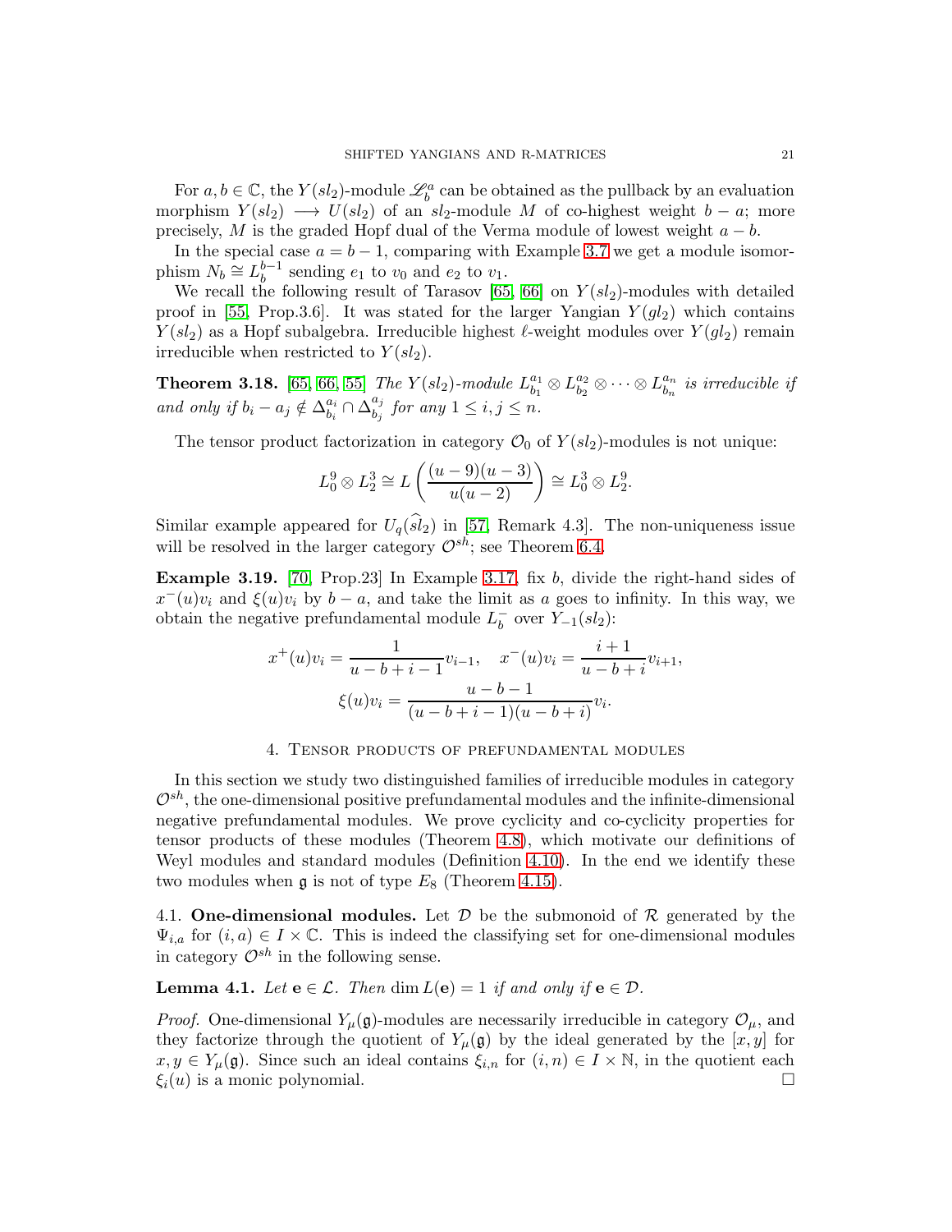For $a, b \in \mathbb{C}$, the $Y(sl_2)$-module $\mathscr{L}_b^a$ can be obtained as the pullback by an evaluation morphism $Y(sl_2) \longrightarrow U(sl_2)$ of an $sl_2$-module $M$ of co-highest weight $b - a$; more precisely, $M$ is the graded Hopf dual of the Verma module of lowest weight $a - b$.

In the special case $a = b - 1$, comparing with Example 3.7 we get a module isomorphism $N_b \cong L_b^{b-1}$ sending $e_1$ to $v_0$ and $e_2$ to $v_1$.

We recall the following result of Tarasov [65, 66] on $Y(sl_2)$-modules with detailed proof in [55, Prop.3.6]. It was stated for the larger Yangian $Y(gl_2)$ which contains $Y(sl_2)$ as a Hopf subalgebra. Irreducible highest $\ell$-weight modules over $Y(gl_2)$ remain irreducible when restricted to $Y(sl_2)$.

**Theorem 3.18.** [65, 66, 55] *The $Y(sl_2)$-module $L_{b_1}^{a_1} \otimes L_{b_2}^{a_2} \otimes \cdots \otimes L_{b_n}^{a_n}$ is irreducible if and only if $b_i - a_j \notin \Delta_{b_i}^{a_i} \cap \Delta_{b_j}^{a_j}$ for any $1 \leq i, j \leq n$.*

The tensor product factorization in category $\mathcal{O}_0$ of $Y(sl_2)$-modules is not unique:

$$L_0^9 \otimes L_2^3 \cong L\left(\frac{(u-9)(u-3)}{u(u-2)}\right) \cong L_0^3 \otimes L_2^9.$$

Similar example appeared for $U_q(\widehat{sl}_2)$ in [57, Remark 4.3]. The non-uniqueness issue will be resolved in the larger category $\mathcal{O}^{sh}$; see Theorem 6.4.

**Example 3.19.** [70, Prop.23] In Example 3.17, fix $b$, divide the right-hand sides of $x^-(u)v_i$ and $\xi(u)v_i$ by $b - a$, and take the limit as $a$ goes to infinity. In this way, we obtain the negative prefundamental module $L_b^-$ over $Y_{-1}(sl_2)$:

$$x^+(u)v_i = \frac{1}{u - b + i - 1} v_{i-1}, \quad x^-(u)v_i = \frac{i+1}{u - b + i} v_{i+1},$$
$$\xi(u)v_i = \frac{u - b - 1}{(u - b + i - 1)(u - b + i)} v_i.$$

## 4. Tensor products of prefundamental modules

In this section we study two distinguished families of irreducible modules in category $\mathcal{O}^{sh}$, the one-dimensional positive prefundamental modules and the infinite-dimensional negative prefundamental modules. We prove cyclicity and co-cyclicity properties for tensor products of these modules (Theorem 4.8), which motivate our definitions of Weyl modules and standard modules (Definition 4.10). In the end we identify these two modules when $\mathfrak{g}$ is not of type $E_8$ (Theorem 4.15).

4.1. **One-dimensional modules.** Let $\mathcal{D}$ be the submonoid of $\mathcal{R}$ generated by the $\Psi_{i,a}$ for $(i, a) \in I \times \mathbb{C}$. This is indeed the classifying set for one-dimensional modules in category $\mathcal{O}^{sh}$ in the following sense.

**Lemma 4.1.** *Let $\mathbf{e} \in \mathcal{L}$. Then $\dim L(\mathbf{e}) = 1$ if and only if $\mathbf{e} \in \mathcal{D}$.*

*Proof.* One-dimensional $Y_\mu(\mathfrak{g})$-modules are necessarily irreducible in category $\mathcal{O}_\mu$, and they factorize through the quotient of $Y_\mu(\mathfrak{g})$ by the ideal generated by the $[x, y]$ for $x, y \in Y_\mu(\mathfrak{g})$. Since such an ideal contains $\xi_{i,n}$ for $(i, n) \in I \times \mathbb{N}$, in the quotient each $\xi_i(u)$ is a monic polynomial. □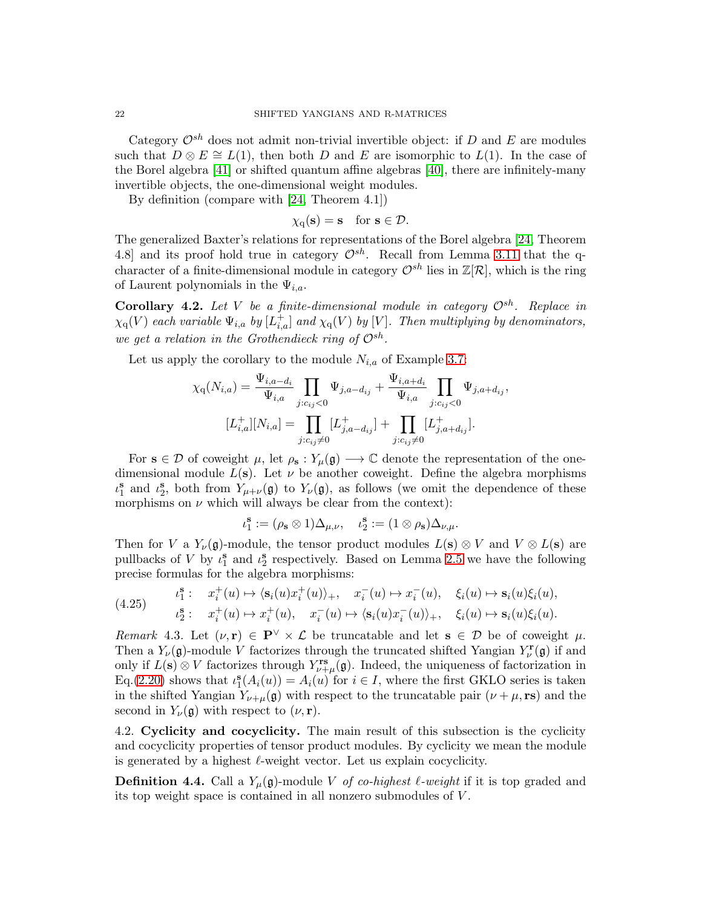Category $\mathcal{O}^{sh}$ does not admit non-trivial invertible object: if $D$ and $E$ are modules such that $D \otimes E \cong L(1)$, then both $D$ and $E$ are isomorphic to $L(1)$. In the case of the Borel algebra [41] or shifted quantum affine algebras [40], there are infinitely-many invertible objects, the one-dimensional weight modules.

By definition (compare with [24, Theorem 4.1])

$$\chi_{\mathrm{q}}(\mathbf{s}) = \mathbf{s} \quad \text{for } \mathbf{s} \in \mathcal{D}.$$

The generalized Baxter's relations for representations of the Borel algebra [24, Theorem 4.8] and its proof hold true in category $\mathcal{O}^{sh}$. Recall from Lemma 3.11 that the q-character of a finite-dimensional module in category $\mathcal{O}^{sh}$ lies in $\mathbb{Z}[\mathcal{R}]$, which is the ring of Laurent polynomials in the $\Psi_{i,a}$.

**Corollary 4.2.** *Let $V$ be a finite-dimensional module in category $\mathcal{O}^{sh}$. Replace in $\chi_{\mathrm{q}}(V)$ each variable $\Psi_{i,a}$ by $[L^+_{i,a}]$ and $\chi_{\mathrm{q}}(V)$ by $[V]$. Then multiplying by denominators, we get a relation in the Grothendieck ring of $\mathcal{O}^{sh}$.*

Let us apply the corollary to the module $N_{i,a}$ of Example 3.7:

$$\chi_{\mathrm{q}}(N_{i,a}) = \frac{\Psi_{i,a-d_i}}{\Psi_{i,a}} \prod_{j:c_{ij}<0} \Psi_{j,a-d_{ij}} + \frac{\Psi_{i,a+d_i}}{\Psi_{i,a}} \prod_{j:c_{ij}<0} \Psi_{j,a+d_{ij}},$$

$$[L^+_{i,a}][N_{i,a}] = \prod_{j:c_{ij}\neq 0} [L^+_{j,a-d_{ij}}] + \prod_{j:c_{ij}\neq 0} [L^+_{j,a+d_{ij}}].$$

For $\mathbf{s} \in \mathcal{D}$ of coweight $\mu$, let $\rho_{\mathbf{s}} : Y_\mu(\mathfrak{g}) \longrightarrow \mathbb{C}$ denote the representation of the one-dimensional module $L(\mathbf{s})$. Let $\nu$ be another coweight. Define the algebra morphisms $\iota_1^{\mathbf{s}}$ and $\iota_2^{\mathbf{s}}$, both from $Y_{\mu+\nu}(\mathfrak{g})$ to $Y_\nu(\mathfrak{g})$, as follows (we omit the dependence of these morphisms on $\nu$ which will always be clear from the context):

$$\iota_1^{\mathbf{s}} := (\rho_{\mathbf{s}} \otimes 1)\Delta_{\mu,\nu}, \quad \iota_2^{\mathbf{s}} := (1 \otimes \rho_{\mathbf{s}})\Delta_{\nu,\mu}.$$

Then for $V$ a $Y_\nu(\mathfrak{g})$-module, the tensor product modules $L(\mathbf{s}) \otimes V$ and $V \otimes L(\mathbf{s})$ are pullbacks of $V$ by $\iota_1^{\mathbf{s}}$ and $\iota_2^{\mathbf{s}}$ respectively. Based on Lemma 2.5 we have the following precise formulas for the algebra morphisms:

$$\begin{aligned}
&\iota_1^{\mathbf{s}}: \quad x_i^+(u) \mapsto \langle \mathbf{s}_i(u) x_i^+(u) \rangle_+, \quad x_i^-(u) \mapsto x_i^-(u), \quad \xi_i(u) \mapsto \mathbf{s}_i(u)\xi_i(u), \\
&\iota_2^{\mathbf{s}}: \quad x_i^+(u) \mapsto x_i^+(u), \quad x_i^-(u) \mapsto \langle \mathbf{s}_i(u) x_i^-(u) \rangle_+, \quad \xi_i(u) \mapsto \mathbf{s}_i(u)\xi_i(u).
\end{aligned} \tag{4.25}$$

*Remark* 4.3. Let $(\nu, \mathbf{r}) \in \mathbf{P}^\vee \times \mathcal{L}$ be truncatable and let $\mathbf{s} \in \mathcal{D}$ be of coweight $\mu$. Then a $Y_\nu(\mathfrak{g})$-module $V$ factorizes through the truncated shifted Yangian $Y_\nu^{\mathbf{r}}(\mathfrak{g})$ if and only if $L(\mathbf{s}) \otimes V$ factorizes through $Y_{\nu+\mu}^{\mathbf{rs}}(\mathfrak{g})$. Indeed, the uniqueness of factorization in Eq.(2.20) shows that $\iota_1^{\mathbf{s}}(A_i(u)) = A_i(u)$ for $i \in I$, where the first GKLO series is taken in the shifted Yangian $Y_{\nu+\mu}(\mathfrak{g})$ with respect to the truncatable pair $(\nu + \mu, \mathbf{rs})$ and the second in $Y_\nu(\mathfrak{g})$ with respect to $(\nu, \mathbf{r})$.

## 4.2. Cyclicity and cocyclicity.

The main result of this subsection is the cyclicity and cocyclicity properties of tensor product modules. By cyclicity we mean the module is generated by a highest $\ell$-weight vector. Let us explain cocyclicity.

**Definition 4.4.** Call a $Y_\mu(\mathfrak{g})$-module $V$ *of co-highest $\ell$-weight* if it is top graded and its top weight space is contained in all nonzero submodules of $V$.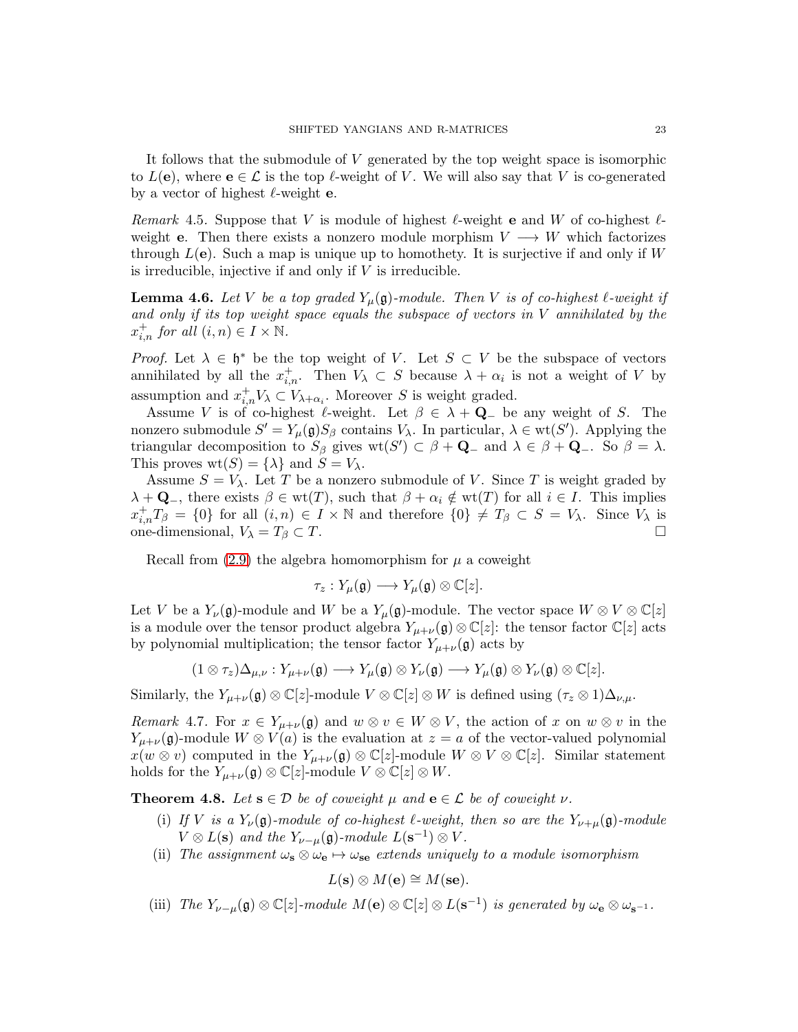It follows that the submodule of $V$ generated by the top weight space is isomorphic to $L(\mathbf{e})$, where $\mathbf{e} \in \mathcal{L}$ is the top $\ell$-weight of $V$. We will also say that $V$ is co-generated by a vector of highest $\ell$-weight $\mathbf{e}$.

*Remark* 4.5. Suppose that $V$ is module of highest $\ell$-weight $\mathbf{e}$ and $W$ of co-highest $\ell$-weight $\mathbf{e}$. Then there exists a nonzero module morphism $V \longrightarrow W$ which factorizes through $L(\mathbf{e})$. Such a map is unique up to homothety. It is surjective if and only if $W$ is irreducible, injective if and only if $V$ is irreducible.

**Lemma 4.6.** *Let $V$ be a top graded $Y_\mu(\mathfrak{g})$-module. Then $V$ is of co-highest $\ell$-weight if and only if its top weight space equals the subspace of vectors in $V$ annihilated by the $x^+_{i,n}$ for all $(i,n) \in I \times \mathbb{N}$.*

*Proof.* Let $\lambda \in \mathfrak{h}^*$ be the top weight of $V$. Let $S \subset V$ be the subspace of vectors annihilated by all the $x^+_{i,n}$. Then $V_\lambda \subset S$ because $\lambda + \alpha_i$ is not a weight of $V$ by assumption and $x^+_{i,n} V_\lambda \subset V_{\lambda+\alpha_i}$. Moreover $S$ is weight graded.

Assume $V$ is of co-highest $\ell$-weight. Let $\beta \in \lambda + \mathbf{Q}_-$ be any weight of $S$. The nonzero submodule $S' = Y_\mu(\mathfrak{g}) S_\beta$ contains $V_\lambda$. In particular, $\lambda \in \mathrm{wt}(S')$. Applying the triangular decomposition to $S_\beta$ gives $\mathrm{wt}(S') \subset \beta + \mathbf{Q}_-$ and $\lambda \in \beta + \mathbf{Q}_-$. So $\beta = \lambda$. This proves $\mathrm{wt}(S) = \{\lambda\}$ and $S = V_\lambda$.

Assume $S = V_\lambda$. Let $T$ be a nonzero submodule of $V$. Since $T$ is weight graded by $\lambda + \mathbf{Q}_-$, there exists $\beta \in \mathrm{wt}(T)$, such that $\beta + \alpha_i \notin \mathrm{wt}(T)$ for all $i \in I$. This implies $x^+_{i,n} T_\beta = \{0\}$ for all $(i,n) \in I \times \mathbb{N}$ and therefore $\{0\} \neq T_\beta \subset S = V_\lambda$. Since $V_\lambda$ is one-dimensional, $V_\lambda = T_\beta \subset T$. $\square$

Recall from (2.9) the algebra homomorphism for $\mu$ a coweight

$$\tau_z : Y_\mu(\mathfrak{g}) \longrightarrow Y_\mu(\mathfrak{g}) \otimes \mathbb{C}[z].$$

Let $V$ be a $Y_\nu(\mathfrak{g})$-module and $W$ be a $Y_\mu(\mathfrak{g})$-module. The vector space $W \otimes V \otimes \mathbb{C}[z]$ is a module over the tensor product algebra $Y_{\mu+\nu}(\mathfrak{g}) \otimes \mathbb{C}[z]$: the tensor factor $\mathbb{C}[z]$ acts by polynomial multiplication; the tensor factor $Y_{\mu+\nu}(\mathfrak{g})$ acts by

$$(1 \otimes \tau_z)\Delta_{\mu,\nu} : Y_{\mu+\nu}(\mathfrak{g}) \longrightarrow Y_\mu(\mathfrak{g}) \otimes Y_\nu(\mathfrak{g}) \longrightarrow Y_\mu(\mathfrak{g}) \otimes Y_\nu(\mathfrak{g}) \otimes \mathbb{C}[z].$$

Similarly, the $Y_{\mu+\nu}(\mathfrak{g}) \otimes \mathbb{C}[z]$-module $V \otimes \mathbb{C}[z] \otimes W$ is defined using $(\tau_z \otimes 1)\Delta_{\nu,\mu}$.

*Remark* 4.7. For $x \in Y_{\mu+\nu}(\mathfrak{g})$ and $w \otimes v \in W \otimes V$, the action of $x$ on $w \otimes v$ in the $Y_{\mu+\nu}(\mathfrak{g})$-module $W \otimes V(a)$ is the evaluation at $z = a$ of the vector-valued polynomial $x(w \otimes v)$ computed in the $Y_{\mu+\nu}(\mathfrak{g}) \otimes \mathbb{C}[z]$-module $W \otimes V \otimes \mathbb{C}[z]$. Similar statement holds for the $Y_{\mu+\nu}(\mathfrak{g}) \otimes \mathbb{C}[z]$-module $V \otimes \mathbb{C}[z] \otimes W$.

**Theorem 4.8.** *Let $\mathbf{s} \in \mathcal{D}$ be of coweight $\mu$ and $\mathbf{e} \in \mathcal{L}$ be of coweight $\nu$.*

- (i) *If $V$ is a $Y_\nu(\mathfrak{g})$-module of co-highest $\ell$-weight, then so are the $Y_{\nu+\mu}(\mathfrak{g})$-module $V \otimes L(\mathbf{s})$ and the $Y_{\nu-\mu}(\mathfrak{g})$-module $L(\mathbf{s}^{-1}) \otimes V$.*
- (ii) *The assignment $\omega_{\mathbf{s}} \otimes \omega_{\mathbf{e}} \mapsto \omega_{\mathbf{se}}$ extends uniquely to a module isomorphism*

$$L(\mathbf{s}) \otimes M(\mathbf{e}) \cong M(\mathbf{se}).$$

- (iii) *The $Y_{\nu-\mu}(\mathfrak{g}) \otimes \mathbb{C}[z]$-module $M(\mathbf{e}) \otimes \mathbb{C}[z] \otimes L(\mathbf{s}^{-1})$ is generated by $\omega_{\mathbf{e}} \otimes \omega_{\mathbf{s}^{-1}}$.*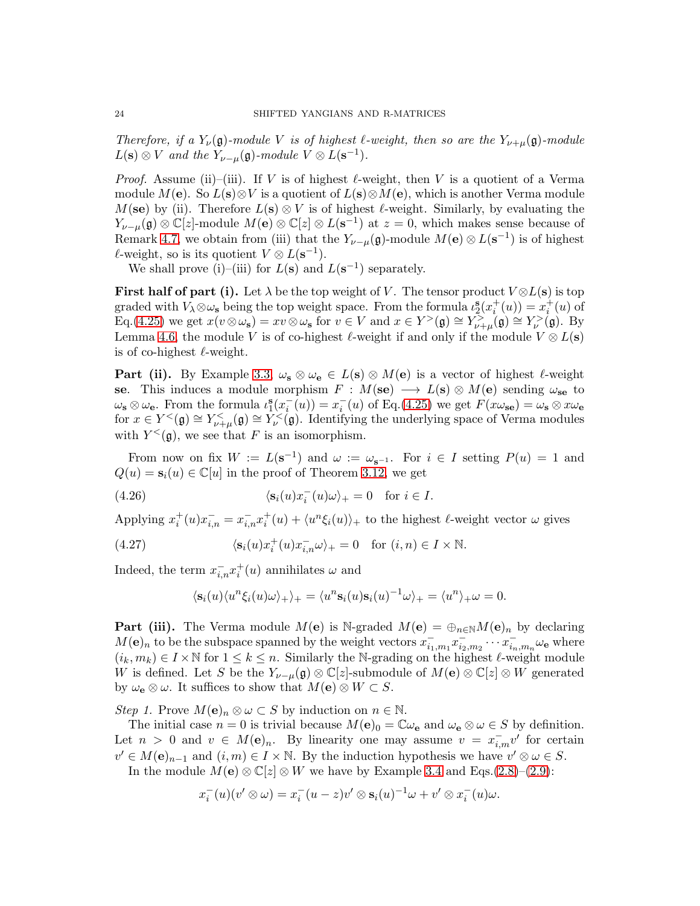*Therefore, if a $Y_\nu(\mathfrak{g})$-module $V$ is of highest $\ell$-weight, then so are the $Y_{\nu+\mu}(\mathfrak{g})$-module $L(\mathbf{s}) \otimes V$ and the $Y_{\nu-\mu}(\mathfrak{g})$-module $V \otimes L(\mathbf{s}^{-1})$.*

*Proof.* Assume (ii)–(iii). If $V$ is of highest $\ell$-weight, then $V$ is a quotient of a Verma module $M(\mathbf{e})$. So $L(\mathbf{s}) \otimes V$ is a quotient of $L(\mathbf{s}) \otimes M(\mathbf{e})$, which is another Verma module $M(\mathbf{se})$ by (ii). Therefore $L(\mathbf{s}) \otimes V$ is of highest $\ell$-weight. Similarly, by evaluating the $Y_{\nu-\mu}(\mathfrak{g}) \otimes \mathbb{C}[z]$-module $M(\mathbf{e}) \otimes \mathbb{C}[z] \otimes L(\mathbf{s}^{-1})$ at $z = 0$, which makes sense because of Remark 4.7, we obtain from (iii) that the $Y_{\nu-\mu}(\mathfrak{g})$-module $M(\mathbf{e}) \otimes L(\mathbf{s}^{-1})$ is of highest $\ell$-weight, so is its quotient $V \otimes L(\mathbf{s}^{-1})$.

We shall prove (i)–(iii) for $L(\mathbf{s})$ and $L(\mathbf{s}^{-1})$ separately.

**First half of part (i).** Let $\lambda$ be the top weight of $V$. The tensor product $V \otimes L(\mathbf{s})$ is top graded with $V_\lambda \otimes \omega_{\mathbf{s}}$ being the top weight space. From the formula $\iota_2^{\mathbf{s}}(x_i^+(u)) = x_i^+(u)$ of Eq.(4.25) we get $x(v \otimes \omega_{\mathbf{s}}) = xv \otimes \omega_{\mathbf{s}}$ for $v \in V$ and $x \in Y^>(\mathfrak{g}) \cong Y_{\nu+\mu}^>(\mathfrak{g}) \cong Y_\nu^>(\mathfrak{g})$. By Lemma 4.6, the module $V$ is of co-highest $\ell$-weight if and only if the module $V \otimes L(\mathbf{s})$ is of co-highest $\ell$-weight.

**Part (ii).** By Example 3.3, $\omega_{\mathbf{s}} \otimes \omega_{\mathbf{e}} \in L(\mathbf{s}) \otimes M(\mathbf{e})$ is a vector of highest $\ell$-weight $\mathbf{se}$. This induces a module morphism $F : M(\mathbf{se}) \longrightarrow L(\mathbf{s}) \otimes M(\mathbf{e})$ sending $\omega_{\mathbf{se}}$ to $\omega_{\mathbf{s}} \otimes \omega_{\mathbf{e}}$. From the formula $\iota_1^{\mathbf{s}}(x_i^-(u)) = x_i^-(u)$ of Eq.(4.25) we get $F(x\omega_{\mathbf{se}}) = \omega_{\mathbf{s}} \otimes x\omega_{\mathbf{e}}$ for $x \in Y^<(\mathfrak{g}) \cong Y_{\nu+\mu}^<(\mathfrak{g}) \cong Y_\nu^<(\mathfrak{g})$. Identifying the underlying space of Verma modules with $Y^<(\mathfrak{g})$, we see that $F$ is an isomorphism.

From now on fix $W := L(\mathbf{s}^{-1})$ and $\omega := \omega_{\mathbf{s}^{-1}}$. For $i \in I$ setting $P(u) = 1$ and $Q(u) = \mathbf{s}_i(u) \in \mathbb{C}[u]$ in the proof of Theorem 3.12, we get

$$\langle \mathbf{s}_i(u) x_i^-(u) \omega \rangle_+ = 0 \quad \text{for } i \in I. \tag{4.26}$$

Applying $x_i^+(u) x_{i,n}^- = x_{i,n}^- x_i^+(u) + \langle u^n \xi_i(u) \rangle_+$ to the highest $\ell$-weight vector $\omega$ gives

$$\langle \mathbf{s}_i(u) x_i^+(u) x_{i,n}^- \omega \rangle_+ = 0 \quad \text{for } (i,n) \in I \times \mathbb{N}. \tag{4.27}$$

Indeed, the term $x_{i,n}^- x_i^+(u)$ annihilates $\omega$ and

$$\langle \mathbf{s}_i(u) \langle u^n \xi_i(u) \omega \rangle_+ \rangle_+ = \langle u^n \mathbf{s}_i(u) \mathbf{s}_i(u)^{-1} \omega \rangle_+ = \langle u^n \rangle_+ \omega = 0.$$

**Part (iii).** The Verma module $M(\mathbf{e})$ is $\mathbb{N}$-graded $M(\mathbf{e}) = \oplus_{n \in \mathbb{N}} M(\mathbf{e})_n$ by declaring $M(\mathbf{e})_n$ to be the subspace spanned by the weight vectors $x_{i_1,m_1}^- x_{i_2,m_2}^- \cdots x_{i_n,m_n}^- \omega_{\mathbf{e}}$ where $(i_k, m_k) \in I \times \mathbb{N}$ for $1 \leq k \leq n$. Similarly the $\mathbb{N}$-grading on the highest $\ell$-weight module $W$ is defined. Let $S$ be the $Y_{\nu-\mu}(\mathfrak{g}) \otimes \mathbb{C}[z]$-submodule of $M(\mathbf{e}) \otimes \mathbb{C}[z] \otimes W$ generated by $\omega_{\mathbf{e}} \otimes \omega$. It suffices to show that $M(\mathbf{e}) \otimes W \subset S$.

*Step 1.* Prove $M(\mathbf{e})_n \otimes \omega \subset S$ by induction on $n \in \mathbb{N}$.

The initial case $n = 0$ is trivial because $M(\mathbf{e})_0 = \mathbb{C}\omega_{\mathbf{e}}$ and $\omega_{\mathbf{e}} \otimes \omega \in S$ by definition. Let $n > 0$ and $v \in M(\mathbf{e})_n$. By linearity one may assume $v = x_{i,m}^- v'$ for certain $v' \in M(\mathbf{e})_{n-1}$ and $(i,m) \in I \times \mathbb{N}$. By the induction hypothesis we have $v' \otimes \omega \in S$.

In the module $M(\mathbf{e}) \otimes \mathbb{C}[z] \otimes W$ we have by Example 3.4 and Eqs.(2.8)–(2.9):

$$x_i^-(u)(v' \otimes \omega) = x_i^-(u - z)v' \otimes \mathbf{s}_i(u)^{-1}\omega + v' \otimes x_i^-(u)\omega.$$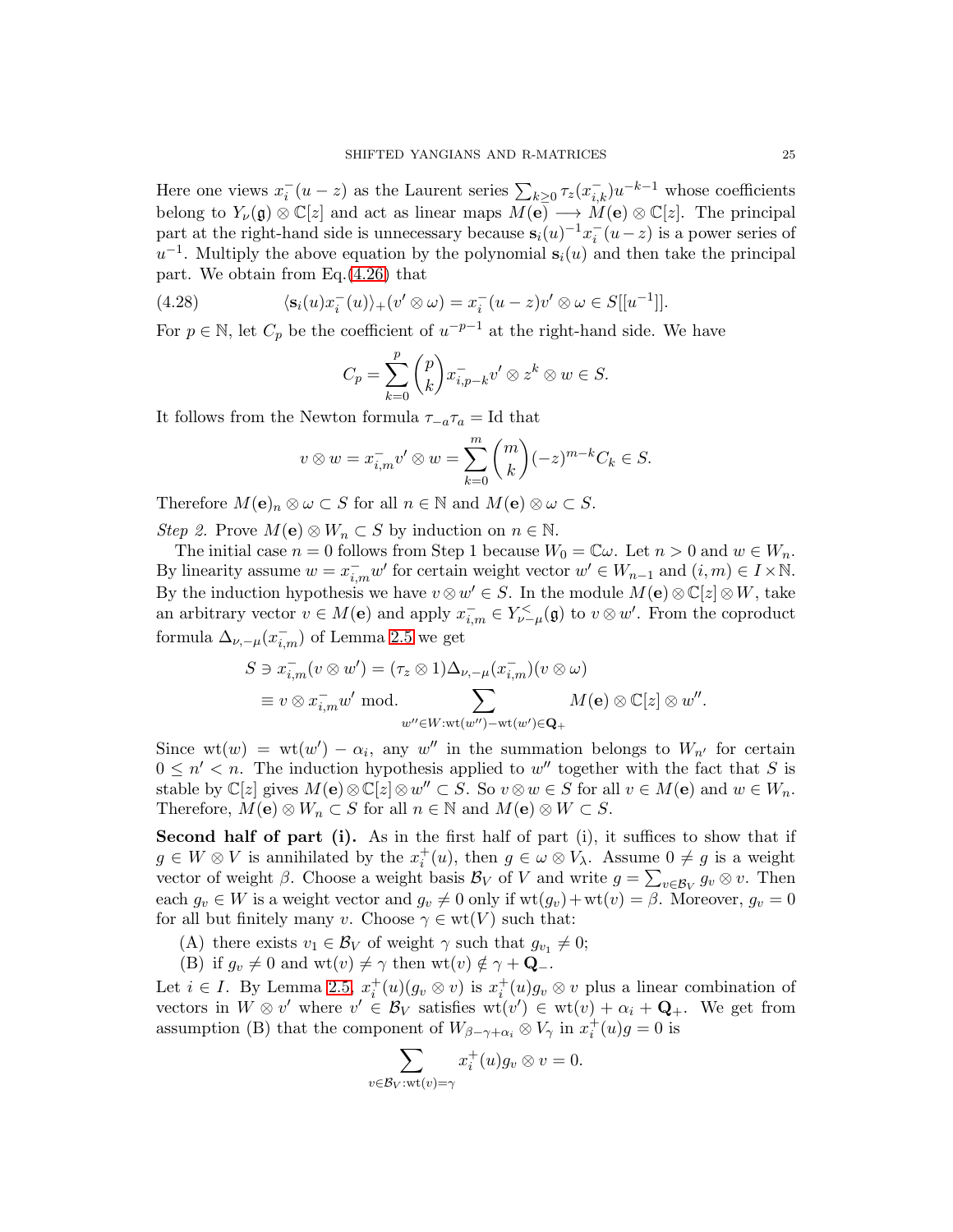Here one views $x_i^-(u-z)$ as the Laurent series $\sum_{k\geq 0} \tau_z(x_{i,k}^-)u^{-k-1}$ whose coefficients belong to $Y_\nu(\mathfrak{g}) \otimes \mathbb{C}[z]$ and act as linear maps $M(\mathbf{e}) \longrightarrow M(\mathbf{e}) \otimes \mathbb{C}[z]$. The principal part at the right-hand side is unnecessary because $\mathbf{s}_i(u)^{-1}x_i^-(u-z)$ is a power series of $u^{-1}$. Multiply the above equation by the polynomial $\mathbf{s}_i(u)$ and then take the principal part. We obtain from Eq.(4.26) that

$$\langle \mathbf{s}_i(u) x_i^-(u)\rangle_+(v' \otimes \omega) = x_i^-(u-z)v' \otimes \omega \in S[[u^{-1}]]. \tag{4.28}$$

For $p \in \mathbb{N}$, let $C_p$ be the coefficient of $u^{-p-1}$ at the right-hand side. We have

$$C_p = \sum_{k=0}^{p} \binom{p}{k} x_{i,p-k}^- v' \otimes z^k \otimes w \in S.$$

It follows from the Newton formula $\tau_{-a}\tau_a = \mathrm{Id}$ that

$$v \otimes w = x_{i,m}^- v' \otimes w = \sum_{k=0}^{m} \binom{m}{k} (-z)^{m-k} C_k \in S.$$

Therefore $M(\mathbf{e})_n \otimes \omega \subset S$ for all $n \in \mathbb{N}$ and $M(\mathbf{e}) \otimes \omega \subset S$.

*Step 2.* Prove $M(\mathbf{e}) \otimes W_n \subset S$ by induction on $n \in \mathbb{N}$.

The initial case $n = 0$ follows from Step 1 because $W_0 = \mathbb{C}\omega$. Let $n > 0$ and $w \in W_n$. By linearity assume $w = x_{i,m}^- w'$ for certain weight vector $w' \in W_{n-1}$ and $(i,m) \in I \times \mathbb{N}$. By the induction hypothesis we have $v \otimes w' \in S$. In the module $M(\mathbf{e}) \otimes \mathbb{C}[z] \otimes W$, take an arbitrary vector $v \in M(\mathbf{e})$ and apply $x_{i,m}^- \in Y_{\nu-\mu}^<(\mathfrak{g})$ to $v \otimes w'$. From the coproduct formula $\Delta_{\nu,-\mu}(x_{i,m}^-)$ of Lemma 2.5 we get

$$\begin{aligned}
S \ni x_{i,m}^-(v \otimes w') &= (\tau_z \otimes 1)\Delta_{\nu,-\mu}(x_{i,m}^-)(v \otimes \omega) \\
&\equiv v \otimes x_{i,m}^- w' \ \mathrm{mod.} \sum_{w'' \in W : \mathrm{wt}(w'') - \mathrm{wt}(w') \in \mathbf{Q}_+} M(\mathbf{e}) \otimes \mathbb{C}[z] \otimes w''.
\end{aligned}$$

Since $\mathrm{wt}(w) = \mathrm{wt}(w') - \alpha_i$, any $w''$ in the summation belongs to $W_{n'}$ for certain $0 \leq n' < n$. The induction hypothesis applied to $w''$ together with the fact that $S$ is stable by $\mathbb{C}[z]$ gives $M(\mathbf{e}) \otimes \mathbb{C}[z] \otimes w'' \subset S$. So $v \otimes w \in S$ for all $v \in M(\mathbf{e})$ and $w \in W_n$. Therefore, $M(\mathbf{e}) \otimes W_n \subset S$ for all $n \in \mathbb{N}$ and $M(\mathbf{e}) \otimes W \subset S$.

**Second half of part (i).** As in the first half of part (i), it suffices to show that if $g \in W \otimes V$ is annihilated by the $x_i^+(u)$, then $g \in \omega \otimes V_\lambda$. Assume $0 \neq g$ is a weight vector of weight $\beta$. Choose a weight basis $\mathcal{B}_V$ of $V$ and write $g = \sum_{v \in \mathcal{B}_V} g_v \otimes v$. Then each $g_v \in W$ is a weight vector and $g_v \neq 0$ only if $\mathrm{wt}(g_v) + \mathrm{wt}(v) = \beta$. Moreover, $g_v = 0$ for all but finitely many $v$. Choose $\gamma \in \mathrm{wt}(V)$ such that:

(A) there exists $v_1 \in \mathcal{B}_V$ of weight $\gamma$ such that $g_{v_1} \neq 0$;

(B) if $g_v \neq 0$ and $\mathrm{wt}(v) \neq \gamma$ then $\mathrm{wt}(v) \notin \gamma + \mathbf{Q}_-$.

Let $i \in I$. By Lemma 2.5, $x_i^+(u)(g_v \otimes v)$ is $x_i^+(u)g_v \otimes v$ plus a linear combination of vectors in $W \otimes v'$ where $v' \in \mathcal{B}_V$ satisfies $\mathrm{wt}(v') \in \mathrm{wt}(v) + \alpha_i + \mathbf{Q}_+$. We get from assumption (B) that the component of $W_{\beta-\gamma+\alpha_i} \otimes V_\gamma$ in $x_i^+(u)g = 0$ is

$$\sum_{v \in \mathcal{B}_V : \mathrm{wt}(v) = \gamma} x_i^+(u) g_v \otimes v = 0.$$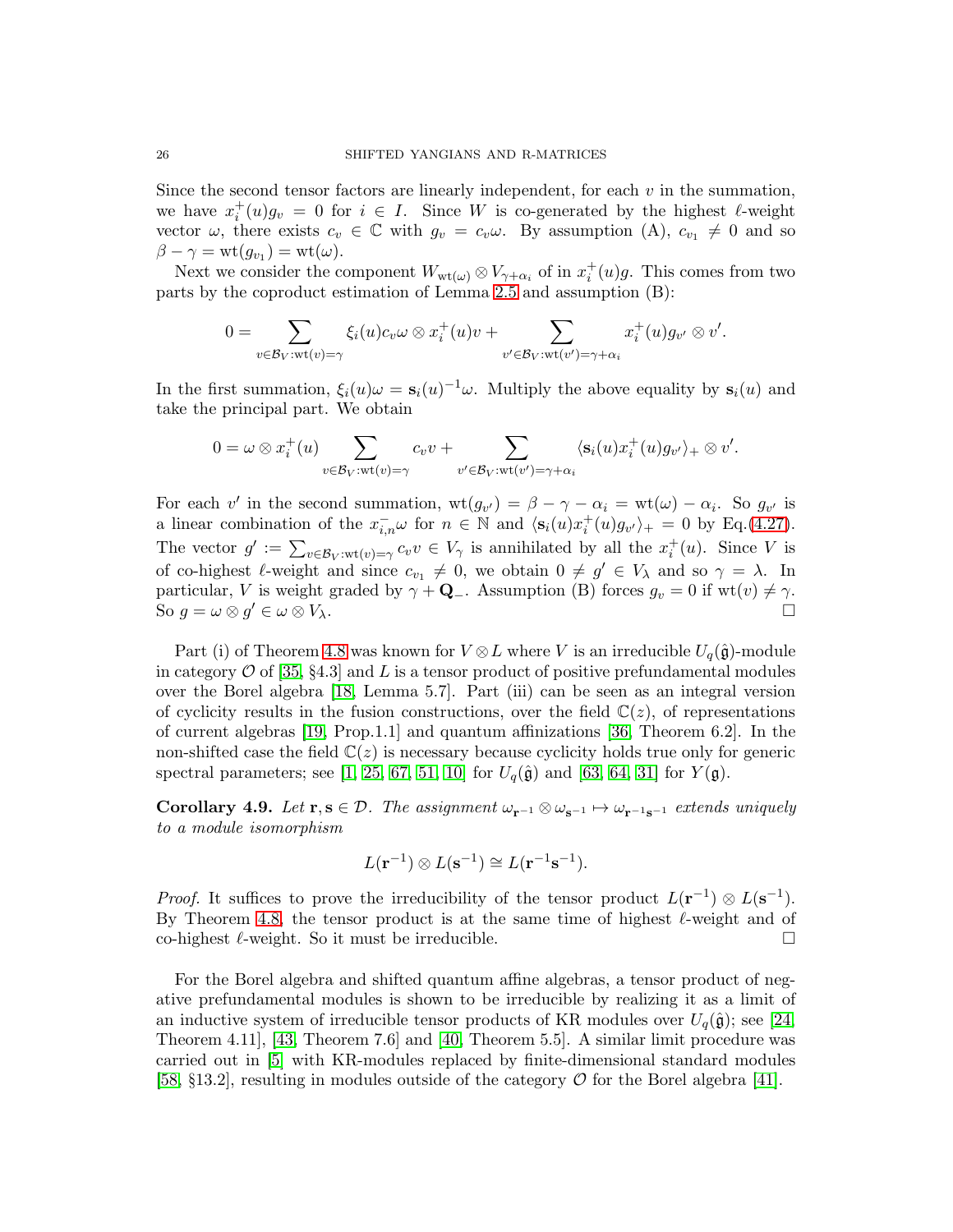Since the second tensor factors are linearly independent, for each $v$ in the summation, we have $x_i^+(u)g_v = 0$ for $i \in I$. Since $W$ is co-generated by the highest $\ell$-weight vector $\omega$, there exists $c_v \in \mathbb{C}$ with $g_v = c_v\omega$. By assumption (A), $c_{v_1} \neq 0$ and so $\beta - \gamma = \mathrm{wt}(g_{v_1}) = \mathrm{wt}(\omega)$.

Next we consider the component $W_{\mathrm{wt}(\omega)} \otimes V_{\gamma+\alpha_i}$ of in $x_i^+(u)g$. This comes from two parts by the coproduct estimation of Lemma 2.5 and assumption (B):

$$0 = \sum_{v \in \mathcal{B}_V : \mathrm{wt}(v) = \gamma} \xi_i(u) c_v \omega \otimes x_i^+(u) v + \sum_{v' \in \mathcal{B}_V : \mathrm{wt}(v') = \gamma + \alpha_i} x_i^+(u) g_{v'} \otimes v'.$$

In the first summation, $\xi_i(u)\omega = \mathbf{s}_i(u)^{-1}\omega$. Multiply the above equality by $\mathbf{s}_i(u)$ and take the principal part. We obtain

$$0 = \omega \otimes x_i^+(u) \sum_{v \in \mathcal{B}_V : \mathrm{wt}(v) = \gamma} c_v v + \sum_{v' \in \mathcal{B}_V : \mathrm{wt}(v') = \gamma + \alpha_i} \langle \mathbf{s}_i(u) x_i^+(u) g_{v'} \rangle_+ \otimes v'.$$

For each $v'$ in the second summation, $\mathrm{wt}(g_{v'}) = \beta - \gamma - \alpha_i = \mathrm{wt}(\omega) - \alpha_i$. So $g_{v'}$ is a linear combination of the $x_{i,n}^-\omega$ for $n \in \mathbb{N}$ and $\langle \mathbf{s}_i(u) x_i^+(u) g_{v'} \rangle_+ = 0$ by Eq.(4.27). The vector $g' := \sum_{v \in \mathcal{B}_V : \mathrm{wt}(v) = \gamma} c_v v \in V_\gamma$ is annihilated by all the $x_i^+(u)$. Since $V$ is of co-highest $\ell$-weight and since $c_{v_1} \neq 0$, we obtain $0 \neq g' \in V_\lambda$ and so $\gamma = \lambda$. In particular, $V$ is weight graded by $\gamma + \mathbf{Q}_-$. Assumption (B) forces $g_v = 0$ if $\mathrm{wt}(v) \neq \gamma$. So $g = \omega \otimes g' \in \omega \otimes V_\lambda$. $\square$

Part (i) of Theorem 4.8 was known for $V \otimes L$ where $V$ is an irreducible $U_q(\hat{\mathfrak{g}})$-module in category $\mathcal{O}$ of [35, §4.3] and $L$ is a tensor product of positive prefundamental modules over the Borel algebra [18, Lemma 5.7]. Part (iii) can be seen as an integral version of cyclicity results in the fusion constructions, over the field $\mathbb{C}(z)$, of representations of current algebras [19, Prop.1.1] and quantum affinizations [36, Theorem 6.2]. In the non-shifted case the field $\mathbb{C}(z)$ is necessary because cyclicity holds true only for generic spectral parameters; see [1, 25, 67, 51, 10] for $U_q(\hat{\mathfrak{g}})$ and [63, 64, 31] for $Y(\mathfrak{g})$.

**Corollary 4.9.** *Let $\mathbf{r}, \mathbf{s} \in \mathcal{D}$. The assignment $\omega_{\mathbf{r}^{-1}} \otimes \omega_{\mathbf{s}^{-1}} \mapsto \omega_{\mathbf{r}^{-1}\mathbf{s}^{-1}}$ extends uniquely to a module isomorphism*

$$L(\mathbf{r}^{-1}) \otimes L(\mathbf{s}^{-1}) \cong L(\mathbf{r}^{-1}\mathbf{s}^{-1}).$$

*Proof.* It suffices to prove the irreducibility of the tensor product $L(\mathbf{r}^{-1}) \otimes L(\mathbf{s}^{-1})$. By Theorem 4.8, the tensor product is at the same time of highest $\ell$-weight and of co-highest $\ell$-weight. So it must be irreducible. $\square$

For the Borel algebra and shifted quantum affine algebras, a tensor product of negative prefundamental modules is shown to be irreducible by realizing it as a limit of an inductive system of irreducible tensor products of KR modules over $U_q(\hat{\mathfrak{g}})$; see [24, Theorem 4.11], [43, Theorem 7.6] and [40, Theorem 5.5]. A similar limit procedure was carried out in [5] with KR-modules replaced by finite-dimensional standard modules [58, §13.2], resulting in modules outside of the category $\mathcal{O}$ for the Borel algebra [41].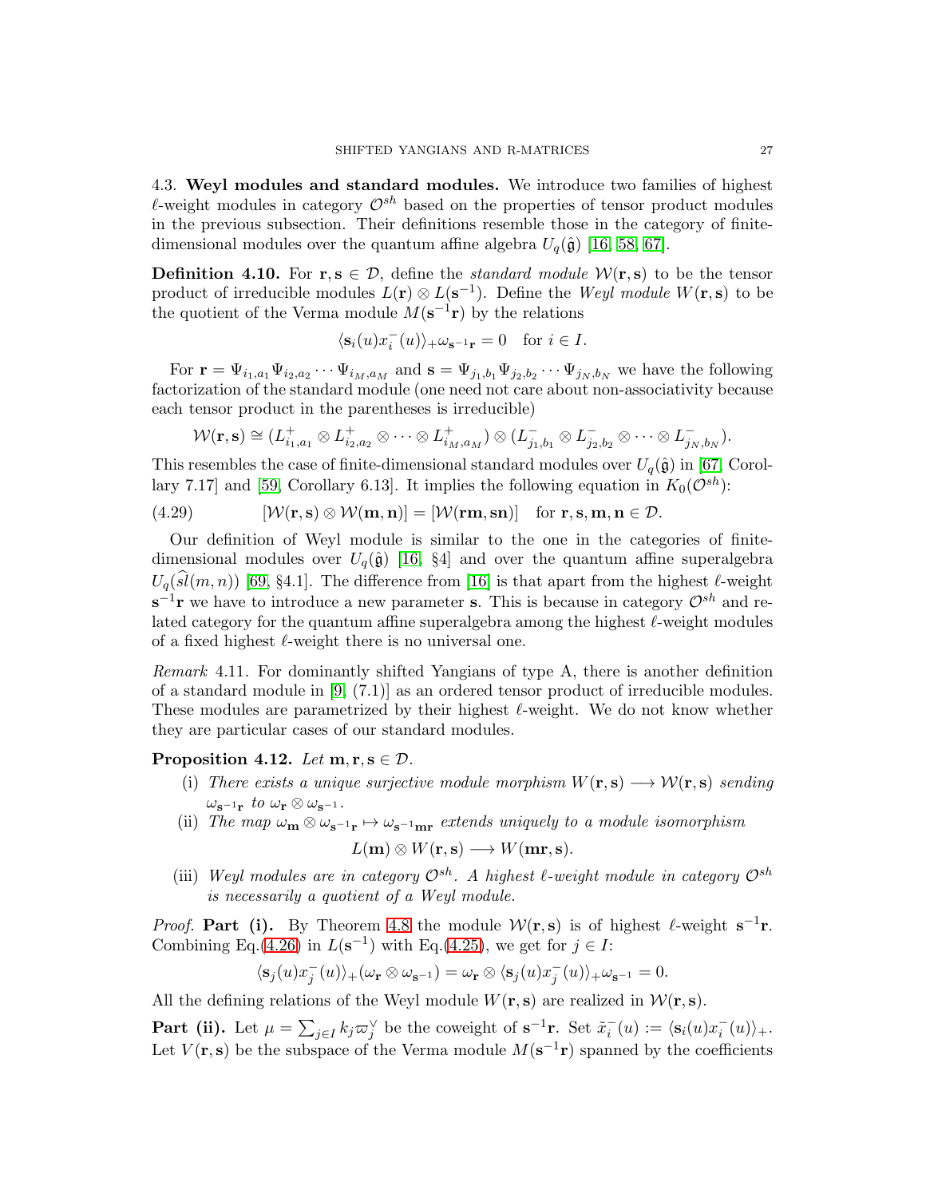4.3. **Weyl modules and standard modules.** We introduce two families of highest $\ell$-weight modules in category $\mathcal{O}^{sh}$ based on the properties of tensor product modules in the previous subsection. Their definitions resemble those in the category of finite-dimensional modules over the quantum affine algebra $U_q(\hat{\mathfrak{g}})$ [16, 58, 67].

**Definition 4.10.** For $\mathbf{r}, \mathbf{s} \in \mathcal{D}$, define the *standard module* $\mathcal{W}(\mathbf{r}, \mathbf{s})$ to be the tensor product of irreducible modules $L(\mathbf{r}) \otimes L(\mathbf{s}^{-1})$. Define the *Weyl module* $W(\mathbf{r}, \mathbf{s})$ to be the quotient of the Verma module $M(\mathbf{s}^{-1}\mathbf{r})$ by the relations

$$\langle \mathbf{s}_i(u) x_i^-(u) \rangle_+ \omega_{\mathbf{s}^{-1}\mathbf{r}} = 0 \quad \text{for } i \in I.$$

For $\mathbf{r} = \Psi_{i_1,a_1}\Psi_{i_2,a_2}\cdots\Psi_{i_M,a_M}$ and $\mathbf{s} = \Psi_{j_1,b_1}\Psi_{j_2,b_2}\cdots\Psi_{j_N,b_N}$ we have the following factorization of the standard module (one need not care about non-associativity because each tensor product in the parentheses is irreducible)

$$\mathcal{W}(\mathbf{r}, \mathbf{s}) \cong (L_{i_1,a_1}^+ \otimes L_{i_2,a_2}^+ \otimes \cdots \otimes L_{i_M,a_M}^+) \otimes (L_{j_1,b_1}^- \otimes L_{j_2,b_2}^- \otimes \cdots \otimes L_{j_N,b_N}^-).$$

This resembles the case of finite-dimensional standard modules over $U_q(\hat{\mathfrak{g}})$ in [67, Corollary 7.17] and [59, Corollary 6.13]. It implies the following equation in $K_0(\mathcal{O}^{sh})$:

$$[\mathcal{W}(\mathbf{r}, \mathbf{s}) \otimes \mathcal{W}(\mathbf{m}, \mathbf{n})] = [\mathcal{W}(\mathbf{rm}, \mathbf{sn})] \quad \text{for } \mathbf{r}, \mathbf{s}, \mathbf{m}, \mathbf{n} \in \mathcal{D}. \tag{4.29}$$

Our definition of Weyl module is similar to the one in the categories of finite-dimensional modules over $U_q(\hat{\mathfrak{g}})$ [16, §4] and over the quantum affine superalgebra $U_q(\widehat{sl}(m,n))$ [69, §4.1]. The difference from [16] is that apart from the highest $\ell$-weight $\mathbf{s}^{-1}\mathbf{r}$ we have to introduce a new parameter $\mathbf{s}$. This is because in category $\mathcal{O}^{sh}$ and related category for the quantum affine superalgebra among the highest $\ell$-weight modules of a fixed highest $\ell$-weight there is no universal one.

*Remark* 4.11. For dominantly shifted Yangians of type A, there is another definition of a standard module in [9, (7.1)] as an ordered tensor product of irreducible modules. These modules are parametrized by their highest $\ell$-weight. We do not know whether they are particular cases of our standard modules.

**Proposition 4.12.** *Let* $\mathbf{m}, \mathbf{r}, \mathbf{s} \in \mathcal{D}$.

(i) *There exists a unique surjective module morphism* $W(\mathbf{r}, \mathbf{s}) \longrightarrow \mathcal{W}(\mathbf{r}, \mathbf{s})$ *sending* $\omega_{\mathbf{s}^{-1}\mathbf{r}}$ *to* $\omega_{\mathbf{r}} \otimes \omega_{\mathbf{s}^{-1}}$.

(ii) *The map* $\omega_{\mathbf{m}} \otimes \omega_{\mathbf{s}^{-1}\mathbf{r}} \mapsto \omega_{\mathbf{s}^{-1}\mathbf{mr}}$ *extends uniquely to a module isomorphism*

$$L(\mathbf{m}) \otimes W(\mathbf{r}, \mathbf{s}) \longrightarrow W(\mathbf{mr}, \mathbf{s}).$$

(iii) *Weyl modules are in category* $\mathcal{O}^{sh}$. *A highest $\ell$-weight module in category* $\mathcal{O}^{sh}$ *is necessarily a quotient of a Weyl module.*

*Proof.* **Part (i).** By Theorem 4.8 the module $\mathcal{W}(\mathbf{r}, \mathbf{s})$ is of highest $\ell$-weight $\mathbf{s}^{-1}\mathbf{r}$. Combining Eq.(4.26) in $L(\mathbf{s}^{-1})$ with Eq.(4.25), we get for $j \in I$:

$$\langle \mathbf{s}_j(u) x_j^-(u) \rangle_+ (\omega_{\mathbf{r}} \otimes \omega_{\mathbf{s}^{-1}}) = \omega_{\mathbf{r}} \otimes \langle \mathbf{s}_j(u) x_j^-(u) \rangle_+ \omega_{\mathbf{s}^{-1}} = 0.$$

All the defining relations of the Weyl module $W(\mathbf{r}, \mathbf{s})$ are realized in $\mathcal{W}(\mathbf{r}, \mathbf{s})$.

**Part (ii).** Let $\mu = \sum_{j \in I} k_j \varpi_j^\vee$ be the coweight of $\mathbf{s}^{-1}\mathbf{r}$. Set $\tilde{x}_i^-(u) := \langle \mathbf{s}_i(u) x_i^-(u) \rangle_+$. Let $V(\mathbf{r}, \mathbf{s})$ be the subspace of the Verma module $M(\mathbf{s}^{-1}\mathbf{r})$ spanned by the coefficients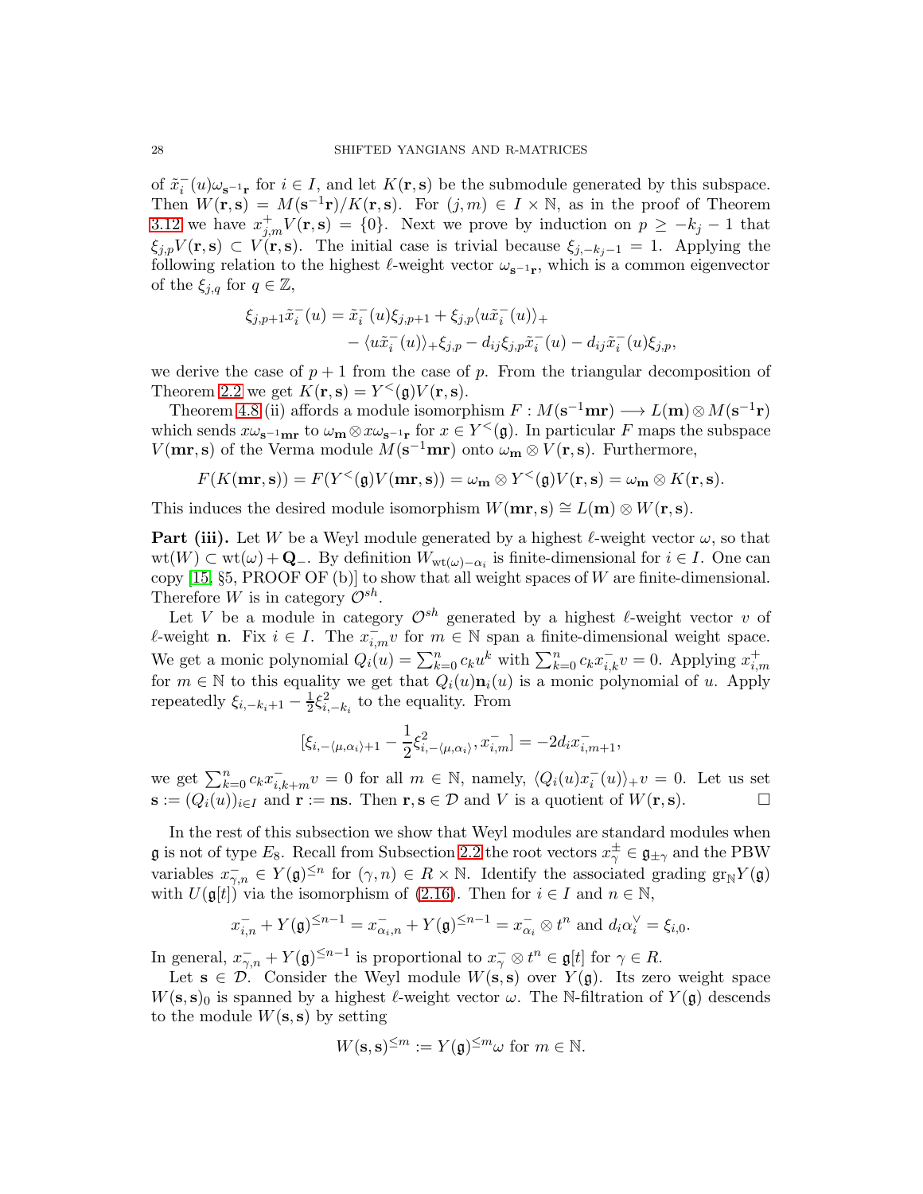of $\tilde{x}_i^-(u)\omega_{\mathbf{s}^{-1}\mathbf{r}}$ for $i \in I$, and let $K(\mathbf{r},\mathbf{s})$ be the submodule generated by this subspace. Then $W(\mathbf{r},\mathbf{s}) = M(\mathbf{s}^{-1}\mathbf{r})/K(\mathbf{r},\mathbf{s})$. For $(j,m) \in I \times \mathbb{N}$, as in the proof of Theorem 3.12 we have $x_{j,m}^+ V(\mathbf{r},\mathbf{s}) = \{0\}$. Next we prove by induction on $p \geq -k_j - 1$ that $\xi_{j,p}V(\mathbf{r},\mathbf{s}) \subset V(\mathbf{r},\mathbf{s})$. The initial case is trivial because $\xi_{j,-k_j-1} = 1$. Applying the following relation to the highest $\ell$-weight vector $\omega_{\mathbf{s}^{-1}\mathbf{r}}$, which is a common eigenvector of the $\xi_{j,q}$ for $q \in \mathbb{Z}$,

$$\begin{aligned}\xi_{j,p+1}\tilde{x}_i^-(u) = \tilde{x}_i^-(u)\xi_{j,p+1} + \xi_{j,p}\langle u\tilde{x}_i^-(u)\rangle_+ \\ - \langle u\tilde{x}_i^-(u)\rangle_+\xi_{j,p} - d_{ij}\xi_{j,p}\tilde{x}_i^-(u) - d_{ij}\tilde{x}_i^-(u)\xi_{j,p},\end{aligned}$$

we derive the case of $p+1$ from the case of $p$. From the triangular decomposition of Theorem 2.2 we get $K(\mathbf{r},\mathbf{s}) = Y^<(\mathfrak{g})V(\mathbf{r},\mathbf{s})$.

Theorem 4.8 (ii) affords a module isomorphism $F : M(\mathbf{s}^{-1}\mathbf{m}\mathbf{r}) \longrightarrow L(\mathbf{m}) \otimes M(\mathbf{s}^{-1}\mathbf{r})$ which sends $x\omega_{\mathbf{s}^{-1}\mathbf{m}\mathbf{r}}$ to $\omega_{\mathbf{m}} \otimes x\omega_{\mathbf{s}^{-1}\mathbf{r}}$ for $x \in Y^<(\mathfrak{g})$. In particular $F$ maps the subspace $V(\mathbf{m}\mathbf{r},\mathbf{s})$ of the Verma module $M(\mathbf{s}^{-1}\mathbf{m}\mathbf{r})$ onto $\omega_{\mathbf{m}} \otimes V(\mathbf{r},\mathbf{s})$. Furthermore,

$$F(K(\mathbf{m}\mathbf{r},\mathbf{s})) = F(Y^<(\mathfrak{g})V(\mathbf{m}\mathbf{r},\mathbf{s})) = \omega_{\mathbf{m}} \otimes Y^<(\mathfrak{g})V(\mathbf{r},\mathbf{s}) = \omega_{\mathbf{m}} \otimes K(\mathbf{r},\mathbf{s}).$$

This induces the desired module isomorphism $W(\mathbf{m}\mathbf{r},\mathbf{s}) \cong L(\mathbf{m}) \otimes W(\mathbf{r},\mathbf{s})$.

**Part (iii).** Let $W$ be a Weyl module generated by a highest $\ell$-weight vector $\omega$, so that $\mathrm{wt}(W) \subset \mathrm{wt}(\omega) + \mathbf{Q}_-$. By definition $W_{\mathrm{wt}(\omega)-\alpha_i}$ is finite-dimensional for $i \in I$. One can copy [15, §5, PROOF OF (b)] to show that all weight spaces of $W$ are finite-dimensional. Therefore $W$ is in category $\mathcal{O}^{sh}$.

Let $V$ be a module in category $\mathcal{O}^{sh}$ generated by a highest $\ell$-weight vector $v$ of $\ell$-weight $\mathbf{n}$. Fix $i \in I$. The $x_{i,m}^- v$ for $m \in \mathbb{N}$ span a finite-dimensional weight space. We get a monic polynomial $Q_i(u) = \sum_{k=0}^n c_k u^k$ with $\sum_{k=0}^n c_k x_{i,k}^- v = 0$. Applying $x_{i,m}^+$ for $m \in \mathbb{N}$ to this equality we get that $Q_i(u)\mathbf{n}_i(u)$ is a monic polynomial of $u$. Apply repeatedly $\xi_{i,-k_i+1} - \frac{1}{2}\xi_{i,-k_i}^2$ to the equality. From

$$[\xi_{i,-\langle\mu,\alpha_i\rangle+1} - \frac{1}{2}\xi_{i,-\langle\mu,\alpha_i\rangle}^2, x_{i,m}^-] = -2d_i x_{i,m+1}^-,$$

we get $\sum_{k=0}^n c_k x_{i,k+m}^- v = 0$ for all $m \in \mathbb{N}$, namely, $\langle Q_i(u)x_i^-(u)\rangle_+ v = 0$. Let us set $\mathbf{s} := (Q_i(u))_{i \in I}$ and $\mathbf{r} := \mathbf{n}\mathbf{s}$. Then $\mathbf{r},\mathbf{s} \in \mathcal{D}$ and $V$ is a quotient of $W(\mathbf{r},\mathbf{s})$. $\square$

In the rest of this subsection we show that Weyl modules are standard modules when $\mathfrak{g}$ is not of type $E_8$. Recall from Subsection 2.2 the root vectors $x_\gamma^\pm \in \mathfrak{g}_{\pm\gamma}$ and the PBW variables $x_{\gamma,n}^- \in Y(\mathfrak{g})^{\leq n}$ for $(\gamma,n) \in R \times \mathbb{N}$. Identify the associated grading $\mathrm{gr}_{\mathbb{N}} Y(\mathfrak{g})$ with $U(\mathfrak{g}[t])$ via the isomorphism of (2.16). Then for $i \in I$ and $n \in \mathbb{N}$,

$$x_{i,n}^- + Y(\mathfrak{g})^{\leq n-1} = x_{\alpha_i,n}^- + Y(\mathfrak{g})^{\leq n-1} = x_{\alpha_i}^- \otimes t^n \text{ and } d_i\alpha_i^\vee = \xi_{i,0}.$$

In general, $x_{\gamma,n}^- + Y(\mathfrak{g})^{\leq n-1}$ is proportional to $x_\gamma^- \otimes t^n \in \mathfrak{g}[t]$ for $\gamma \in R$.

Let $\mathbf{s} \in \mathcal{D}$. Consider the Weyl module $W(\mathbf{s},\mathbf{s})$ over $Y(\mathfrak{g})$. Its zero weight space $W(\mathbf{s},\mathbf{s})_0$ is spanned by a highest $\ell$-weight vector $\omega$. The $\mathbb{N}$-filtration of $Y(\mathfrak{g})$ descends to the module $W(\mathbf{s},\mathbf{s})$ by setting

$$W(\mathbf{s},\mathbf{s})^{\leq m} := Y(\mathfrak{g})^{\leq m}\omega \text{ for } m \in \mathbb{N}.$$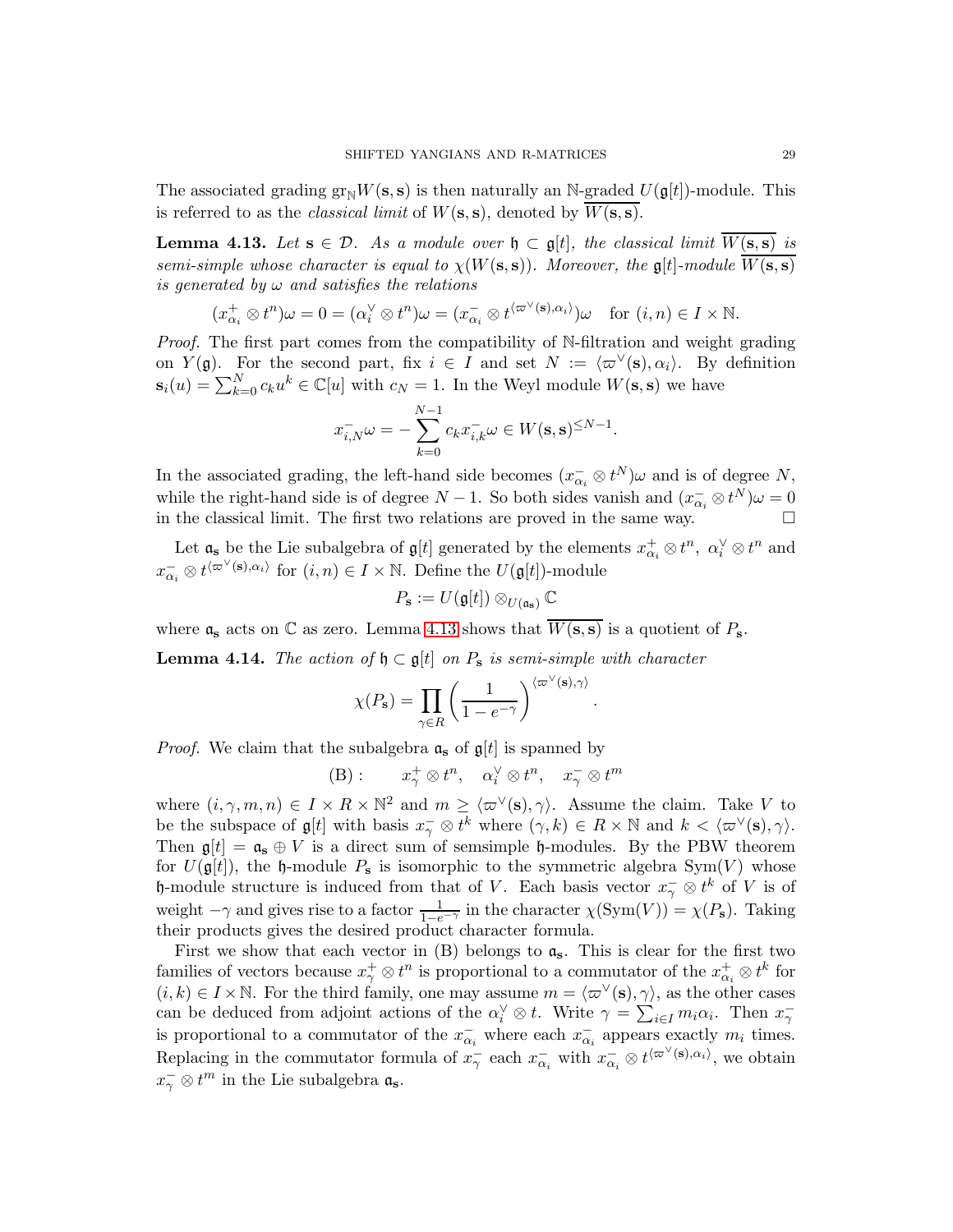The associated grading $\mathrm{gr}_{\mathbb{N}} W(\mathbf{s}, \mathbf{s})$ is then naturally an $\mathbb{N}$-graded $U(\mathfrak{g}[t])$-module. This is referred to as the *classical limit* of $W(\mathbf{s}, \mathbf{s})$, denoted by $\overline{W(\mathbf{s}, \mathbf{s})}$.

**Lemma 4.13.** *Let $\mathbf{s} \in \mathcal{D}$. As a module over $\mathfrak{h} \subset \mathfrak{g}[t]$, the classical limit $\overline{W(\mathbf{s}, \mathbf{s})}$ is semi-simple whose character is equal to $\chi(W(\mathbf{s}, \mathbf{s}))$. Moreover, the $\mathfrak{g}[t]$-module $\overline{W(\mathbf{s}, \mathbf{s})}$ is generated by $\omega$ and satisfies the relations*

$$(x_{\alpha_i}^+ \otimes t^n)\omega = 0 = (\alpha_i^\vee \otimes t^n)\omega = (x_{\alpha_i}^- \otimes t^{\langle \varpi^\vee(\mathbf{s}), \alpha_i \rangle})\omega \quad \text{for } (i, n) \in I \times \mathbb{N}.$$

*Proof.* The first part comes from the compatibility of $\mathbb{N}$-filtration and weight grading on $Y(\mathfrak{g})$. For the second part, fix $i \in I$ and set $N := \langle \varpi^\vee(\mathbf{s}), \alpha_i \rangle$. By definition $\mathbf{s}_i(u) = \sum_{k=0}^N c_k u^k \in \mathbb{C}[u]$ with $c_N = 1$. In the Weyl module $W(\mathbf{s}, \mathbf{s})$ we have

$$x_{i,N}^- \omega = -\sum_{k=0}^{N-1} c_k x_{i,k}^- \omega \in W(\mathbf{s}, \mathbf{s})^{\leq N-1}.$$

In the associated grading, the left-hand side becomes $(x_{\alpha_i}^- \otimes t^N)\omega$ and is of degree $N$, while the right-hand side is of degree $N-1$. So both sides vanish and $(x_{\alpha_i}^- \otimes t^N)\omega = 0$ in the classical limit. The first two relations are proved in the same way. $\square$

Let $\mathfrak{a}_{\mathbf{s}}$ be the Lie subalgebra of $\mathfrak{g}[t]$ generated by the elements $x_{\alpha_i}^+ \otimes t^n$, $\alpha_i^\vee \otimes t^n$ and $x_{\alpha_i}^- \otimes t^{\langle \varpi^\vee(\mathbf{s}), \alpha_i \rangle}$ for $(i, n) \in I \times \mathbb{N}$. Define the $U(\mathfrak{g}[t])$-module

$$P_{\mathbf{s}} := U(\mathfrak{g}[t]) \otimes_{U(\mathfrak{a}_{\mathbf{s}})} \mathbb{C}$$

where $\mathfrak{a}_{\mathbf{s}}$ acts on $\mathbb{C}$ as zero. Lemma 4.13 shows that $\overline{W(\mathbf{s}, \mathbf{s})}$ is a quotient of $P_{\mathbf{s}}$.

**Lemma 4.14.** *The action of $\mathfrak{h} \subset \mathfrak{g}[t]$ on $P_{\mathbf{s}}$ is semi-simple with character*

$$\chi(P_{\mathbf{s}}) = \prod_{\gamma \in R} \left( \frac{1}{1 - e^{-\gamma}} \right)^{\langle \varpi^\vee(\mathbf{s}), \gamma \rangle}.$$

*Proof.* We claim that the subalgebra $\mathfrak{a}_{\mathbf{s}}$ of $\mathfrak{g}[t]$ is spanned by

$$(\mathrm{B}): \qquad x_\gamma^+ \otimes t^n, \quad \alpha_i^\vee \otimes t^n, \quad x_\gamma^- \otimes t^m$$

where $(i, \gamma, m, n) \in I \times R \times \mathbb{N}^2$ and $m \geq \langle \varpi^\vee(\mathbf{s}), \gamma \rangle$. Assume the claim. Take $V$ to be the subspace of $\mathfrak{g}[t]$ with basis $x_\gamma^- \otimes t^k$ where $(\gamma, k) \in R \times \mathbb{N}$ and $k < \langle \varpi^\vee(\mathbf{s}), \gamma \rangle$. Then $\mathfrak{g}[t] = \mathfrak{a}_{\mathbf{s}} \oplus V$ is a direct sum of semsimple $\mathfrak{h}$-modules. By the PBW theorem for $U(\mathfrak{g}[t])$, the $\mathfrak{h}$-module $P_{\mathbf{s}}$ is isomorphic to the symmetric algebra $\mathrm{Sym}(V)$ whose $\mathfrak{h}$-module structure is induced from that of $V$. Each basis vector $x_\gamma^- \otimes t^k$ of $V$ is of weight $-\gamma$ and gives rise to a factor $\frac{1}{1-e^{-\gamma}}$ in the character $\chi(\mathrm{Sym}(V)) = \chi(P_{\mathbf{s}})$. Taking their products gives the desired product character formula.

First we show that each vector in (B) belongs to $\mathfrak{a}_{\mathbf{s}}$. This is clear for the first two families of vectors because $x_\gamma^+ \otimes t^n$ is proportional to a commutator of the $x_{\alpha_i}^+ \otimes t^k$ for $(i, k) \in I \times \mathbb{N}$. For the third family, one may assume $m = \langle \varpi^\vee(\mathbf{s}), \gamma \rangle$, as the other cases can be deduced from adjoint actions of the $\alpha_i^\vee \otimes t$. Write $\gamma = \sum_{i \in I} m_i \alpha_i$. Then $x_\gamma^-$ is proportional to a commutator of the $x_{\alpha_i}^-$ where each $x_{\alpha_i}^-$ appears exactly $m_i$ times. Replacing in the commutator formula of $x_\gamma^-$ each $x_{\alpha_i}^-$ with $x_{\alpha_i}^- \otimes t^{\langle \varpi^\vee(\mathbf{s}), \alpha_i \rangle}$, we obtain $x_\gamma^- \otimes t^m$ in the Lie subalgebra $\mathfrak{a}_{\mathbf{s}}$.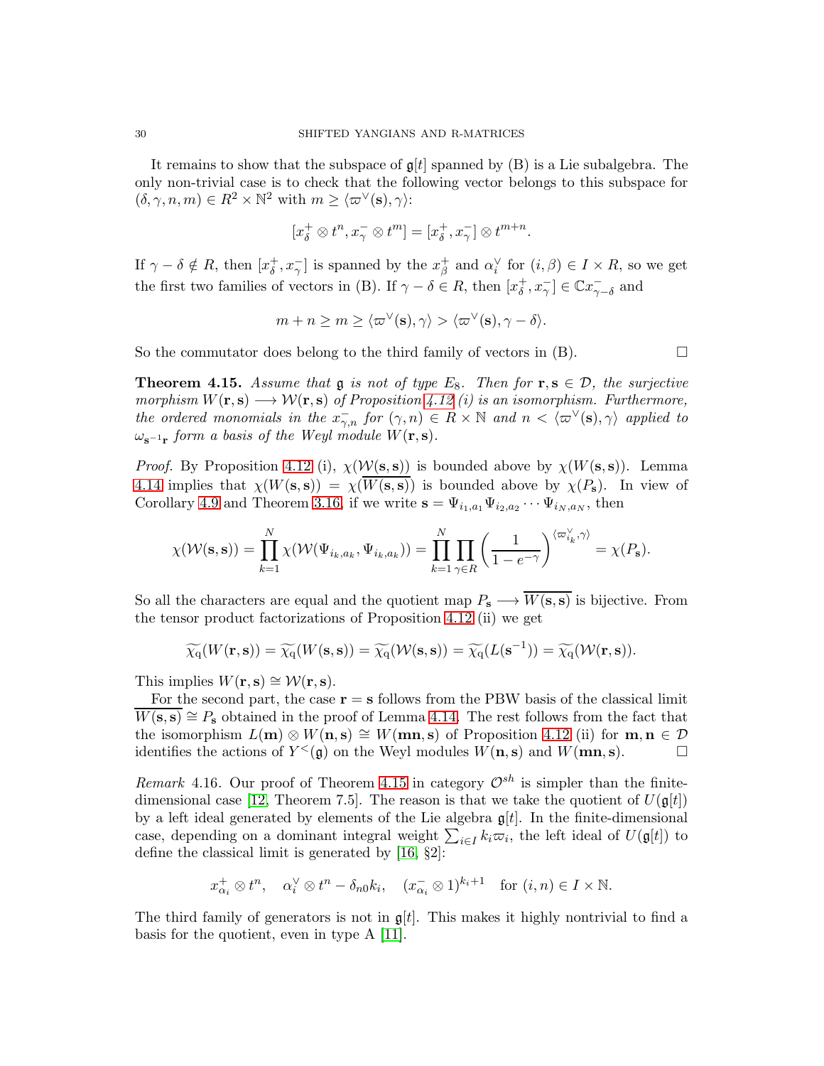It remains to show that the subspace of $\mathfrak{g}[t]$ spanned by (B) is a Lie subalgebra. The only non-trivial case is to check that the following vector belongs to this subspace for $(\delta, \gamma, n, m) \in R^2 \times \mathbb{N}^2$ with $m \geq \langle \varpi^\vee(\mathbf{s}), \gamma \rangle$:

$$[x_\delta^+ \otimes t^n, x_\gamma^- \otimes t^m] = [x_\delta^+, x_\gamma^-] \otimes t^{m+n}.$$

If $\gamma - \delta \notin R$, then $[x_\delta^+, x_\gamma^-]$ is spanned by the $x_\beta^+$ and $\alpha_i^\vee$ for $(i, \beta) \in I \times R$, so we get the first two families of vectors in (B). If $\gamma - \delta \in R$, then $[x_\delta^+, x_\gamma^-] \in \mathbb{C} x_{\gamma-\delta}^-$ and

$$m + n \geq m \geq \langle \varpi^\vee(\mathbf{s}), \gamma \rangle > \langle \varpi^\vee(\mathbf{s}), \gamma - \delta \rangle.$$

So the commutator does belong to the third family of vectors in (B). $\square$

**Theorem 4.15.** *Assume that $\mathfrak{g}$ is not of type $E_8$. Then for $\mathbf{r}, \mathbf{s} \in \mathcal{D}$, the surjective morphism $W(\mathbf{r}, \mathbf{s}) \longrightarrow \mathcal{W}(\mathbf{r}, \mathbf{s})$ of Proposition 4.12 (i) is an isomorphism. Furthermore, the ordered monomials in the $x_{\gamma,n}^-$ for $(\gamma, n) \in R \times \mathbb{N}$ and $n < \langle \varpi^\vee(\mathbf{s}), \gamma \rangle$ applied to $\omega_{\mathbf{s}^{-1}\mathbf{r}}$ form a basis of the Weyl module $W(\mathbf{r}, \mathbf{s})$.*

*Proof.* By Proposition 4.12 (i), $\chi(\mathcal{W}(\mathbf{s}, \mathbf{s}))$ is bounded above by $\chi(W(\mathbf{s}, \mathbf{s}))$. Lemma 4.14 implies that $\chi(W(\mathbf{s}, \mathbf{s})) = \chi(\overline{W(\mathbf{s}, \mathbf{s})})$ is bounded above by $\chi(P_\mathbf{s})$. In view of Corollary 4.9 and Theorem 3.16, if we write $\mathbf{s} = \Psi_{i_1, a_1} \Psi_{i_2, a_2} \cdots \Psi_{i_N, a_N}$, then

$$\chi(\mathcal{W}(\mathbf{s}, \mathbf{s})) = \prod_{k=1}^N \chi(\mathcal{W}(\Psi_{i_k, a_k}, \Psi_{i_k, a_k})) = \prod_{k=1}^N \prod_{\gamma \in R} \left( \frac{1}{1 - e^{-\gamma}} \right)^{\langle \varpi_{i_k}^\vee, \gamma \rangle} = \chi(P_\mathbf{s}).$$

So all the characters are equal and the quotient map $P_\mathbf{s} \longrightarrow \overline{W(\mathbf{s}, \mathbf{s})}$ is bijective. From the tensor product factorizations of Proposition 4.12 (ii) we get

$$\widetilde{\chi_q}(W(\mathbf{r}, \mathbf{s})) = \widetilde{\chi_q}(W(\mathbf{s}, \mathbf{s})) = \widetilde{\chi_q}(\mathcal{W}(\mathbf{s}, \mathbf{s})) = \widetilde{\chi_q}(L(\mathbf{s}^{-1})) = \widetilde{\chi_q}(\mathcal{W}(\mathbf{r}, \mathbf{s})).$$

This implies $W(\mathbf{r}, \mathbf{s}) \cong \mathcal{W}(\mathbf{r}, \mathbf{s})$.

For the second part, the case $\mathbf{r} = \mathbf{s}$ follows from the PBW basis of the classical limit $\overline{W(\mathbf{s}, \mathbf{s})} \cong P_\mathbf{s}$ obtained in the proof of Lemma 4.14. The rest follows from the fact that the isomorphism $L(\mathbf{m}) \otimes W(\mathbf{n}, \mathbf{s}) \cong W(\mathbf{mn}, \mathbf{s})$ of Proposition 4.12 (ii) for $\mathbf{m}, \mathbf{n} \in \mathcal{D}$ identifies the actions of $Y^<(\mathfrak{g})$ on the Weyl modules $W(\mathbf{n}, \mathbf{s})$ and $W(\mathbf{mn}, \mathbf{s})$. $\square$

*Remark* 4.16. Our proof of Theorem 4.15 in category $\mathcal{O}^{sh}$ is simpler than the finite-dimensional case [12, Theorem 7.5]. The reason is that we take the quotient of $U(\mathfrak{g}[t])$ by a left ideal generated by elements of the Lie algebra $\mathfrak{g}[t]$. In the finite-dimensional case, depending on a dominant integral weight $\sum_{i \in I} k_i \varpi_i$, the left ideal of $U(\mathfrak{g}[t])$ to define the classical limit is generated by [16, §2]:

$$x_{\alpha_i}^+ \otimes t^n, \quad \alpha_i^\vee \otimes t^n - \delta_{n0} k_i, \quad (x_{\alpha_i}^- \otimes 1)^{k_i+1} \quad \text{for } (i, n) \in I \times \mathbb{N}.$$

The third family of generators is not in $\mathfrak{g}[t]$. This makes it highly nontrivial to find a basis for the quotient, even in type A [11].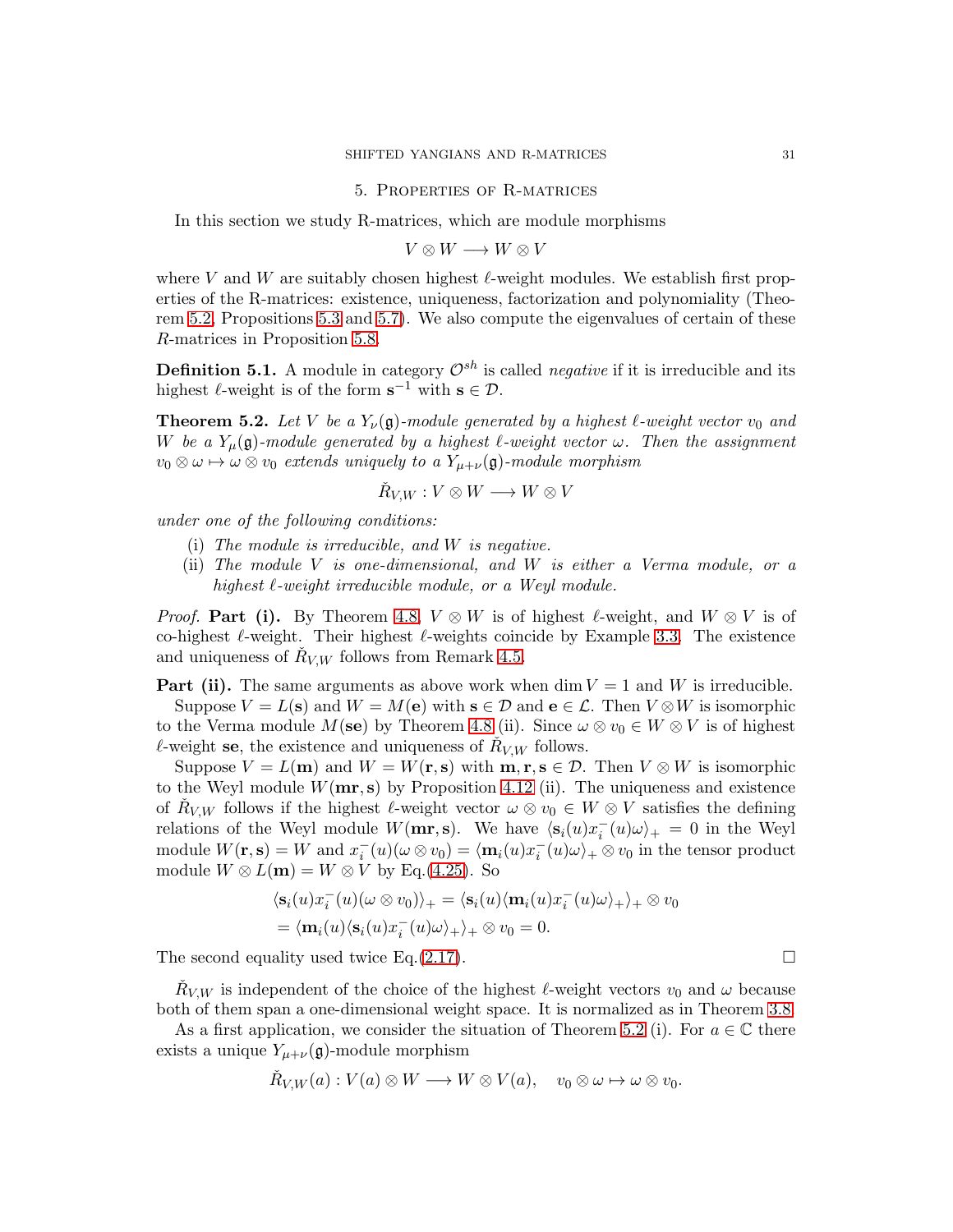## 5. Properties of R-matrices

In this section we study R-matrices, which are module morphisms

$$V \otimes W \longrightarrow W \otimes V$$

where $V$ and $W$ are suitably chosen highest $\ell$-weight modules. We establish first properties of the R-matrices: existence, uniqueness, factorization and polynomiality (Theorem 5.2, Propositions 5.3 and 5.7). We also compute the eigenvalues of certain of these $R$-matrices in Proposition 5.8.

**Definition 5.1.** A module in category $\mathcal{O}^{sh}$ is called *negative* if it is irreducible and its highest $\ell$-weight is of the form $\mathbf{s}^{-1}$ with $\mathbf{s} \in \mathcal{D}$.

**Theorem 5.2.** *Let $V$ be a $Y_\nu(\mathfrak{g})$-module generated by a highest $\ell$-weight vector $v_0$ and $W$ be a $Y_\mu(\mathfrak{g})$-module generated by a highest $\ell$-weight vector $\omega$. Then the assignment $v_0 \otimes \omega \mapsto \omega \otimes v_0$ extends uniquely to a $Y_{\mu+\nu}(\mathfrak{g})$-module morphism*

$$\check{R}_{V,W} : V \otimes W \longrightarrow W \otimes V$$

*under one of the following conditions:*

- (i) *The module is irreducible, and $W$ is negative.*
- (ii) *The module $V$ is one-dimensional, and $W$ is either a Verma module, or a highest $\ell$-weight irreducible module, or a Weyl module.*

*Proof.* **Part (i).** By Theorem 4.8, $V \otimes W$ is of highest $\ell$-weight, and $W \otimes V$ is of co-highest $\ell$-weight. Their highest $\ell$-weights coincide by Example 3.3. The existence and uniqueness of $\check{R}_{V,W}$ follows from Remark 4.5.

**Part (ii).** The same arguments as above work when $\dim V = 1$ and $W$ is irreducible.

Suppose $V = L(\mathbf{s})$ and $W = M(\mathbf{e})$ with $\mathbf{s} \in \mathcal{D}$ and $\mathbf{e} \in \mathcal{L}$. Then $V \otimes W$ is isomorphic to the Verma module $M(\mathbf{se})$ by Theorem 4.8 (ii). Since $\omega \otimes v_0 \in W \otimes V$ is of highest $\ell$-weight $\mathbf{se}$, the existence and uniqueness of $\check{R}_{V,W}$ follows.

Suppose $V = L(\mathbf{m})$ and $W = W(\mathbf{r}, \mathbf{s})$ with $\mathbf{m}, \mathbf{r}, \mathbf{s} \in \mathcal{D}$. Then $V \otimes W$ is isomorphic to the Weyl module $W(\mathbf{mr}, \mathbf{s})$ by Proposition 4.12 (ii). The uniqueness and existence of $\check{R}_{V,W}$ follows if the highest $\ell$-weight vector $\omega \otimes v_0 \in W \otimes V$ satisfies the defining relations of the Weyl module $W(\mathbf{mr}, \mathbf{s})$. We have $\langle \mathbf{s}_i(u) x_i^-(u)\omega\rangle_+ = 0$ in the Weyl module $W(\mathbf{r}, \mathbf{s}) = W$ and $x_i^-(u)(\omega \otimes v_0) = \langle \mathbf{m}_i(u) x_i^-(u)\omega\rangle_+ \otimes v_0$ in the tensor product module $W \otimes L(\mathbf{m}) = W \otimes V$ by Eq.(4.25). So

$$\begin{aligned}
\langle \mathbf{s}_i(u) x_i^-(u)(\omega \otimes v_0)\rangle_+ &= \langle \mathbf{s}_i(u) \langle \mathbf{m}_i(u) x_i^-(u)\omega\rangle_+\rangle_+ \otimes v_0 \\
&= \langle \mathbf{m}_i(u) \langle \mathbf{s}_i(u) x_i^-(u)\omega\rangle_+\rangle_+ \otimes v_0 = 0.
\end{aligned}$$

The second equality used twice Eq.(2.17). $\square$

$\check{R}_{V,W}$ is independent of the choice of the highest $\ell$-weight vectors $v_0$ and $\omega$ because both of them span a one-dimensional weight space. It is normalized as in Theorem 3.8.

As a first application, we consider the situation of Theorem 5.2 (i). For $a \in \mathbb{C}$ there exists a unique $Y_{\mu+\nu}(\mathfrak{g})$-module morphism

$$\check{R}_{V,W}(a) : V(a) \otimes W \longrightarrow W \otimes V(a), \quad v_0 \otimes \omega \mapsto \omega \otimes v_0.$$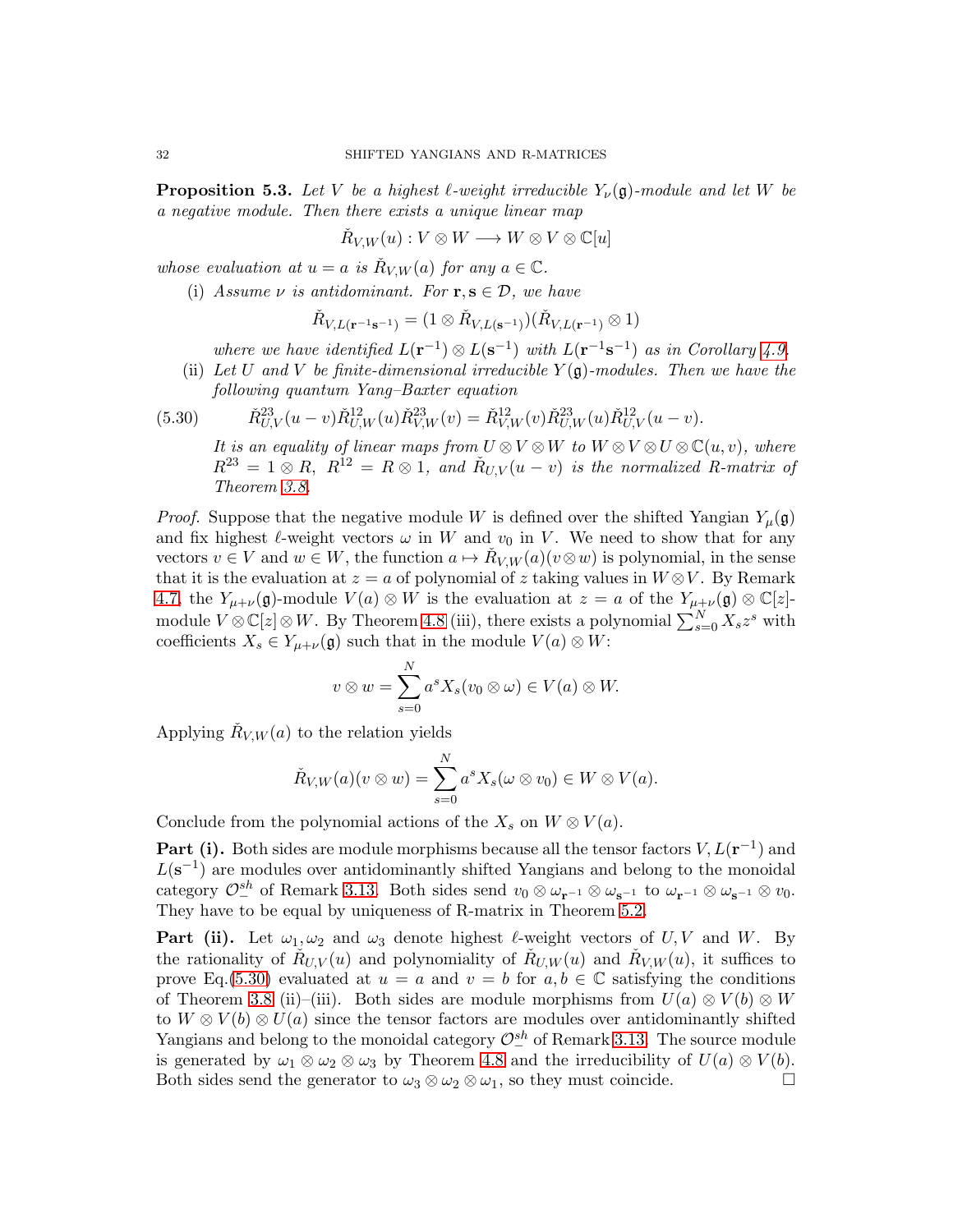**Proposition 5.3.** *Let $V$ be a highest $\ell$-weight irreducible $Y_\nu(\mathfrak{g})$-module and let $W$ be a negative module. Then there exists a unique linear map*

$$\check{R}_{V,W}(u) : V \otimes W \longrightarrow W \otimes V \otimes \mathbb{C}[u]$$

*whose evaluation at $u = a$ is $\check{R}_{V,W}(a)$ for any $a \in \mathbb{C}$.*

(i) *Assume $\nu$ is antidominant. For $\mathbf{r}, \mathbf{s} \in \mathcal{D}$, we have*

$$\check{R}_{V,L(\mathbf{r}^{-1}\mathbf{s}^{-1})} = (1 \otimes \check{R}_{V,L(\mathbf{s}^{-1})})(\check{R}_{V,L(\mathbf{r}^{-1})} \otimes 1)$$

*where we have identified $L(\mathbf{r}^{-1}) \otimes L(\mathbf{s}^{-1})$ with $L(\mathbf{r}^{-1}\mathbf{s}^{-1})$ as in Corollary 4.9.*

(ii) *Let $U$ and $V$ be finite-dimensional irreducible $Y(\mathfrak{g})$-modules. Then we have the following quantum Yang–Baxter equation*

$$\check{R}^{23}_{U,V}(u-v)\check{R}^{12}_{U,W}(u)\check{R}^{23}_{V,W}(v) = \check{R}^{12}_{V,W}(v)\check{R}^{23}_{U,W}(u)\check{R}^{12}_{U,V}(u-v). \tag{5.30}$$

*It is an equality of linear maps from $U \otimes V \otimes W$ to $W \otimes V \otimes U \otimes \mathbb{C}(u,v)$, where $R^{23} = 1 \otimes R$, $R^{12} = R \otimes 1$, and $\check{R}_{U,V}(u-v)$ is the normalized R-matrix of Theorem 3.8.*

*Proof.* Suppose that the negative module $W$ is defined over the shifted Yangian $Y_\mu(\mathfrak{g})$ and fix highest $\ell$-weight vectors $\omega$ in $W$ and $v_0$ in $V$. We need to show that for any vectors $v \in V$ and $w \in W$, the function $a \mapsto \check{R}_{V,W}(a)(v \otimes w)$ is polynomial, in the sense that it is the evaluation at $z = a$ of polynomial of $z$ taking values in $W \otimes V$. By Remark 4.7, the $Y_{\mu+\nu}(\mathfrak{g})$-module $V(a) \otimes W$ is the evaluation at $z = a$ of the $Y_{\mu+\nu}(\mathfrak{g}) \otimes \mathbb{C}[z]$-module $V \otimes \mathbb{C}[z] \otimes W$. By Theorem 4.8 (iii), there exists a polynomial $\sum_{s=0}^N X_s z^s$ with coefficients $X_s \in Y_{\mu+\nu}(\mathfrak{g})$ such that in the module $V(a) \otimes W$:

$$v \otimes w = \sum_{s=0}^N a^s X_s(v_0 \otimes \omega) \in V(a) \otimes W.$$

Applying $\check{R}_{V,W}(a)$ to the relation yields

$$\check{R}_{V,W}(a)(v \otimes w) = \sum_{s=0}^N a^s X_s(\omega \otimes v_0) \in W \otimes V(a).$$

Conclude from the polynomial actions of the $X_s$ on $W \otimes V(a)$.

**Part (i).** Both sides are module morphisms because all the tensor factors $V, L(\mathbf{r}^{-1})$ and $L(\mathbf{s}^{-1})$ are modules over antidominantly shifted Yangians and belong to the monoidal category $\mathcal{O}^{sh}_-$ of Remark 3.13. Both sides send $v_0 \otimes \omega_{\mathbf{r}^{-1}} \otimes \omega_{\mathbf{s}^{-1}}$ to $\omega_{\mathbf{r}^{-1}} \otimes \omega_{\mathbf{s}^{-1}} \otimes v_0$. They have to be equal by uniqueness of R-matrix in Theorem 5.2.

**Part (ii).** Let $\omega_1, \omega_2$ and $\omega_3$ denote highest $\ell$-weight vectors of $U, V$ and $W$. By the rationality of $\check{R}_{U,V}(u)$ and polynomiality of $\check{R}_{U,W}(u)$ and $\check{R}_{V,W}(u)$, it suffices to prove Eq.(5.30) evaluated at $u = a$ and $v = b$ for $a, b \in \mathbb{C}$ satisfying the conditions of Theorem 3.8 (ii)–(iii). Both sides are module morphisms from $U(a) \otimes V(b) \otimes W$ to $W \otimes V(b) \otimes U(a)$ since the tensor factors are modules over antidominantly shifted Yangians and belong to the monoidal category $\mathcal{O}^{sh}_-$ of Remark 3.13. The source module is generated by $\omega_1 \otimes \omega_2 \otimes \omega_3$ by Theorem 4.8 and the irreducibility of $U(a) \otimes V(b)$. Both sides send the generator to $\omega_3 \otimes \omega_2 \otimes \omega_1$, so they must coincide. $\square$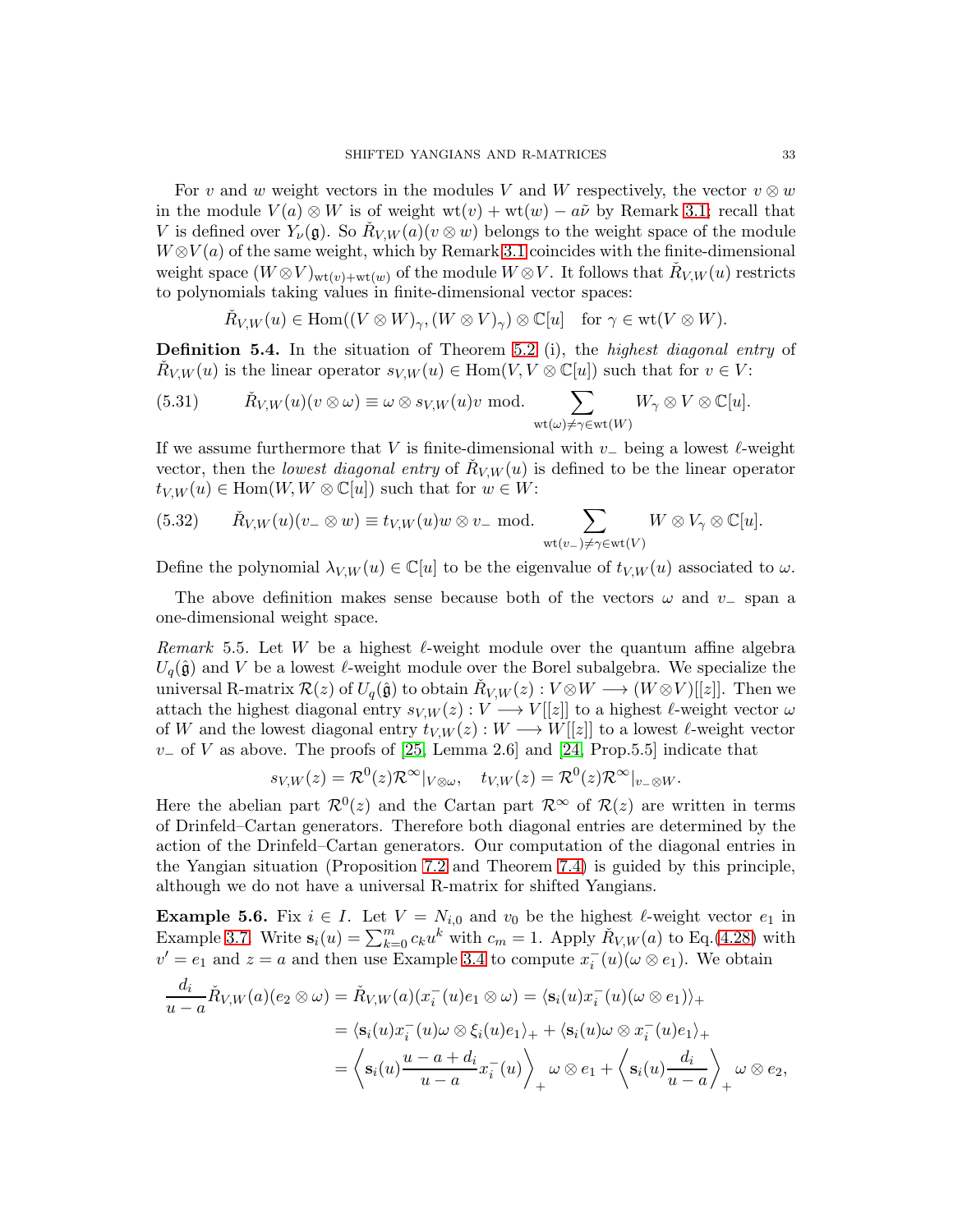For $v$ and $w$ weight vectors in the modules $V$ and $W$ respectively, the vector $v \otimes w$ in the module $V(a) \otimes W$ is of weight $\mathrm{wt}(v) + \mathrm{wt}(w) - a\tilde{\nu}$ by Remark 3.1; recall that $V$ is defined over $Y_\nu(\mathfrak{g})$. So $\check{R}_{V,W}(a)(v \otimes w)$ belongs to the weight space of the module $W \otimes V(a)$ of the same weight, which by Remark 3.1 coincides with the finite-dimensional weight space $(W \otimes V)_{\mathrm{wt}(v)+\mathrm{wt}(w)}$ of the module $W \otimes V$. It follows that $\check{R}_{V,W}(u)$ restricts to polynomials taking values in finite-dimensional vector spaces:

$$\check{R}_{V,W}(u) \in \mathrm{Hom}((V \otimes W)_\gamma, (W \otimes V)_\gamma) \otimes \mathbb{C}[u] \quad \text{for } \gamma \in \mathrm{wt}(V \otimes W).$$

**Definition 5.4.** In the situation of Theorem 5.2 (i), the *highest diagonal entry* of $\check{R}_{V,W}(u)$ is the linear operator $s_{V,W}(u) \in \mathrm{Hom}(V, V \otimes \mathbb{C}[u])$ such that for $v \in V$:

$$\check{R}_{V,W}(u)(v \otimes \omega) \equiv \omega \otimes s_{V,W}(u)v \ \mathrm{mod.} \sum_{\mathrm{wt}(\omega) \neq \gamma \in \mathrm{wt}(W)} W_\gamma \otimes V \otimes \mathbb{C}[u]. \tag{5.31}$$

If we assume furthermore that $V$ is finite-dimensional with $v_-$ being a lowest $\ell$-weight vector, then the *lowest diagonal entry* of $\check{R}_{V,W}(u)$ is defined to be the linear operator $t_{V,W}(u) \in \mathrm{Hom}(W, W \otimes \mathbb{C}[u])$ such that for $w \in W$:

$$\check{R}_{V,W}(u)(v_- \otimes w) \equiv t_{V,W}(u)w \otimes v_- \ \mathrm{mod.} \sum_{\mathrm{wt}(v_-) \neq \gamma \in \mathrm{wt}(V)} W \otimes V_\gamma \otimes \mathbb{C}[u]. \tag{5.32}$$

Define the polynomial $\lambda_{V,W}(u) \in \mathbb{C}[u]$ to be the eigenvalue of $t_{V,W}(u)$ associated to $\omega$.

The above definition makes sense because both of the vectors $\omega$ and $v_-$ span a one-dimensional weight space.

*Remark* 5.5. Let $W$ be a highest $\ell$-weight module over the quantum affine algebra $U_q(\hat{\mathfrak{g}})$ and $V$ be a lowest $\ell$-weight module over the Borel subalgebra. We specialize the universal R-matrix $\mathcal{R}(z)$ of $U_q(\hat{\mathfrak{g}})$ to obtain $\check{R}_{V,W}(z) : V \otimes W \longrightarrow (W \otimes V)[[z]]$. Then we attach the highest diagonal entry $s_{V,W}(z) : V \longrightarrow V[[z]]$ to a highest $\ell$-weight vector $\omega$ of $W$ and the lowest diagonal entry $t_{V,W}(z) : W \longrightarrow W[[z]]$ to a lowest $\ell$-weight vector $v_-$ of $V$ as above. The proofs of [25, Lemma 2.6] and [24, Prop.5.5] indicate that

$$s_{V,W}(z) = \mathcal{R}^0(z)\mathcal{R}^\infty|_{V \otimes \omega}, \quad t_{V,W}(z) = \mathcal{R}^0(z)\mathcal{R}^\infty|_{v_- \otimes W}.$$

Here the abelian part $\mathcal{R}^0(z)$ and the Cartan part $\mathcal{R}^\infty$ of $\mathcal{R}(z)$ are written in terms of Drinfeld–Cartan generators. Therefore both diagonal entries are determined by the action of the Drinfeld–Cartan generators. Our computation of the diagonal entries in the Yangian situation (Proposition 7.2 and Theorem 7.4) is guided by this principle, although we do not have a universal R-matrix for shifted Yangians.

**Example 5.6.** Fix $i \in I$. Let $V = N_{i,0}$ and $v_0$ be the highest $\ell$-weight vector $e_1$ in Example 3.7. Write $\mathbf{s}_i(u) = \sum_{k=0}^m c_k u^k$ with $c_m = 1$. Apply $\check{R}_{V,W}(a)$ to Eq.(4.28) with $v' = e_1$ and $z = a$ and then use Example 3.4 to compute $x_i^-(u)(\omega \otimes e_1)$. We obtain

$$\begin{aligned}
\frac{d_i}{u-a}\check{R}_{V,W}(a)(e_2 \otimes \omega) &= \check{R}_{V,W}(a)(x_i^-(u)e_1 \otimes \omega) = \langle \mathbf{s}_i(u)x_i^-(u)(\omega \otimes e_1)\rangle_+ \\
&= \langle \mathbf{s}_i(u)x_i^-(u)\omega \otimes \xi_i(u)e_1\rangle_+ + \langle \mathbf{s}_i(u)\omega \otimes x_i^-(u)e_1\rangle_+ \\
&= \left\langle \mathbf{s}_i(u)\frac{u-a+d_i}{u-a}x_i^-(u)\right\rangle_+ \omega \otimes e_1 + \left\langle \mathbf{s}_i(u)\frac{d_i}{u-a}\right\rangle_+ \omega \otimes e_2,
\end{aligned}$$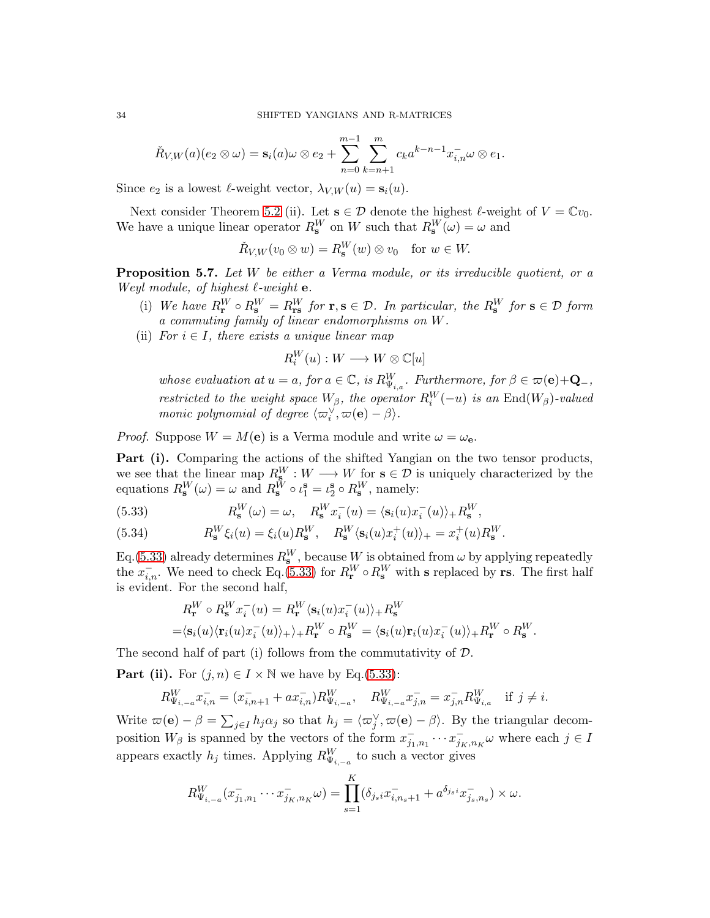$$\check{R}_{V,W}(a)(e_2 \otimes \omega) = \mathbf{s}_i(a)\omega \otimes e_2 + \sum_{n=0}^{m-1} \sum_{k=n+1}^{m} c_k a^{k-n-1} x_{i,n}^- \omega \otimes e_1.$$

Since $e_2$ is a lowest $\ell$-weight vector, $\lambda_{V,W}(u) = \mathbf{s}_i(u)$.

Next consider Theorem 5.2 (ii). Let $\mathbf{s} \in \mathcal{D}$ denote the highest $\ell$-weight of $V = \mathbb{C}v_0$. We have a unique linear operator $R_{\mathbf{s}}^W$ on $W$ such that $R_{\mathbf{s}}^W(\omega) = \omega$ and

$$\check{R}_{V,W}(v_0 \otimes w) = R_{\mathbf{s}}^W(w) \otimes v_0 \quad \text{for } w \in W.$$

**Proposition 5.7.** *Let $W$ be either a Verma module, or its irreducible quotient, or a Weyl module, of highest $\ell$-weight $\mathbf{e}$.*

- (i) *We have $R_{\mathbf{r}}^W \circ R_{\mathbf{s}}^W = R_{\mathbf{rs}}^W$ for $\mathbf{r}, \mathbf{s} \in \mathcal{D}$. In particular, the $R_{\mathbf{s}}^W$ for $\mathbf{s} \in \mathcal{D}$ form a commuting family of linear endomorphisms on $W$.*
- (ii) *For $i \in I$, there exists a unique linear map*

$$R_i^W(u) : W \longrightarrow W \otimes \mathbb{C}[u]$$

*whose evaluation at $u = a$, for $a \in \mathbb{C}$, is $R_{\Psi_{i,a}}^W$. Furthermore, for $\beta \in \varpi(\mathbf{e}) + \mathbf{Q}_-$, restricted to the weight space $W_\beta$, the operator $R_i^W(-u)$ is an $\mathrm{End}(W_\beta)$-valued monic polynomial of degree $\langle \varpi_i^\vee, \varpi(\mathbf{e}) - \beta \rangle$.*

*Proof.* Suppose $W = M(\mathbf{e})$ is a Verma module and write $\omega = \omega_{\mathbf{e}}$.

**Part (i).** Comparing the actions of the shifted Yangian on the two tensor products, we see that the linear map $R_{\mathbf{s}}^W : W \longrightarrow W$ for $\mathbf{s} \in \mathcal{D}$ is uniquely characterized by the equations $R_{\mathbf{s}}^W(\omega) = \omega$ and $R_{\mathbf{s}}^W \circ \iota_1^{\mathbf{s}} = \iota_2^{\mathbf{s}} \circ R_{\mathbf{s}}^W$, namely:

$$R_{\mathbf{s}}^W(\omega) = \omega, \quad R_{\mathbf{s}}^W x_i^-(u) = \langle \mathbf{s}_i(u) x_i^-(u) \rangle_+ R_{\mathbf{s}}^W, \tag{5.33}$$

$$R_{\mathbf{s}}^W \xi_i(u) = \xi_i(u) R_{\mathbf{s}}^W, \quad R_{\mathbf{s}}^W \langle \mathbf{s}_i(u) x_i^+(u) \rangle_+ = x_i^+(u) R_{\mathbf{s}}^W. \tag{5.34}$$

Eq.(5.33) already determines $R_{\mathbf{s}}^W$, because $W$ is obtained from $\omega$ by applying repeatedly the $x_{i,n}^-$. We need to check Eq.(5.33) for $R_{\mathbf{r}}^W \circ R_{\mathbf{s}}^W$ with $\mathbf{s}$ replaced by $\mathbf{rs}$. The first half is evident. For the second half,

$$\begin{aligned}
&R_{\mathbf{r}}^W \circ R_{\mathbf{s}}^W x_i^-(u) = R_{\mathbf{r}}^W \langle \mathbf{s}_i(u) x_i^-(u) \rangle_+ R_{\mathbf{s}}^W \\
=&\langle \mathbf{s}_i(u) \langle \mathbf{r}_i(u) x_i^-(u) \rangle_+ \rangle_+ R_{\mathbf{r}}^W \circ R_{\mathbf{s}}^W = \langle \mathbf{s}_i(u) \mathbf{r}_i(u) x_i^-(u) \rangle_+ R_{\mathbf{r}}^W \circ R_{\mathbf{s}}^W.
\end{aligned}$$

The second half of part (i) follows from the commutativity of $\mathcal{D}$.

**Part (ii).** For $(j, n) \in I \times \mathbb{N}$ we have by Eq.(5.33):

$$R_{\Psi_{i,-a}}^W x_{i,n}^- = (x_{i,n+1}^- + a x_{i,n}^-) R_{\Psi_{i,-a}}^W, \quad R_{\Psi_{i,-a}}^W x_{j,n}^- = x_{j,n}^- R_{\Psi_{i,a}}^W \quad \text{if } j \neq i.$$

Write $\varpi(\mathbf{e}) - \beta = \sum_{j \in I} h_j \alpha_j$ so that $h_j = \langle \varpi_j^\vee, \varpi(\mathbf{e}) - \beta \rangle$. By the triangular decomposition $W_\beta$ is spanned by the vectors of the form $x_{j_1,n_1}^- \cdots x_{j_K,n_K}^- \omega$ where each $j \in I$ appears exactly $h_j$ times. Applying $R_{\Psi_{i,-a}}^W$ to such a vector gives

$$R_{\Psi_{i,-a}}^W (x_{j_1,n_1}^- \cdots x_{j_K,n_K}^- \omega) = \prod_{s=1}^{K} (\delta_{j_s i} x_{i,n_s+1}^- + a^{\delta_{j_s i}} x_{j_s,n_s}^-) \times \omega.$$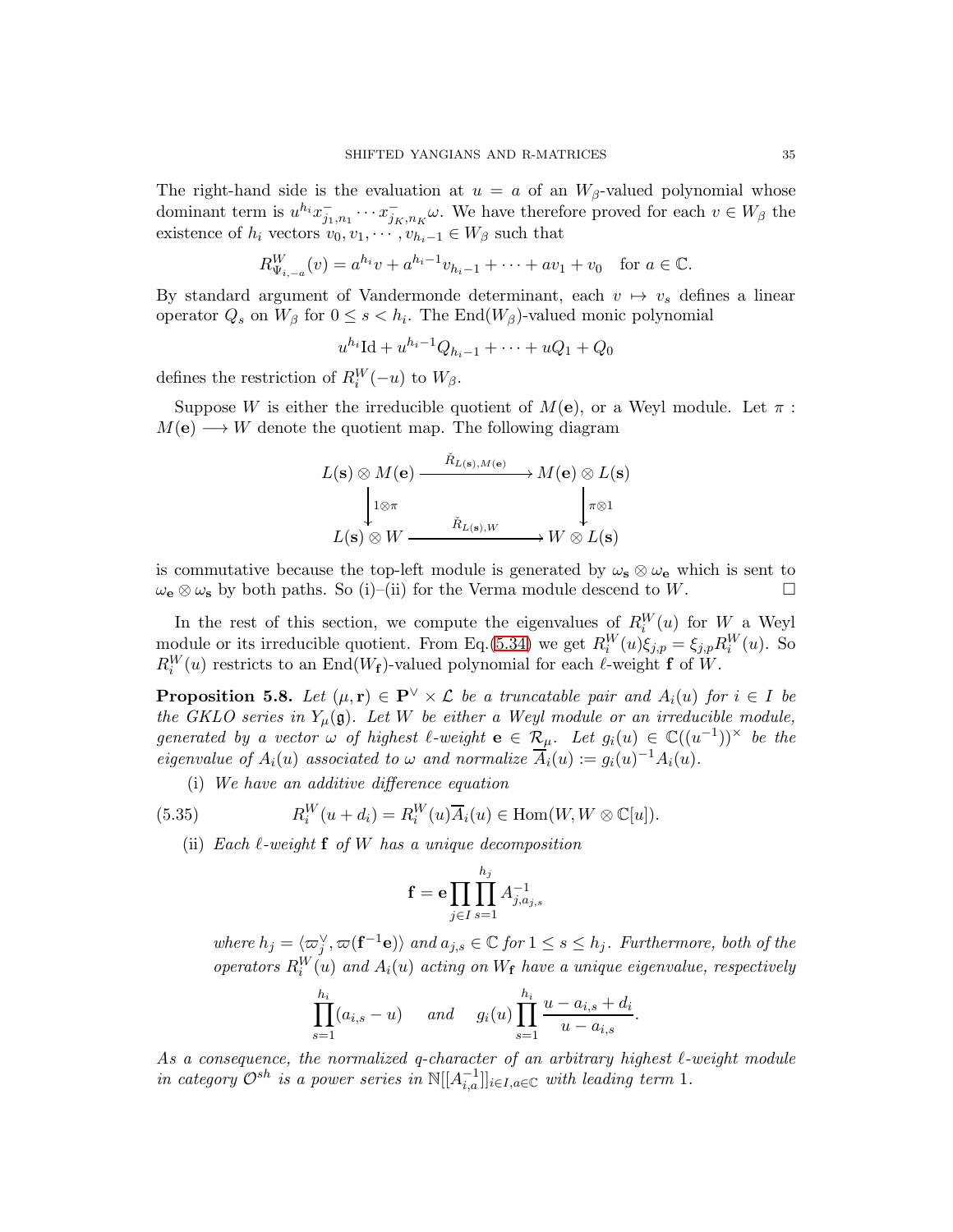The right-hand side is the evaluation at $u = a$ of an $W_\beta$-valued polynomial whose dominant term is $u^{h_i} x^-_{j_1,n_1} \cdots x^-_{j_K,n_K} \omega$. We have therefore proved for each $v \in W_\beta$ the existence of $h_i$ vectors $v_0, v_1, \cdots, v_{h_i-1} \in W_\beta$ such that

$$R^W_{\Psi_{i,-a}}(v) = a^{h_i} v + a^{h_i-1} v_{h_i-1} + \cdots + a v_1 + v_0 \quad \text{for } a \in \mathbb{C}.$$

By standard argument of Vandermonde determinant, each $v \mapsto v_s$ defines a linear operator $Q_s$ on $W_\beta$ for $0 \leq s < h_i$. The $\mathrm{End}(W_\beta)$-valued monic polynomial

$$u^{h_i}\mathrm{Id} + u^{h_i-1} Q_{h_i-1} + \cdots + u Q_1 + Q_0$$

defines the restriction of $R^W_i(-u)$ to $W_\beta$.

Suppose $W$ is either the irreducible quotient of $M(\mathbf{e})$, or a Weyl module. Let $\pi : M(\mathbf{e}) \longrightarrow W$ denote the quotient map. The following diagram

$$\begin{array}{ccc} L(\mathbf{s}) \otimes M(\mathbf{e}) & \xrightarrow{\check{R}_{L(\mathbf{s}),M(\mathbf{e})}} & M(\mathbf{e}) \otimes L(\mathbf{s}) \\ \Big\downarrow{\scriptstyle 1\otimes\pi} & & \Big\downarrow{\scriptstyle \pi\otimes 1} \\ L(\mathbf{s}) \otimes W & \xrightarrow{\check{R}_{L(\mathbf{s}),W}} & W \otimes L(\mathbf{s}) \end{array}$$

is commutative because the top-left module is generated by $\omega_\mathbf{s} \otimes \omega_\mathbf{e}$ which is sent to $\omega_\mathbf{e} \otimes \omega_\mathbf{s}$ by both paths. So (i)–(ii) for the Verma module descend to $W$. $\square$

In the rest of this section, we compute the eigenvalues of $R^W_i(u)$ for $W$ a Weyl module or its irreducible quotient. From Eq.(5.34) we get $R^W_i(u)\xi_{j,p} = \xi_{j,p} R^W_i(u)$. So $R^W_i(u)$ restricts to an $\mathrm{End}(W_\mathbf{f})$-valued polynomial for each $\ell$-weight $\mathbf{f}$ of $W$.

**Proposition 5.8.** *Let $(\mu, \mathbf{r}) \in \mathbf{P}^\vee \times \mathcal{L}$ be a truncatable pair and $A_i(u)$ for $i \in I$ be the GKLO series in $Y_\mu(\mathfrak{g})$. Let $W$ be either a Weyl module or an irreducible module, generated by a vector $\omega$ of highest $\ell$-weight $\mathbf{e} \in \mathcal{R}_\mu$. Let $g_i(u) \in \mathbb{C}((u^{-1}))^\times$ be the eigenvalue of $A_i(u)$ associated to $\omega$ and normalize $\overline{A}_i(u) := g_i(u)^{-1} A_i(u)$.*

(i) *We have an additive difference equation*

$$R^W_i(u + d_i) = R^W_i(u)\overline{A}_i(u) \in \mathrm{Hom}(W, W \otimes \mathbb{C}[u]). \tag{5.35}$$

(ii) *Each $\ell$-weight $\mathbf{f}$ of $W$ has a unique decomposition*

$$\mathbf{f} = \mathbf{e} \prod_{j \in I} \prod_{s=1}^{h_j} A^{-1}_{j,a_{j,s}}$$

*where $h_j = \langle \varpi^\vee_j, \varpi(\mathbf{f}^{-1}\mathbf{e}) \rangle$ and $a_{j,s} \in \mathbb{C}$ for $1 \leq s \leq h_j$. Furthermore, both of the operators $R^W_i(u)$ and $A_i(u)$ acting on $W_\mathbf{f}$ have a unique eigenvalue, respectively*

$$\prod_{s=1}^{h_i} (a_{i,s} - u) \quad \text{and} \quad g_i(u) \prod_{s=1}^{h_i} \frac{u - a_{i,s} + d_i}{u - a_{i,s}}.$$

*As a consequence, the normalized $q$-character of an arbitrary highest $\ell$-weight module in category $\mathcal{O}^{sh}$ is a power series in $\mathbb{N}[[A^{-1}_{i,a}]]_{i \in I, a \in \mathbb{C}}$ with leading term $1$.*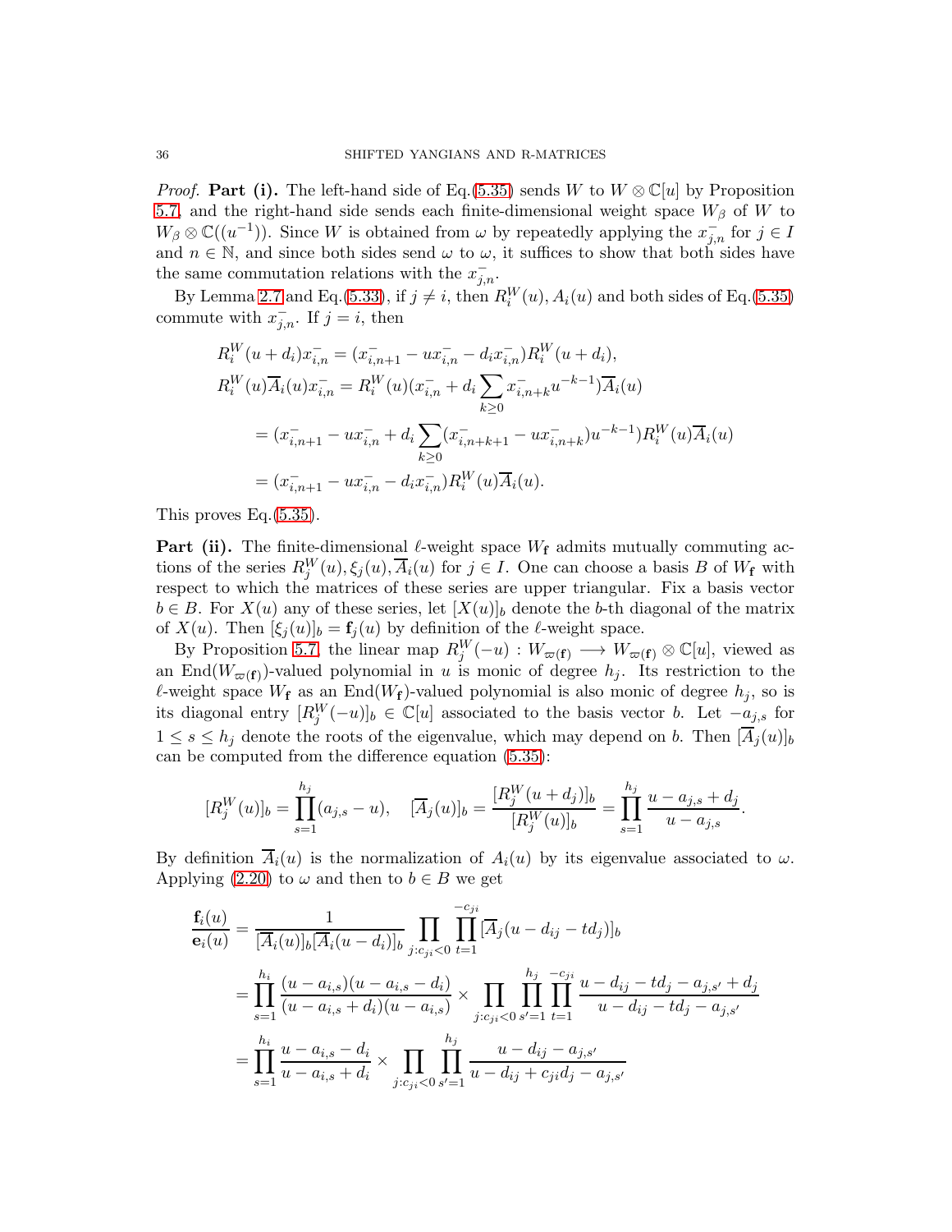*Proof.* **Part (i).** The left-hand side of Eq.(5.35) sends $W$ to $W \otimes \mathbb{C}[u]$ by Proposition 5.7, and the right-hand side sends each finite-dimensional weight space $W_\beta$ of $W$ to $W_\beta \otimes \mathbb{C}((u^{-1}))$. Since $W$ is obtained from $\omega$ by repeatedly applying the $x_{j,n}^-$ for $j \in I$ and $n \in \mathbb{N}$, and since both sides send $\omega$ to $\omega$, it suffices to show that both sides have the same commutation relations with the $x_{j,n}^-$.

By Lemma 2.7 and Eq.(5.33), if $j \neq i$, then $R_i^W(u), A_i(u)$ and both sides of Eq.(5.35) commute with $x_{j,n}^-$. If $j = i$, then

$$
\begin{aligned}
R_i^W(u+d_i)x_{i,n}^- &= (x_{i,n+1}^- - ux_{i,n}^- - d_i x_{i,n}^-)R_i^W(u+d_i), \\
R_i^W(u)\overline{A}_i(u)x_{i,n}^- &= R_i^W(u)(x_{i,n}^- + d_i \sum_{k\geq 0} x_{i,n+k}^- u^{-k-1})\overline{A}_i(u) \\
&= (x_{i,n+1}^- - ux_{i,n}^- + d_i \sum_{k\geq 0}(x_{i,n+k+1}^- - ux_{i,n+k}^-)u^{-k-1})R_i^W(u)\overline{A}_i(u) \\
&= (x_{i,n+1}^- - ux_{i,n}^- - d_i x_{i,n}^-)R_i^W(u)\overline{A}_i(u).
\end{aligned}
$$

This proves Eq.(5.35).

**Part (ii).** The finite-dimensional $\ell$-weight space $W_{\mathbf{f}}$ admits mutually commuting actions of the series $R_j^W(u), \xi_j(u), \overline{A}_i(u)$ for $j \in I$. One can choose a basis $B$ of $W_{\mathbf{f}}$ with respect to which the matrices of these series are upper triangular. Fix a basis vector $b \in B$. For $X(u)$ any of these series, let $[X(u)]_b$ denote the $b$-th diagonal of the matrix of $X(u)$. Then $[\xi_j(u)]_b = \mathbf{f}_j(u)$ by definition of the $\ell$-weight space.

By Proposition 5.7, the linear map $R_j^W(-u) : W_{\varpi(\mathbf{f})} \longrightarrow W_{\varpi(\mathbf{f})} \otimes \mathbb{C}[u]$, viewed as an $\mathrm{End}(W_{\varpi(\mathbf{f})})$-valued polynomial in $u$ is monic of degree $h_j$. Its restriction to the $\ell$-weight space $W_{\mathbf{f}}$ as an $\mathrm{End}(W_{\mathbf{f}})$-valued polynomial is also monic of degree $h_j$, so is its diagonal entry $[R_j^W(-u)]_b \in \mathbb{C}[u]$ associated to the basis vector $b$. Let $-a_{j,s}$ for $1 \leq s \leq h_j$ denote the roots of the eigenvalue, which may depend on $b$. Then $[\overline{A}_j(u)]_b$ can be computed from the difference equation (5.35):

$$
[R_j^W(u)]_b = \prod_{s=1}^{h_j}(a_{j,s} - u), \quad [\overline{A}_j(u)]_b = \frac{[R_j^W(u+d_j)]_b}{[R_j^W(u)]_b} = \prod_{s=1}^{h_j} \frac{u - a_{j,s} + d_j}{u - a_{j,s}}.
$$

By definition $\overline{A}_i(u)$ is the normalization of $A_i(u)$ by its eigenvalue associated to $\omega$. Applying (2.20) to $\omega$ and then to $b \in B$ we get

$$
\begin{aligned}
\frac{\mathbf{f}_i(u)}{\mathbf{e}_i(u)} &= \frac{1}{[\overline{A}_i(u)]_b[\overline{A}_i(u-d_i)]_b} \prod_{j:c_{ji}<0} \prod_{t=1}^{-c_{ji}} [\overline{A}_j(u - d_{ij} - td_j)]_b \\
&= \prod_{s=1}^{h_i} \frac{(u-a_{i,s})(u-a_{i,s}-d_i)}{(u-a_{i,s}+d_i)(u-a_{i,s})} \times \prod_{j:c_{ji}<0} \prod_{s'=1}^{h_j} \prod_{t=1}^{-c_{ji}} \frac{u - d_{ij} - td_j - a_{j,s'} + d_j}{u - d_{ij} - td_j - a_{j,s'}} \\
&= \prod_{s=1}^{h_i} \frac{u - a_{i,s} - d_i}{u - a_{i,s} + d_i} \times \prod_{j:c_{ji}<0} \prod_{s'=1}^{h_j} \frac{u - d_{ij} - a_{j,s'}}{u - d_{ij} + c_{ji}d_j - a_{j,s'}}
\end{aligned}
$$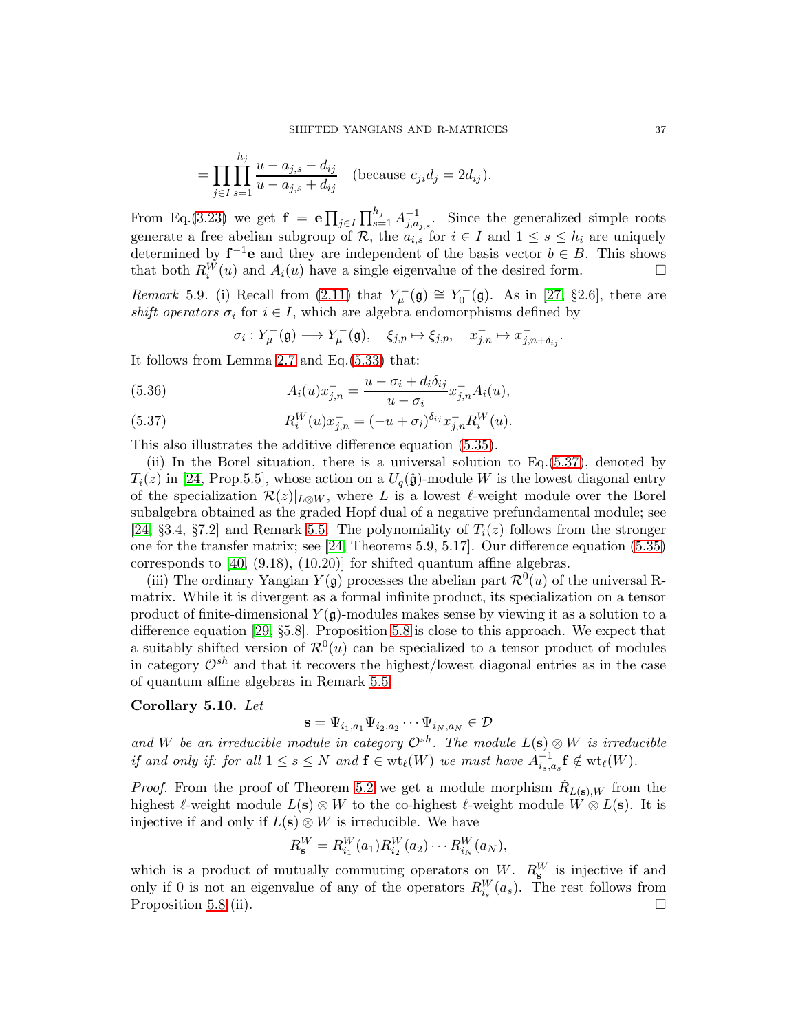$$= \prod_{j\in I}\prod_{s=1}^{h_j} \frac{u - a_{j,s} - d_{ij}}{u - a_{j,s} + d_{ij}} \quad \text{(because } c_{ji}d_j = 2d_{ij}).$$

From Eq.(3.23) we get $\mathbf{f} = \mathbf{e}\prod_{j\in I}\prod_{s=1}^{h_j} A_{j,a_{j,s}}^{-1}$. Since the generalized simple roots generate a free abelian subgroup of $\mathcal{R}$, the $a_{i,s}$ for $i \in I$ and $1 \leq s \leq h_i$ are uniquely determined by $\mathbf{f}^{-1}\mathbf{e}$ and they are independent of the basis vector $b \in B$. This shows that both $R_i^W(u)$ and $A_i(u)$ have a single eigenvalue of the desired form. □

*Remark* 5.9. (i) Recall from (2.11) that $Y_\mu^-(\mathfrak{g}) \cong Y_0^-(\mathfrak{g})$. As in [27, §2.6], there are *shift operators* $\sigma_i$ for $i \in I$, which are algebra endomorphisms defined by

$$\sigma_i : Y_\mu^-(\mathfrak{g}) \longrightarrow Y_\mu^-(\mathfrak{g}), \quad \xi_{j,p} \mapsto \xi_{j,p}, \quad x_{j,n}^- \mapsto x_{j,n+\delta_{ij}}^-.$$

It follows from Lemma 2.7 and Eq.(5.33) that:

$$A_i(u)x_{j,n}^- = \frac{u - \sigma_i + d_i\delta_{ij}}{u - \sigma_i} x_{j,n}^- A_i(u), \tag{5.36}$$

$$R_i^W(u)x_{j,n}^- = (-u + \sigma_i)^{\delta_{ij}} x_{j,n}^- R_i^W(u). \tag{5.37}$$

This also illustrates the additive difference equation (5.35).

(ii) In the Borel situation, there is a universal solution to Eq.(5.37), denoted by $T_i(z)$ in [24, Prop.5.5], whose action on a $U_q(\hat{\mathfrak{g}})$-module $W$ is the lowest diagonal entry of the specialization $\mathcal{R}(z)|_{L\otimes W}$, where $L$ is a lowest $\ell$-weight module over the Borel subalgebra obtained as the graded Hopf dual of a negative prefundamental module; see [24, §3.4, §7.2] and Remark 5.5. The polynomiality of $T_i(z)$ follows from the stronger one for the transfer matrix; see [24, Theorems 5.9, 5.17]. Our difference equation (5.35) corresponds to [40, (9.18), (10.20)] for shifted quantum affine algebras.

(iii) The ordinary Yangian $Y(\mathfrak{g})$ processes the abelian part $\mathcal{R}^0(u)$ of the universal R-matrix. While it is divergent as a formal infinite product, its specialization on a tensor product of finite-dimensional $Y(\mathfrak{g})$-modules makes sense by viewing it as a solution to a difference equation [29, §5.8]. Proposition 5.8 is close to this approach. We expect that a suitably shifted version of $\mathcal{R}^0(u)$ can be specialized to a tensor product of modules in category $\mathcal{O}^{sh}$ and that it recovers the highest/lowest diagonal entries as in the case of quantum affine algebras in Remark 5.5.

**Corollary 5.10.** *Let*

$$\mathbf{s} = \Psi_{i_1,a_1}\Psi_{i_2,a_2}\cdots\Psi_{i_N,a_N} \in \mathcal{D}$$

*and $W$ be an irreducible module in category $\mathcal{O}^{sh}$. The module $L(\mathbf{s}) \otimes W$ is irreducible if and only if: for all $1 \leq s \leq N$ and $\mathbf{f} \in \mathrm{wt}_\ell(W)$ we must have $A_{i_s,a_s}^{-1}\mathbf{f} \notin \mathrm{wt}_\ell(W)$.*

*Proof.* From the proof of Theorem 5.2 we get a module morphism $\check{R}_{L(\mathbf{s}),W}$ from the highest $\ell$-weight module $L(\mathbf{s}) \otimes W$ to the co-highest $\ell$-weight module $W \otimes L(\mathbf{s})$. It is injective if and only if $L(\mathbf{s}) \otimes W$ is irreducible. We have

$$R_{\mathbf{s}}^W = R_{i_1}^W(a_1)R_{i_2}^W(a_2)\cdots R_{i_N}^W(a_N),$$

which is a product of mutually commuting operators on $W$. $R_{\mathbf{s}}^W$ is injective if and only if 0 is not an eigenvalue of any of the operators $R_{i_s}^W(a_s)$. The rest follows from Proposition 5.8 (ii). □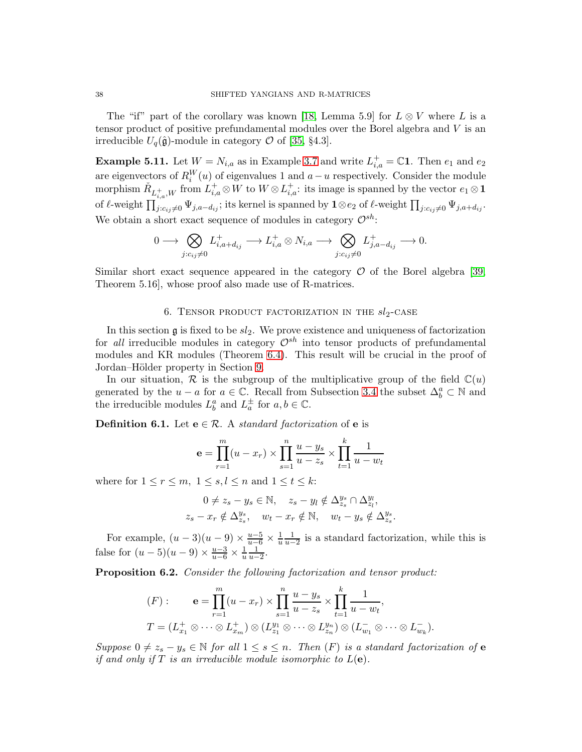The "if" part of the corollary was known [18, Lemma 5.9] for $L \otimes V$ where $L$ is a tensor product of positive prefundamental modules over the Borel algebra and $V$ is an irreducible $U_q(\hat{\mathfrak{g}})$-module in category $\mathcal{O}$ of [35, §4.3].

**Example 5.11.** Let $W = N_{i,a}$ as in Example 3.7 and write $L_{i,a}^+ = \mathbb{C}\mathbf{1}$. Then $e_1$ and $e_2$ are eigenvectors of $R_i^W(u)$ of eigenvalues 1 and $a-u$ respectively. Consider the module morphism $\check{R}_{L_{i,a}^+,W}$ from $L_{i,a}^+ \otimes W$ to $W \otimes L_{i,a}^+$: its image is spanned by the vector $e_1 \otimes \mathbf{1}$ of $\ell$-weight $\prod_{j:c_{ij}\neq 0} \Psi_{j,a-d_{ij}}$; its kernel is spanned by $\mathbf{1} \otimes e_2$ of $\ell$-weight $\prod_{j:c_{ij}\neq 0} \Psi_{j,a+d_{ij}}$. We obtain a short exact sequence of modules in category $\mathcal{O}^{sh}$:

$$0 \longrightarrow \bigotimes_{j:c_{ij}\neq 0} L_{i,a+d_{ij}}^+ \longrightarrow L_{i,a}^+ \otimes N_{i,a} \longrightarrow \bigotimes_{j:c_{ij}\neq 0} L_{j,a-d_{ij}}^+ \longrightarrow 0.$$

Similar short exact sequence appeared in the category $\mathcal{O}$ of the Borel algebra [39, Theorem 5.16], whose proof also made use of R-matrices.

## 6. Tensor product factorization in the $sl_2$-case

In this section $\mathfrak{g}$ is fixed to be $sl_2$. We prove existence and uniqueness of factorization for *all* irreducible modules in category $\mathcal{O}^{sh}$ into tensor products of prefundamental modules and KR modules (Theorem 6.4). This result will be crucial in the proof of Jordan–Hölder property in Section 9.

In our situation, $\mathcal{R}$ is the subgroup of the multiplicative group of the field $\mathbb{C}(u)$ generated by the $u-a$ for $a \in \mathbb{C}$. Recall from Subsection 3.4 the subset $\Delta_b^a \subset \mathbb{N}$ and the irreducible modules $L_b^a$ and $L_a^{\pm}$ for $a, b \in \mathbb{C}$.

**Definition 6.1.** Let $\mathbf{e} \in \mathcal{R}$. A *standard factorization* of $\mathbf{e}$ is

$$\mathbf{e} = \prod_{r=1}^{m}(u-x_r) \times \prod_{s=1}^{n} \frac{u-y_s}{u-z_s} \times \prod_{t=1}^{k} \frac{1}{u-w_t}$$

where for $1 \leq r \leq m$, $1 \leq s, l \leq n$ and $1 \leq t \leq k$:

$$0 \neq z_s - y_s \in \mathbb{N}, \quad z_s - y_l \notin \Delta_{z_s}^{y_s} \cap \Delta_{z_l}^{y_l},$$
$$z_s - x_r \notin \Delta_{z_s}^{y_s}, \quad w_t - x_r \notin \mathbb{N}, \quad w_t - y_s \notin \Delta_{z_s}^{y_s}.$$

For example, $(u-3)(u-9) \times \frac{u-5}{u-6} \times \frac{1}{u}\frac{1}{u-2}$ is a standard factorization, while this is false for $(u-5)(u-9) \times \frac{u-3}{u-6} \times \frac{1}{u}\frac{1}{u-2}$.

**Proposition 6.2.** *Consider the following factorization and tensor product:*

$$(F): \qquad \mathbf{e} = \prod_{r=1}^{m}(u-x_r) \times \prod_{s=1}^{n} \frac{u-y_s}{u-z_s} \times \prod_{t=1}^{k} \frac{1}{u-w_t},$$
$$T = (L_{x_1}^+ \otimes \cdots \otimes L_{x_m}^+) \otimes (L_{z_1}^{y_1} \otimes \cdots \otimes L_{z_n}^{y_n}) \otimes (L_{w_1}^- \otimes \cdots \otimes L_{w_k}^-).$$

*Suppose $0 \neq z_s - y_s \in \mathbb{N}$ for all $1 \leq s \leq n$. Then $(F)$ is a standard factorization of $\mathbf{e}$ if and only if $T$ is an irreducible module isomorphic to $L(\mathbf{e})$.*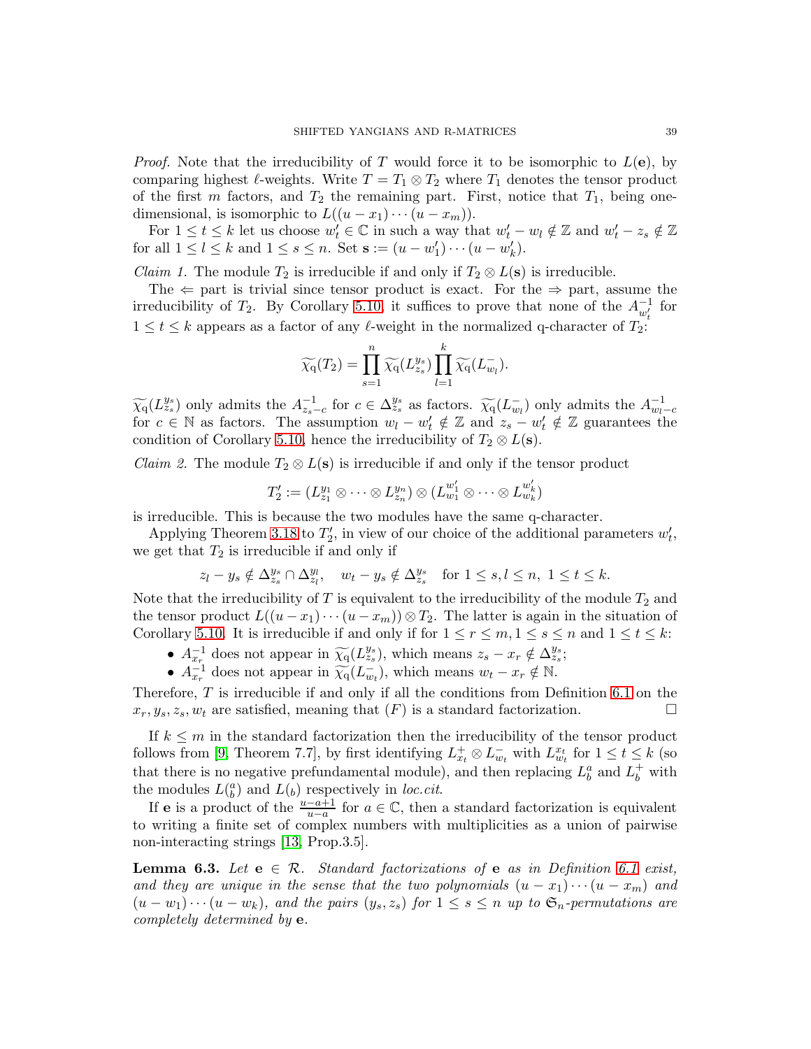*Proof.* Note that the irreducibility of $T$ would force it to be isomorphic to $L(\mathbf{e})$, by comparing highest $\ell$-weights. Write $T = T_1 \otimes T_2$ where $T_1$ denotes the tensor product of the first $m$ factors, and $T_2$ the remaining part. First, notice that $T_1$, being one-dimensional, is isomorphic to $L((u-x_1)\cdots(u-x_m))$.

For $1 \leq t \leq k$ let us choose $w'_t \in \mathbb{C}$ in such a way that $w'_t - w_l \notin \mathbb{Z}$ and $w'_t - z_s \notin \mathbb{Z}$ for all $1 \leq l \leq k$ and $1 \leq s \leq n$. Set $\mathbf{s} := (u-w'_1)\cdots(u-w'_k)$.

*Claim 1.* The module $T_2$ is irreducible if and only if $T_2 \otimes L(\mathbf{s})$ is irreducible.

The $\Leftarrow$ part is trivial since tensor product is exact. For the $\Rightarrow$ part, assume the irreducibility of $T_2$. By Corollary 5.10, it suffices to prove that none of the $A_{w'_t}^{-1}$ for $1 \leq t \leq k$ appears as a factor of any $\ell$-weight in the normalized q-character of $T_2$:

$$\widetilde{\chi_q}(T_2) = \prod_{s=1}^{n} \widetilde{\chi_q}(L_{z_s}^{y_s}) \prod_{l=1}^{k} \widetilde{\chi_q}(L_{w_l}^{-}).$$

$\widetilde{\chi_q}(L_{z_s}^{y_s})$ only admits the $A_{z_s-c}^{-1}$ for $c \in \Delta_{z_s}^{y_s}$ as factors. $\widetilde{\chi_q}(L_{w_l}^{-})$ only admits the $A_{w_l-c}^{-1}$ for $c \in \mathbb{N}$ as factors. The assumption $w_l - w'_t \notin \mathbb{Z}$ and $z_s - w'_t \notin \mathbb{Z}$ guarantees the condition of Corollary 5.10, hence the irreducibility of $T_2 \otimes L(\mathbf{s})$.

*Claim 2.* The module $T_2 \otimes L(\mathbf{s})$ is irreducible if and only if the tensor product

$$T'_2 := (L_{z_1}^{y_1} \otimes \cdots \otimes L_{z_n}^{y_n}) \otimes (L_{w_1}^{w'_1} \otimes \cdots \otimes L_{w_k}^{w'_k})$$

is irreducible. This is because the two modules have the same q-character.

Applying Theorem 3.18 to $T'_2$, in view of our choice of the additional parameters $w'_t$, we get that $T_2$ is irreducible if and only if

$$z_l - y_s \notin \Delta_{z_s}^{y_s} \cap \Delta_{z_l}^{y_l}, \quad w_t - y_s \notin \Delta_{z_s}^{y_s} \quad \text{for } 1 \leq s, l \leq n,\ 1 \leq t \leq k.$$

Note that the irreducibility of $T$ is equivalent to the irreducibility of the module $T_2$ and the tensor product $L((u-x_1)\cdots(u-x_m)) \otimes T_2$. The latter is again in the situation of Corollary 5.10. It is irreducible if and only if for $1 \leq r \leq m, 1 \leq s \leq n$ and $1 \leq t \leq k$:

- $A_{x_r}^{-1}$ does not appear in $\widetilde{\chi_q}(L_{z_s}^{y_s})$, which means $z_s - x_r \notin \Delta_{z_s}^{y_s}$;
- $A_{x_r}^{-1}$ does not appear in $\widetilde{\chi_q}(L_{w_t}^{-})$, which means $w_t - x_r \notin \mathbb{N}$.

Therefore, $T$ is irreducible if and only if all the conditions from Definition 6.1 on the $x_r, y_s, z_s, w_t$ are satisfied, meaning that $(F)$ is a standard factorization. □

If $k \leq m$ in the standard factorization then the irreducibility of the tensor product follows from [9, Theorem 7.7], by first identifying $L_{x_t}^{+} \otimes L_{w_t}^{-}$ with $L_{w_t}^{x_t}$ for $1 \leq t \leq k$ (so that there is no negative prefundamental module), and then replacing $L_b^a$ and $L_b^+$ with the modules $L(\substack{a\\b})$ and $L(_b)$ respectively in *loc.cit*.

If $\mathbf{e}$ is a product of the $\frac{u-a+1}{u-a}$ for $a \in \mathbb{C}$, then a standard factorization is equivalent to writing a finite set of complex numbers with multiplicities as a union of pairwise non-interacting strings [13, Prop.3.5].

**Lemma 6.3.** *Let $\mathbf{e} \in \mathcal{R}$. Standard factorizations of $\mathbf{e}$ as in Definition 6.1 exist, and they are unique in the sense that the two polynomials $(u-x_1)\cdots(u-x_m)$ and $(u-w_1)\cdots(u-w_k)$, and the pairs $(y_s, z_s)$ for $1 \leq s \leq n$ up to $\mathfrak{S}_n$-permutations are completely determined by $\mathbf{e}$.*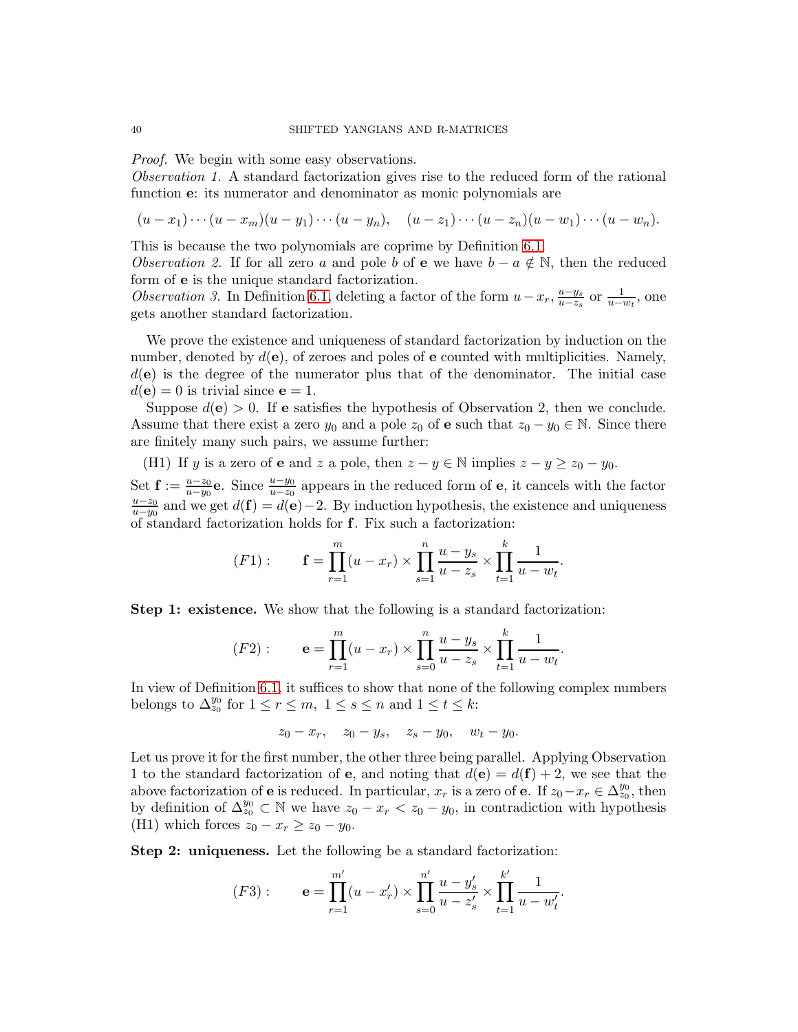*Proof.* We begin with some easy observations.
*Observation 1.* A standard factorization gives rise to the reduced form of the rational function $\mathbf{e}$: its numerator and denominator as monic polynomials are

$$(u-x_1)\cdots(u-x_m)(u-y_1)\cdots(u-y_n), \quad (u-z_1)\cdots(u-z_n)(u-w_1)\cdots(u-w_n).$$

This is because the two polynomials are coprime by Definition 6.1.
*Observation 2.* If for all zero $a$ and pole $b$ of $\mathbf{e}$ we have $b-a \notin \mathbb{N}$, then the reduced form of $\mathbf{e}$ is the unique standard factorization.
*Observation 3.* In Definition 6.1, deleting a factor of the form $u-x_r$, $\frac{u-y_s}{u-z_s}$ or $\frac{1}{u-w_t}$, one gets another standard factorization.

We prove the existence and uniqueness of standard factorization by induction on the number, denoted by $d(\mathbf{e})$, of zeroes and poles of $\mathbf{e}$ counted with multiplicities. Namely, $d(\mathbf{e})$ is the degree of the numerator plus that of the denominator. The initial case $d(\mathbf{e}) = 0$ is trivial since $\mathbf{e} = 1$.

Suppose $d(\mathbf{e}) > 0$. If $\mathbf{e}$ satisfies the hypothesis of Observation 2, then we conclude. Assume that there exist a zero $y_0$ and a pole $z_0$ of $\mathbf{e}$ such that $z_0 - y_0 \in \mathbb{N}$. Since there are finitely many such pairs, we assume further:

(H1) If $y$ is a zero of $\mathbf{e}$ and $z$ a pole, then $z - y \in \mathbb{N}$ implies $z - y \geq z_0 - y_0$.

Set $\mathbf{f} := \frac{u-z_0}{u-y_0}\mathbf{e}$. Since $\frac{u-y_0}{u-z_0}$ appears in the reduced form of $\mathbf{e}$, it cancels with the factor $\frac{u-z_0}{u-y_0}$ and we get $d(\mathbf{f}) = d(\mathbf{e}) - 2$. By induction hypothesis, the existence and uniqueness of standard factorization holds for $\mathbf{f}$. Fix such a factorization:

$$(F1): \qquad \mathbf{f} = \prod_{r=1}^{m}(u-x_r) \times \prod_{s=1}^{n} \frac{u-y_s}{u-z_s} \times \prod_{t=1}^{k} \frac{1}{u-w_t}.$$

**Step 1: existence.** We show that the following is a standard factorization:

$$(F2): \qquad \mathbf{e} = \prod_{r=1}^{m}(u-x_r) \times \prod_{s=0}^{n} \frac{u-y_s}{u-z_s} \times \prod_{t=1}^{k} \frac{1}{u-w_t}.$$

In view of Definition 6.1, it suffices to show that none of the following complex numbers belongs to $\Delta_{z_0}^{y_0}$ for $1 \leq r \leq m$, $1 \leq s \leq n$ and $1 \leq t \leq k$:

$$z_0 - x_r, \quad z_0 - y_s, \quad z_s - y_0, \quad w_t - y_0.$$

Let us prove it for the first number, the other three being parallel. Applying Observation 1 to the standard factorization of $\mathbf{e}$, and noting that $d(\mathbf{e}) = d(\mathbf{f}) + 2$, we see that the above factorization of $\mathbf{e}$ is reduced. In particular, $x_r$ is a zero of $\mathbf{e}$. If $z_0 - x_r \in \Delta_{z_0}^{y_0}$, then by definition of $\Delta_{z_0}^{y_0} \subset \mathbb{N}$ we have $z_0 - x_r < z_0 - y_0$, in contradiction with hypothesis (H1) which forces $z_0 - x_r \geq z_0 - y_0$.

**Step 2: uniqueness.** Let the following be a standard factorization:

$$(F3): \qquad \mathbf{e} = \prod_{r=1}^{m'}(u-x_r') \times \prod_{s=0}^{n'} \frac{u-y_s'}{u-z_s'} \times \prod_{t=1}^{k'} \frac{1}{u-w_t'}.$$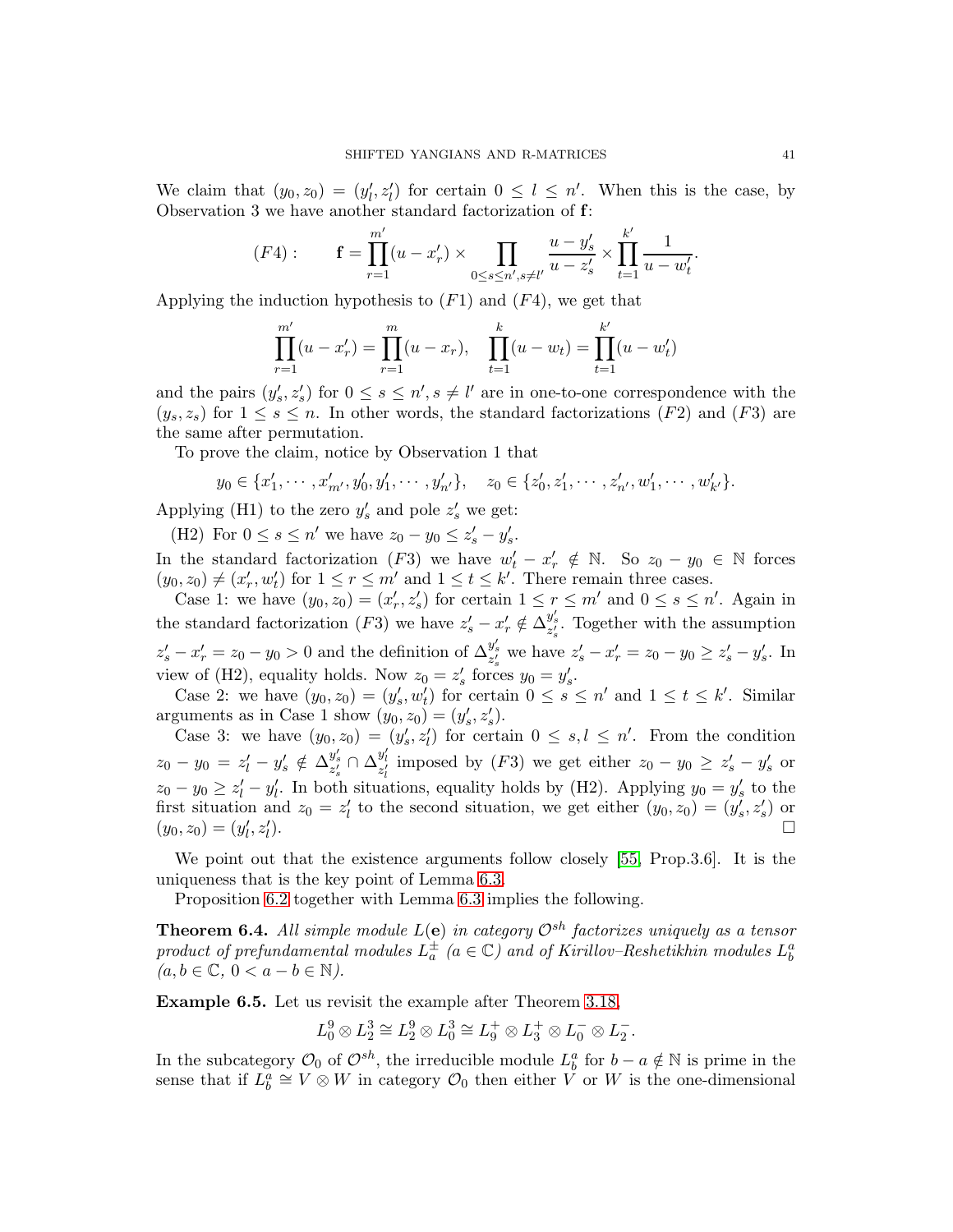We claim that $(y_0, z_0) = (y'_l, z'_l)$ for certain $0 \leq l \leq n'$. When this is the case, by Observation 3 we have another standard factorization of $\mathbf{f}$:

$$(F4): \qquad \mathbf{f} = \prod_{r=1}^{m'}(u - x'_r) \times \prod_{0 \leq s \leq n', s \neq l'} \frac{u - y'_s}{u - z'_s} \times \prod_{t=1}^{k'} \frac{1}{u - w'_t}.$$

Applying the induction hypothesis to $(F1)$ and $(F4)$, we get that

$$\prod_{r=1}^{m'}(u - x'_r) = \prod_{r=1}^{m}(u - x_r), \quad \prod_{t=1}^{k}(u - w_t) = \prod_{t=1}^{k'}(u - w'_t)$$

and the pairs $(y'_s, z'_s)$ for $0 \leq s \leq n', s \neq l'$ are in one-to-one correspondence with the $(y_s, z_s)$ for $1 \leq s \leq n$. In other words, the standard factorizations $(F2)$ and $(F3)$ are the same after permutation.

To prove the claim, notice by Observation 1 that

$$y_0 \in \{x'_1, \cdots, x'_{m'}, y'_0, y'_1, \cdots, y'_{n'}\}, \quad z_0 \in \{z'_0, z'_1, \cdots, z'_{n'}, w'_1, \cdots, w'_{k'}\}.$$

Applying (H1) to the zero $y'_s$ and pole $z'_s$ we get:

(H2) For $0 \leq s \leq n'$ we have $z_0 - y_0 \leq z'_s - y'_s$.

In the standard factorization $(F3)$ we have $w'_t - x'_r \notin \mathbb{N}$. So $z_0 - y_0 \in \mathbb{N}$ forces $(y_0, z_0) \neq (x'_r, w'_t)$ for $1 \leq r \leq m'$ and $1 \leq t \leq k'$. There remain three cases.

Case 1: we have $(y_0, z_0) = (x'_r, z'_s)$ for certain $1 \leq r \leq m'$ and $0 \leq s \leq n'$. Again in the standard factorization $(F3)$ we have $z'_s - x'_r \notin \Delta_{z'_s}^{y'_s}$. Together with the assumption $z'_s - x'_r = z_0 - y_0 > 0$ and the definition of $\Delta_{z'_s}^{y'_s}$ we have $z'_s - x'_r = z_0 - y_0 \geq z'_s - y'_s$. In view of (H2), equality holds. Now $z_0 = z'_s$ forces $y_0 = y'_s$.

Case 2: we have $(y_0, z_0) = (y'_s, w'_t)$ for certain $0 \leq s \leq n'$ and $1 \leq t \leq k'$. Similar arguments as in Case 1 show $(y_0, z_0) = (y'_s, z'_s)$.

Case 3: we have $(y_0, z_0) = (y'_s, z'_l)$ for certain $0 \leq s, l \leq n'$. From the condition $z_0 - y_0 = z'_l - y'_s \notin \Delta_{z'_s}^{y'_s} \cap \Delta_{z'_l}^{y'_l}$ imposed by $(F3)$ we get either $z_0 - y_0 \geq z'_s - y'_s$ or $z_0 - y_0 \geq z'_l - y'_l$. In both situations, equality holds by (H2). Applying $y_0 = y'_s$ to the first situation and $z_0 = z'_l$ to the second situation, we get either $(y_0, z_0) = (y'_s, z'_s)$ or $(y_0, z_0) = (y'_l, z'_l)$. $\square$

We point out that the existence arguments follow closely [55, Prop.3.6]. It is the uniqueness that is the key point of Lemma 6.3.

Proposition 6.2 together with Lemma 6.3 implies the following.

**Theorem 6.4.** *All simple module $L(\mathbf{e})$ in category $\mathcal{O}^{sh}$ factorizes uniquely as a tensor product of prefundamental modules $L_a^{\pm}$ ($a \in \mathbb{C}$) and of Kirillov–Reshetikhin modules $L_b^a$ ($a, b \in \mathbb{C}$, $0 < a - b \in \mathbb{N}$).*

**Example 6.5.** Let us revisit the example after Theorem 3.18,

$$L_0^9 \otimes L_2^3 \cong L_2^9 \otimes L_0^3 \cong L_9^+ \otimes L_3^+ \otimes L_0^- \otimes L_2^-.$$

In the subcategory $\mathcal{O}_0$ of $\mathcal{O}^{sh}$, the irreducible module $L_b^a$ for $b - a \notin \mathbb{N}$ is prime in the sense that if $L_b^a \cong V \otimes W$ in category $\mathcal{O}_0$ then either $V$ or $W$ is the one-dimensional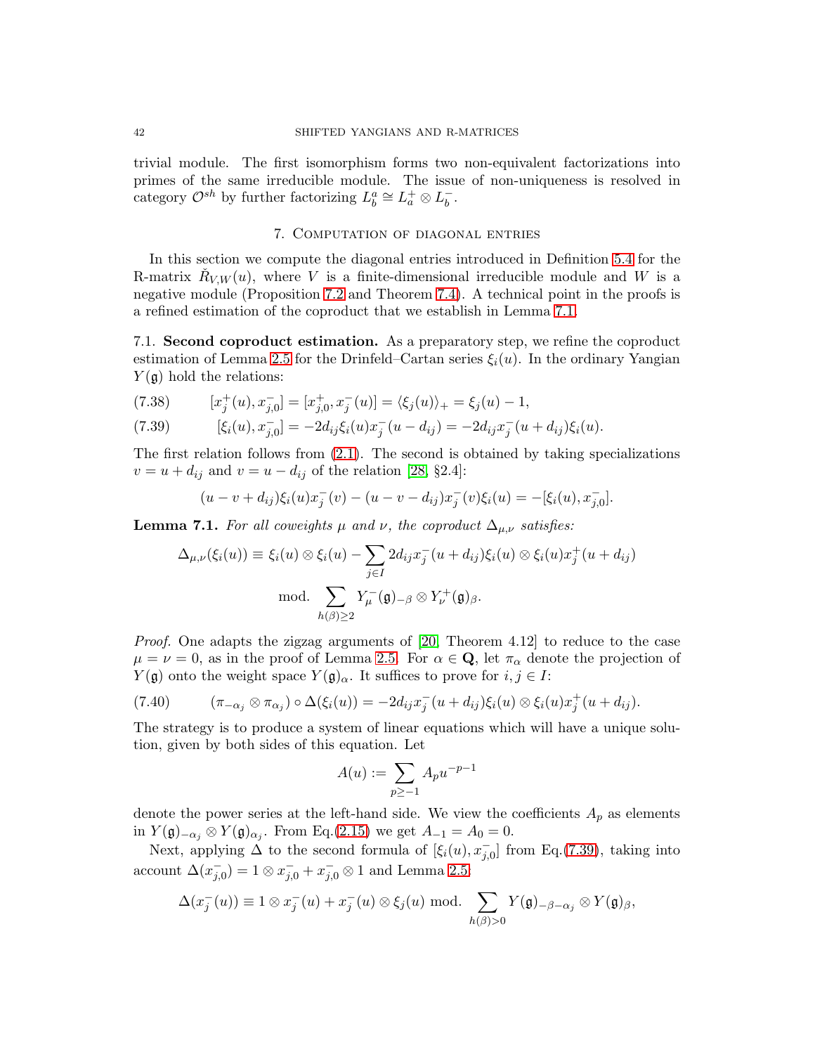trivial module. The first isomorphism forms two non-equivalent factorizations into primes of the same irreducible module. The issue of non-uniqueness is resolved in category $\mathcal{O}^{sh}$ by further factorizing $L^a_b \cong L^+_a \otimes L^-_b$.

## 7. Computation of diagonal entries

In this section we compute the diagonal entries introduced in Definition 5.4 for the R-matrix $\check{R}_{V,W}(u)$, where $V$ is a finite-dimensional irreducible module and $W$ is a negative module (Proposition 7.2 and Theorem 7.4). A technical point in the proofs is a refined estimation of the coproduct that we establish in Lemma 7.1.

7.1. **Second coproduct estimation.** As a preparatory step, we refine the coproduct estimation of Lemma 2.5 for the Drinfeld–Cartan series $\xi_i(u)$. In the ordinary Yangian $Y(\mathfrak{g})$ hold the relations:

$$[x^+_j(u), x^-_{j,0}] = [x^+_{j,0}, x^-_j(u)] = \langle \xi_j(u) \rangle_+ = \xi_j(u) - 1, \tag{7.38}$$

$$[\xi_i(u), x^-_{j,0}] = -2d_{ij}\xi_i(u)x^-_j(u - d_{ij}) = -2d_{ij}x^-_j(u + d_{ij})\xi_i(u). \tag{7.39}$$

The first relation follows from (2.1). The second is obtained by taking specializations $v = u + d_{ij}$ and $v = u - d_{ij}$ of the relation [28, §2.4]:

$$(u - v + d_{ij})\xi_i(u)x^-_j(v) - (u - v - d_{ij})x^-_j(v)\xi_i(u) = -[\xi_i(u), x^-_{j,0}].$$

**Lemma 7.1.** *For all coweights $\mu$ and $\nu$, the coproduct $\Delta_{\mu,\nu}$ satisfies:*

$$\Delta_{\mu,\nu}(\xi_i(u)) \equiv \xi_i(u) \otimes \xi_i(u) - \sum_{j \in I} 2d_{ij}x^-_j(u + d_{ij})\xi_i(u) \otimes \xi_i(u)x^+_j(u + d_{ij})$$

$$\text{mod.} \sum_{h(\beta) \geq 2} Y^-_\mu(\mathfrak{g})_{-\beta} \otimes Y^+_\nu(\mathfrak{g})_\beta.$$

*Proof.* One adapts the zigzag arguments of [20, Theorem 4.12] to reduce to the case $\mu = \nu = 0$, as in the proof of Lemma 2.5. For $\alpha \in \mathbf{Q}$, let $\pi_\alpha$ denote the projection of $Y(\mathfrak{g})$ onto the weight space $Y(\mathfrak{g})_\alpha$. It suffices to prove for $i, j \in I$:

$$(\pi_{-\alpha_j} \otimes \pi_{\alpha_j}) \circ \Delta(\xi_i(u)) = -2d_{ij}x^-_j(u + d_{ij})\xi_i(u) \otimes \xi_i(u)x^+_j(u + d_{ij}). \tag{7.40}$$

The strategy is to produce a system of linear equations which will have a unique solution, given by both sides of this equation. Let

$$A(u) := \sum_{p \geq -1} A_p u^{-p-1}$$

denote the power series at the left-hand side. We view the coefficients $A_p$ as elements in $Y(\mathfrak{g})_{-\alpha_j} \otimes Y(\mathfrak{g})_{\alpha_j}$. From Eq.(2.15) we get $A_{-1} = A_0 = 0$.

Next, applying $\Delta$ to the second formula of $[\xi_i(u), x^-_{j,0}]$ from Eq.(7.39), taking into account $\Delta(x^-_{j,0}) = 1 \otimes x^-_{j,0} + x^-_{j,0} \otimes 1$ and Lemma 2.5:

$$\Delta(x^-_j(u)) \equiv 1 \otimes x^-_j(u) + x^-_j(u) \otimes \xi_j(u) \text{ mod.} \sum_{h(\beta)>0} Y(\mathfrak{g})_{-\beta-\alpha_j} \otimes Y(\mathfrak{g})_\beta,$$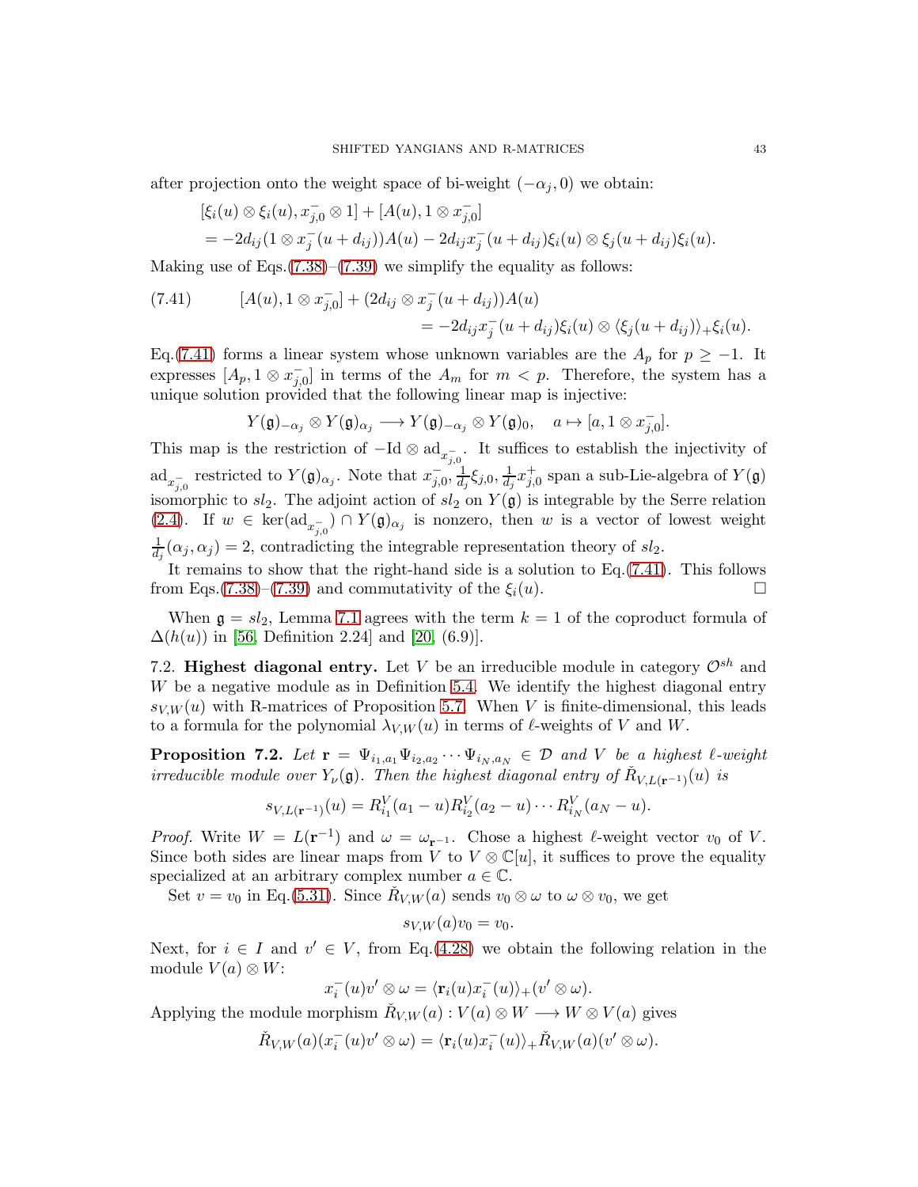after projection onto the weight space of bi-weight $(-\alpha_j, 0)$ we obtain:

$$[\xi_i(u) \otimes \xi_i(u), x_{j,0}^- \otimes 1] + [A(u), 1 \otimes x_{j,0}^-]$$
$$= -2d_{ij}(1 \otimes x_j^-(u + d_{ij}))A(u) - 2d_{ij} x_j^-(u + d_{ij})\xi_i(u) \otimes \xi_j(u + d_{ij})\xi_i(u).$$

Making use of Eqs.(7.38)–(7.39) we simplify the equality as follows:

$$(7.41) \qquad [A(u), 1 \otimes x_{j,0}^-] + (2d_{ij} \otimes x_j^-(u + d_{ij}))A(u)$$
$$= -2d_{ij} x_j^-(u + d_{ij})\xi_i(u) \otimes \langle \xi_j(u + d_{ij})\rangle_+ \xi_i(u).$$

Eq.(7.41) forms a linear system whose unknown variables are the $A_p$ for $p \geq -1$. It expresses $[A_p, 1 \otimes x_{j,0}^-]$ in terms of the $A_m$ for $m < p$. Therefore, the system has a unique solution provided that the following linear map is injective:

$$Y(\mathfrak{g})_{-\alpha_j} \otimes Y(\mathfrak{g})_{\alpha_j} \longrightarrow Y(\mathfrak{g})_{-\alpha_j} \otimes Y(\mathfrak{g})_0, \quad a \mapsto [a, 1 \otimes x_{j,0}^-].$$

This map is the restriction of $-\mathrm{Id} \otimes \mathrm{ad}_{x_{j,0}^-}$. It suffices to establish the injectivity of $\mathrm{ad}_{x_{j,0}^-}$ restricted to $Y(\mathfrak{g})_{\alpha_j}$. Note that $x_{j,0}^-, \frac{1}{d_j}\xi_{j,0}, \frac{1}{d_j}x_{j,0}^+$ span a sub-Lie-algebra of $Y(\mathfrak{g})$ isomorphic to $sl_2$. The adjoint action of $sl_2$ on $Y(\mathfrak{g})$ is integrable by the Serre relation (2.4). If $w \in \ker(\mathrm{ad}_{x_{j,0}^-}) \cap Y(\mathfrak{g})_{\alpha_j}$ is nonzero, then $w$ is a vector of lowest weight $\frac{1}{d_j}(\alpha_j, \alpha_j) = 2$, contradicting the integrable representation theory of $sl_2$.

It remains to show that the right-hand side is a solution to Eq.(7.41). This follows from Eqs.(7.38)–(7.39) and commutativity of the $\xi_i(u)$. $\square$

When $\mathfrak{g} = sl_2$, Lemma 7.1 agrees with the term $k = 1$ of the coproduct formula of $\Delta(h(u))$ in [56, Definition 2.24] and [20, (6.9)].

7.2. **Highest diagonal entry.** Let $V$ be an irreducible module in category $\mathcal{O}^{sh}$ and $W$ be a negative module as in Definition 5.4. We identify the highest diagonal entry $s_{V,W}(u)$ with R-matrices of Proposition 5.7. When $V$ is finite-dimensional, this leads to a formula for the polynomial $\lambda_{V,W}(u)$ in terms of $\ell$-weights of $V$ and $W$.

**Proposition 7.2.** *Let $\mathbf{r} = \Psi_{i_1,a_1}\Psi_{i_2,a_2}\cdots\Psi_{i_N,a_N} \in \mathcal{D}$ and $V$ be a highest $\ell$-weight irreducible module over $Y_\nu(\mathfrak{g})$. Then the highest diagonal entry of $\check{R}_{V,L(\mathbf{r}^{-1})}(u)$ is*

$$s_{V,L(\mathbf{r}^{-1})}(u) = R_{i_1}^V(a_1 - u)R_{i_2}^V(a_2 - u)\cdots R_{i_N}^V(a_N - u).$$

*Proof.* Write $W = L(\mathbf{r}^{-1})$ and $\omega = \omega_{\mathbf{r}^{-1}}$. Chose a highest $\ell$-weight vector $v_0$ of $V$. Since both sides are linear maps from $V$ to $V \otimes \mathbb{C}[u]$, it suffices to prove the equality specialized at an arbitrary complex number $a \in \mathbb{C}$.

Set $v = v_0$ in Eq.(5.31). Since $\check{R}_{V,W}(a)$ sends $v_0 \otimes \omega$ to $\omega \otimes v_0$, we get

$$s_{V,W}(a)v_0 = v_0.$$

Next, for $i \in I$ and $v' \in V$, from Eq.(4.28) we obtain the following relation in the module $V(a) \otimes W$:

$$x_i^-(u)v' \otimes \omega = \langle \mathbf{r}_i(u)x_i^-(u)\rangle_+(v' \otimes \omega).$$

Applying the module morphism $\check{R}_{V,W}(a) : V(a) \otimes W \longrightarrow W \otimes V(a)$ gives

$$\check{R}_{V,W}(a)(x_i^-(u)v' \otimes \omega) = \langle \mathbf{r}_i(u)x_i^-(u)\rangle_+ \check{R}_{V,W}(a)(v' \otimes \omega).$$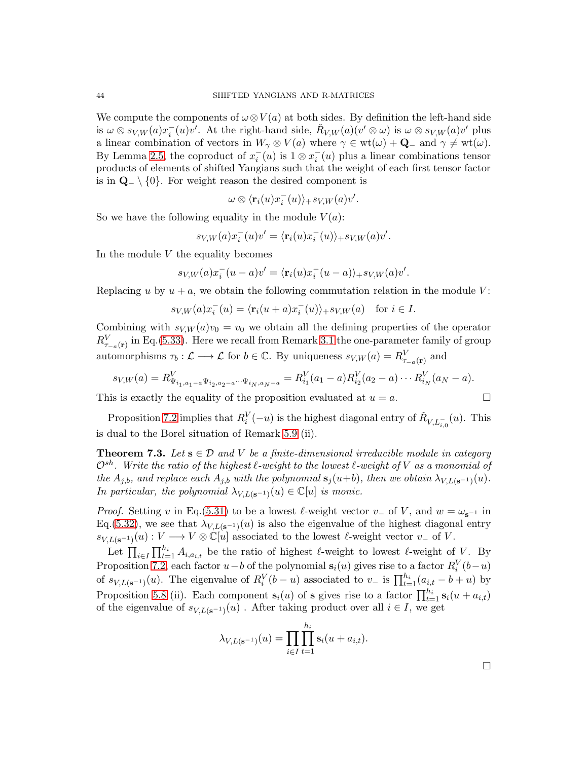We compute the components of $\omega \otimes V(a)$ at both sides. By definition the left-hand side is $\omega \otimes s_{V,W}(a) x_i^-(u) v'$. At the right-hand side, $\check{R}_{V,W}(a)(v' \otimes \omega)$ is $\omega \otimes s_{V,W}(a) v'$ plus a linear combination of vectors in $W_\gamma \otimes V(a)$ where $\gamma \in \mathrm{wt}(\omega) + \mathbf{Q}_-$ and $\gamma \neq \mathrm{wt}(\omega)$. By Lemma 2.5, the coproduct of $x_i^-(u)$ is $1 \otimes x_i^-(u)$ plus a linear combinations tensor products of elements of shifted Yangians such that the weight of each first tensor factor is in $\mathbf{Q}_- \setminus \{0\}$. For weight reason the desired component is

$$\omega \otimes \langle \mathbf{r}_i(u) x_i^-(u) \rangle_+ s_{V,W}(a) v'.$$

So we have the following equality in the module $V(a)$:

$$s_{V,W}(a) x_i^-(u) v' = \langle \mathbf{r}_i(u) x_i^-(u) \rangle_+ s_{V,W}(a) v'.$$

In the module $V$ the equality becomes

$$s_{V,W}(a) x_i^-(u-a) v' = \langle \mathbf{r}_i(u) x_i^-(u-a) \rangle_+ s_{V,W}(a) v'.$$

Replacing $u$ by $u+a$, we obtain the following commutation relation in the module $V$:

$$s_{V,W}(a) x_i^-(u) = \langle \mathbf{r}_i(u+a) x_i^-(u) \rangle_+ s_{V,W}(a) \quad \text{for } i \in I.$$

Combining with $s_{V,W}(a) v_0 = v_0$ we obtain all the defining properties of the operator $R^V_{\tau_{-a}(\mathbf{r})}$ in Eq.(5.33). Here we recall from Remark 3.1 the one-parameter family of group automorphisms $\tau_b : \mathcal{L} \longrightarrow \mathcal{L}$ for $b \in \mathbb{C}$. By uniqueness $s_{V,W}(a) = R^V_{\tau_{-a}(\mathbf{r})}$ and

$$s_{V,W}(a) = R^V_{\Psi_{i_1,a_1-a}\Psi_{i_2,a_2-a}\cdots\Psi_{i_N,a_N-a}} = R^V_{i_1}(a_1-a) R^V_{i_2}(a_2-a) \cdots R^V_{i_N}(a_N-a).$$

This is exactly the equality of the proposition evaluated at $u = a$. $\square$

Proposition 7.2 implies that $R_i^V(-u)$ is the highest diagonal entry of $\check{R}_{V,L^-_{i,0}}(u)$. This is dual to the Borel situation of Remark 5.9 (ii).

**Theorem 7.3.** *Let $\mathbf{s} \in \mathcal{D}$ and $V$ be a finite-dimensional irreducible module in category $\mathcal{O}^{sh}$. Write the ratio of the highest $\ell$-weight to the lowest $\ell$-weight of $V$ as a monomial of the $A_{j,b}$, and replace each $A_{j,b}$ with the polynomial $\mathbf{s}_j(u+b)$, then we obtain $\lambda_{V,L(\mathbf{s}^{-1})}(u)$. In particular, the polynomial $\lambda_{V,L(\mathbf{s}^{-1})}(u) \in \mathbb{C}[u]$ is monic.*

*Proof.* Setting $v$ in Eq.(5.31) to be a lowest $\ell$-weight vector $v_-$ of $V$, and $w = \omega_{\mathbf{s}^{-1}}$ in Eq.(5.32), we see that $\lambda_{V,L(\mathbf{s}^{-1})}(u)$ is also the eigenvalue of the highest diagonal entry $s_{V,L(\mathbf{s}^{-1})}(u) : V \longrightarrow V \otimes \mathbb{C}[u]$ associated to the lowest $\ell$-weight vector $v_-$ of $V$.

Let $\prod_{i \in I} \prod_{t=1}^{h_i} A_{i,a_{i,t}}$ be the ratio of highest $\ell$-weight to lowest $\ell$-weight of $V$. By Proposition 7.2, each factor $u - b$ of the polynomial $\mathbf{s}_i(u)$ gives rise to a factor $R_i^V(b-u)$ of $s_{V,L(\mathbf{s}^{-1})}(u)$. The eigenvalue of $R_i^V(b-u)$ associated to $v_-$ is $\prod_{t=1}^{h_i}(a_{i,t} - b + u)$ by Proposition 5.8 (ii). Each component $\mathbf{s}_i(u)$ of $\mathbf{s}$ gives rise to a factor $\prod_{t=1}^{h_i} \mathbf{s}_i(u + a_{i,t})$ of the eigenvalue of $s_{V,L(\mathbf{s}^{-1})}(u)$ . After taking product over all $i \in I$, we get

$$\lambda_{V,L(\mathbf{s}^{-1})}(u) = \prod_{i \in I} \prod_{t=1}^{h_i} \mathbf{s}_i(u + a_{i,t}).$$

$\square$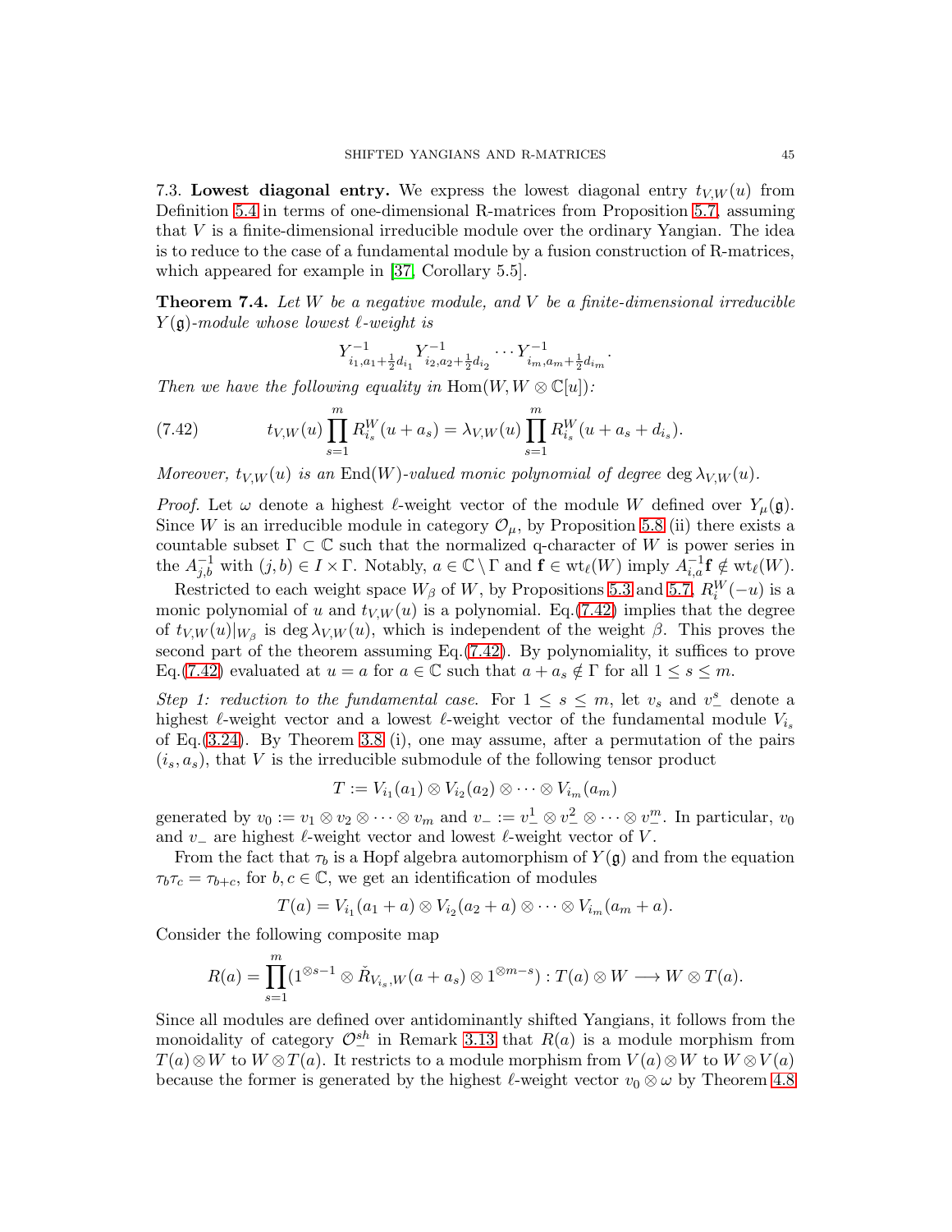7.3. **Lowest diagonal entry.** We express the lowest diagonal entry $t_{V,W}(u)$ from Definition 5.4 in terms of one-dimensional R-matrices from Proposition 5.7, assuming that $V$ is a finite-dimensional irreducible module over the ordinary Yangian. The idea is to reduce to the case of a fundamental module by a fusion construction of R-matrices, which appeared for example in [37, Corollary 5.5].

**Theorem 7.4.** *Let $W$ be a negative module, and $V$ be a finite-dimensional irreducible $Y(\mathfrak{g})$-module whose lowest $\ell$-weight is*

$$Y_{i_1,a_1+\frac{1}{2}d_{i_1}}^{-1} Y_{i_2,a_2+\frac{1}{2}d_{i_2}}^{-1} \cdots Y_{i_m,a_m+\frac{1}{2}d_{i_m}}^{-1}.$$

*Then we have the following equality in $\mathrm{Hom}(W, W \otimes \mathbb{C}[u])$:*

$$t_{V,W}(u) \prod_{s=1}^{m} R_{i_s}^{W}(u+a_s) = \lambda_{V,W}(u) \prod_{s=1}^{m} R_{i_s}^{W}(u+a_s+d_{i_s}). \tag{7.42}$$

*Moreover, $t_{V,W}(u)$ is an $\mathrm{End}(W)$-valued monic polynomial of degree $\deg \lambda_{V,W}(u)$.*

*Proof.* Let $\omega$ denote a highest $\ell$-weight vector of the module $W$ defined over $Y_\mu(\mathfrak{g})$. Since $W$ is an irreducible module in category $\mathcal{O}_\mu$, by Proposition 5.8 (ii) there exists a countable subset $\Gamma \subset \mathbb{C}$ such that the normalized q-character of $W$ is power series in the $A_{j,b}^{-1}$ with $(j,b) \in I \times \Gamma$. Notably, $a \in \mathbb{C} \setminus \Gamma$ and $\mathbf{f} \in \mathrm{wt}_\ell(W)$ imply $A_{i,a}^{-1}\mathbf{f} \notin \mathrm{wt}_\ell(W)$.

Restricted to each weight space $W_\beta$ of $W$, by Propositions 5.3 and 5.7, $R_i^W(-u)$ is a monic polynomial of $u$ and $t_{V,W}(u)$ is a polynomial. Eq.(7.42) implies that the degree of $t_{V,W}(u)|_{W_\beta}$ is $\deg \lambda_{V,W}(u)$, which is independent of the weight $\beta$. This proves the second part of the theorem assuming Eq.(7.42). By polynomiality, it suffices to prove Eq.(7.42) evaluated at $u = a$ for $a \in \mathbb{C}$ such that $a + a_s \notin \Gamma$ for all $1 \leq s \leq m$.

*Step 1: reduction to the fundamental case.* For $1 \leq s \leq m$, let $v_s$ and $v_-^s$ denote a highest $\ell$-weight vector and a lowest $\ell$-weight vector of the fundamental module $V_{i_s}$ of Eq.(3.24). By Theorem 3.8 (i), one may assume, after a permutation of the pairs $(i_s, a_s)$, that $V$ is the irreducible submodule of the following tensor product

$$T := V_{i_1}(a_1) \otimes V_{i_2}(a_2) \otimes \cdots \otimes V_{i_m}(a_m)$$

generated by $v_0 := v_1 \otimes v_2 \otimes \cdots \otimes v_m$ and $v_- := v_-^1 \otimes v_-^2 \otimes \cdots \otimes v_-^m$. In particular, $v_0$ and $v_-$ are highest $\ell$-weight vector and lowest $\ell$-weight vector of $V$.

From the fact that $\tau_b$ is a Hopf algebra automorphism of $Y(\mathfrak{g})$ and from the equation $\tau_b \tau_c = \tau_{b+c}$, for $b, c \in \mathbb{C}$, we get an identification of modules

$$T(a) = V_{i_1}(a_1 + a) \otimes V_{i_2}(a_2 + a) \otimes \cdots \otimes V_{i_m}(a_m + a).$$

Consider the following composite map

$$R(a) = \prod_{s=1}^{m} (1^{\otimes s-1} \otimes \check{R}_{V_{i_s},W}(a + a_s) \otimes 1^{\otimes m-s}) : T(a) \otimes W \longrightarrow W \otimes T(a).$$

Since all modules are defined over antidominantly shifted Yangians, it follows from the monoidality of category $\mathcal{O}_-^{sh}$ in Remark 3.13 that $R(a)$ is a module morphism from $T(a) \otimes W$ to $W \otimes T(a)$. It restricts to a module morphism from $V(a) \otimes W$ to $W \otimes V(a)$ because the former is generated by the highest $\ell$-weight vector $v_0 \otimes \omega$ by Theorem 4.8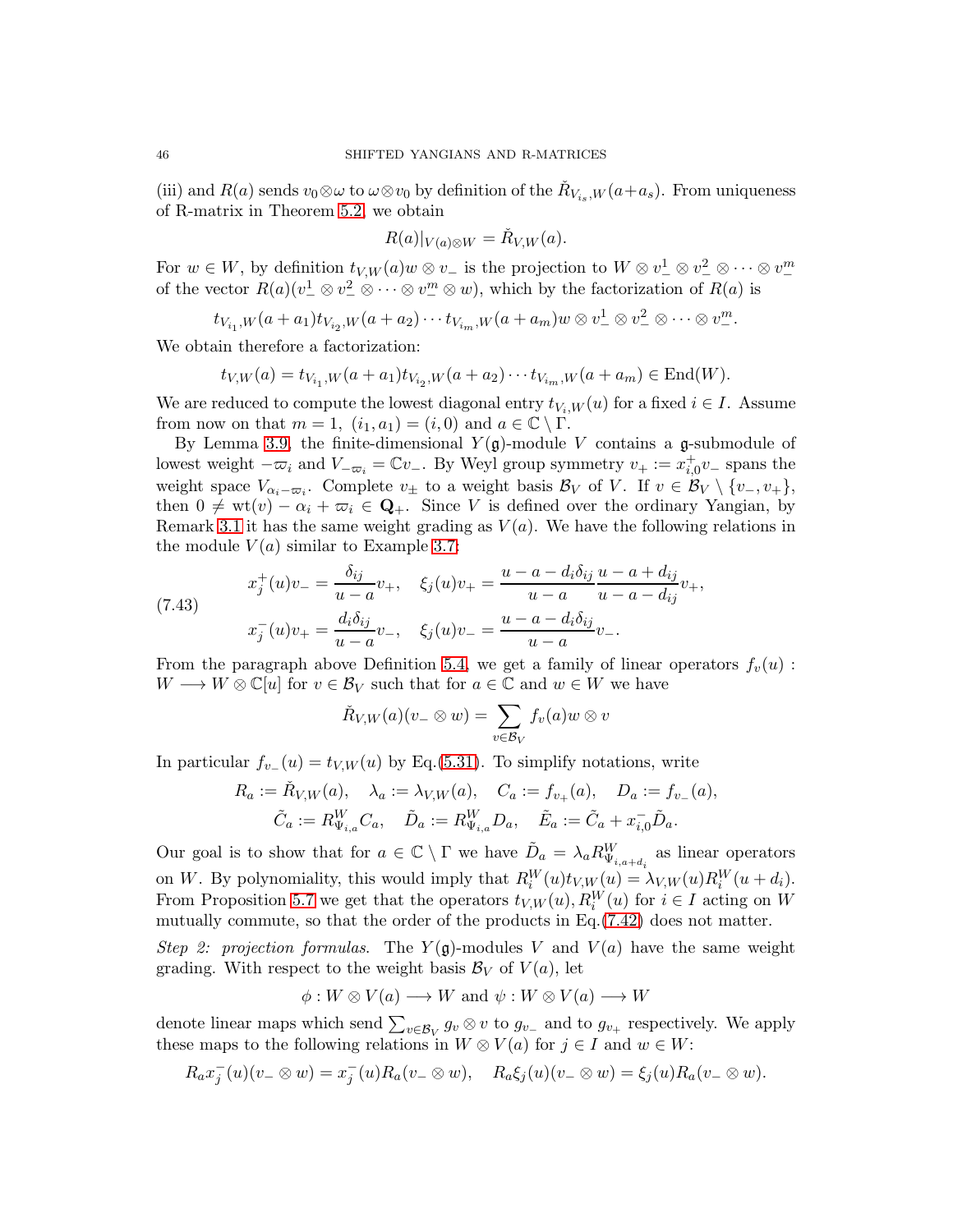(iii) and $R(a)$ sends $v_0 \otimes \omega$ to $\omega \otimes v_0$ by definition of the $\check{R}_{V_{i_s},W}(a+a_s)$. From uniqueness of R-matrix in Theorem 5.2, we obtain

$$R(a)|_{V(a)\otimes W} = \check{R}_{V,W}(a).$$

For $w \in W$, by definition $t_{V,W}(a)w \otimes v_-$ is the projection to $W \otimes v_-^1 \otimes v_-^2 \otimes \cdots \otimes v_-^m$ of the vector $R(a)(v_-^1 \otimes v_-^2 \otimes \cdots \otimes v_-^m \otimes w)$, which by the factorization of $R(a)$ is

$$t_{V_{i_1},W}(a+a_1)t_{V_{i_2},W}(a+a_2)\cdots t_{V_{i_m},W}(a+a_m)w \otimes v_-^1 \otimes v_-^2 \otimes \cdots \otimes v_-^m.$$

We obtain therefore a factorization:

$$t_{V,W}(a) = t_{V_{i_1},W}(a+a_1)t_{V_{i_2},W}(a+a_2)\cdots t_{V_{i_m},W}(a+a_m) \in \mathrm{End}(W).$$

We are reduced to compute the lowest diagonal entry $t_{V_i,W}(u)$ for a fixed $i \in I$. Assume from now on that $m = 1$, $(i_1, a_1) = (i, 0)$ and $a \in \mathbb{C} \setminus \Gamma$.

By Lemma 3.9, the finite-dimensional $Y(\mathfrak{g})$-module $V$ contains a $\mathfrak{g}$-submodule of lowest weight $-\varpi_i$ and $V_{-\varpi_i} = \mathbb{C}v_-$. By Weyl group symmetry $v_+ := x_{i,0}^+ v_-$ spans the weight space $V_{\alpha_i - \varpi_i}$. Complete $v_\pm$ to a weight basis $\mathcal{B}_V$ of $V$. If $v \in \mathcal{B}_V \setminus \{v_-, v_+\}$, then $0 \neq \mathrm{wt}(v) - \alpha_i + \varpi_i \in \mathbf{Q}_+$. Since $V$ is defined over the ordinary Yangian, by Remark 3.1 it has the same weight grading as $V(a)$. We have the following relations in the module $V(a)$ similar to Example 3.7:

$$
\begin{aligned}
&x_j^+(u)v_- = \frac{\delta_{ij}}{u-a}v_+, \quad \xi_j(u)v_+ = \frac{u-a-d_i\delta_{ij}}{u-a}\frac{u-a+d_{ij}}{u-a-d_{ij}}v_+, \\
&x_j^-(u)v_+ = \frac{d_i\delta_{ij}}{u-a}v_-, \quad \xi_j(u)v_- = \frac{u-a-d_i\delta_{ij}}{u-a}v_-.
\end{aligned}
\tag{7.43}
$$

From the paragraph above Definition 5.4, we get a family of linear operators $f_v(u) : W \longrightarrow W \otimes \mathbb{C}[u]$ for $v \in \mathcal{B}_V$ such that for $a \in \mathbb{C}$ and $w \in W$ we have

$$\check{R}_{V,W}(a)(v_- \otimes w) = \sum_{v \in \mathcal{B}_V} f_v(a)w \otimes v$$

In particular $f_{v_-}(u) = t_{V,W}(u)$ by Eq.(5.31). To simplify notations, write

$$
\begin{gathered}
R_a := \check{R}_{V,W}(a), \quad \lambda_a := \lambda_{V,W}(a), \quad C_a := f_{v_+}(a), \quad D_a := f_{v_-}(a), \\
\tilde{C}_a := R^W_{\Psi_{i,a}} C_a, \quad \tilde{D}_a := R^W_{\Psi_{i,a}} D_a, \quad \tilde{E}_a := \tilde{C}_a + x_{i,0}^- \tilde{D}_a.
\end{gathered}
$$

Our goal is to show that for $a \in \mathbb{C} \setminus \Gamma$ we have $\tilde{D}_a = \lambda_a R^W_{\Psi_{i,a+d_i}}$ as linear operators on $W$. By polynomiality, this would imply that $R_i^W(u)t_{V,W}(u) = \lambda_{V,W}(u)R_i^W(u+d_i)$. From Proposition 5.7 we get that the operators $t_{V,W}(u), R_i^W(u)$ for $i \in I$ acting on $W$ mutually commute, so that the order of the products in Eq.(7.42) does not matter.

*Step 2: projection formulas.* The $Y(\mathfrak{g})$-modules $V$ and $V(a)$ have the same weight grading. With respect to the weight basis $\mathcal{B}_V$ of $V(a)$, let

$$\phi : W \otimes V(a) \longrightarrow W \text{ and } \psi : W \otimes V(a) \longrightarrow W$$

denote linear maps which send $\sum_{v \in \mathcal{B}_V} g_v \otimes v$ to $g_{v_-}$ and to $g_{v_+}$ respectively. We apply these maps to the following relations in $W \otimes V(a)$ for $j \in I$ and $w \in W$:

$$R_a x_j^-(u)(v_- \otimes w) = x_j^-(u)R_a(v_- \otimes w), \quad R_a\xi_j(u)(v_- \otimes w) = \xi_j(u)R_a(v_- \otimes w).$$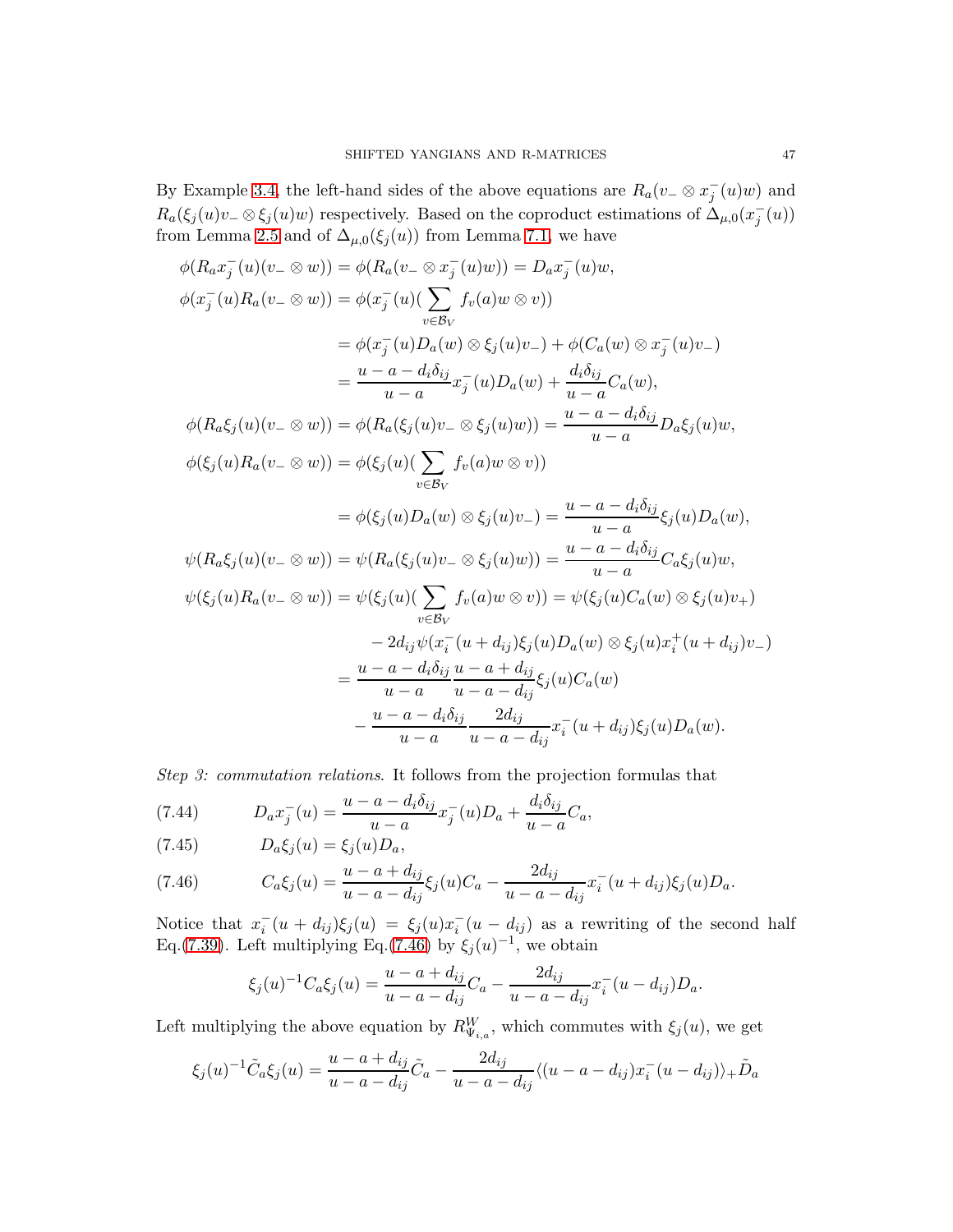By Example 3.4, the left-hand sides of the above equations are $R_a(v_- \otimes x_j^-(u)w)$ and $R_a(\xi_j(u)v_- \otimes \xi_j(u)w)$ respectively. Based on the coproduct estimations of $\Delta_{\mu,0}(x_j^-(u))$ from Lemma 2.5 and of $\Delta_{\mu,0}(\xi_j(u))$ from Lemma 7.1, we have

$$
\begin{aligned}
\phi(R_a x_j^-(u)(v_- \otimes w)) &= \phi(R_a(v_- \otimes x_j^-(u)w)) = D_a x_j^-(u)w,\\
\phi(x_j^-(u)R_a(v_- \otimes w)) &= \phi(x_j^-(u)(\sum_{v\in\mathcal{B}_V} f_v(a)w\otimes v))\\
&= \phi(x_j^-(u)D_a(w)\otimes \xi_j(u)v_-) + \phi(C_a(w)\otimes x_j^-(u)v_-)\\
&= \frac{u-a-d_i\delta_{ij}}{u-a}x_j^-(u)D_a(w) + \frac{d_i\delta_{ij}}{u-a}C_a(w),\\
\phi(R_a\xi_j(u)(v_-\otimes w)) &= \phi(R_a(\xi_j(u)v_-\otimes \xi_j(u)w)) = \frac{u-a-d_i\delta_{ij}}{u-a}D_a\xi_j(u)w,\\
\phi(\xi_j(u)R_a(v_-\otimes w)) &= \phi(\xi_j(u)(\sum_{v\in\mathcal{B}_V} f_v(a)w\otimes v))\\
&= \phi(\xi_j(u)D_a(w)\otimes \xi_j(u)v_-) = \frac{u-a-d_i\delta_{ij}}{u-a}\xi_j(u)D_a(w),\\
\psi(R_a\xi_j(u)(v_-\otimes w)) &= \psi(R_a(\xi_j(u)v_-\otimes \xi_j(u)w)) = \frac{u-a-d_i\delta_{ij}}{u-a}C_a\xi_j(u)w,\\
\psi(\xi_j(u)R_a(v_-\otimes w)) &= \psi(\xi_j(u)(\sum_{v\in\mathcal{B}_V} f_v(a)w\otimes v)) = \psi(\xi_j(u)C_a(w)\otimes\xi_j(u)v_+)\\
&\quad - 2d_{ij}\psi(x_i^-(u+d_{ij})\xi_j(u)D_a(w)\otimes \xi_j(u)x_i^+(u+d_{ij})v_-)\\
&= \frac{u-a-d_i\delta_{ij}}{u-a}\frac{u-a+d_{ij}}{u-a-d_{ij}}\xi_j(u)C_a(w)\\
&\quad - \frac{u-a-d_i\delta_{ij}}{u-a}\frac{2d_{ij}}{u-a-d_{ij}}x_i^-(u+d_{ij})\xi_j(u)D_a(w).
\end{aligned}
$$

*Step 3: commutation relations*. It follows from the projection formulas that

$$
D_a x_j^-(u) = \frac{u-a-d_i\delta_{ij}}{u-a}x_j^-(u)D_a + \frac{d_i\delta_{ij}}{u-a}C_a, \tag{7.44}
$$

$$
D_a\xi_j(u) = \xi_j(u)D_a, \tag{7.45}
$$

$$
C_a\xi_j(u) = \frac{u-a+d_{ij}}{u-a-d_{ij}}\xi_j(u)C_a - \frac{2d_{ij}}{u-a-d_{ij}}x_i^-(u+d_{ij})\xi_j(u)D_a. \tag{7.46}
$$

Notice that $x_i^-(u+d_{ij})\xi_j(u) = \xi_j(u)x_i^-(u-d_{ij})$ as a rewriting of the second half Eq.(7.39). Left multiplying Eq.(7.46) by $\xi_j(u)^{-1}$, we obtain

$$
\xi_j(u)^{-1}C_a\xi_j(u) = \frac{u-a+d_{ij}}{u-a-d_{ij}}C_a - \frac{2d_{ij}}{u-a-d_{ij}}x_i^-(u-d_{ij})D_a.
$$

Left multiplying the above equation by $R_{\Psi_{i,a}}^W$, which commutes with $\xi_j(u)$, we get

$$
\xi_j(u)^{-1}\tilde{C}_a\xi_j(u) = \frac{u-a+d_{ij}}{u-a-d_{ij}}\tilde{C}_a - \frac{2d_{ij}}{u-a-d_{ij}}\langle (u-a-d_{ij})x_i^-(u-d_{ij})\rangle_+\tilde{D}_a
$$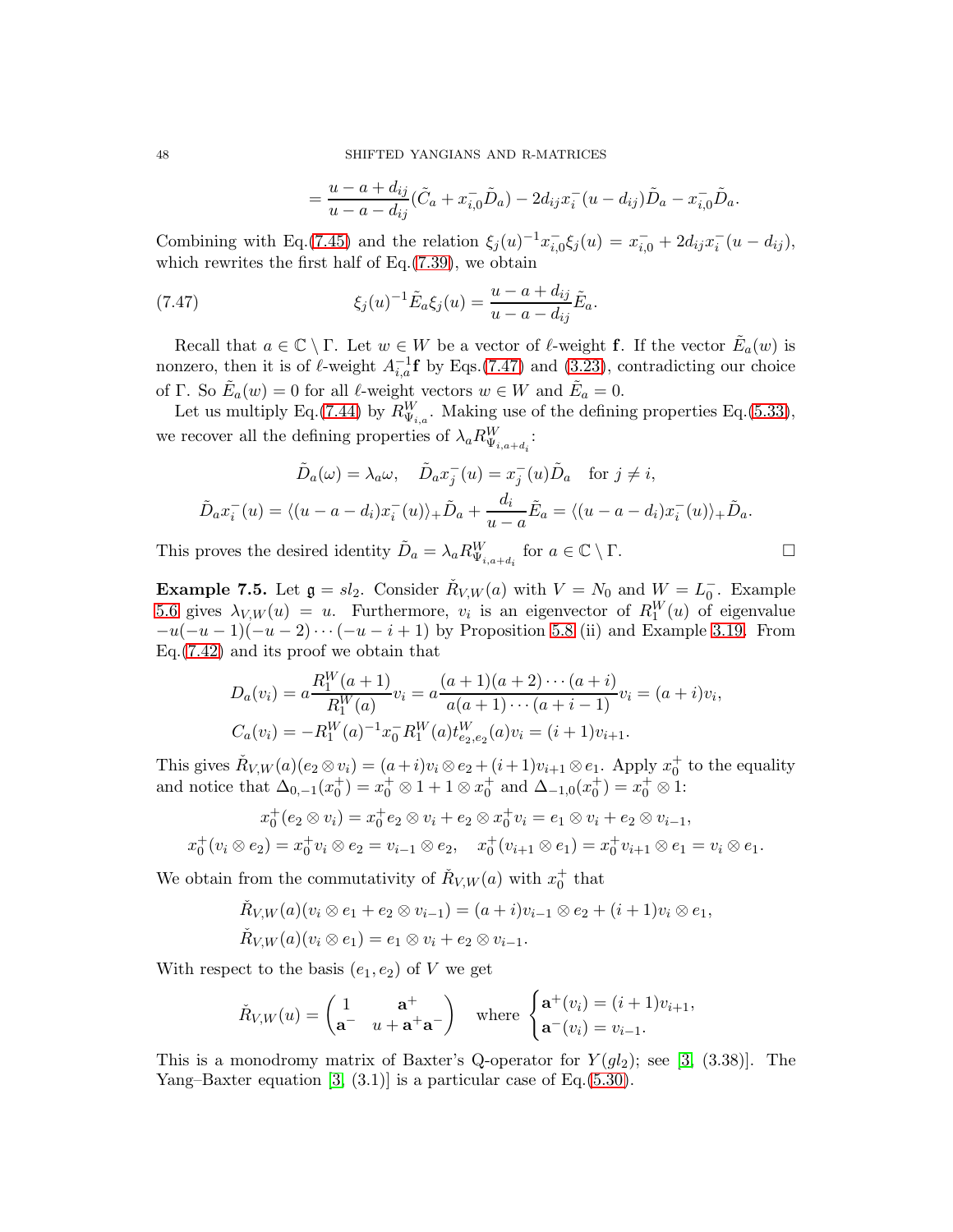$$= \frac{u-a+d_{ij}}{u-a-d_{ij}}(\tilde{C}_a + x_{i,0}^- \tilde{D}_a) - 2d_{ij} x_i^-(u-d_{ij})\tilde{D}_a - x_{i,0}^- \tilde{D}_a.$$

Combining with Eq.(7.45) and the relation $\xi_j(u)^{-1} x_{i,0}^- \xi_j(u) = x_{i,0}^- + 2d_{ij} x_i^-(u-d_{ij})$, which rewrites the first half of Eq.(7.39), we obtain

$$\xi_j(u)^{-1} \tilde{E}_a \xi_j(u) = \frac{u-a+d_{ij}}{u-a-d_{ij}} \tilde{E}_a. \tag{7.47}$$

Recall that $a \in \mathbb{C} \setminus \Gamma$. Let $w \in W$ be a vector of $\ell$-weight $\mathbf{f}$. If the vector $\tilde{E}_a(w)$ is nonzero, then it is of $\ell$-weight $A_{i,a}^{-1}\mathbf{f}$ by Eqs.(7.47) and (3.23), contradicting our choice of $\Gamma$. So $\tilde{E}_a(w) = 0$ for all $\ell$-weight vectors $w \in W$ and $\tilde{E}_a = 0$.

Let us multiply Eq.(7.44) by $R^W_{\Psi_{i,a}}$. Making use of the defining properties Eq.(5.33), we recover all the defining properties of $\lambda_a R^W_{\Psi_{i,a+d_i}}$:

$$\tilde{D}_a(\omega) = \lambda_a \omega, \quad \tilde{D}_a x_j^-(u) = x_j^-(u)\tilde{D}_a \quad \text{for } j \neq i,$$

$$\tilde{D}_a x_i^-(u) = \langle (u-a-d_i) x_i^-(u) \rangle_+ \tilde{D}_a + \frac{d_i}{u-a}\tilde{E}_a = \langle (u-a-d_i) x_i^-(u) \rangle_+ \tilde{D}_a.$$

This proves the desired identity $\tilde{D}_a = \lambda_a R^W_{\Psi_{i,a+d_i}}$ for $a \in \mathbb{C} \setminus \Gamma$. $\square$

**Example 7.5.** Let $\mathfrak{g} = sl_2$. Consider $\check{R}_{V,W}(a)$ with $V = N_0$ and $W = L_0^-$. Example 5.6 gives $\lambda_{V,W}(u) = u$. Furthermore, $v_i$ is an eigenvector of $R_1^W(u)$ of eigenvalue $-u(-u-1)(-u-2)\cdots(-u-i+1)$ by Proposition 5.8 (ii) and Example 3.19. From Eq.(7.42) and its proof we obtain that

$$D_a(v_i) = a\frac{R_1^W(a+1)}{R_1^W(a)} v_i = a \frac{(a+1)(a+2)\cdots(a+i)}{a(a+1)\cdots(a+i-1)} v_i = (a+i)v_i,$$

$$C_a(v_i) = -R_1^W(a)^{-1} x_0^- R_1^W(a) t^W_{e_2,e_2}(a) v_i = (i+1)v_{i+1}.$$

This gives $\check{R}_{V,W}(a)(e_2 \otimes v_i) = (a+i)v_i \otimes e_2 + (i+1)v_{i+1} \otimes e_1$. Apply $x_0^+$ to the equality and notice that $\Delta_{0,-1}(x_0^+) = x_0^+ \otimes 1 + 1 \otimes x_0^+$ and $\Delta_{-1,0}(x_0^+) = x_0^+ \otimes 1$:

$$x_0^+(e_2 \otimes v_i) = x_0^+ e_2 \otimes v_i + e_2 \otimes x_0^+ v_i = e_1 \otimes v_i + e_2 \otimes v_{i-1},$$

$$x_0^+(v_i \otimes e_2) = x_0^+ v_i \otimes e_2 = v_{i-1} \otimes e_2, \quad x_0^+(v_{i+1} \otimes e_1) = x_0^+ v_{i+1} \otimes e_1 = v_i \otimes e_1.$$

We obtain from the commutativity of $\check{R}_{V,W}(a)$ with $x_0^+$ that

$$\check{R}_{V,W}(a)(v_i \otimes e_1 + e_2 \otimes v_{i-1}) = (a+i)v_{i-1} \otimes e_2 + (i+1)v_i \otimes e_1,$$

$$\check{R}_{V,W}(a)(v_i \otimes e_1) = e_1 \otimes v_i + e_2 \otimes v_{i-1}.$$

With respect to the basis $(e_1, e_2)$ of $V$ we get

$$\check{R}_{V,W}(u) = \begin{pmatrix} 1 & \mathbf{a}^+ \\ \mathbf{a}^- & u + \mathbf{a}^+\mathbf{a}^- \end{pmatrix} \quad \text{where } \begin{cases} \mathbf{a}^+(v_i) = (i+1)v_{i+1}, \\ \mathbf{a}^-(v_i) = v_{i-1}. \end{cases}$$

This is a monodromy matrix of Baxter's Q-operator for $Y(gl_2)$; see [3, (3.38)]. The Yang–Baxter equation [3, (3.1)] is a particular case of Eq.(5.30).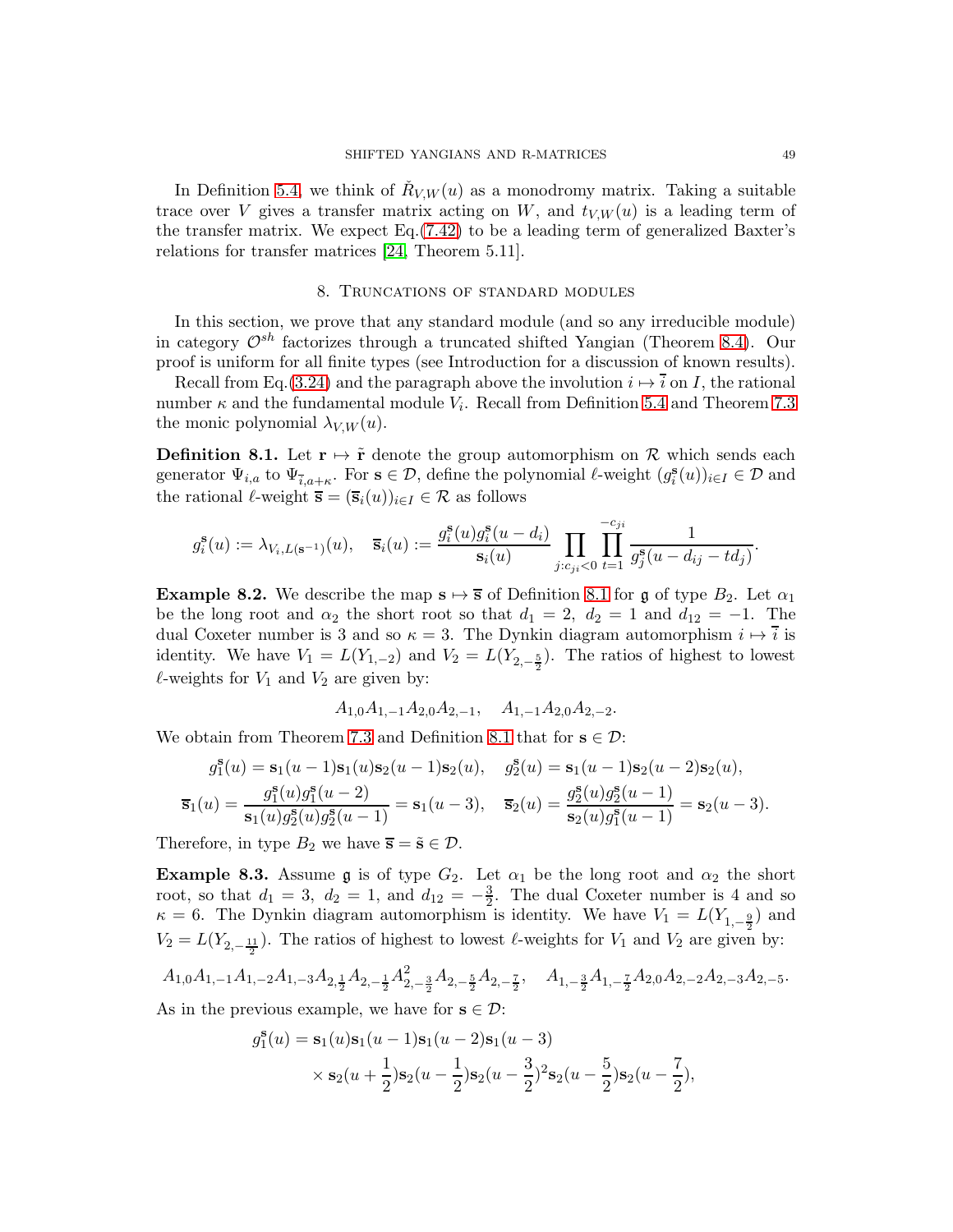In Definition 5.4, we think of $\check{R}_{V,W}(u)$ as a monodromy matrix. Taking a suitable trace over $V$ gives a transfer matrix acting on $W$, and $t_{V,W}(u)$ is a leading term of the transfer matrix. We expect Eq.(7.42) to be a leading term of generalized Baxter's relations for transfer matrices [24, Theorem 5.11].

## 8. Truncations of standard modules

In this section, we prove that any standard module (and so any irreducible module) in category $\mathcal{O}^{sh}$ factorizes through a truncated shifted Yangian (Theorem 8.4). Our proof is uniform for all finite types (see Introduction for a discussion of known results).

Recall from Eq.(3.24) and the paragraph above the involution $i \mapsto \overline{i}$ on $I$, the rational number $\kappa$ and the fundamental module $V_i$. Recall from Definition 5.4 and Theorem 7.3 the monic polynomial $\lambda_{V,W}(u)$.

**Definition 8.1.** Let $\mathbf{r} \mapsto \tilde{\mathbf{r}}$ denote the group automorphism on $\mathcal{R}$ which sends each generator $\Psi_{i,a}$ to $\Psi_{\overline{i},a+\kappa}$. For $\mathbf{s} \in \mathcal{D}$, define the polynomial $\ell$-weight $(g_i^{\mathbf{s}}(u))_{i\in I} \in \mathcal{D}$ and the rational $\ell$-weight $\overline{\mathbf{s}} = (\overline{\mathbf{s}}_i(u))_{i\in I} \in \mathcal{R}$ as follows

$$g_i^{\mathbf{s}}(u) := \lambda_{V_i, L(\mathbf{s}^{-1})}(u), \quad \overline{\mathbf{s}}_i(u) := \frac{g_i^{\mathbf{s}}(u) g_i^{\mathbf{s}}(u-d_i)}{\mathbf{s}_i(u)} \prod_{j: c_{ji}<0} \prod_{t=1}^{-c_{ji}} \frac{1}{g_j^{\mathbf{s}}(u - d_{ij} - td_j)}.$$

**Example 8.2.** We describe the map $\mathbf{s} \mapsto \overline{\mathbf{s}}$ of Definition 8.1 for $\mathfrak{g}$ of type $B_2$. Let $\alpha_1$ be the long root and $\alpha_2$ the short root so that $d_1 = 2$, $d_2 = 1$ and $d_{12} = -1$. The dual Coxeter number is 3 and so $\kappa = 3$. The Dynkin diagram automorphism $i \mapsto \overline{i}$ is identity. We have $V_1 = L(Y_{1,-2})$ and $V_2 = L(Y_{2,-\frac{5}{2}})$. The ratios of highest to lowest $\ell$-weights for $V_1$ and $V_2$ are given by:

$$A_{1,0}A_{1,-1}A_{2,0}A_{2,-1}, \quad A_{1,-1}A_{2,0}A_{2,-2}.$$

We obtain from Theorem 7.3 and Definition 8.1 that for $\mathbf{s} \in \mathcal{D}$:

$$g_1^{\mathbf{s}}(u) = \mathbf{s}_1(u-1)\mathbf{s}_1(u)\mathbf{s}_2(u-1)\mathbf{s}_2(u), \quad g_2^{\mathbf{s}}(u) = \mathbf{s}_1(u-1)\mathbf{s}_2(u-2)\mathbf{s}_2(u),$$
$$\overline{\mathbf{s}}_1(u) = \frac{g_1^{\mathbf{s}}(u)g_1^{\mathbf{s}}(u-2)}{\mathbf{s}_1(u)g_2^{\mathbf{s}}(u)g_2^{\mathbf{s}}(u-1)} = \mathbf{s}_1(u-3), \quad \overline{\mathbf{s}}_2(u) = \frac{g_2^{\mathbf{s}}(u)g_2^{\mathbf{s}}(u-1)}{\mathbf{s}_2(u)g_1^{\mathbf{s}}(u-1)} = \mathbf{s}_2(u-3).$$

Therefore, in type $B_2$ we have $\overline{\mathbf{s}} = \tilde{\mathbf{s}} \in \mathcal{D}$.

**Example 8.3.** Assume $\mathfrak{g}$ is of type $G_2$. Let $\alpha_1$ be the long root and $\alpha_2$ the short root, so that $d_1 = 3$, $d_2 = 1$, and $d_{12} = -\frac{3}{2}$. The dual Coxeter number is 4 and so $\kappa = 6$. The Dynkin diagram automorphism is identity. We have $V_1 = L(Y_{1,-\frac{9}{2}})$ and $V_2 = L(Y_{2,-\frac{11}{2}})$. The ratios of highest to lowest $\ell$-weights for $V_1$ and $V_2$ are given by:

$$A_{1,0}A_{1,-1}A_{1,-2}A_{1,-3}A_{2,\frac{1}{2}}A_{2,-\frac{1}{2}}A_{2,-\frac{3}{2}}^2A_{2,-\frac{5}{2}}A_{2,-\frac{7}{2}}, \quad A_{1,-\frac{3}{2}}A_{1,-\frac{7}{2}}A_{2,0}A_{2,-2}A_{2,-3}A_{2,-5}.$$

As in the previous example, we have for $\mathbf{s} \in \mathcal{D}$:

$$\begin{aligned} g_1^{\mathbf{s}}(u) = &\ \mathbf{s}_1(u)\mathbf{s}_1(u-1)\mathbf{s}_1(u-2)\mathbf{s}_1(u-3) \\ &\times \mathbf{s}_2(u+\tfrac{1}{2})\mathbf{s}_2(u-\tfrac{1}{2})\mathbf{s}_2(u-\tfrac{3}{2})^2\mathbf{s}_2(u-\tfrac{5}{2})\mathbf{s}_2(u-\tfrac{7}{2}), \end{aligned}$$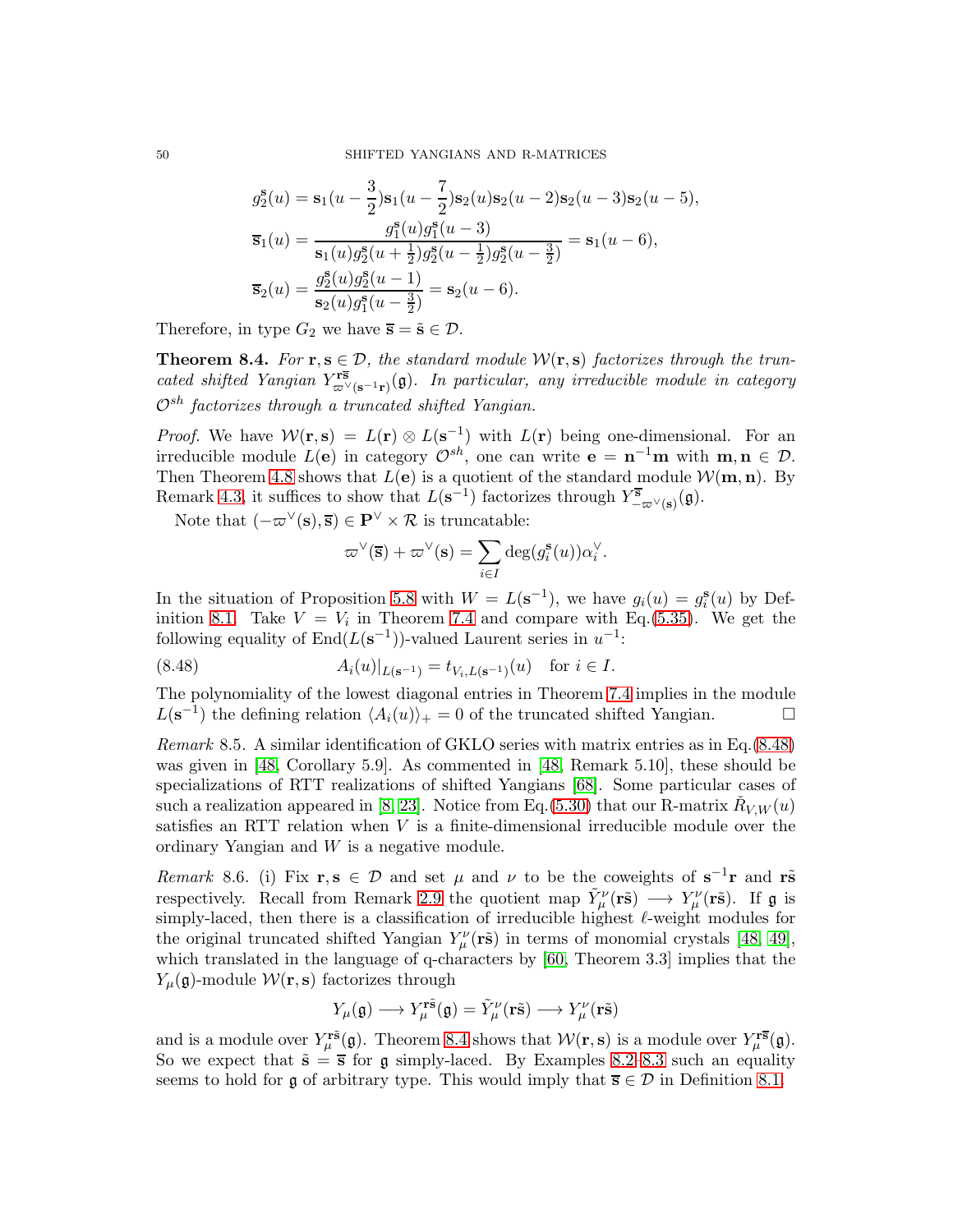$$g_2^{\mathbf{s}}(u) = \mathbf{s}_1(u-\frac{3}{2})\mathbf{s}_1(u-\frac{7}{2})\mathbf{s}_2(u)\mathbf{s}_2(u-2)\mathbf{s}_2(u-3)\mathbf{s}_2(u-5),$$

$$\overline{\mathbf{s}}_1(u) = \frac{g_1^{\mathbf{s}}(u)g_1^{\mathbf{s}}(u-3)}{\mathbf{s}_1(u)g_2^{\mathbf{s}}(u+\frac{1}{2})g_2^{\mathbf{s}}(u-\frac{1}{2})g_2^{\mathbf{s}}(u-\frac{3}{2})} = \mathbf{s}_1(u-6),$$

$$\overline{\mathbf{s}}_2(u) = \frac{g_2^{\mathbf{s}}(u)g_2^{\mathbf{s}}(u-1)}{\mathbf{s}_2(u)g_1^{\mathbf{s}}(u-\frac{3}{2})} = \mathbf{s}_2(u-6).$$

Therefore, in type $G_2$ we have $\overline{\mathbf{s}} = \tilde{\mathbf{s}} \in \mathcal{D}$.

**Theorem 8.4.** *For $\mathbf{r}, \mathbf{s} \in \mathcal{D}$, the standard module $\mathcal{W}(\mathbf{r}, \mathbf{s})$ factorizes through the truncated shifted Yangian $Y^{\mathbf{r}\overline{\mathbf{s}}}_{\varpi^\vee(\mathbf{s}^{-1}\mathbf{r})}(\mathfrak{g})$. In particular, any irreducible module in category $\mathcal{O}^{sh}$ factorizes through a truncated shifted Yangian.*

*Proof.* We have $\mathcal{W}(\mathbf{r}, \mathbf{s}) = L(\mathbf{r}) \otimes L(\mathbf{s}^{-1})$ with $L(\mathbf{r})$ being one-dimensional. For an irreducible module $L(\mathbf{e})$ in category $\mathcal{O}^{sh}$, one can write $\mathbf{e} = \mathbf{n}^{-1}\mathbf{m}$ with $\mathbf{m}, \mathbf{n} \in \mathcal{D}$. Then Theorem 4.8 shows that $L(\mathbf{e})$ is a quotient of the standard module $\mathcal{W}(\mathbf{m}, \mathbf{n})$. By Remark 4.3, it suffices to show that $L(\mathbf{s}^{-1})$ factorizes through $Y^{\overline{\mathbf{s}}}_{-\varpi^\vee(\mathbf{s})}(\mathfrak{g})$.

Note that $(-\varpi^\vee(\mathbf{s}), \overline{\mathbf{s}}) \in \mathbf{P}^\vee \times \mathcal{R}$ is truncatable:

$$\varpi^\vee(\overline{\mathbf{s}}) + \varpi^\vee(\mathbf{s}) = \sum_{i \in I} \deg(g_i^{\mathbf{s}}(u))\alpha_i^\vee.$$

In the situation of Proposition 5.8 with $W = L(\mathbf{s}^{-1})$, we have $g_i(u) = g_i^{\mathbf{s}}(u)$ by Definition 8.1. Take $V = V_i$ in Theorem 7.4 and compare with Eq.(5.35). We get the following equality of $\mathrm{End}(L(\mathbf{s}^{-1}))$-valued Laurent series in $u^{-1}$:

$$A_i(u)|_{L(\mathbf{s}^{-1})} = t_{V_i, L(\mathbf{s}^{-1})}(u) \quad \text{for } i \in I. \tag{8.48}$$

The polynomiality of the lowest diagonal entries in Theorem 7.4 implies in the module $L(\mathbf{s}^{-1})$ the defining relation $\langle A_i(u) \rangle_+ = 0$ of the truncated shifted Yangian. $\square$

*Remark* 8.5. A similar identification of GKLO series with matrix entries as in Eq.(8.48) was given in [48, Corollary 5.9]. As commented in [48, Remark 5.10], these should be specializations of RTT realizations of shifted Yangians [68]. Some particular cases of such a realization appeared in [8, 23]. Notice from Eq.(5.30) that our R-matrix $\check{R}_{V,W}(u)$ satisfies an RTT relation when $V$ is a finite-dimensional irreducible module over the ordinary Yangian and $W$ is a negative module.

*Remark* 8.6. (i) Fix $\mathbf{r}, \mathbf{s} \in \mathcal{D}$ and set $\mu$ and $\nu$ to be the coweights of $\mathbf{s}^{-1}\mathbf{r}$ and $\mathbf{r}\tilde{\mathbf{s}}$ respectively. Recall from Remark 2.9 the quotient map $\tilde{Y}^\nu_\mu(\mathbf{r}\tilde{\mathbf{s}}) \longrightarrow Y^\nu_\mu(\mathbf{r}\tilde{\mathbf{s}})$. If $\mathfrak{g}$ is simply-laced, then there is a classification of irreducible highest $\ell$-weight modules for the original truncated shifted Yangian $Y^\nu_\mu(\mathbf{r}\tilde{\mathbf{s}})$ in terms of monomial crystals [48, 49], which translated in the language of q-characters by [60, Theorem 3.3] implies that the $Y_\mu(\mathfrak{g})$-module $\mathcal{W}(\mathbf{r}, \mathbf{s})$ factorizes through

$$Y_\mu(\mathfrak{g}) \longrightarrow Y^{\mathbf{r}\tilde{\mathbf{s}}}_\mu(\mathfrak{g}) = \tilde{Y}^\nu_\mu(\mathbf{r}\tilde{\mathbf{s}}) \longrightarrow Y^\nu_\mu(\mathbf{r}\tilde{\mathbf{s}})$$

and is a module over $Y^{\mathbf{r}\tilde{\mathbf{s}}}_\mu(\mathfrak{g})$. Theorem 8.4 shows that $\mathcal{W}(\mathbf{r}, \mathbf{s})$ is a module over $Y^{\mathbf{r}\overline{\mathbf{s}}}_\mu(\mathfrak{g})$. So we expect that $\tilde{\mathbf{s}} = \overline{\mathbf{s}}$ for $\mathfrak{g}$ simply-laced. By Examples 8.2–8.3 such an equality seems to hold for $\mathfrak{g}$ of arbitrary type. This would imply that $\overline{\mathbf{s}} \in \mathcal{D}$ in Definition 8.1.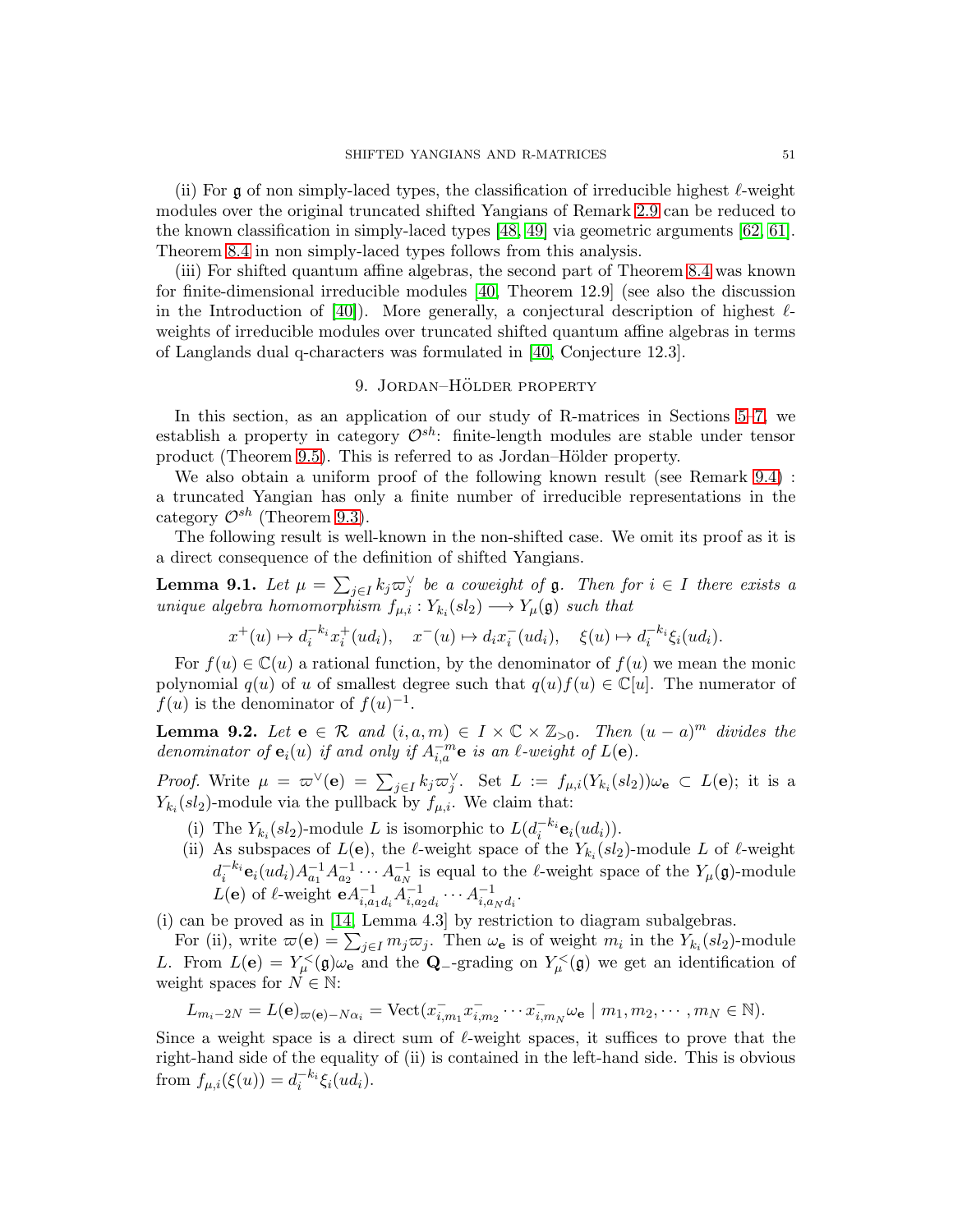(ii) For $\mathfrak{g}$ of non simply-laced types, the classification of irreducible highest $\ell$-weight modules over the original truncated shifted Yangians of Remark 2.9 can be reduced to the known classification in simply-laced types [48, 49] via geometric arguments [62, 61]. Theorem 8.4 in non simply-laced types follows from this analysis.

(iii) For shifted quantum affine algebras, the second part of Theorem 8.4 was known for finite-dimensional irreducible modules [40, Theorem 12.9] (see also the discussion in the Introduction of [40]). More generally, a conjectural description of highest $\ell$-weights of irreducible modules over truncated shifted quantum affine algebras in terms of Langlands dual q-characters was formulated in [40, Conjecture 12.3].

## 9. Jordan–Hölder property

In this section, as an application of our study of R-matrices in Sections 5–7, we establish a property in category $\mathcal{O}^{sh}$: finite-length modules are stable under tensor product (Theorem 9.5). This is referred to as Jordan–Hölder property.

We also obtain a uniform proof of the following known result (see Remark 9.4) : a truncated Yangian has only a finite number of irreducible representations in the category $\mathcal{O}^{sh}$ (Theorem 9.3).

The following result is well-known in the non-shifted case. We omit its proof as it is a direct consequence of the definition of shifted Yangians.

**Lemma 9.1.** *Let $\mu = \sum_{j\in I} k_j \varpi_j^\vee$ be a coweight of $\mathfrak{g}$. Then for $i \in I$ there exists a unique algebra homomorphism $f_{\mu,i} : Y_{k_i}(sl_2) \longrightarrow Y_\mu(\mathfrak{g})$ such that*

$$x^+(u) \mapsto d_i^{-k_i} x_i^+(ud_i), \quad x^-(u) \mapsto d_i x_i^-(ud_i), \quad \xi(u) \mapsto d_i^{-k_i}\xi_i(ud_i).$$

For $f(u) \in \mathbb{C}(u)$ a rational function, by the denominator of $f(u)$ we mean the monic polynomial $q(u)$ of $u$ of smallest degree such that $q(u)f(u) \in \mathbb{C}[u]$. The numerator of $f(u)$ is the denominator of $f(u)^{-1}$.

**Lemma 9.2.** *Let $\mathbf{e} \in \mathcal{R}$ and $(i, a, m) \in I \times \mathbb{C} \times \mathbb{Z}_{>0}$. Then $(u - a)^m$ divides the denominator of $\mathbf{e}_i(u)$ if and only if $A_{i,a}^{-m}\mathbf{e}$ is an $\ell$-weight of $L(\mathbf{e})$.*

*Proof.* Write $\mu = \varpi^\vee(\mathbf{e}) = \sum_{j\in I} k_j \varpi_j^\vee$. Set $L := f_{\mu,i}(Y_{k_i}(sl_2))\omega_{\mathbf{e}} \subset L(\mathbf{e})$; it is a $Y_{k_i}(sl_2)$-module via the pullback by $f_{\mu,i}$. We claim that:

(i) The $Y_{k_i}(sl_2)$-module $L$ is isomorphic to $L(d_i^{-k_i}\mathbf{e}_i(ud_i))$.

(ii) As subspaces of $L(\mathbf{e})$, the $\ell$-weight space of the $Y_{k_i}(sl_2)$-module $L$ of $\ell$-weight $d_i^{-k_i}\mathbf{e}_i(ud_i)A_{a_1}^{-1}A_{a_2}^{-1}\cdots A_{a_N}^{-1}$ is equal to the $\ell$-weight space of the $Y_\mu(\mathfrak{g})$-module $L(\mathbf{e})$ of $\ell$-weight $\mathbf{e}A_{i,a_1d_i}^{-1}A_{i,a_2d_i}^{-1}\cdots A_{i,a_Nd_i}^{-1}$.

(i) can be proved as in [14, Lemma 4.3] by restriction to diagram subalgebras.

For (ii), write $\varpi(\mathbf{e}) = \sum_{j\in I} m_j\varpi_j$. Then $\omega_{\mathbf{e}}$ is of weight $m_i$ in the $Y_{k_i}(sl_2)$-module $L$. From $L(\mathbf{e}) = Y_\mu^<(\mathfrak{g})\omega_{\mathbf{e}}$ and the $\mathbf{Q}_-$-grading on $Y_\mu^<(\mathfrak{g})$ we get an identification of weight spaces for $N \in \mathbb{N}$:

$$L_{m_i-2N} = L(\mathbf{e})_{\varpi(\mathbf{e})-N\alpha_i} = \mathrm{Vect}(x_{i,m_1}^- x_{i,m_2}^- \cdots x_{i,m_N}^-\omega_{\mathbf{e}} \mid m_1, m_2, \cdots, m_N \in \mathbb{N}).$$

Since a weight space is a direct sum of $\ell$-weight spaces, it suffices to prove that the right-hand side of the equality of (ii) is contained in the left-hand side. This is obvious from $f_{\mu,i}(\xi(u)) = d_i^{-k_i}\xi_i(ud_i)$.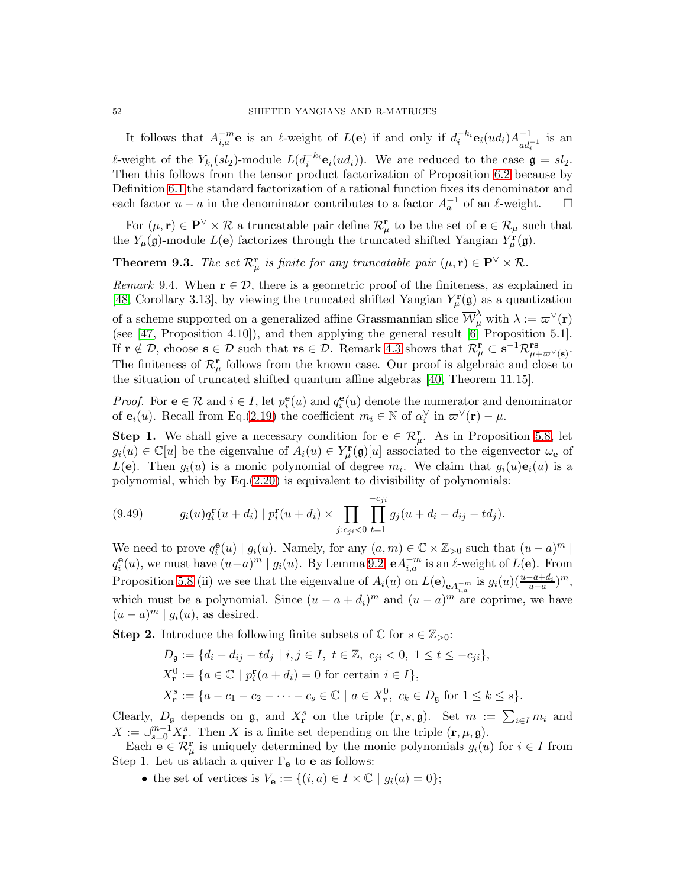It follows that $A_{i,a}^{-m}\mathbf{e}$ is an $\ell$-weight of $L(\mathbf{e})$ if and only if $d_i^{-k_i}\mathbf{e}_i(ud_i)A_{ad_i^{-1}}^{-1}$ is an $\ell$-weight of the $Y_{k_i}(sl_2)$-module $L(d_i^{-k_i}\mathbf{e}_i(ud_i))$. We are reduced to the case $\mathfrak{g} = sl_2$. Then this follows from the tensor product factorization of Proposition 6.2 because by Definition 6.1 the standard factorization of a rational function fixes its denominator and each factor $u - a$ in the denominator contributes to a factor $A_a^{-1}$ of an $\ell$-weight. $\square$

For $(\mu, \mathbf{r}) \in \mathbf{P}^\vee \times \mathcal{R}$ a truncatable pair define $\mathcal{R}_\mu^{\mathbf{r}}$ to be the set of $\mathbf{e} \in \mathcal{R}_\mu$ such that the $Y_\mu(\mathfrak{g})$-module $L(\mathbf{e})$ factorizes through the truncated shifted Yangian $Y_\mu^{\mathbf{r}}(\mathfrak{g})$.

**Theorem 9.3.** *The set $\mathcal{R}_\mu^{\mathbf{r}}$ is finite for any truncatable pair $(\mu, \mathbf{r}) \in \mathbf{P}^\vee \times \mathcal{R}$.*

*Remark* 9.4. When $\mathbf{r} \in \mathcal{D}$, there is a geometric proof of the finiteness, as explained in [48, Corollary 3.13], by viewing the truncated shifted Yangian $Y_\mu^{\mathbf{r}}(\mathfrak{g})$ as a quantization of a scheme supported on a generalized affine Grassmannian slice $\overline{\mathcal{W}}_\mu^\lambda$ with $\lambda := \varpi^\vee(\mathbf{r})$ (see [47, Proposition 4.10]), and then applying the general result [6, Proposition 5.1]. If $\mathbf{r} \notin \mathcal{D}$, choose $\mathbf{s} \in \mathcal{D}$ such that $\mathbf{rs} \in \mathcal{D}$. Remark 4.3 shows that $\mathcal{R}_\mu^{\mathbf{r}} \subset \mathbf{s}^{-1}\mathcal{R}_{\mu+\varpi^\vee(\mathbf{s})}^{\mathbf{rs}}$. The finiteness of $\mathcal{R}_\mu^{\mathbf{r}}$ follows from the known case. Our proof is algebraic and close to the situation of truncated shifted quantum affine algebras [40, Theorem 11.15].

*Proof.* For $\mathbf{e} \in \mathcal{R}$ and $i \in I$, let $p_i^{\mathbf{e}}(u)$ and $q_i^{\mathbf{e}}(u)$ denote the numerator and denominator of $\mathbf{e}_i(u)$. Recall from Eq.(2.19) the coefficient $m_i \in \mathbb{N}$ of $\alpha_i^\vee$ in $\varpi^\vee(\mathbf{r}) - \mu$.

**Step 1.** We shall give a necessary condition for $\mathbf{e} \in \mathcal{R}_\mu^{\mathbf{r}}$. As in Proposition 5.8, let $g_i(u) \in \mathbb{C}[u]$ be the eigenvalue of $A_i(u) \in Y_\mu^{\mathbf{r}}(\mathfrak{g})[u]$ associated to the eigenvector $\omega_{\mathbf{e}}$ of $L(\mathbf{e})$. Then $g_i(u)$ is a monic polynomial of degree $m_i$. We claim that $g_i(u)\mathbf{e}_i(u)$ is a polynomial, which by Eq.(2.20) is equivalent to divisibility of polynomials:

$$g_i(u)q_i^{\mathbf{r}}(u+d_i) \mid p_i^{\mathbf{r}}(u+d_i) \times \prod_{j: c_{ji}<0} \prod_{t=1}^{-c_{ji}} g_j(u+d_i-d_{ij}-td_j). \tag{9.49}$$

We need to prove $q_i^{\mathbf{e}}(u) \mid g_i(u)$. Namely, for any $(a, m) \in \mathbb{C} \times \mathbb{Z}_{>0}$ such that $(u-a)^m \mid q_i^{\mathbf{e}}(u)$, we must have $(u-a)^m \mid g_i(u)$. By Lemma 9.2, $\mathbf{e}A_{i,a}^{-m}$ is an $\ell$-weight of $L(\mathbf{e})$. From Proposition 5.8 (ii) we see that the eigenvalue of $A_i(u)$ on $L(\mathbf{e})_{\mathbf{e}A_{i,a}^{-m}}$ is $g_i(u)(\frac{u-a+d_i}{u-a})^m$, which must be a polynomial. Since $(u-a+d_i)^m$ and $(u-a)^m$ are coprime, we have $(u-a)^m \mid g_i(u)$, as desired.

**Step 2.** Introduce the following finite subsets of $\mathbb{C}$ for $s \in \mathbb{Z}_{>0}$:

$$D_{\mathfrak{g}} := \{d_i - d_{ij} - td_j \mid i, j \in I,\ t \in \mathbb{Z},\ c_{ji} < 0,\ 1 \leq t \leq -c_{ji}\},$$
$$X_{\mathbf{r}}^0 := \{a \in \mathbb{C} \mid p_i^{\mathbf{r}}(a + d_i) = 0 \text{ for certain } i \in I\},$$
$$X_{\mathbf{r}}^s := \{a - c_1 - c_2 - \cdots - c_s \in \mathbb{C} \mid a \in X_{\mathbf{r}}^0,\ c_k \in D_{\mathfrak{g}} \text{ for } 1 \leq k \leq s\}.$$

Clearly, $D_{\mathfrak{g}}$ depends on $\mathfrak{g}$, and $X_{\mathbf{r}}^s$ on the triple $(\mathbf{r}, s, \mathfrak{g})$. Set $m := \sum_{i \in I} m_i$ and $X := \cup_{s=0}^{m-1} X_{\mathbf{r}}^s$. Then $X$ is a finite set depending on the triple $(\mathbf{r}, \mu, \mathfrak{g})$.

Each $\mathbf{e} \in \mathcal{R}_\mu^{\mathbf{r}}$ is uniquely determined by the monic polynomials $g_i(u)$ for $i \in I$ from Step 1. Let us attach a quiver $\Gamma_{\mathbf{e}}$ to $\mathbf{e}$ as follows:

- the set of vertices is $V_{\mathbf{e}} := \{(i, a) \in I \times \mathbb{C} \mid g_i(a) = 0\}$;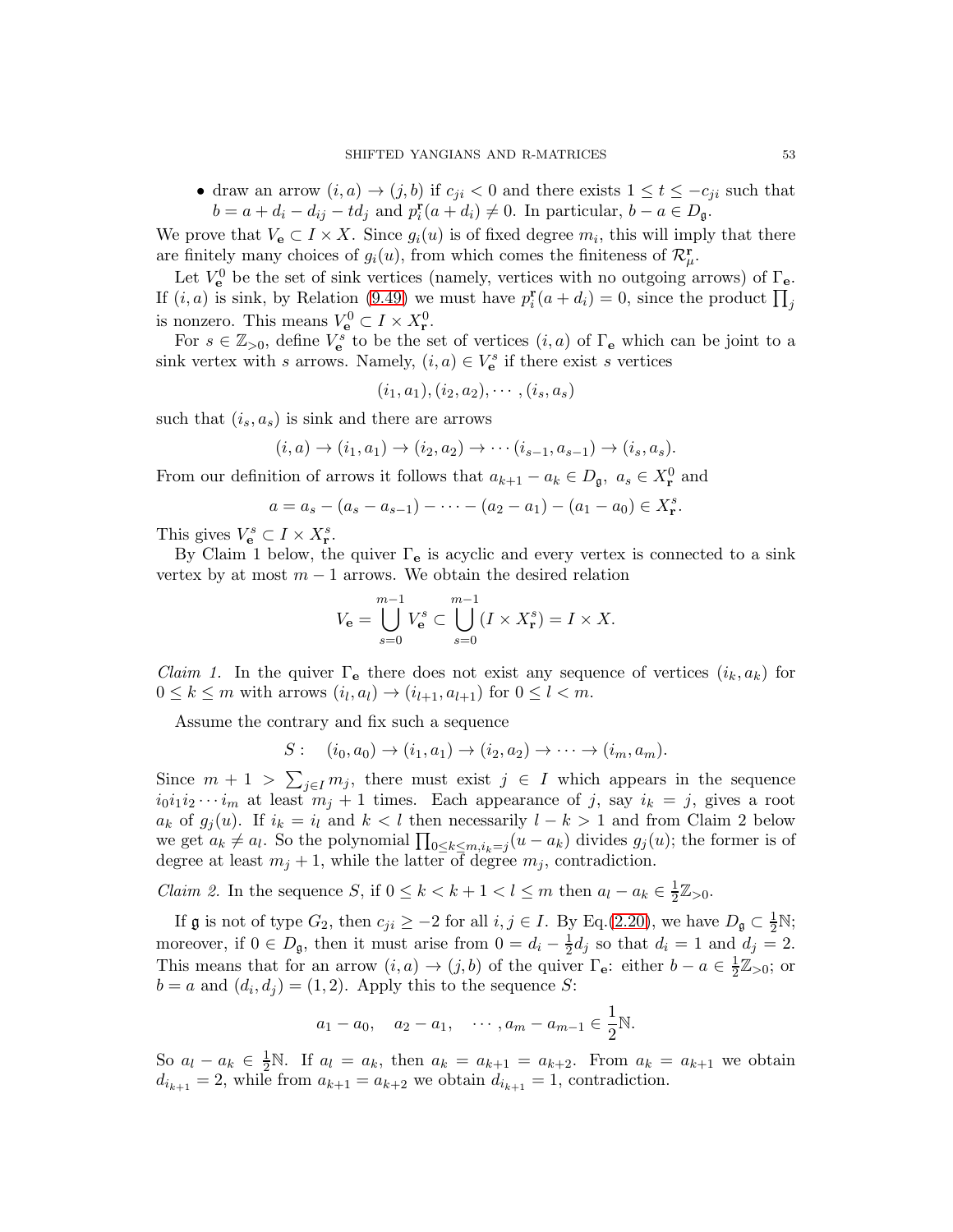- draw an arrow $(i,a) \to (j,b)$ if $c_{ji} < 0$ and there exists $1 \leq t \leq -c_{ji}$ such that $b = a + d_i - d_{ij} - td_j$ and $p_i^{\mathbf{r}}(a + d_i) \neq 0$. In particular, $b - a \in D_{\mathfrak{g}}$.

We prove that $V_{\mathbf{e}} \subset I \times X$. Since $g_i(u)$ is of fixed degree $m_i$, this will imply that there are finitely many choices of $g_i(u)$, from which comes the finiteness of $\mathcal{R}_\mu^{\mathbf{r}}$.

Let $V_{\mathbf{e}}^0$ be the set of sink vertices (namely, vertices with no outgoing arrows) of $\Gamma_{\mathbf{e}}$. If $(i,a)$ is sink, by Relation (9.49) we must have $p_i^{\mathbf{r}}(a+d_i) = 0$, since the product $\prod_j$ is nonzero. This means $V_{\mathbf{e}}^0 \subset I \times X_{\mathbf{r}}^0$.

For $s \in \mathbb{Z}_{>0}$, define $V_{\mathbf{e}}^s$ to be the set of vertices $(i,a)$ of $\Gamma_{\mathbf{e}}$ which can be joint to a sink vertex with $s$ arrows. Namely, $(i,a) \in V_{\mathbf{e}}^s$ if there exist $s$ vertices

$$(i_1,a_1), (i_2,a_2), \cdots, (i_s,a_s)$$

such that $(i_s,a_s)$ is sink and there are arrows

$$(i,a) \to (i_1,a_1) \to (i_2,a_2) \to \cdots (i_{s-1},a_{s-1}) \to (i_s,a_s).$$

From our definition of arrows it follows that $a_{k+1} - a_k \in D_{\mathfrak{g}},\ a_s \in X_{\mathbf{r}}^0$ and

$$a = a_s - (a_s - a_{s-1}) - \cdots - (a_2 - a_1) - (a_1 - a_0) \in X_{\mathbf{r}}^s.$$

This gives $V_{\mathbf{e}}^s \subset I \times X_{\mathbf{r}}^s$.

By Claim 1 below, the quiver $\Gamma_{\mathbf{e}}$ is acyclic and every vertex is connected to a sink vertex by at most $m-1$ arrows. We obtain the desired relation

$$V_{\mathbf{e}} = \bigcup_{s=0}^{m-1} V_{\mathbf{e}}^s \subset \bigcup_{s=0}^{m-1} (I \times X_{\mathbf{r}}^s) = I \times X.$$

*Claim 1.* In the quiver $\Gamma_{\mathbf{e}}$ there does not exist any sequence of vertices $(i_k,a_k)$ for $0 \leq k \leq m$ with arrows $(i_l,a_l) \to (i_{l+1},a_{l+1})$ for $0 \leq l < m$.

Assume the contrary and fix such a sequence

$$S: \quad (i_0,a_0) \to (i_1,a_1) \to (i_2,a_2) \to \cdots \to (i_m,a_m).$$

Since $m+1 > \sum_{j\in I} m_j$, there must exist $j \in I$ which appears in the sequence $i_0 i_1 i_2 \cdots i_m$ at least $m_j + 1$ times. Each appearance of $j$, say $i_k = j$, gives a root $a_k$ of $g_j(u)$. If $i_k = i_l$ and $k < l$ then necessarily $l - k > 1$ and from Claim 2 below we get $a_k \neq a_l$. So the polynomial $\prod_{0 \leq k \leq m, i_k = j}(u - a_k)$ divides $g_j(u)$; the former is of degree at least $m_j + 1$, while the latter of degree $m_j$, contradiction.

*Claim 2.* In the sequence $S$, if $0 \leq k < k+1 < l \leq m$ then $a_l - a_k \in \frac{1}{2}\mathbb{Z}_{>0}$.

If $\mathfrak{g}$ is not of type $G_2$, then $c_{ji} \geq -2$ for all $i,j \in I$. By Eq.(2.20), we have $D_{\mathfrak{g}} \subset \frac{1}{2}\mathbb{N}$; moreover, if $0 \in D_{\mathfrak{g}}$, then it must arise from $0 = d_i - \frac{1}{2}d_j$ so that $d_i = 1$ and $d_j = 2$. This means that for an arrow $(i,a) \to (j,b)$ of the quiver $\Gamma_{\mathbf{e}}$: either $b - a \in \frac{1}{2}\mathbb{Z}_{>0}$; or $b = a$ and $(d_i, d_j) = (1,2)$. Apply this to the sequence $S$:

$$a_1 - a_0, \quad a_2 - a_1, \quad \cdots, a_m - a_{m-1} \in \frac{1}{2}\mathbb{N}.$$

So $a_l - a_k \in \frac{1}{2}\mathbb{N}$. If $a_l = a_k$, then $a_k = a_{k+1} = a_{k+2}$. From $a_k = a_{k+1}$ we obtain $d_{i_{k+1}} = 2$, while from $a_{k+1} = a_{k+2}$ we obtain $d_{i_{k+1}} = 1$, contradiction.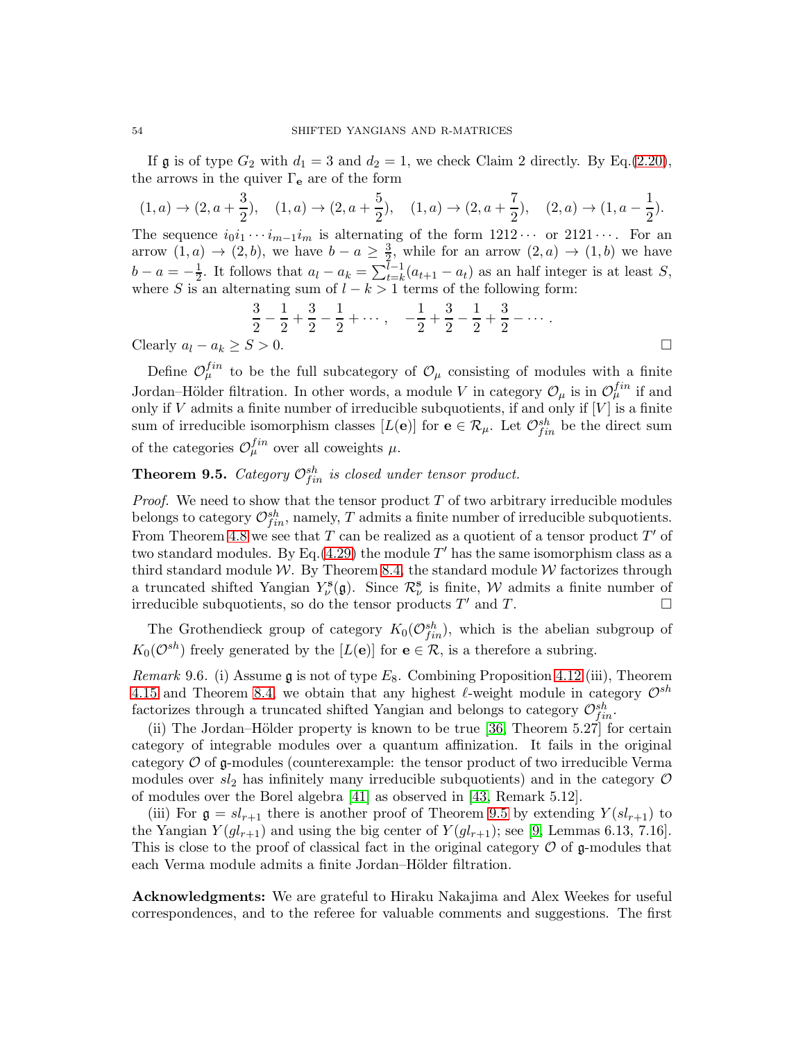If $\mathfrak{g}$ is of type $G_2$ with $d_1 = 3$ and $d_2 = 1$, we check Claim 2 directly. By Eq.(2.20), the arrows in the quiver $\Gamma_{\mathbf{e}}$ are of the form

$$(1,a) \to (2, a+\frac{3}{2}), \quad (1,a) \to (2, a+\frac{5}{2}), \quad (1,a) \to (2, a+\frac{7}{2}), \quad (2,a) \to (1, a-\frac{1}{2}).$$

The sequence $i_0 i_1 \cdots i_{m-1} i_m$ is alternating of the form $1212\cdots$ or $2121\cdots$. For an arrow $(1,a) \to (2,b)$, we have $b - a \geq \frac{3}{2}$, while for an arrow $(2,a) \to (1,b)$ we have $b - a = -\frac{1}{2}$. It follows that $a_l - a_k = \sum_{t=k}^{l-1}(a_{t+1} - a_t)$ as an half integer is at least $S$, where $S$ is an alternating sum of $l - k > 1$ terms of the following form:

$$\frac{3}{2} - \frac{1}{2} + \frac{3}{2} - \frac{1}{2} + \cdots, \quad -\frac{1}{2} + \frac{3}{2} - \frac{1}{2} + \frac{3}{2} - \cdots.$$

Clearly $a_l - a_k \geq S > 0$. □

Define $\mathcal{O}_\mu^{fin}$ to be the full subcategory of $\mathcal{O}_\mu$ consisting of modules with a finite Jordan–Hölder filtration. In other words, a module $V$ in category $\mathcal{O}_\mu$ is in $\mathcal{O}_\mu^{fin}$ if and only if $V$ admits a finite number of irreducible subquotients, if and only if $[V]$ is a finite sum of irreducible isomorphism classes $[L(\mathbf{e})]$ for $\mathbf{e} \in \mathcal{R}_\mu$. Let $\mathcal{O}_{fin}^{sh}$ be the direct sum of the categories $\mathcal{O}_\mu^{fin}$ over all coweights $\mu$.

**Theorem 9.5.** *Category $\mathcal{O}_{fin}^{sh}$ is closed under tensor product.*

*Proof.* We need to show that the tensor product $T$ of two arbitrary irreducible modules belongs to category $\mathcal{O}_{fin}^{sh}$, namely, $T$ admits a finite number of irreducible subquotients. From Theorem 4.8 we see that $T$ can be realized as a quotient of a tensor product $T'$ of two standard modules. By Eq.(4.29) the module $T'$ has the same isomorphism class as a third standard module $\mathcal{W}$. By Theorem 8.4, the standard module $\mathcal{W}$ factorizes through a truncated shifted Yangian $Y_\nu^{\mathbf{s}}(\mathfrak{g})$. Since $\mathcal{R}_\nu^{\mathbf{s}}$ is finite, $\mathcal{W}$ admits a finite number of irreducible subquotients, so do the tensor products $T'$ and $T$. □

The Grothendieck group of category $K_0(\mathcal{O}_{fin}^{sh})$, which is the abelian subgroup of $K_0(\mathcal{O}^{sh})$ freely generated by the $[L(\mathbf{e})]$ for $\mathbf{e} \in \mathcal{R}$, is a therefore a subring.

*Remark* 9.6. (i) Assume $\mathfrak{g}$ is not of type $E_8$. Combining Proposition 4.12 (iii), Theorem 4.15 and Theorem 8.4, we obtain that any highest $\ell$-weight module in category $\mathcal{O}^{sh}$ factorizes through a truncated shifted Yangian and belongs to category $\mathcal{O}_{fin}^{sh}$.

(ii) The Jordan–Hölder property is known to be true [36, Theorem 5.27] for certain category of integrable modules over a quantum affinization. It fails in the original category $\mathcal{O}$ of $\mathfrak{g}$-modules (counterexample: the tensor product of two irreducible Verma modules over $sl_2$ has infinitely many irreducible subquotients) and in the category $\mathcal{O}$ of modules over the Borel algebra [41] as observed in [43, Remark 5.12].

(iii) For $\mathfrak{g} = sl_{r+1}$ there is another proof of Theorem 9.5 by extending $Y(sl_{r+1})$ to the Yangian $Y(gl_{r+1})$ and using the big center of $Y(gl_{r+1})$; see [9, Lemmas 6.13, 7.16]. This is close to the proof of classical fact in the original category $\mathcal{O}$ of $\mathfrak{g}$-modules that each Verma module admits a finite Jordan–Hölder filtration.

**Acknowledgments:** We are grateful to Hiraku Nakajima and Alex Weekes for useful correspondences, and to the referee for valuable comments and suggestions. The first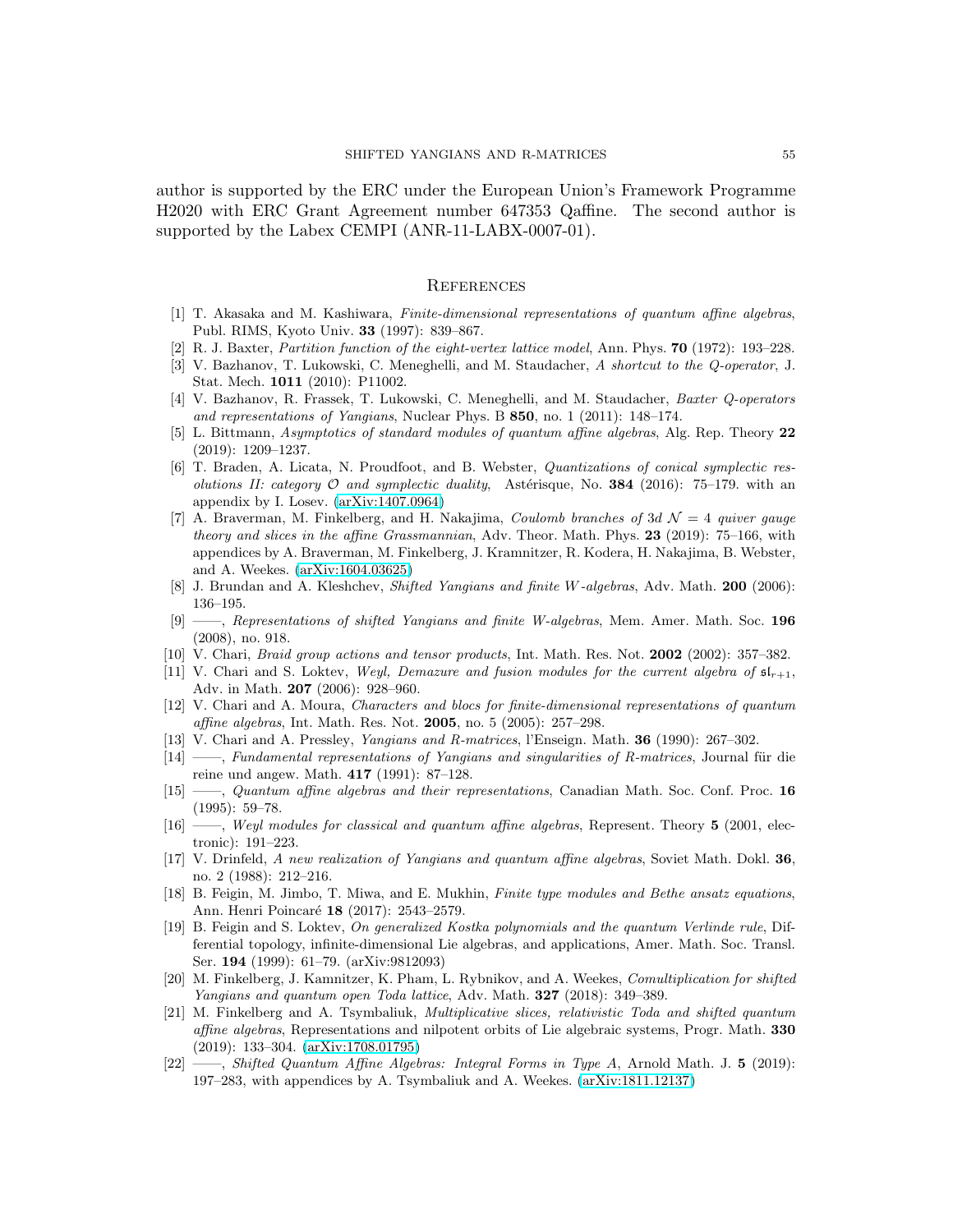author is supported by the ERC under the European Union's Framework Programme H2020 with ERC Grant Agreement number 647353 Qaffine. The second author is supported by the Labex CEMPI (ANR-11-LABX-0007-01).

## References

[1] T. Akasaka and M. Kashiwara, *Finite-dimensional representations of quantum affine algebras*, Publ. RIMS, Kyoto Univ. **33** (1997): 839–867.

[2] R. J. Baxter, *Partition function of the eight-vertex lattice model*, Ann. Phys. **70** (1972): 193–228.

[3] V. Bazhanov, T. Lukowski, C. Meneghelli, and M. Staudacher, *A shortcut to the Q-operator*, J. Stat. Mech. **1011** (2010): P11002.

[4] V. Bazhanov, R. Frassek, T. Lukowski, C. Meneghelli, and M. Staudacher, *Baxter Q-operators and representations of Yangians*, Nuclear Phys. B **850**, no. 1 (2011): 148–174.

[5] L. Bittmann, *Asymptotics of standard modules of quantum affine algebras*, Alg. Rep. Theory **22** (2019): 1209–1237.

[6] T. Braden, A. Licata, N. Proudfoot, and B. Webster, *Quantizations of conical symplectic resolutions II: category $\mathcal{O}$ and symplectic duality*, Astérisque, No. **384** (2016): 75–179. with an appendix by I. Losev. (arXiv:1407.0964)

[7] A. Braverman, M. Finkelberg, and H. Nakajima, *Coulomb branches of 3d $\mathcal{N}=4$ quiver gauge theory and slices in the affine Grassmannian*, Adv. Theor. Math. Phys. **23** (2019): 75–166, with appendices by A. Braverman, M. Finkelberg, J. Kramnitzer, R. Kodera, H. Nakajima, B. Webster, and A. Weekes. (arXiv:1604.03625)

[8] J. Brundan and A. Kleshchev, *Shifted Yangians and finite W-algebras*, Adv. Math. **200** (2006): 136–195.

[9] ——, *Representations of shifted Yangians and finite W-algebras*, Mem. Amer. Math. Soc. **196** (2008), no. 918.

[10] V. Chari, *Braid group actions and tensor products*, Int. Math. Res. Not. **2002** (2002): 357–382.

[11] V. Chari and S. Loktev, *Weyl, Demazure and fusion modules for the current algebra of $\mathfrak{sl}_{r+1}$*, Adv. in Math. **207** (2006): 928–960.

[12] V. Chari and A. Moura, *Characters and blocs for finite-dimensional representations of quantum affine algebras*, Int. Math. Res. Not. **2005**, no. 5 (2005): 257–298.

[13] V. Chari and A. Pressley, *Yangians and R-matrices*, l'Enseign. Math. **36** (1990): 267–302.

[14] ——, *Fundamental representations of Yangians and singularities of R-matrices*, Journal für die reine und angew. Math. **417** (1991): 87–128.

[15] ——, *Quantum affine algebras and their representations*, Canadian Math. Soc. Conf. Proc. **16** (1995): 59–78.

[16] ——, *Weyl modules for classical and quantum affine algebras*, Represent. Theory **5** (2001, electronic): 191–223.

[17] V. Drinfeld, *A new realization of Yangians and quantum affine algebras*, Soviet Math. Dokl. **36**, no. 2 (1988): 212–216.

[18] B. Feigin, M. Jimbo, T. Miwa, and E. Mukhin, *Finite type modules and Bethe ansatz equations*, Ann. Henri Poincaré **18** (2017): 2543–2579.

[19] B. Feigin and S. Loktev, *On generalized Kostka polynomials and the quantum Verlinde rule*, Differential topology, infinite-dimensional Lie algebras, and applications, Amer. Math. Soc. Transl. Ser. **194** (1999): 61–79. (arXiv:9812093)

[20] M. Finkelberg, J. Kamnitzer, K. Pham, L. Rybnikov, and A. Weekes, *Comultiplication for shifted Yangians and quantum open Toda lattice*, Adv. Math. **327** (2018): 349–389.

[21] M. Finkelberg and A. Tsymbaliuk, *Multiplicative slices, relativistic Toda and shifted quantum affine algebras*, Representations and nilpotent orbits of Lie algebraic systems, Progr. Math. **330** (2019): 133–304. (arXiv:1708.01795)

[22] ——, *Shifted Quantum Affine Algebras: Integral Forms in Type A*, Arnold Math. J. **5** (2019): 197–283, with appendices by A. Tsymbaliuk and A. Weekes. (arXiv:1811.12137)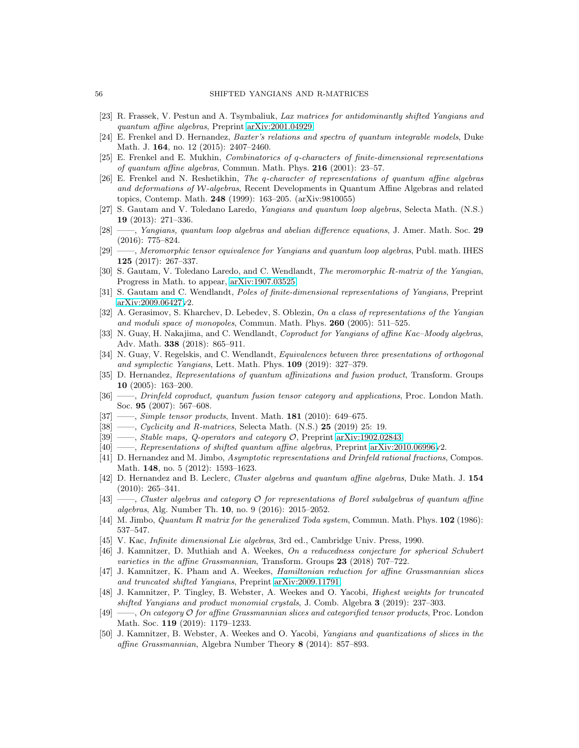[23] R. Frassek, V. Pestun and A. Tsymbaliuk, *Lax matrices for antidominantly shifted Yangians and quantum affine algebras*, Preprint arXiv:2001.04929.

[24] E. Frenkel and D. Hernandez, *Baxter's relations and spectra of quantum integrable models*, Duke Math. J. **164**, no. 12 (2015): 2407–2460.

[25] E. Frenkel and E. Mukhin, *Combinatorics of q-characters of finite-dimensional representations of quantum affine algebras*, Commun. Math. Phys. **216** (2001): 23–57.

[26] E. Frenkel and N. Reshetikhin, *The q-character of representations of quantum affine algebras and deformations of $\mathcal{W}$-algebras*, Recent Developments in Quantum Affine Algebras and related topics, Contemp. Math. **248** (1999): 163–205. (arXiv:9810055)

[27] S. Gautam and V. Toledano Laredo, *Yangians and quantum loop algebras*, Selecta Math. (N.S.) **19** (2013): 271–336.

[28] ——, *Yangians, quantum loop algebras and abelian difference equations*, J. Amer. Math. Soc. **29** (2016): 775–824.

[29] ——, *Meromorphic tensor equivalence for Yangians and quantum loop algebras*, Publ. math. IHES **125** (2017): 267–337.

[30] S. Gautam, V. Toledano Laredo, and C. Wendlandt, *The meromorphic R-matrix of the Yangian*, Progress in Math. to appear, arXiv:1907.03525.

[31] S. Gautam and C. Wendlandt, *Poles of finite-dimensional representations of Yangians*, Preprint arXiv:2009.06427v2.

[32] A. Gerasimov, S. Kharchev, D. Lebedev, S. Oblezin, *On a class of representations of the Yangian and moduli space of monopoles*, Commun. Math. Phys. **260** (2005): 511–525.

[33] N. Guay, H. Nakajima, and C. Wendlandt, *Coproduct for Yangians of affine Kac–Moody algebras*, Adv. Math. **338** (2018): 865–911.

[34] N. Guay, V. Regelskis, and C. Wendlandt, *Equivalences between three presentations of orthogonal and symplectic Yangians*, Lett. Math. Phys. **109** (2019): 327–379.

[35] D. Hernandez, *Representations of quantum affinizations and fusion product*, Transform. Groups **10** (2005): 163–200.

[36] ——, *Drinfeld coproduct, quantum fusion tensor category and applications*, Proc. London Math. Soc. **95** (2007): 567–608.

[37] ——, *Simple tensor products*, Invent. Math. **181** (2010): 649–675.

[38] ——, *Cyclicity and R-matrices*, Selecta Math. (N.S.) **25** (2019) 25: 19.

[39] ——, *Stable maps, Q-operators and category $\mathcal{O}$*, Preprint arXiv:1902.02843.

[40] ——, *Representations of shifted quantum affine algebras*, Preprint arXiv:2010.06996v2.

[41] D. Hernandez and M. Jimbo, *Asymptotic representations and Drinfeld rational fractions*, Compos. Math. **148**, no. 5 (2012): 1593–1623.

[42] D. Hernandez and B. Leclerc, *Cluster algebras and quantum affine algebras*, Duke Math. J. **154** (2010): 265–341.

[43] ——, *Cluster algebras and category $\mathcal{O}$ for representations of Borel subalgebras of quantum affine algebras*, Alg. Number Th. **10**, no. 9 (2016): 2015–2052.

[44] M. Jimbo, *Quantum R matrix for the generalized Toda system*, Commun. Math. Phys. **102** (1986): 537–547.

[45] V. Kac, *Infinite dimensional Lie algebras*, 3rd ed., Cambridge Univ. Press, 1990.

[46] J. Kamnitzer, D. Muthiah and A. Weekes, *On a reducedness conjecture for spherical Schubert varieties in the affine Grassmannian*, Transform. Groups **23** (2018) 707–722.

[47] J. Kamnitzer, K. Pham and A. Weekes, *Hamiltonian reduction for affine Grassmannian slices and truncated shifted Yangians*, Preprint arXiv:2009.11791.

[48] J. Kamnitzer, P. Tingley, B. Webster, A. Weekes and O. Yacobi, *Highest weights for truncated shifted Yangians and product monomial crystals*, J. Comb. Algebra **3** (2019): 237–303.

[49] ——, *On category $\mathcal{O}$ for affine Grassmannian slices and categorified tensor products*, Proc. London Math. Soc. **119** (2019): 1179–1233.

[50] J. Kamnitzer, B. Webster, A. Weekes and O. Yacobi, *Yangians and quantizations of slices in the affine Grassmannian*, Algebra Number Theory **8** (2014): 857–893.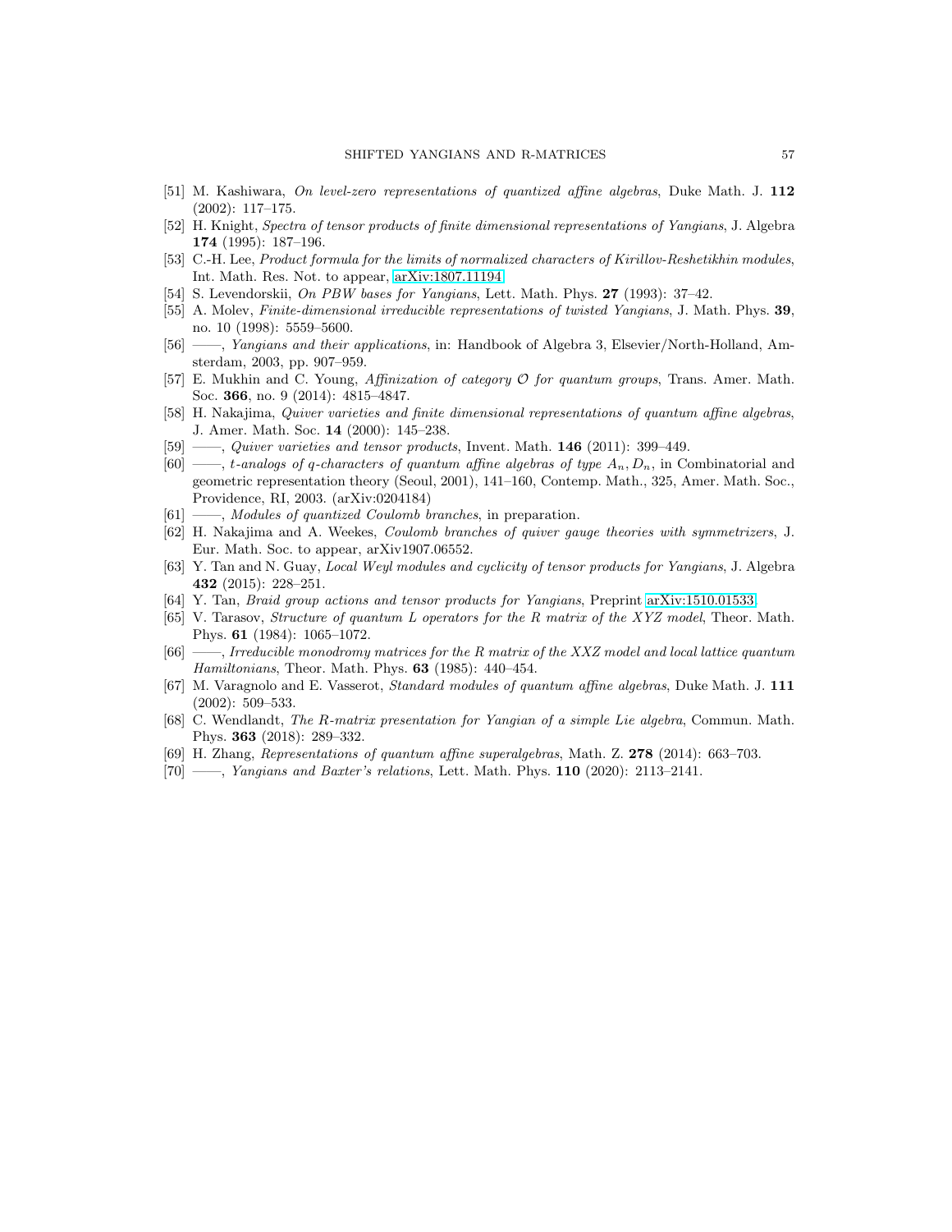[51] M. Kashiwara, *On level-zero representations of quantized affine algebras*, Duke Math. J. **112** (2002): 117–175.

[52] H. Knight, *Spectra of tensor products of finite dimensional representations of Yangians*, J. Algebra **174** (1995): 187–196.

[53] C.-H. Lee, *Product formula for the limits of normalized characters of Kirillov-Reshetikhin modules*, Int. Math. Res. Not. to appear, arXiv:1807.11194

[54] S. Levendorskii, *On PBW bases for Yangians*, Lett. Math. Phys. **27** (1993): 37–42.

[55] A. Molev, *Finite-dimensional irreducible representations of twisted Yangians*, J. Math. Phys. **39**, no. 10 (1998): 5559–5600.

[56] ——, *Yangians and their applications*, in: Handbook of Algebra 3, Elsevier/North-Holland, Amsterdam, 2003, pp. 907–959.

[57] E. Mukhin and C. Young, *Affinization of category $\mathcal{O}$ for quantum groups*, Trans. Amer. Math. Soc. **366**, no. 9 (2014): 4815–4847.

[58] H. Nakajima, *Quiver varieties and finite dimensional representations of quantum affine algebras*, J. Amer. Math. Soc. **14** (2000): 145–238.

[59] ——, *Quiver varieties and tensor products*, Invent. Math. **146** (2011): 399–449.

[60] ——, *$t$-analogs of $q$-characters of quantum affine algebras of type $A_n, D_n$*, in Combinatorial and geometric representation theory (Seoul, 2001), 141–160, Contemp. Math., 325, Amer. Math. Soc., Providence, RI, 2003. (arXiv:0204184)

[61] ——, *Modules of quantized Coulomb branches*, in preparation.

[62] H. Nakajima and A. Weekes, *Coulomb branches of quiver gauge theories with symmetrizers*, J. Eur. Math. Soc. to appear, arXiv1907.06552.

[63] Y. Tan and N. Guay, *Local Weyl modules and cyclicity of tensor products for Yangians*, J. Algebra **432** (2015): 228–251.

[64] Y. Tan, *Braid group actions and tensor products for Yangians*, Preprint arXiv:1510.01533

[65] V. Tarasov, *Structure of quantum L operators for the R matrix of the XYZ model*, Theor. Math. Phys. **61** (1984): 1065–1072.

[66] ——, *Irreducible monodromy matrices for the R matrix of the XXZ model and local lattice quantum Hamiltonians*, Theor. Math. Phys. **63** (1985): 440–454.

[67] M. Varagnolo and E. Vasserot, *Standard modules of quantum affine algebras*, Duke Math. J. **111** (2002): 509–533.

[68] C. Wendlandt, *The R-matrix presentation for Yangian of a simple Lie algebra*, Commun. Math. Phys. **363** (2018): 289–332.

[69] H. Zhang, *Representations of quantum affine superalgebras*, Math. Z. **278** (2014): 663–703.

[70] ——, *Yangians and Baxter's relations*, Lett. Math. Phys. **110** (2020): 2113–2141.